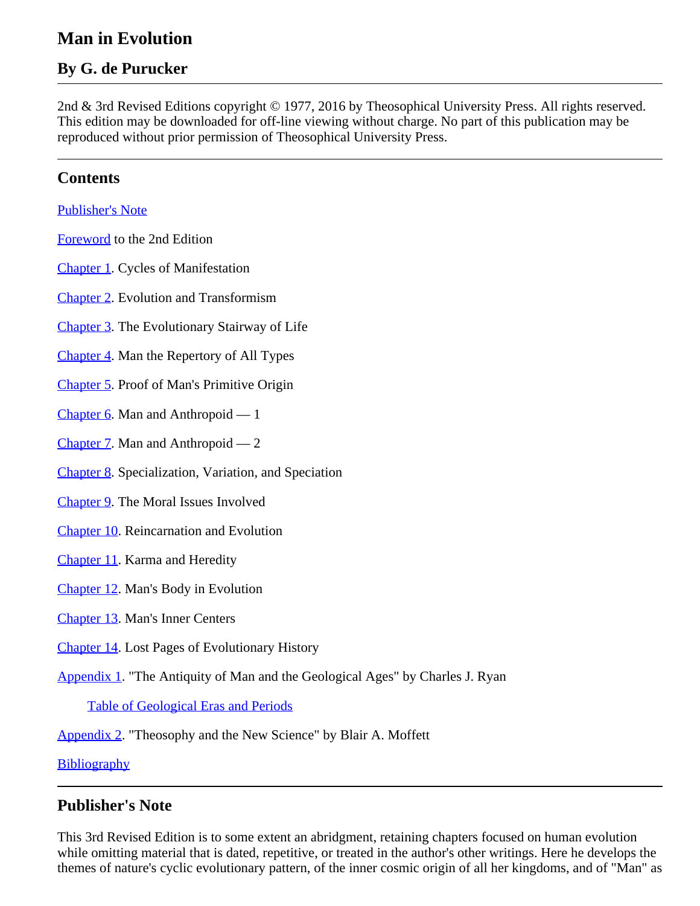# Man in Evolution

## By G. de Purucker

---

2nd & 3rd Revised Editions copyright © 1977, 2016 by Theosophical University Press. All rights reserved. This edition may be downloaded for off-line viewing without charge. No part of this publication may be reproduced without prior permission of Theosophical University Press.

---

## Contents

Publisher's Note

Foreword to the 2nd Edition

Chapter 1. Cycles of Manifestation

Chapter 2. Evolution and Transformism

Chapter 3. The Evolutionary Stairway of Life

Chapter 4. Man the Repertory of All Types

Chapter 5. Proof of Man's Primitive Origin

Chapter 6. Man and Anthropoid — 1

Chapter 7. Man and Anthropoid — 2

Chapter 8. Specialization, Variation, and Speciation

Chapter 9. The Moral Issues Involved

Chapter 10. Reincarnation and Evolution

Chapter 11. Karma and Heredity

Chapter 12. Man's Body in Evolution

Chapter 13. Man's Inner Centers

Chapter 14. Lost Pages of Evolutionary History

Appendix 1. "The Antiquity of Man and the Geological Ages" by Charles J. Ryan

- Table of Geological Eras and Periods

Appendix 2. "Theosophy and the New Science" by Blair A. Moffett

Bibliography

---

## Publisher's Note

This 3rd Revised Edition is to some extent an abridgment, retaining chapters focused on human evolution while omitting material that is dated, repetitive, or treated in the author's other writings. Here he develops the themes of nature's cyclic evolutionary pattern, of the inner cosmic origin of all her kingdoms, and of "Man" as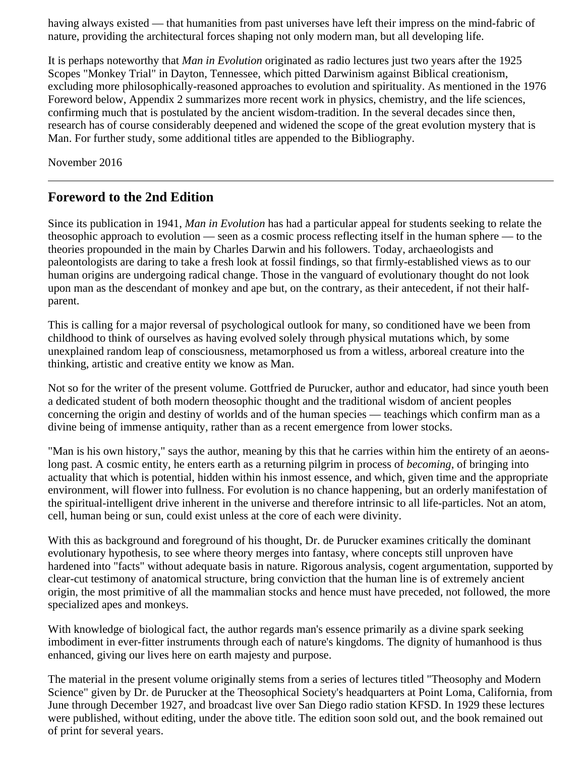having always existed — that humanities from past universes have left their impress on the mind-fabric of nature, providing the architectural forces shaping not only modern man, but all developing life.

It is perhaps noteworthy that *Man in Evolution* originated as radio lectures just two years after the 1925 Scopes "Monkey Trial" in Dayton, Tennessee, which pitted Darwinism against Biblical creationism, excluding more philosophically-reasoned approaches to evolution and spirituality. As mentioned in the 1976 Foreword below, Appendix 2 summarizes more recent work in physics, chemistry, and the life sciences, confirming much that is postulated by the ancient wisdom-tradition. In the several decades since then, research has of course considerably deepened and widened the scope of the great evolution mystery that is Man. For further study, some additional titles are appended to the Bibliography.

November 2016

---

## Foreword to the 2nd Edition

Since its publication in 1941, *Man in Evolution* has had a particular appeal for students seeking to relate the theosophic approach to evolution — seen as a cosmic process reflecting itself in the human sphere — to the theories propounded in the main by Charles Darwin and his followers. Today, archaeologists and paleontologists are daring to take a fresh look at fossil findings, so that firmly-established views as to our human origins are undergoing radical change. Those in the vanguard of evolutionary thought do not look upon man as the descendant of monkey and ape but, on the contrary, as their antecedent, if not their half-parent.

This is calling for a major reversal of psychological outlook for many, so conditioned have we been from childhood to think of ourselves as having evolved solely through physical mutations which, by some unexplained random leap of consciousness, metamorphosed us from a witless, arboreal creature into the thinking, artistic and creative entity we know as Man.

Not so for the writer of the present volume. Gottfried de Purucker, author and educator, had since youth been a dedicated student of both modern theosophic thought and the traditional wisdom of ancient peoples concerning the origin and destiny of worlds and of the human species — teachings which confirm man as a divine being of immense antiquity, rather than as a recent emergence from lower stocks.

"Man is his own history," says the author, meaning by this that he carries within him the entirety of an aeons-long past. A cosmic entity, he enters earth as a returning pilgrim in process of *becoming*, of bringing into actuality that which is potential, hidden within his inmost essence, and which, given time and the appropriate environment, will flower into fullness. For evolution is no chance happening, but an orderly manifestation of the spiritual-intelligent drive inherent in the universe and therefore intrinsic to all life-particles. Not an atom, cell, human being or sun, could exist unless at the core of each were divinity.

With this as background and foreground of his thought, Dr. de Purucker examines critically the dominant evolutionary hypothesis, to see where theory merges into fantasy, where concepts still unproven have hardened into "facts" without adequate basis in nature. Rigorous analysis, cogent argumentation, supported by clear-cut testimony of anatomical structure, bring conviction that the human line is of extremely ancient origin, the most primitive of all the mammalian stocks and hence must have preceded, not followed, the more specialized apes and monkeys.

With knowledge of biological fact, the author regards man's essence primarily as a divine spark seeking imbodiment in ever-fitter instruments through each of nature's kingdoms. The dignity of humanhood is thus enhanced, giving our lives here on earth majesty and purpose.

The material in the present volume originally stems from a series of lectures titled "Theosophy and Modern Science" given by Dr. de Purucker at the Theosophical Society's headquarters at Point Loma, California, from June through December 1927, and broadcast live over San Diego radio station KFSD. In 1929 these lectures were published, without editing, under the above title. The edition soon sold out, and the book remained out of print for several years.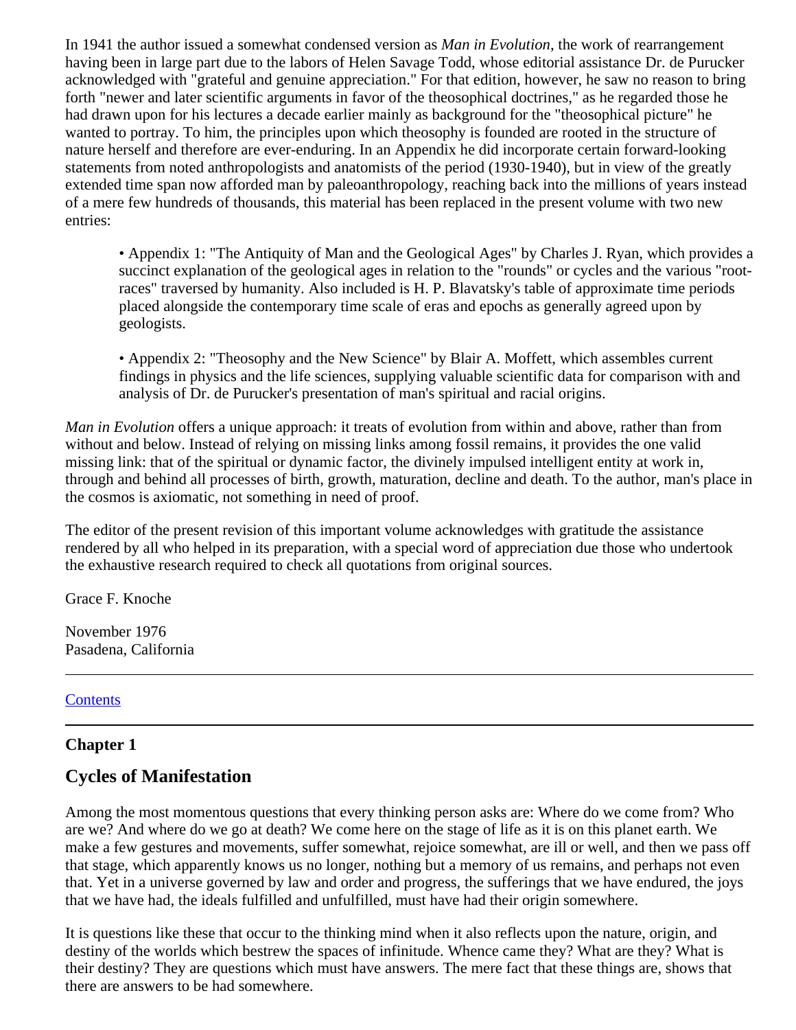In 1941 the author issued a somewhat condensed version as *Man in Evolution*, the work of rearrangement having been in large part due to the labors of Helen Savage Todd, whose editorial assistance Dr. de Purucker acknowledged with "grateful and genuine appreciation." For that edition, however, he saw no reason to bring forth "newer and later scientific arguments in favor of the theosophical doctrines," as he regarded those he had drawn upon for his lectures a decade earlier mainly as background for the "theosophical picture" he wanted to portray. To him, the principles upon which theosophy is founded are rooted in the structure of nature herself and therefore are ever-enduring. In an Appendix he did incorporate certain forward-looking statements from noted anthropologists and anatomists of the period (1930-1940), but in view of the greatly extended time span now afforded man by paleoanthropology, reaching back into the millions of years instead of a mere few hundreds of thousands, this material has been replaced in the present volume with two new entries:

- Appendix 1: "The Antiquity of Man and the Geological Ages" by Charles J. Ryan, which provides a succinct explanation of the geological ages in relation to the "rounds" or cycles and the various "root-races" traversed by humanity. Also included is H. P. Blavatsky's table of approximate time periods placed alongside the contemporary time scale of eras and epochs as generally agreed upon by geologists.

- Appendix 2: "Theosophy and the New Science" by Blair A. Moffett, which assembles current findings in physics and the life sciences, supplying valuable scientific data for comparison with and analysis of Dr. de Purucker's presentation of man's spiritual and racial origins.

*Man in Evolution* offers a unique approach: it treats of evolution from within and above, rather than from without and below. Instead of relying on missing links among fossil remains, it provides the one valid missing link: that of the spiritual or dynamic factor, the divinely impulsed intelligent entity at work in, through and behind all processes of birth, growth, maturation, decline and death. To the author, man's place in the cosmos is axiomatic, not something in need of proof.

The editor of the present revision of this important volume acknowledges with gratitude the assistance rendered by all who helped in its preparation, with a special word of appreciation due those who undertook the exhaustive research required to check all quotations from original sources.

Grace F. Knoche

November 1976
Pasadena, California

---

Contents

---

### Chapter 1

## Cycles of Manifestation

Among the most momentous questions that every thinking person asks are: Where do we come from? Who are we? And where do we go at death? We come here on the stage of life as it is on this planet earth. We make a few gestures and movements, suffer somewhat, rejoice somewhat, are ill or well, and then we pass off that stage, which apparently knows us no longer, nothing but a memory of us remains, and perhaps not even that. Yet in a universe governed by law and order and progress, the sufferings that we have endured, the joys that we have had, the ideals fulfilled and unfulfilled, must have had their origin somewhere.

It is questions like these that occur to the thinking mind when it also reflects upon the nature, origin, and destiny of the worlds which bestrew the spaces of infinitude. Whence came they? What are they? What is their destiny? They are questions which must have answers. The mere fact that these things are, shows that there are answers to be had somewhere.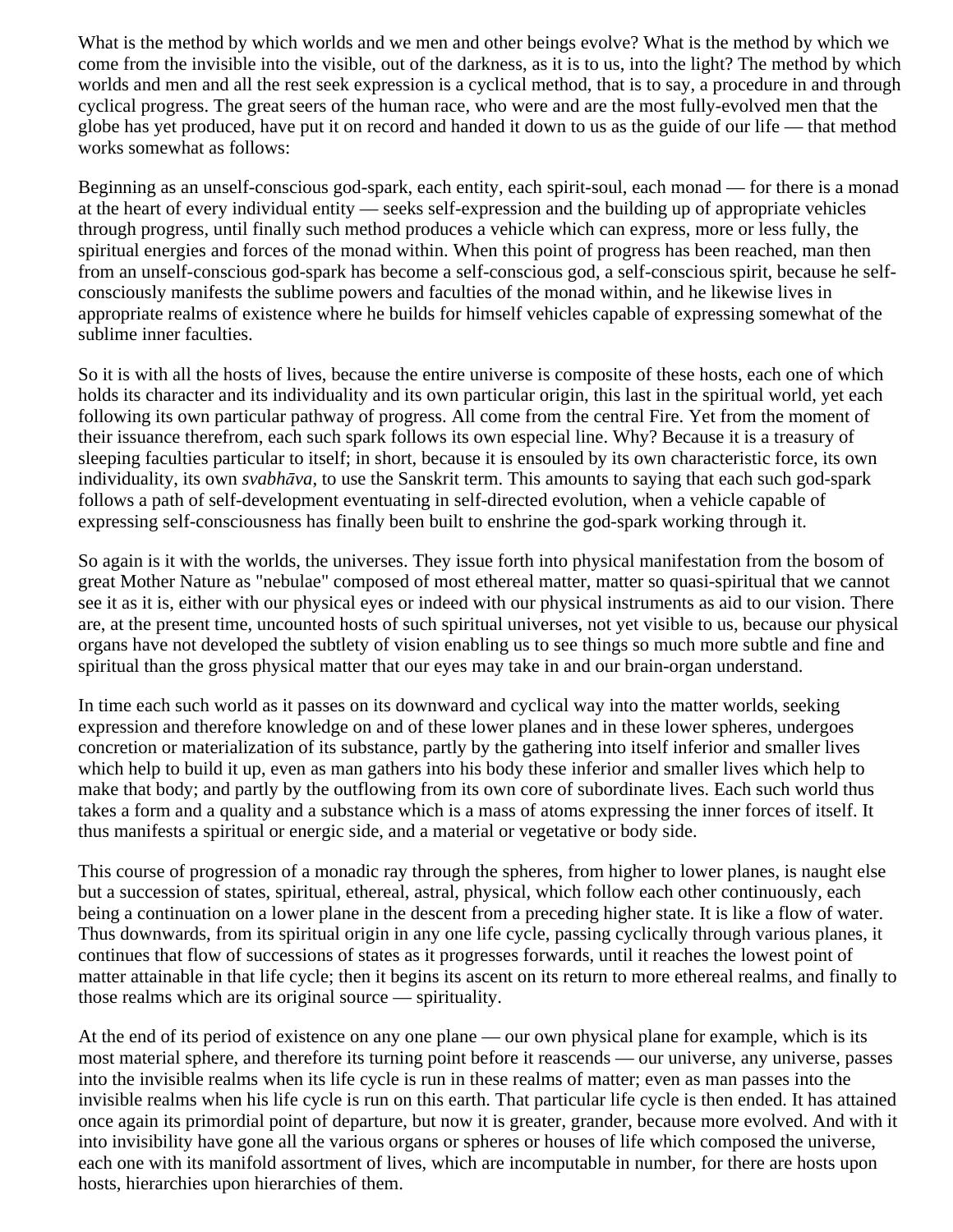What is the method by which worlds and we men and other beings evolve? What is the method by which we come from the invisible into the visible, out of the darkness, as it is to us, into the light? The method by which worlds and men and all the rest seek expression is a cyclical method, that is to say, a procedure in and through cyclical progress. The great seers of the human race, who were and are the most fully-evolved men that the globe has yet produced, have put it on record and handed it down to us as the guide of our life — that method works somewhat as follows:

Beginning as an unself-conscious god-spark, each entity, each spirit-soul, each monad — for there is a monad at the heart of every individual entity — seeks self-expression and the building up of appropriate vehicles through progress, until finally such method produces a vehicle which can express, more or less fully, the spiritual energies and forces of the monad within. When this point of progress has been reached, man then from an unself-conscious god-spark has become a self-conscious god, a self-conscious spirit, because he self-consciously manifests the sublime powers and faculties of the monad within, and he likewise lives in appropriate realms of existence where he builds for himself vehicles capable of expressing somewhat of the sublime inner faculties.

So it is with all the hosts of lives, because the entire universe is composite of these hosts, each one of which holds its character and its individuality and its own particular origin, this last in the spiritual world, yet each following its own particular pathway of progress. All come from the central Fire. Yet from the moment of their issuance therefrom, each such spark follows its own especial line. Why? Because it is a treasury of sleeping faculties particular to itself; in short, because it is ensouled by its own characteristic force, its own individuality, its own *svabhāva*, to use the Sanskrit term. This amounts to saying that each such god-spark follows a path of self-development eventuating in self-directed evolution, when a vehicle capable of expressing self-consciousness has finally been built to enshrine the god-spark working through it.

So again is it with the worlds, the universes. They issue forth into physical manifestation from the bosom of great Mother Nature as "nebulae" composed of most ethereal matter, matter so quasi-spiritual that we cannot see it as it is, either with our physical eyes or indeed with our physical instruments as aid to our vision. There are, at the present time, uncounted hosts of such spiritual universes, not yet visible to us, because our physical organs have not developed the subtlety of vision enabling us to see things so much more subtle and fine and spiritual than the gross physical matter that our eyes may take in and our brain-organ understand.

In time each such world as it passes on its downward and cyclical way into the matter worlds, seeking expression and therefore knowledge on and of these lower planes and in these lower spheres, undergoes concretion or materialization of its substance, partly by the gathering into itself inferior and smaller lives which help to build it up, even as man gathers into his body these inferior and smaller lives which help to make that body; and partly by the outflowing from its own core of subordinate lives. Each such world thus takes a form and a quality and a substance which is a mass of atoms expressing the inner forces of itself. It thus manifests a spiritual or energic side, and a material or vegetative or body side.

This course of progression of a monadic ray through the spheres, from higher to lower planes, is naught else but a succession of states, spiritual, ethereal, astral, physical, which follow each other continuously, each being a continuation on a lower plane in the descent from a preceding higher state. It is like a flow of water. Thus downwards, from its spiritual origin in any one life cycle, passing cyclically through various planes, it continues that flow of successions of states as it progresses forwards, until it reaches the lowest point of matter attainable in that life cycle; then it begins its ascent on its return to more ethereal realms, and finally to those realms which are its original source — spirituality.

At the end of its period of existence on any one plane — our own physical plane for example, which is its most material sphere, and therefore its turning point before it reascends — our universe, any universe, passes into the invisible realms when its life cycle is run in these realms of matter; even as man passes into the invisible realms when his life cycle is run on this earth. That particular life cycle is then ended. It has attained once again its primordial point of departure, but now it is greater, grander, because more evolved. And with it into invisibility have gone all the various organs or spheres or houses of life which composed the universe, each one with its manifold assortment of lives, which are incomputable in number, for there are hosts upon hosts, hierarchies upon hierarchies of them.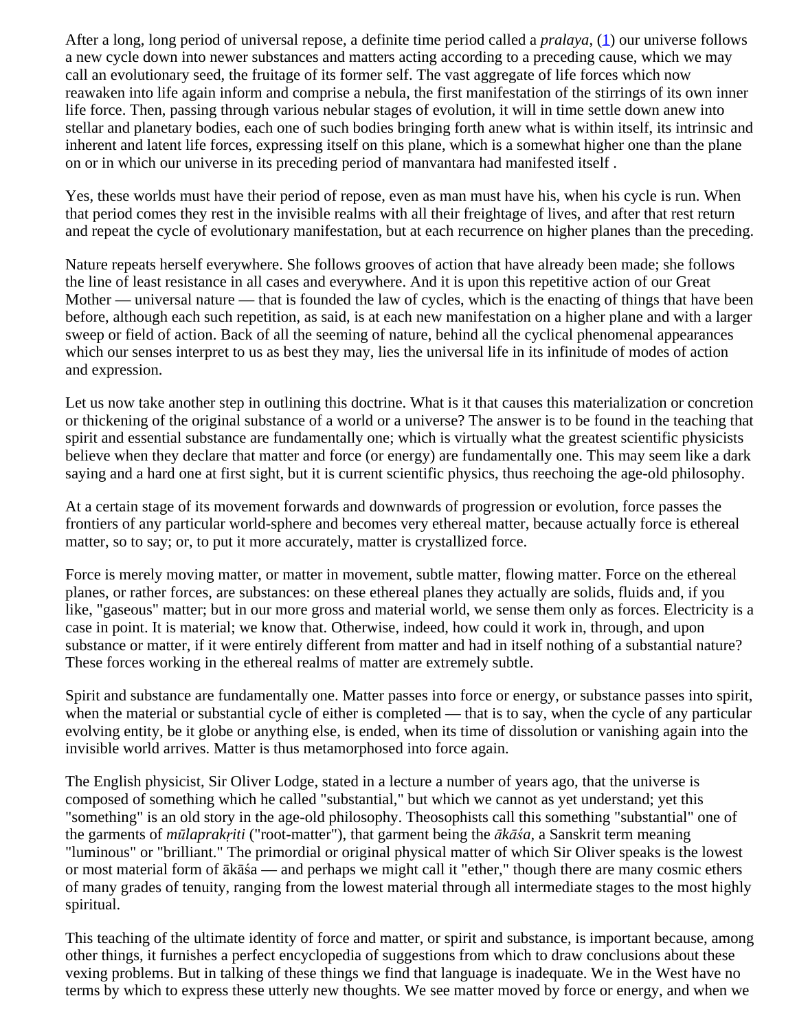After a long, long period of universal repose, a definite time period called a *pralaya*, (1) our universe follows a new cycle down into newer substances and matters acting according to a preceding cause, which we may call an evolutionary seed, the fruitage of its former self. The vast aggregate of life forces which now reawaken into life again inform and comprise a nebula, the first manifestation of the stirrings of its own inner life force. Then, passing through various nebular stages of evolution, it will in time settle down anew into stellar and planetary bodies, each one of such bodies bringing forth anew what is within itself, its intrinsic and inherent and latent life forces, expressing itself on this plane, which is a somewhat higher one than the plane on or in which our universe in its preceding period of manvantara had manifested itself .

Yes, these worlds must have their period of repose, even as man must have his, when his cycle is run. When that period comes they rest in the invisible realms with all their freightage of lives, and after that rest return and repeat the cycle of evolutionary manifestation, but at each recurrence on higher planes than the preceding.

Nature repeats herself everywhere. She follows grooves of action that have already been made; she follows the line of least resistance in all cases and everywhere. And it is upon this repetitive action of our Great Mother — universal nature — that is founded the law of cycles, which is the enacting of things that have been before, although each such repetition, as said, is at each new manifestation on a higher plane and with a larger sweep or field of action. Back of all the seeming of nature, behind all the cyclical phenomenal appearances which our senses interpret to us as best they may, lies the universal life in its infinitude of modes of action and expression.

Let us now take another step in outlining this doctrine. What is it that causes this materialization or concretion or thickening of the original substance of a world or a universe? The answer is to be found in the teaching that spirit and essential substance are fundamentally one; which is virtually what the greatest scientific physicists believe when they declare that matter and force (or energy) are fundamentally one. This may seem like a dark saying and a hard one at first sight, but it is current scientific physics, thus reechoing the age-old philosophy.

At a certain stage of its movement forwards and downwards of progression or evolution, force passes the frontiers of any particular world-sphere and becomes very ethereal matter, because actually force is ethereal matter, so to say; or, to put it more accurately, matter is crystallized force.

Force is merely moving matter, or matter in movement, subtle matter, flowing matter. Force on the ethereal planes, or rather forces, are substances: on these ethereal planes they actually are solids, fluids and, if you like, "gaseous" matter; but in our more gross and material world, we sense them only as forces. Electricity is a case in point. It is material; we know that. Otherwise, indeed, how could it work in, through, and upon substance or matter, if it were entirely different from matter and had in itself nothing of a substantial nature? These forces working in the ethereal realms of matter are extremely subtle.

Spirit and substance are fundamentally one. Matter passes into force or energy, or substance passes into spirit, when the material or substantial cycle of either is completed — that is to say, when the cycle of any particular evolving entity, be it globe or anything else, is ended, when its time of dissolution or vanishing again into the invisible world arrives. Matter is thus metamorphosed into force again.

The English physicist, Sir Oliver Lodge, stated in a lecture a number of years ago, that the universe is composed of something which he called "substantial," but which we cannot as yet understand; yet this "something" is an old story in the age-old philosophy. Theosophists call this something "substantial" one of the garments of *mūlaprakṛiti* ("root-matter"), that garment being the *ākāśa*, a Sanskrit term meaning "luminous" or "brilliant." The primordial or original physical matter of which Sir Oliver speaks is the lowest or most material form of ākāśa — and perhaps we might call it "ether," though there are many cosmic ethers of many grades of tenuity, ranging from the lowest material through all intermediate stages to the most highly spiritual.

This teaching of the ultimate identity of force and matter, or spirit and substance, is important because, among other things, it furnishes a perfect encyclopedia of suggestions from which to draw conclusions about these vexing problems. But in talking of these things we find that language is inadequate. We in the West have no terms by which to express these utterly new thoughts. We see matter moved by force or energy, and when we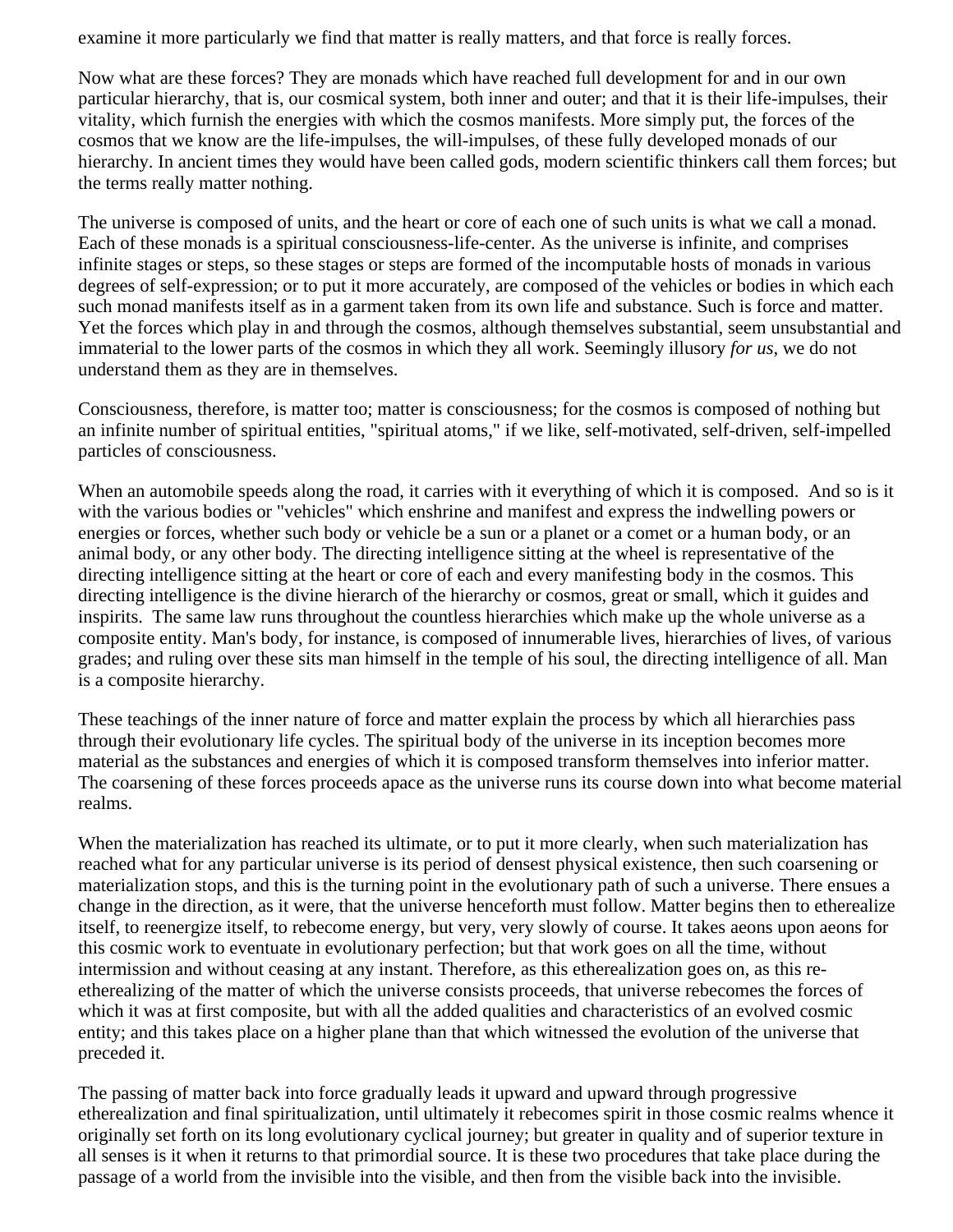examine it more particularly we find that matter is really matters, and that force is really forces.

Now what are these forces? They are monads which have reached full development for and in our own particular hierarchy, that is, our cosmical system, both inner and outer; and that it is their life-impulses, their vitality, which furnish the energies with which the cosmos manifests. More simply put, the forces of the cosmos that we know are the life-impulses, the will-impulses, of these fully developed monads of our hierarchy. In ancient times they would have been called gods, modern scientific thinkers call them forces; but the terms really matter nothing.

The universe is composed of units, and the heart or core of each one of such units is what we call a monad. Each of these monads is a spiritual consciousness-life-center. As the universe is infinite, and comprises infinite stages or steps, so these stages or steps are formed of the incomputable hosts of monads in various degrees of self-expression; or to put it more accurately, are composed of the vehicles or bodies in which each such monad manifests itself as in a garment taken from its own life and substance. Such is force and matter. Yet the forces which play in and through the cosmos, although themselves substantial, seem unsubstantial and immaterial to the lower parts of the cosmos in which they all work. Seemingly illusory *for us*, we do not understand them as they are in themselves.

Consciousness, therefore, is matter too; matter is consciousness; for the cosmos is composed of nothing but an infinite number of spiritual entities, "spiritual atoms," if we like, self-motivated, self-driven, self-impelled particles of consciousness.

When an automobile speeds along the road, it carries with it everything of which it is composed. And so is it with the various bodies or "vehicles" which enshrine and manifest and express the indwelling powers or energies or forces, whether such body or vehicle be a sun or a planet or a comet or a human body, or an animal body, or any other body. The directing intelligence sitting at the wheel is representative of the directing intelligence sitting at the heart or core of each and every manifesting body in the cosmos. This directing intelligence is the divine hierarch of the hierarchy or cosmos, great or small, which it guides and inspirits. The same law runs throughout the countless hierarchies which make up the whole universe as a composite entity. Man's body, for instance, is composed of innumerable lives, hierarchies of lives, of various grades; and ruling over these sits man himself in the temple of his soul, the directing intelligence of all. Man is a composite hierarchy.

These teachings of the inner nature of force and matter explain the process by which all hierarchies pass through their evolutionary life cycles. The spiritual body of the universe in its inception becomes more material as the substances and energies of which it is composed transform themselves into inferior matter. The coarsening of these forces proceeds apace as the universe runs its course down into what become material realms.

When the materialization has reached its ultimate, or to put it more clearly, when such materialization has reached what for any particular universe is its period of densest physical existence, then such coarsening or materialization stops, and this is the turning point in the evolutionary path of such a universe. There ensues a change in the direction, as it were, that the universe henceforth must follow. Matter begins then to etherealize itself, to reenergize itself, to rebecome energy, but very, very slowly of course. It takes aeons upon aeons for this cosmic work to eventuate in evolutionary perfection; but that work goes on all the time, without intermission and without ceasing at any instant. Therefore, as this etherealization goes on, as this re-etherealizing of the matter of which the universe consists proceeds, that universe rebecomes the forces of which it was at first composite, but with all the added qualities and characteristics of an evolved cosmic entity; and this takes place on a higher plane than that which witnessed the evolution of the universe that preceded it.

The passing of matter back into force gradually leads it upward and upward through progressive etherealization and final spiritualization, until ultimately it rebecomes spirit in those cosmic realms whence it originally set forth on its long evolutionary cyclical journey; but greater in quality and of superior texture in all senses is it when it returns to that primordial source. It is these two procedures that take place during the passage of a world from the invisible into the visible, and then from the visible back into the invisible.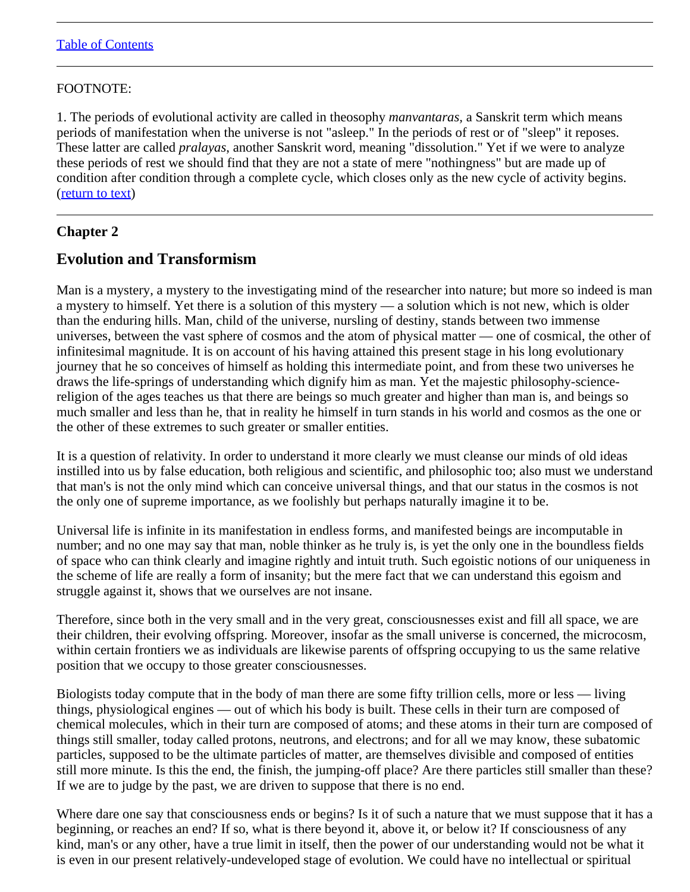[Table of Contents]

---

FOOTNOTE:

1. The periods of evolutional activity are called in theosophy *manvantaras,* a Sanskrit term which means periods of manifestation when the universe is not "asleep." In the periods of rest or of "sleep" it reposes. These latter are called *pralayas*, another Sanskrit word, meaning "dissolution." Yet if we were to analyze these periods of rest we should find that they are not a state of mere "nothingness" but are made up of condition after condition through a complete cycle, which closes only as the new cycle of activity begins. (return to text)

---

### Chapter 2

## Evolution and Transformism

Man is a mystery, a mystery to the investigating mind of the researcher into nature; but more so indeed is man a mystery to himself. Yet there is a solution of this mystery — a solution which is not new, which is older than the enduring hills. Man, child of the universe, nursling of destiny, stands between two immense universes, between the vast sphere of cosmos and the atom of physical matter — one of cosmical, the other of infinitesimal magnitude. It is on account of his having attained this present stage in his long evolutionary journey that he so conceives of himself as holding this intermediate point, and from these two universes he draws the life-springs of understanding which dignify him as man. Yet the majestic philosophy-science-religion of the ages teaches us that there are beings so much greater and higher than man is, and beings so much smaller and less than he, that in reality he himself in turn stands in his world and cosmos as the one or the other of these extremes to such greater or smaller entities.

It is a question of relativity. In order to understand it more clearly we must cleanse our minds of old ideas instilled into us by false education, both religious and scientific, and philosophic too; also must we understand that man's is not the only mind which can conceive universal things, and that our status in the cosmos is not the only one of supreme importance, as we foolishly but perhaps naturally imagine it to be.

Universal life is infinite in its manifestation in endless forms, and manifested beings are incomputable in number; and no one may say that man, noble thinker as he truly is, is yet the only one in the boundless fields of space who can think clearly and imagine rightly and intuit truth. Such egoistic notions of our uniqueness in the scheme of life are really a form of insanity; but the mere fact that we can understand this egoism and struggle against it, shows that we ourselves are not insane.

Therefore, since both in the very small and in the very great, consciousnesses exist and fill all space, we are their children, their evolving offspring. Moreover, insofar as the small universe is concerned, the microcosm, within certain frontiers we as individuals are likewise parents of offspring occupying to us the same relative position that we occupy to those greater consciousnesses.

Biologists today compute that in the body of man there are some fifty trillion cells, more or less — living things, physiological engines — out of which his body is built. These cells in their turn are composed of chemical molecules, which in their turn are composed of atoms; and these atoms in their turn are composed of things still smaller, today called protons, neutrons, and electrons; and for all we may know, these subatomic particles, supposed to be the ultimate particles of matter, are themselves divisible and composed of entities still more minute. Is this the end, the finish, the jumping-off place? Are there particles still smaller than these? If we are to judge by the past, we are driven to suppose that there is no end.

Where dare one say that consciousness ends or begins? Is it of such a nature that we must suppose that it has a beginning, or reaches an end? If so, what is there beyond it, above it, or below it? If consciousness of any kind, man's or any other, have a true limit in itself, then the power of our understanding would not be what it is even in our present relatively-undeveloped stage of evolution. We could have no intellectual or spiritual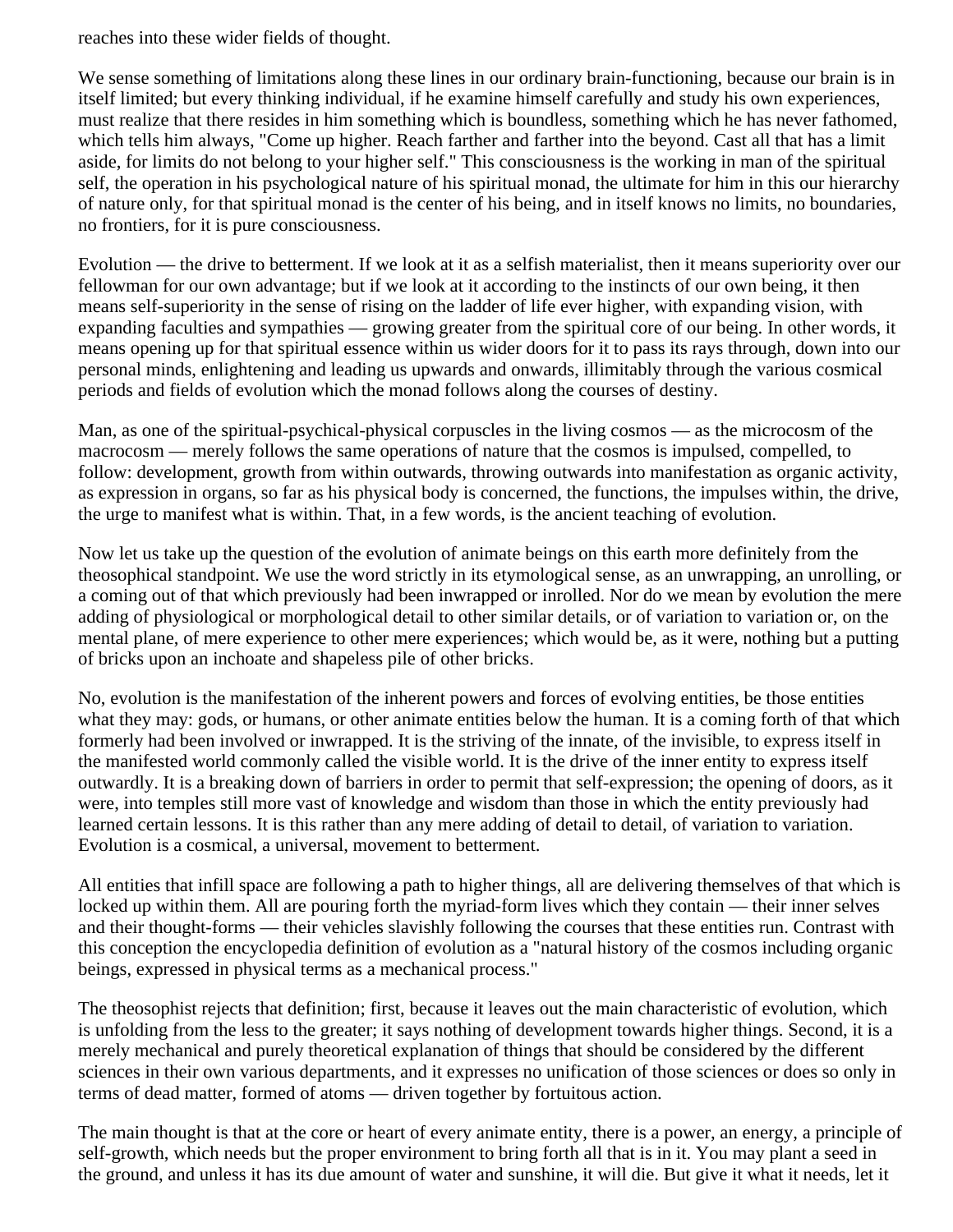reaches into these wider fields of thought.

We sense something of limitations along these lines in our ordinary brain-functioning, because our brain is in itself limited; but every thinking individual, if he examine himself carefully and study his own experiences, must realize that there resides in him something which is boundless, something which he has never fathomed, which tells him always, "Come up higher. Reach farther and farther into the beyond. Cast all that has a limit aside, for limits do not belong to your higher self." This consciousness is the working in man of the spiritual self, the operation in his psychological nature of his spiritual monad, the ultimate for him in this our hierarchy of nature only, for that spiritual monad is the center of his being, and in itself knows no limits, no boundaries, no frontiers, for it is pure consciousness.

Evolution — the drive to betterment. If we look at it as a selfish materialist, then it means superiority over our fellowman for our own advantage; but if we look at it according to the instincts of our own being, it then means self-superiority in the sense of rising on the ladder of life ever higher, with expanding vision, with expanding faculties and sympathies — growing greater from the spiritual core of our being. In other words, it means opening up for that spiritual essence within us wider doors for it to pass its rays through, down into our personal minds, enlightening and leading us upwards and onwards, illimitably through the various cosmical periods and fields of evolution which the monad follows along the courses of destiny.

Man, as one of the spiritual-psychical-physical corpuscles in the living cosmos — as the microcosm of the macrocosm — merely follows the same operations of nature that the cosmos is impulsed, compelled, to follow: development, growth from within outwards, throwing outwards into manifestation as organic activity, as expression in organs, so far as his physical body is concerned, the functions, the impulses within, the drive, the urge to manifest what is within. That, in a few words, is the ancient teaching of evolution.

Now let us take up the question of the evolution of animate beings on this earth more definitely from the theosophical standpoint. We use the word strictly in its etymological sense, as an unwrapping, an unrolling, or a coming out of that which previously had been inwrapped or inrolled. Nor do we mean by evolution the mere adding of physiological or morphological detail to other similar details, or of variation to variation or, on the mental plane, of mere experience to other mere experiences; which would be, as it were, nothing but a putting of bricks upon an inchoate and shapeless pile of other bricks.

No, evolution is the manifestation of the inherent powers and forces of evolving entities, be those entities what they may: gods, or humans, or other animate entities below the human. It is a coming forth of that which formerly had been involved or inwrapped. It is the striving of the innate, of the invisible, to express itself in the manifested world commonly called the visible world. It is the drive of the inner entity to express itself outwardly. It is a breaking down of barriers in order to permit that self-expression; the opening of doors, as it were, into temples still more vast of knowledge and wisdom than those in which the entity previously had learned certain lessons. It is this rather than any mere adding of detail to detail, of variation to variation. Evolution is a cosmical, a universal, movement to betterment.

All entities that infill space are following a path to higher things, all are delivering themselves of that which is locked up within them. All are pouring forth the myriad-form lives which they contain — their inner selves and their thought-forms — their vehicles slavishly following the courses that these entities run. Contrast with this conception the encyclopedia definition of evolution as a "natural history of the cosmos including organic beings, expressed in physical terms as a mechanical process."

The theosophist rejects that definition; first, because it leaves out the main characteristic of evolution, which is unfolding from the less to the greater; it says nothing of development towards higher things. Second, it is a merely mechanical and purely theoretical explanation of things that should be considered by the different sciences in their own various departments, and it expresses no unification of those sciences or does so only in terms of dead matter, formed of atoms — driven together by fortuitous action.

The main thought is that at the core or heart of every animate entity, there is a power, an energy, a principle of self-growth, which needs but the proper environment to bring forth all that is in it. You may plant a seed in the ground, and unless it has its due amount of water and sunshine, it will die. But give it what it needs, let it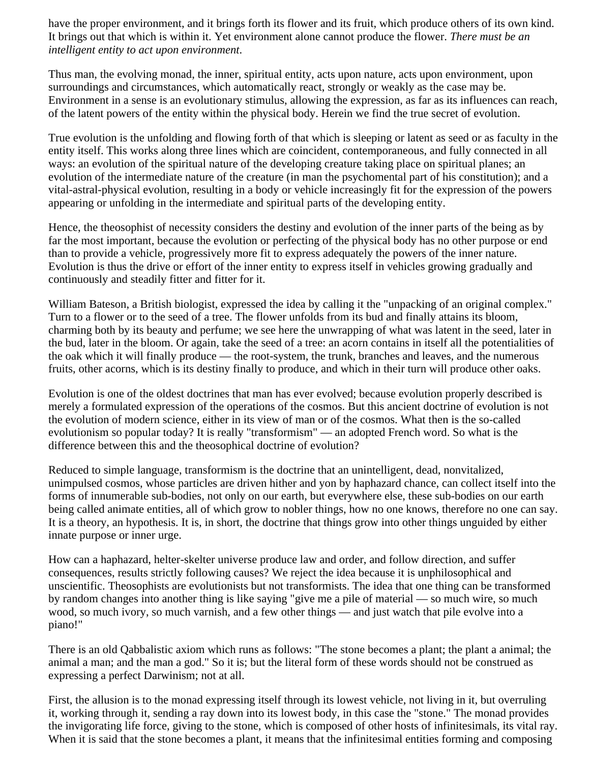have the proper environment, and it brings forth its flower and its fruit, which produce others of its own kind. It brings out that which is within it. Yet environment alone cannot produce the flower. *There must be an intelligent entity to act upon environment.*

Thus man, the evolving monad, the inner, spiritual entity, acts upon nature, acts upon environment, upon surroundings and circumstances, which automatically react, strongly or weakly as the case may be. Environment in a sense is an evolutionary stimulus, allowing the expression, as far as its influences can reach, of the latent powers of the entity within the physical body. Herein we find the true secret of evolution.

True evolution is the unfolding and flowing forth of that which is sleeping or latent as seed or as faculty in the entity itself. This works along three lines which are coincident, contemporaneous, and fully connected in all ways: an evolution of the spiritual nature of the developing creature taking place on spiritual planes; an evolution of the intermediate nature of the creature (in man the psychomental part of his constitution); and a vital-astral-physical evolution, resulting in a body or vehicle increasingly fit for the expression of the powers appearing or unfolding in the intermediate and spiritual parts of the developing entity.

Hence, the theosophist of necessity considers the destiny and evolution of the inner parts of the being as by far the most important, because the evolution or perfecting of the physical body has no other purpose or end than to provide a vehicle, progressively more fit to express adequately the powers of the inner nature. Evolution is thus the drive or effort of the inner entity to express itself in vehicles growing gradually and continuously and steadily fitter and fitter for it.

William Bateson, a British biologist, expressed the idea by calling it the "unpacking of an original complex." Turn to a flower or to the seed of a tree. The flower unfolds from its bud and finally attains its bloom, charming both by its beauty and perfume; we see here the unwrapping of what was latent in the seed, later in the bud, later in the bloom. Or again, take the seed of a tree: an acorn contains in itself all the potentialities of the oak which it will finally produce — the root-system, the trunk, branches and leaves, and the numerous fruits, other acorns, which is its destiny finally to produce, and which in their turn will produce other oaks.

Evolution is one of the oldest doctrines that man has ever evolved; because evolution properly described is merely a formulated expression of the operations of the cosmos. But this ancient doctrine of evolution is not the evolution of modern science, either in its view of man or of the cosmos. What then is the so-called evolutionism so popular today? It is really "transformism" — an adopted French word. So what is the difference between this and the theosophical doctrine of evolution?

Reduced to simple language, transformism is the doctrine that an unintelligent, dead, nonvitalized, unimpulsed cosmos, whose particles are driven hither and yon by haphazard chance, can collect itself into the forms of innumerable sub-bodies, not only on our earth, but everywhere else, these sub-bodies on our earth being called animate entities, all of which grow to nobler things, how no one knows, therefore no one can say. It is a theory, an hypothesis. It is, in short, the doctrine that things grow into other things unguided by either innate purpose or inner urge.

How can a haphazard, helter-skelter universe produce law and order, and follow direction, and suffer consequences, results strictly following causes? We reject the idea because it is unphilosophical and unscientific. Theosophists are evolutionists but not transformists. The idea that one thing can be transformed by random changes into another thing is like saying "give me a pile of material — so much wire, so much wood, so much ivory, so much varnish, and a few other things — and just watch that pile evolve into a piano!"

There is an old Qabbalistic axiom which runs as follows: "The stone becomes a plant; the plant a animal; the animal a man; and the man a god." So it is; but the literal form of these words should not be construed as expressing a perfect Darwinism; not at all.

First, the allusion is to the monad expressing itself through its lowest vehicle, not living in it, but overruling it, working through it, sending a ray down into its lowest body, in this case the "stone." The monad provides the invigorating life force, giving to the stone, which is composed of other hosts of infinitesimals, its vital ray. When it is said that the stone becomes a plant, it means that the infinitesimal entities forming and composing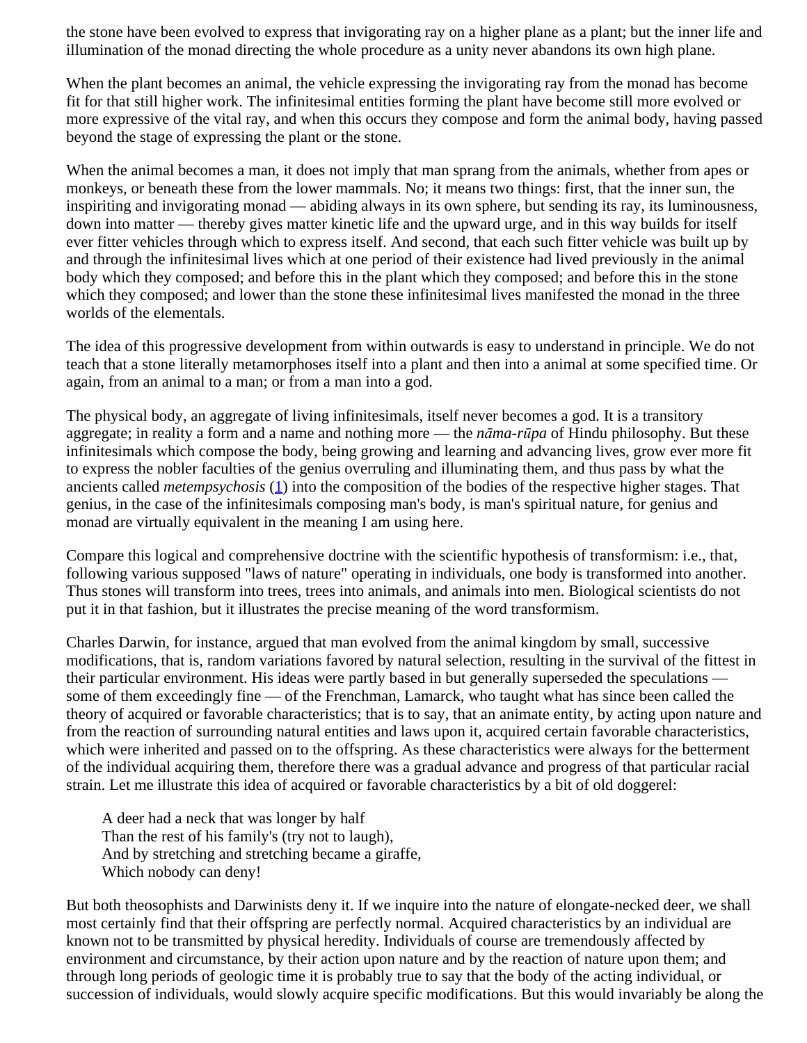the stone have been evolved to express that invigorating ray on a higher plane as a plant; but the inner life and illumination of the monad directing the whole procedure as a unity never abandons its own high plane.

When the plant becomes an animal, the vehicle expressing the invigorating ray from the monad has become fit for that still higher work. The infinitesimal entities forming the plant have become still more evolved or more expressive of the vital ray, and when this occurs they compose and form the animal body, having passed beyond the stage of expressing the plant or the stone.

When the animal becomes a man, it does not imply that man sprang from the animals, whether from apes or monkeys, or beneath these from the lower mammals. No; it means two things: first, that the inner sun, the inspiriting and invigorating monad — abiding always in its own sphere, but sending its ray, its luminousness, down into matter — thereby gives matter kinetic life and the upward urge, and in this way builds for itself ever fitter vehicles through which to express itself. And second, that each such fitter vehicle was built up by and through the infinitesimal lives which at one period of their existence had lived previously in the animal body which they composed; and before this in the plant which they composed; and before this in the stone which they composed; and lower than the stone these infinitesimal lives manifested the monad in the three worlds of the elementals.

The idea of this progressive development from within outwards is easy to understand in principle. We do not teach that a stone literally metamorphoses itself into a plant and then into a animal at some specified time. Or again, from an animal to a man; or from a man into a god.

The physical body, an aggregate of living infinitesimals, itself never becomes a god. It is a transitory aggregate; in reality a form and a name and nothing more — the *nāma-rūpa* of Hindu philosophy. But these infinitesimals which compose the body, being growing and learning and advancing lives, grow ever more fit to express the nobler faculties of the genius overruling and illuminating them, and thus pass by what the ancients called *metempsychosis* (1) into the composition of the bodies of the respective higher stages. That genius, in the case of the infinitesimals composing man's body, is man's spiritual nature, for genius and monad are virtually equivalent in the meaning I am using here.

Compare this logical and comprehensive doctrine with the scientific hypothesis of transformism: i.e., that, following various supposed "laws of nature" operating in individuals, one body is transformed into another. Thus stones will transform into trees, trees into animals, and animals into men. Biological scientists do not put it in that fashion, but it illustrates the precise meaning of the word transformism.

Charles Darwin, for instance, argued that man evolved from the animal kingdom by small, successive modifications, that is, random variations favored by natural selection, resulting in the survival of the fittest in their particular environment. His ideas were partly based in but generally superseded the speculations — some of them exceedingly fine — of the Frenchman, Lamarck, who taught what has since been called the theory of acquired or favorable characteristics; that is to say, that an animate entity, by acting upon nature and from the reaction of surrounding natural entities and laws upon it, acquired certain favorable characteristics, which were inherited and passed on to the offspring. As these characteristics were always for the betterment of the individual acquiring them, therefore there was a gradual advance and progress of that particular racial strain. Let me illustrate this idea of acquired or favorable characteristics by a bit of old doggerel:

> A deer had a neck that was longer by half
> Than the rest of his family's (try not to laugh),
> And by stretching and stretching became a giraffe,
> Which nobody can deny!

But both theosophists and Darwinists deny it. If we inquire into the nature of elongate-necked deer, we shall most certainly find that their offspring are perfectly normal. Acquired characteristics by an individual are known not to be transmitted by physical heredity. Individuals of course are tremendously affected by environment and circumstance, by their action upon nature and by the reaction of nature upon them; and through long periods of geologic time it is probably true to say that the body of the acting individual, or succession of individuals, would slowly acquire specific modifications. But this would invariably be along the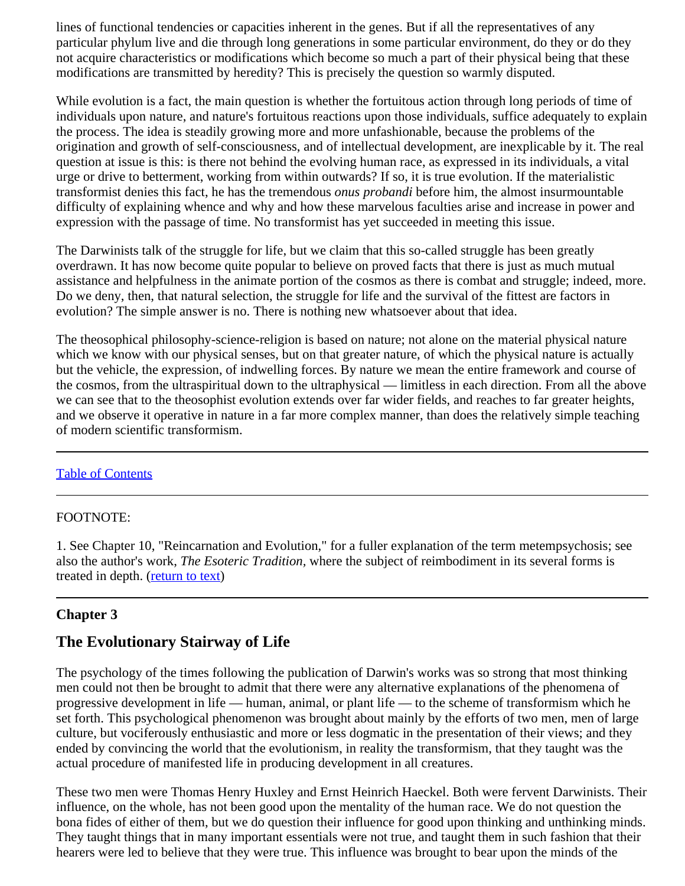lines of functional tendencies or capacities inherent in the genes. But if all the representatives of any particular phylum live and die through long generations in some particular environment, do they or do they not acquire characteristics or modifications which become so much a part of their physical being that these modifications are transmitted by heredity? This is precisely the question so warmly disputed.

While evolution is a fact, the main question is whether the fortuitous action through long periods of time of individuals upon nature, and nature's fortuitous reactions upon those individuals, suffice adequately to explain the process. The idea is steadily growing more and more unfashionable, because the problems of the origination and growth of self-consciousness, and of intellectual development, are inexplicable by it. The real question at issue is this: is there not behind the evolving human race, as expressed in its individuals, a vital urge or drive to betterment, working from within outwards? If so, it is true evolution. If the materialistic transformist denies this fact, he has the tremendous *onus probandi* before him, the almost insurmountable difficulty of explaining whence and why and how these marvelous faculties arise and increase in power and expression with the passage of time. No transformist has yet succeeded in meeting this issue.

The Darwinists talk of the struggle for life, but we claim that this so-called struggle has been greatly overdrawn. It has now become quite popular to believe on proved facts that there is just as much mutual assistance and helpfulness in the animate portion of the cosmos as there is combat and struggle; indeed, more. Do we deny, then, that natural selection, the struggle for life and the survival of the fittest are factors in evolution? The simple answer is no. There is nothing new whatsoever about that idea.

The theosophical philosophy-science-religion is based on nature; not alone on the material physical nature which we know with our physical senses, but on that greater nature, of which the physical nature is actually but the vehicle, the expression, of indwelling forces. By nature we mean the entire framework and course of the cosmos, from the ultraspiritual down to the ultraphysical — limitless in each direction. From all the above we can see that to the theosophist evolution extends over far wider fields, and reaches to far greater heights, and we observe it operative in nature in a far more complex manner, than does the relatively simple teaching of modern scientific transformism.

---

Table of Contents

---

FOOTNOTE:

1. See Chapter 10, "Reincarnation and Evolution," for a fuller explanation of the term metempsychosis; see also the author's work, *The Esoteric Tradition*, where the subject of reimbodiment in its several forms is treated in depth. (return to text)

---

**Chapter 3**

## The Evolutionary Stairway of Life

The psychology of the times following the publication of Darwin's works was so strong that most thinking men could not then be brought to admit that there were any alternative explanations of the phenomena of progressive development in life — human, animal, or plant life — to the scheme of transformism which he set forth. This psychological phenomenon was brought about mainly by the efforts of two men, men of large culture, but vociferously enthusiastic and more or less dogmatic in the presentation of their views; and they ended by convincing the world that the evolutionism, in reality the transformism, that they taught was the actual procedure of manifested life in producing development in all creatures.

These two men were Thomas Henry Huxley and Ernst Heinrich Haeckel. Both were fervent Darwinists. Their influence, on the whole, has not been good upon the mentality of the human race. We do not question the bona fides of either of them, but we do question their influence for good upon thinking and unthinking minds. They taught things that in many important essentials were not true, and taught them in such fashion that their hearers were led to believe that they were true. This influence was brought to bear upon the minds of the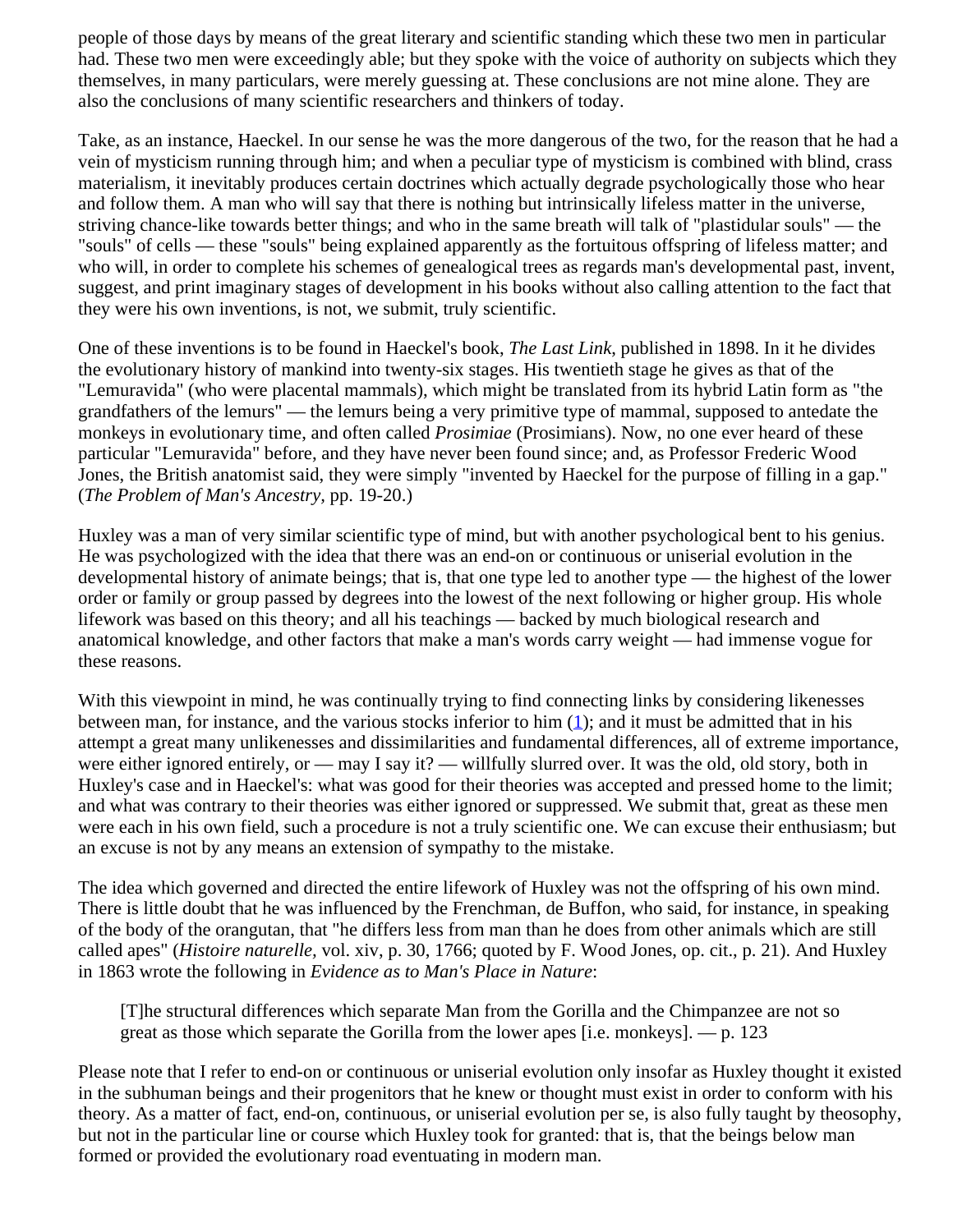people of those days by means of the great literary and scientific standing which these two men in particular had. These two men were exceedingly able; but they spoke with the voice of authority on subjects which they themselves, in many particulars, were merely guessing at. These conclusions are not mine alone. They are also the conclusions of many scientific researchers and thinkers of today.

Take, as an instance, Haeckel. In our sense he was the more dangerous of the two, for the reason that he had a vein of mysticism running through him; and when a peculiar type of mysticism is combined with blind, crass materialism, it inevitably produces certain doctrines which actually degrade psychologically those who hear and follow them. A man who will say that there is nothing but intrinsically lifeless matter in the universe, striving chance-like towards better things; and who in the same breath will talk of "plastidular souls" — the "souls" of cells — these "souls" being explained apparently as the fortuitous offspring of lifeless matter; and who will, in order to complete his schemes of genealogical trees as regards man's developmental past, invent, suggest, and print imaginary stages of development in his books without also calling attention to the fact that they were his own inventions, is not, we submit, truly scientific.

One of these inventions is to be found in Haeckel's book, *The Last Link*, published in 1898. In it he divides the evolutionary history of mankind into twenty-six stages. His twentieth stage he gives as that of the "Lemuravida" (who were placental mammals), which might be translated from its hybrid Latin form as "the grandfathers of the lemurs" — the lemurs being a very primitive type of mammal, supposed to antedate the monkeys in evolutionary time, and often called *Prosimiae* (Prosimians). Now, no one ever heard of these particular "Lemuravida" before, and they have never been found since; and, as Professor Frederic Wood Jones, the British anatomist said, they were simply "invented by Haeckel for the purpose of filling in a gap." (*The Problem of Man's Ancestry*, pp. 19-20.)

Huxley was a man of very similar scientific type of mind, but with another psychological bent to his genius. He was psychologized with the idea that there was an end-on or continuous or uniserial evolution in the developmental history of animate beings; that is, that one type led to another type — the highest of the lower order or family or group passed by degrees into the lowest of the next following or higher group. His whole lifework was based on this theory; and all his teachings — backed by much biological research and anatomical knowledge, and other factors that make a man's words carry weight — had immense vogue for these reasons.

With this viewpoint in mind, he was continually trying to find connecting links by considering likenesses between man, for instance, and the various stocks inferior to him (1); and it must be admitted that in his attempt a great many unlikenesses and dissimilarities and fundamental differences, all of extreme importance, were either ignored entirely, or — may I say it? — willfully slurred over. It was the old, old story, both in Huxley's case and in Haeckel's: what was good for their theories was accepted and pressed home to the limit; and what was contrary to their theories was either ignored or suppressed. We submit that, great as these men were each in his own field, such a procedure is not a truly scientific one. We can excuse their enthusiasm; but an excuse is not by any means an extension of sympathy to the mistake.

The idea which governed and directed the entire lifework of Huxley was not the offspring of his own mind. There is little doubt that he was influenced by the Frenchman, de Buffon, who said, for instance, in speaking of the body of the orangutan, that "he differs less from man than he does from other animals which are still called apes" (*Histoire naturelle*, vol. xiv, p. 30, 1766; quoted by F. Wood Jones, op. cit., p. 21). And Huxley in 1863 wrote the following in *Evidence as to Man's Place in Nature*:

> [T]he structural differences which separate Man from the Gorilla and the Chimpanzee are not so great as those which separate the Gorilla from the lower apes [i.e. monkeys]. — p. 123

Please note that I refer to end-on or continuous or uniserial evolution only insofar as Huxley thought it existed in the subhuman beings and their progenitors that he knew or thought must exist in order to conform with his theory. As a matter of fact, end-on, continuous, or uniserial evolution per se, is also fully taught by theosophy, but not in the particular line or course which Huxley took for granted: that is, that the beings below man formed or provided the evolutionary road eventuating in modern man.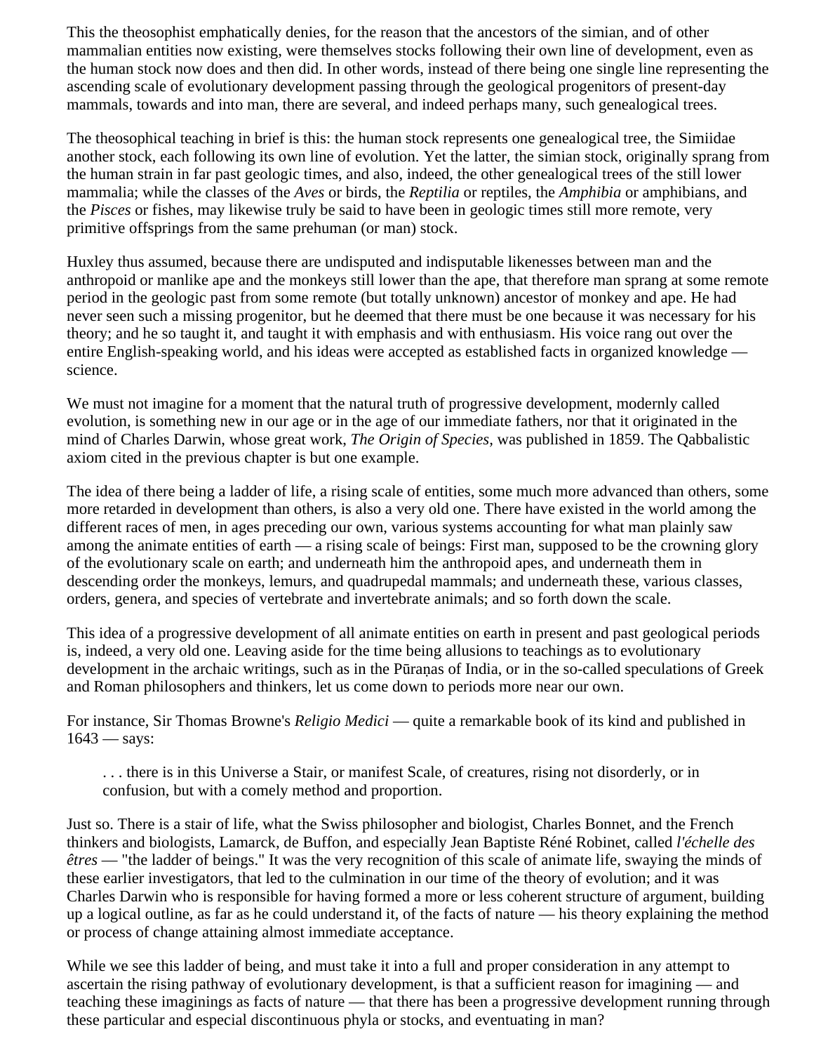This the theosophist emphatically denies, for the reason that the ancestors of the simian, and of other mammalian entities now existing, were themselves stocks following their own line of development, even as the human stock now does and then did. In other words, instead of there being one single line representing the ascending scale of evolutionary development passing through the geological progenitors of present-day mammals, towards and into man, there are several, and indeed perhaps many, such genealogical trees.

The theosophical teaching in brief is this: the human stock represents one genealogical tree, the Simiidae another stock, each following its own line of evolution. Yet the latter, the simian stock, originally sprang from the human strain in far past geologic times, and also, indeed, the other genealogical trees of the still lower mammalia; while the classes of the *Aves* or birds, the *Reptilia* or reptiles, the *Amphibia* or amphibians, and the *Pisces* or fishes, may likewise truly be said to have been in geologic times still more remote, very primitive offsprings from the same prehuman (or man) stock.

Huxley thus assumed, because there are undisputed and indisputable likenesses between man and the anthropoid or manlike ape and the monkeys still lower than the ape, that therefore man sprang at some remote period in the geologic past from some remote (but totally unknown) ancestor of monkey and ape. He had never seen such a missing progenitor, but he deemed that there must be one because it was necessary for his theory; and he so taught it, and taught it with emphasis and with enthusiasm. His voice rang out over the entire English-speaking world, and his ideas were accepted as established facts in organized knowledge — science.

We must not imagine for a moment that the natural truth of progressive development, modernly called evolution, is something new in our age or in the age of our immediate fathers, nor that it originated in the mind of Charles Darwin, whose great work, *The Origin of Species,* was published in 1859. The Qabbalistic axiom cited in the previous chapter is but one example.

The idea of there being a ladder of life, a rising scale of entities, some much more advanced than others, some more retarded in development than others, is also a very old one. There have existed in the world among the different races of men, in ages preceding our own, various systems accounting for what man plainly saw among the animate entities of earth — a rising scale of beings: First man, supposed to be the crowning glory of the evolutionary scale on earth; and underneath him the anthropoid apes, and underneath them in descending order the monkeys, lemurs, and quadrupedal mammals; and underneath these, various classes, orders, genera, and species of vertebrate and invertebrate animals; and so forth down the scale.

This idea of a progressive development of all animate entities on earth in present and past geological periods is, indeed, a very old one. Leaving aside for the time being allusions to teachings as to evolutionary development in the archaic writings, such as in the Pūraṇas of India, or in the so-called speculations of Greek and Roman philosophers and thinkers, let us come down to periods more near our own.

For instance, Sir Thomas Browne's *Religio Medici* — quite a remarkable book of its kind and published in 1643 — says:

> . . . there is in this Universe a Stair, or manifest Scale, of creatures, rising not disorderly, or in confusion, but with a comely method and proportion.

Just so. There is a stair of life, what the Swiss philosopher and biologist, Charles Bonnet, and the French thinkers and biologists, Lamarck, de Buffon, and especially Jean Baptiste Réné Robinet, called *l'échelle des êtres* — "the ladder of beings." It was the very recognition of this scale of animate life, swaying the minds of these earlier investigators, that led to the culmination in our time of the theory of evolution; and it was Charles Darwin who is responsible for having formed a more or less coherent structure of argument, building up a logical outline, as far as he could understand it, of the facts of nature — his theory explaining the method or process of change attaining almost immediate acceptance.

While we see this ladder of being, and must take it into a full and proper consideration in any attempt to ascertain the rising pathway of evolutionary development, is that a sufficient reason for imagining — and teaching these imaginings as facts of nature — that there has been a progressive development running through these particular and especial discontinuous phyla or stocks, and eventuating in man?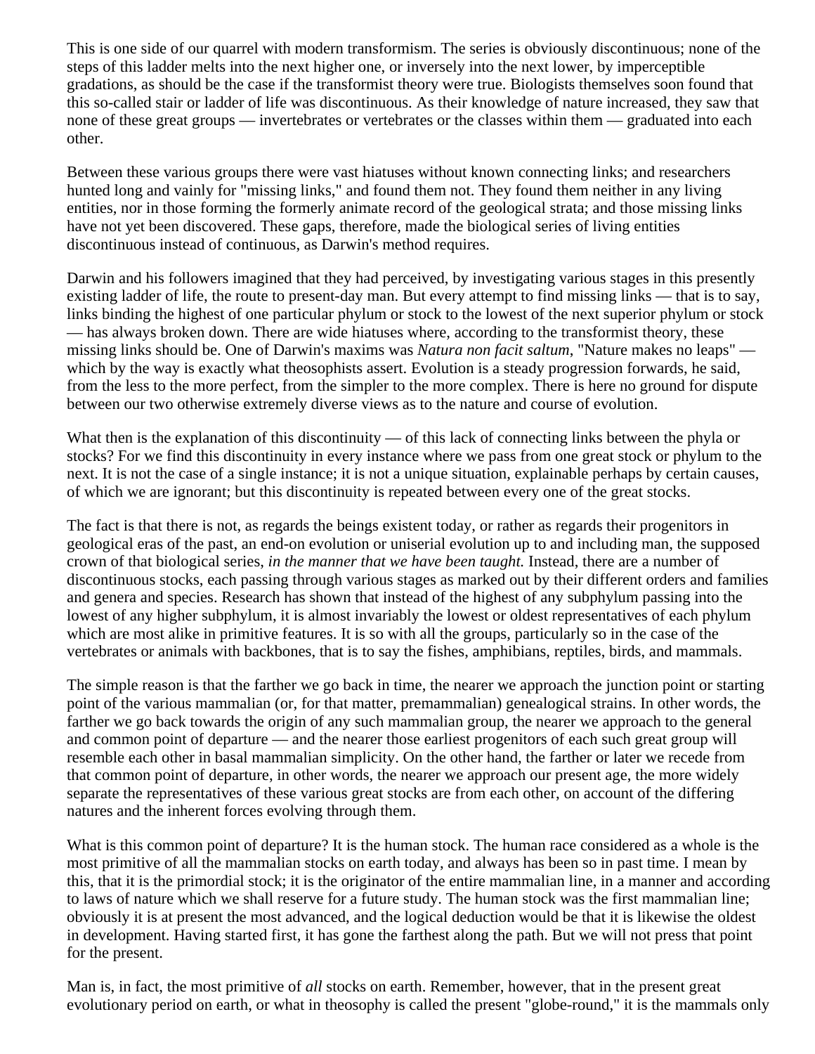This is one side of our quarrel with modern transformism. The series is obviously discontinuous; none of the steps of this ladder melts into the next higher one, or inversely into the next lower, by imperceptible gradations, as should be the case if the transformist theory were true. Biologists themselves soon found that this so-called stair or ladder of life was discontinuous. As their knowledge of nature increased, they saw that none of these great groups — invertebrates or vertebrates or the classes within them — graduated into each other.

Between these various groups there were vast hiatuses without known connecting links; and researchers hunted long and vainly for "missing links," and found them not. They found them neither in any living entities, nor in those forming the formerly animate record of the geological strata; and those missing links have not yet been discovered. These gaps, therefore, made the biological series of living entities discontinuous instead of continuous, as Darwin's method requires.

Darwin and his followers imagined that they had perceived, by investigating various stages in this presently existing ladder of life, the route to present-day man. But every attempt to find missing links — that is to say, links binding the highest of one particular phylum or stock to the lowest of the next superior phylum or stock — has always broken down. There are wide hiatuses where, according to the transformist theory, these missing links should be. One of Darwin's maxims was *Natura non facit saltum*, "Nature makes no leaps" — which by the way is exactly what theosophists assert. Evolution is a steady progression forwards, he said, from the less to the more perfect, from the simpler to the more complex. There is here no ground for dispute between our two otherwise extremely diverse views as to the nature and course of evolution.

What then is the explanation of this discontinuity — of this lack of connecting links between the phyla or stocks? For we find this discontinuity in every instance where we pass from one great stock or phylum to the next. It is not the case of a single instance; it is not a unique situation, explainable perhaps by certain causes, of which we are ignorant; but this discontinuity is repeated between every one of the great stocks.

The fact is that there is not, as regards the beings existent today, or rather as regards their progenitors in geological eras of the past, an end-on evolution or uniserial evolution up to and including man, the supposed crown of that biological series, *in the manner that we have been taught.* Instead, there are a number of discontinuous stocks, each passing through various stages as marked out by their different orders and families and genera and species. Research has shown that instead of the highest of any subphylum passing into the lowest of any higher subphylum, it is almost invariably the lowest or oldest representatives of each phylum which are most alike in primitive features. It is so with all the groups, particularly so in the case of the vertebrates or animals with backbones, that is to say the fishes, amphibians, reptiles, birds, and mammals.

The simple reason is that the farther we go back in time, the nearer we approach the junction point or starting point of the various mammalian (or, for that matter, premammalian) genealogical strains. In other words, the farther we go back towards the origin of any such mammalian group, the nearer we approach to the general and common point of departure — and the nearer those earliest progenitors of each such great group will resemble each other in basal mammalian simplicity. On the other hand, the farther or later we recede from that common point of departure, in other words, the nearer we approach our present age, the more widely separate the representatives of these various great stocks are from each other, on account of the differing natures and the inherent forces evolving through them.

What is this common point of departure? It is the human stock. The human race considered as a whole is the most primitive of all the mammalian stocks on earth today, and always has been so in past time. I mean by this, that it is the primordial stock; it is the originator of the entire mammalian line, in a manner and according to laws of nature which we shall reserve for a future study. The human stock was the first mammalian line; obviously it is at present the most advanced, and the logical deduction would be that it is likewise the oldest in development. Having started first, it has gone the farthest along the path. But we will not press that point for the present.

Man is, in fact, the most primitive of *all* stocks on earth. Remember, however, that in the present great evolutionary period on earth, or what in theosophy is called the present "globe-round," it is the mammals only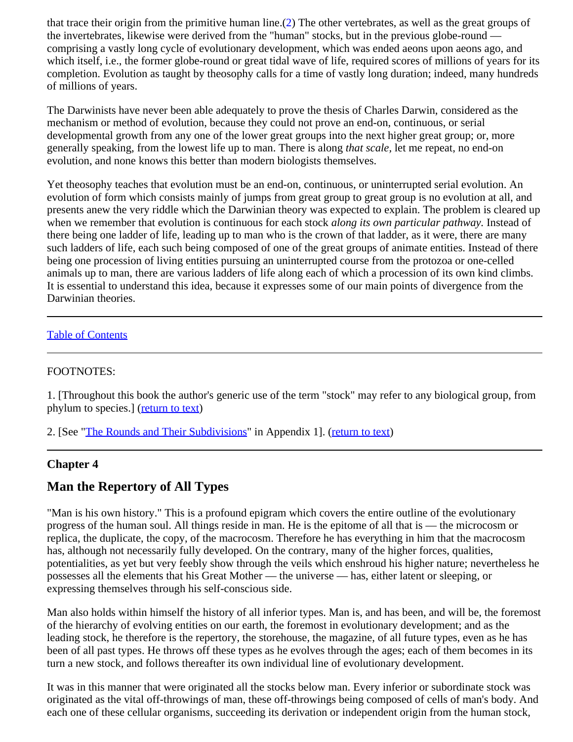that trace their origin from the primitive human line.(2) The other vertebrates, as well as the great groups of the invertebrates, likewise were derived from the "human" stocks, but in the previous globe-round — comprising a vastly long cycle of evolutionary development, which was ended aeons upon aeons ago, and which itself, i.e., the former globe-round or great tidal wave of life, required scores of millions of years for its completion. Evolution as taught by theosophy calls for a time of vastly long duration; indeed, many hundreds of millions of years.

The Darwinists have never been able adequately to prove the thesis of Charles Darwin, considered as the mechanism or method of evolution, because they could not prove an end-on, continuous, or serial developmental growth from any one of the lower great groups into the next higher great group; or, more generally speaking, from the lowest life up to man. There is along *that scale*, let me repeat, no end-on evolution, and none knows this better than modern biologists themselves.

Yet theosophy teaches that evolution must be an end-on, continuous, or uninterrupted serial evolution. An evolution of form which consists mainly of jumps from great group to great group is no evolution at all, and presents anew the very riddle which the Darwinian theory was expected to explain. The problem is cleared up when we remember that evolution is continuous for each stock *along its own particular pathway*. Instead of there being one ladder of life, leading up to man who is the crown of that ladder, as it were, there are many such ladders of life, each such being composed of one of the great groups of animate entities. Instead of there being one procession of living entities pursuing an uninterrupted course from the protozoa or one-celled animals up to man, there are various ladders of life along each of which a procession of its own kind climbs. It is essential to understand this idea, because it expresses some of our main points of divergence from the Darwinian theories.

---

Table of Contents

---

FOOTNOTES:

1. [Throughout this book the author's generic use of the term "stock" may refer to any biological group, from phylum to species.] (return to text)

2. [See "The Rounds and Their Subdivisions" in Appendix 1]. (return to text)

---

### Chapter 4

## Man the Repertory of All Types

"Man is his own history." This is a profound epigram which covers the entire outline of the evolutionary progress of the human soul. All things reside in man. He is the epitome of all that is — the microcosm or replica, the duplicate, the copy, of the macrocosm. Therefore he has everything in him that the macrocosm has, although not necessarily fully developed. On the contrary, many of the higher forces, qualities, potentialities, as yet but very feebly show through the veils which enshroud his higher nature; nevertheless he possesses all the elements that his Great Mother — the universe — has, either latent or sleeping, or expressing themselves through his self-conscious side.

Man also holds within himself the history of all inferior types. Man is, and has been, and will be, the foremost of the hierarchy of evolving entities on our earth, the foremost in evolutionary development; and as the leading stock, he therefore is the repertory, the storehouse, the magazine, of all future types, even as he has been of all past types. He throws off these types as he evolves through the ages; each of them becomes in its turn a new stock, and follows thereafter its own individual line of evolutionary development.

It was in this manner that were originated all the stocks below man. Every inferior or subordinate stock was originated as the vital off-throwings of man, these off-throwings being composed of cells of man's body. And each one of these cellular organisms, succeeding its derivation or independent origin from the human stock,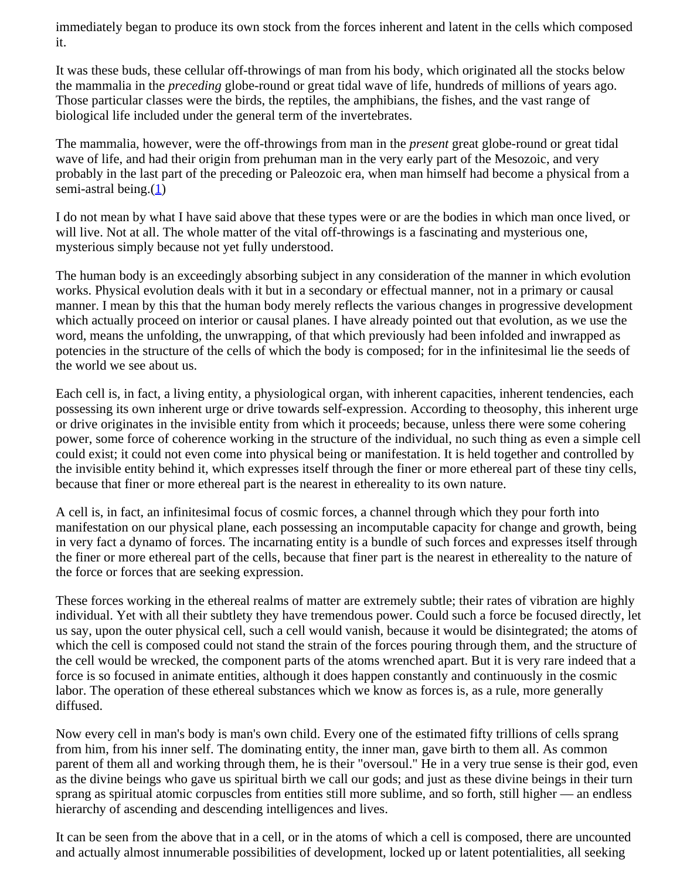immediately began to produce its own stock from the forces inherent and latent in the cells which composed it.

It was these buds, these cellular off-throwings of man from his body, which originated all the stocks below the mammalia in the *preceding* globe-round or great tidal wave of life, hundreds of millions of years ago. Those particular classes were the birds, the reptiles, the amphibians, the fishes, and the vast range of biological life included under the general term of the invertebrates.

The mammalia, however, were the off-throwings from man in the *present* great globe-round or great tidal wave of life, and had their origin from prehuman man in the very early part of the Mesozoic, and very probably in the last part of the preceding or Paleozoic era, when man himself had become a physical from a semi-astral being.(1)

I do not mean by what I have said above that these types were or are the bodies in which man once lived, or will live. Not at all. The whole matter of the vital off-throwings is a fascinating and mysterious one, mysterious simply because not yet fully understood.

The human body is an exceedingly absorbing subject in any consideration of the manner in which evolution works. Physical evolution deals with it but in a secondary or effectual manner, not in a primary or causal manner. I mean by this that the human body merely reflects the various changes in progressive development which actually proceed on interior or causal planes. I have already pointed out that evolution, as we use the word, means the unfolding, the unwrapping, of that which previously had been infolded and inwrapped as potencies in the structure of the cells of which the body is composed; for in the infinitesimal lie the seeds of the world we see about us.

Each cell is, in fact, a living entity, a physiological organ, with inherent capacities, inherent tendencies, each possessing its own inherent urge or drive towards self-expression. According to theosophy, this inherent urge or drive originates in the invisible entity from which it proceeds; because, unless there were some cohering power, some force of coherence working in the structure of the individual, no such thing as even a simple cell could exist; it could not even come into physical being or manifestation. It is held together and controlled by the invisible entity behind it, which expresses itself through the finer or more ethereal part of these tiny cells, because that finer or more ethereal part is the nearest in ethereality to its own nature.

A cell is, in fact, an infinitesimal focus of cosmic forces, a channel through which they pour forth into manifestation on our physical plane, each possessing an incomputable capacity for change and growth, being in very fact a dynamo of forces. The incarnating entity is a bundle of such forces and expresses itself through the finer or more ethereal part of the cells, because that finer part is the nearest in ethereality to the nature of the force or forces that are seeking expression.

These forces working in the ethereal realms of matter are extremely subtle; their rates of vibration are highly individual. Yet with all their subtlety they have tremendous power. Could such a force be focused directly, let us say, upon the outer physical cell, such a cell would vanish, because it would be disintegrated; the atoms of which the cell is composed could not stand the strain of the forces pouring through them, and the structure of the cell would be wrecked, the component parts of the atoms wrenched apart. But it is very rare indeed that a force is so focused in animate entities, although it does happen constantly and continuously in the cosmic labor. The operation of these ethereal substances which we know as forces is, as a rule, more generally diffused.

Now every cell in man's body is man's own child. Every one of the estimated fifty trillions of cells sprang from him, from his inner self. The dominating entity, the inner man, gave birth to them all. As common parent of them all and working through them, he is their "oversoul." He in a very true sense is their god, even as the divine beings who gave us spiritual birth we call our gods; and just as these divine beings in their turn sprang as spiritual atomic corpuscles from entities still more sublime, and so forth, still higher — an endless hierarchy of ascending and descending intelligences and lives.

It can be seen from the above that in a cell, or in the atoms of which a cell is composed, there are uncounted and actually almost innumerable possibilities of development, locked up or latent potentialities, all seeking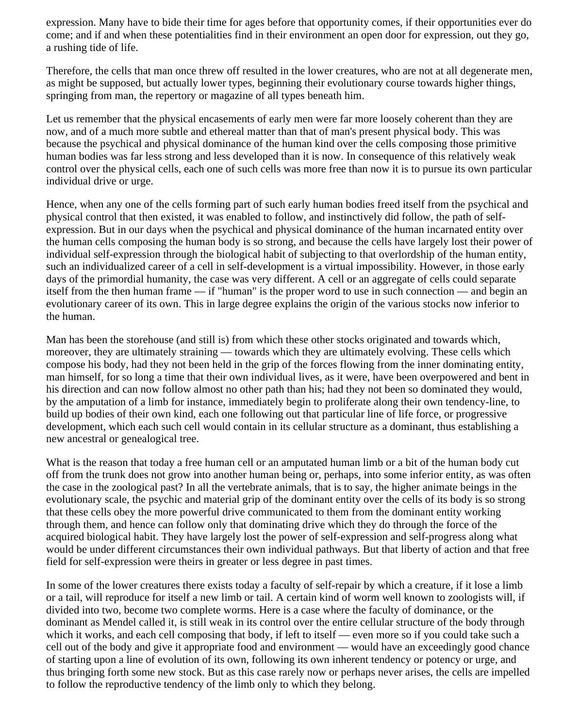expression. Many have to bide their time for ages before that opportunity comes, if their opportunities ever do come; and if and when these potentialities find in their environment an open door for expression, out they go, a rushing tide of life.

Therefore, the cells that man once threw off resulted in the lower creatures, who are not at all degenerate men, as might be supposed, but actually lower types, beginning their evolutionary course towards higher things, springing from man, the repertory or magazine of all types beneath him.

Let us remember that the physical encasements of early men were far more loosely coherent than they are now, and of a much more subtle and ethereal matter than that of man's present physical body. This was because the psychical and physical dominance of the human kind over the cells composing those primitive human bodies was far less strong and less developed than it is now. In consequence of this relatively weak control over the physical cells, each one of such cells was more free than now it is to pursue its own particular individual drive or urge.

Hence, when any one of the cells forming part of such early human bodies freed itself from the psychical and physical control that then existed, it was enabled to follow, and instinctively did follow, the path of self-expression. But in our days when the psychical and physical dominance of the human incarnated entity over the human cells composing the human body is so strong, and because the cells have largely lost their power of individual self-expression through the biological habit of subjecting to that overlordship of the human entity, such an individualized career of a cell in self-development is a virtual impossibility. However, in those early days of the primordial humanity, the case was very different. A cell or an aggregate of cells could separate itself from the then human frame — if "human" is the proper word to use in such connection — and begin an evolutionary career of its own. This in large degree explains the origin of the various stocks now inferior to the human.

Man has been the storehouse (and still is) from which these other stocks originated and towards which, moreover, they are ultimately straining — towards which they are ultimately evolving. These cells which compose his body, had they not been held in the grip of the forces flowing from the inner dominating entity, man himself, for so long a time that their own individual lives, as it were, have been overpowered and bent in his direction and can now follow almost no other path than his; had they not been so dominated they would, by the amputation of a limb for instance, immediately begin to proliferate along their own tendency-line, to build up bodies of their own kind, each one following out that particular line of life force, or progressive development, which each such cell would contain in its cellular structure as a dominant, thus establishing a new ancestral or genealogical tree.

What is the reason that today a free human cell or an amputated human limb or a bit of the human body cut off from the trunk does not grow into another human being or, perhaps, into some inferior entity, as was often the case in the zoological past? In all the vertebrate animals, that is to say, the higher animate beings in the evolutionary scale, the psychic and material grip of the dominant entity over the cells of its body is so strong that these cells obey the more powerful drive communicated to them from the dominant entity working through them, and hence can follow only that dominating drive which they do through the force of the acquired biological habit. They have largely lost the power of self-expression and self-progress along what would be under different circumstances their own individual pathways. But that liberty of action and that free field for self-expression were theirs in greater or less degree in past times.

In some of the lower creatures there exists today a faculty of self-repair by which a creature, if it lose a limb or a tail, will reproduce for itself a new limb or tail. A certain kind of worm well known to zoologists will, if divided into two, become two complete worms. Here is a case where the faculty of dominance, or the dominant as Mendel called it, is still weak in its control over the entire cellular structure of the body through which it works, and each cell composing that body, if left to itself — even more so if you could take such a cell out of the body and give it appropriate food and environment — would have an exceedingly good chance of starting upon a line of evolution of its own, following its own inherent tendency or potency or urge, and thus bringing forth some new stock. But as this case rarely now or perhaps never arises, the cells are impelled to follow the reproductive tendency of the limb only to which they belong.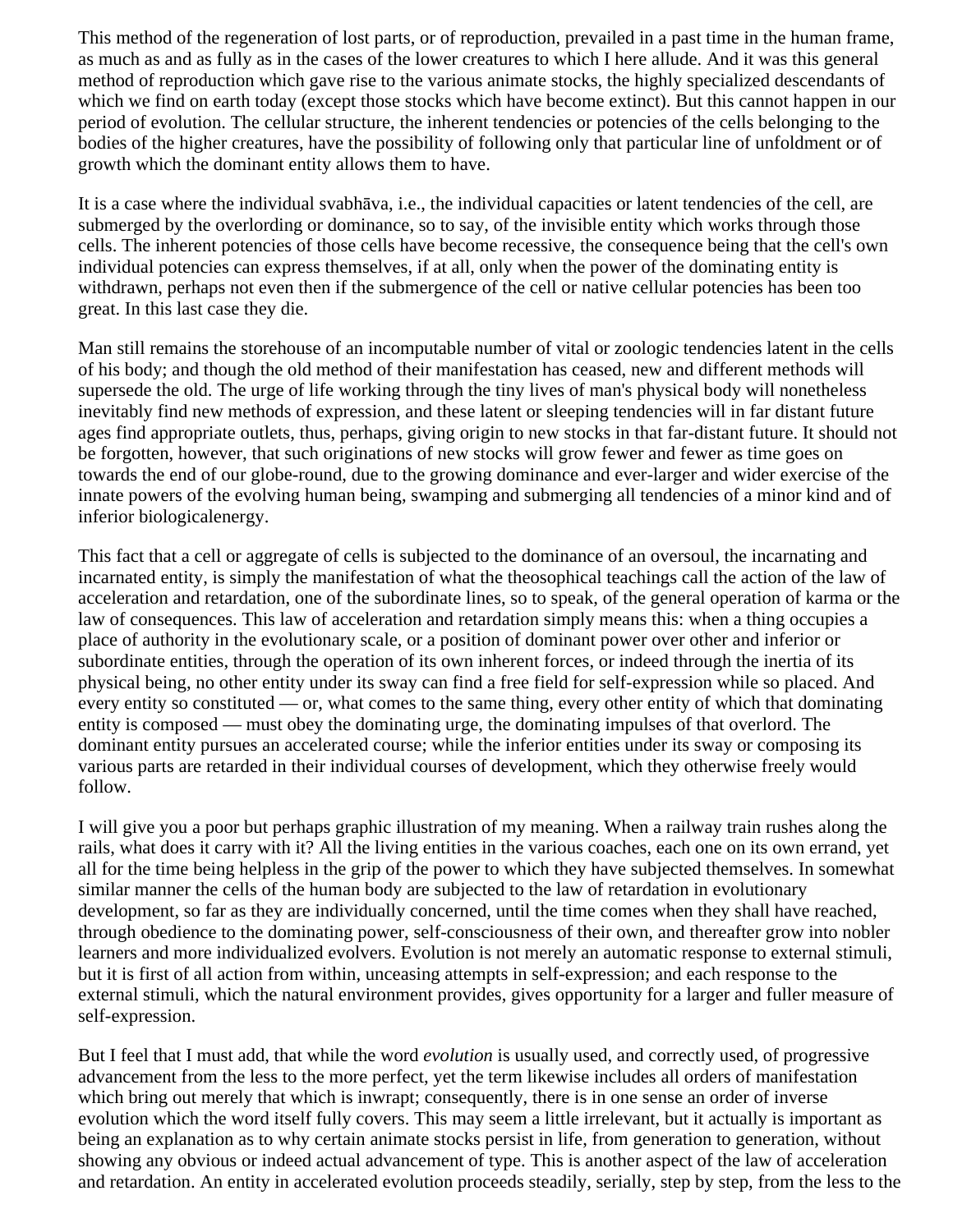This method of the regeneration of lost parts, or of reproduction, prevailed in a past time in the human frame, as much as and as fully as in the cases of the lower creatures to which I here allude. And it was this general method of reproduction which gave rise to the various animate stocks, the highly specialized descendants of which we find on earth today (except those stocks which have become extinct). But this cannot happen in our period of evolution. The cellular structure, the inherent tendencies or potencies of the cells belonging to the bodies of the higher creatures, have the possibility of following only that particular line of unfoldment or of growth which the dominant entity allows them to have.

It is a case where the individual svabhāva, i.e., the individual capacities or latent tendencies of the cell, are submerged by the overlording or dominance, so to say, of the invisible entity which works through those cells. The inherent potencies of those cells have become recessive, the consequence being that the cell's own individual potencies can express themselves, if at all, only when the power of the dominating entity is withdrawn, perhaps not even then if the submergence of the cell or native cellular potencies has been too great. In this last case they die.

Man still remains the storehouse of an incomputable number of vital or zoologic tendencies latent in the cells of his body; and though the old method of their manifestation has ceased, new and different methods will supersede the old. The urge of life working through the tiny lives of man's physical body will nonetheless inevitably find new methods of expression, and these latent or sleeping tendencies will in far distant future ages find appropriate outlets, thus, perhaps, giving origin to new stocks in that far-distant future. It should not be forgotten, however, that such originations of new stocks will grow fewer and fewer as time goes on towards the end of our globe-round, due to the growing dominance and ever-larger and wider exercise of the innate powers of the evolving human being, swamping and submerging all tendencies of a minor kind and of inferior biologicalenergy.

This fact that a cell or aggregate of cells is subjected to the dominance of an oversoul, the incarnating and incarnated entity, is simply the manifestation of what the theosophical teachings call the action of the law of acceleration and retardation, one of the subordinate lines, so to speak, of the general operation of karma or the law of consequences. This law of acceleration and retardation simply means this: when a thing occupies a place of authority in the evolutionary scale, or a position of dominant power over other and inferior or subordinate entities, through the operation of its own inherent forces, or indeed through the inertia of its physical being, no other entity under its sway can find a free field for self-expression while so placed. And every entity so constituted — or, what comes to the same thing, every other entity of which that dominating entity is composed — must obey the dominating urge, the dominating impulses of that overlord. The dominant entity pursues an accelerated course; while the inferior entities under its sway or composing its various parts are retarded in their individual courses of development, which they otherwise freely would follow.

I will give you a poor but perhaps graphic illustration of my meaning. When a railway train rushes along the rails, what does it carry with it? All the living entities in the various coaches, each one on its own errand, yet all for the time being helpless in the grip of the power to which they have subjected themselves. In somewhat similar manner the cells of the human body are subjected to the law of retardation in evolutionary development, so far as they are individually concerned, until the time comes when they shall have reached, through obedience to the dominating power, self-consciousness of their own, and thereafter grow into nobler learners and more individualized evolvers. Evolution is not merely an automatic response to external stimuli, but it is first of all action from within, unceasing attempts in self-expression; and each response to the external stimuli, which the natural environment provides, gives opportunity for a larger and fuller measure of self-expression.

But I feel that I must add, that while the word *evolution* is usually used, and correctly used, of progressive advancement from the less to the more perfect, yet the term likewise includes all orders of manifestation which bring out merely that which is inwrapt; consequently, there is in one sense an order of inverse evolution which the word itself fully covers. This may seem a little irrelevant, but it actually is important as being an explanation as to why certain animate stocks persist in life, from generation to generation, without showing any obvious or indeed actual advancement of type. This is another aspect of the law of acceleration and retardation. An entity in accelerated evolution proceeds steadily, serially, step by step, from the less to the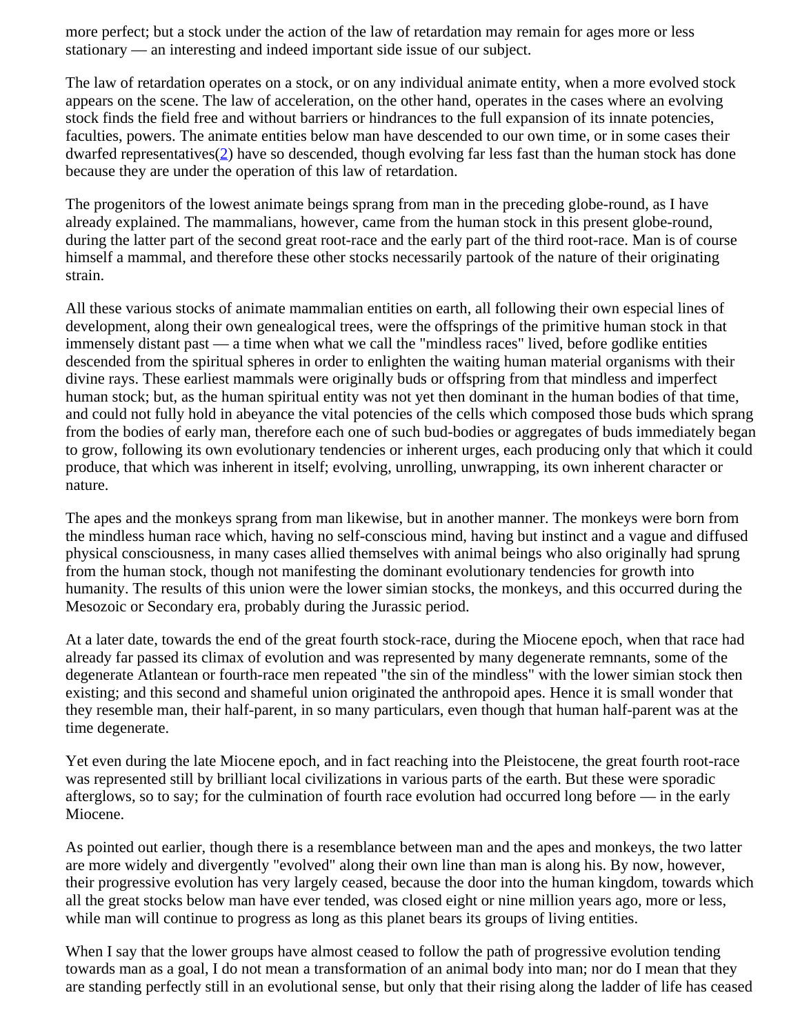more perfect; but a stock under the action of the law of retardation may remain for ages more or less stationary — an interesting and indeed important side issue of our subject.

The law of retardation operates on a stock, or on any individual animate entity, when a more evolved stock appears on the scene. The law of acceleration, on the other hand, operates in the cases where an evolving stock finds the field free and without barriers or hindrances to the full expansion of its innate potencies, faculties, powers. The animate entities below man have descended to our own time, or in some cases their dwarfed representatives(2) have so descended, though evolving far less fast than the human stock has done because they are under the operation of this law of retardation.

The progenitors of the lowest animate beings sprang from man in the preceding globe-round, as I have already explained. The mammalians, however, came from the human stock in this present globe-round, during the latter part of the second great root-race and the early part of the third root-race. Man is of course himself a mammal, and therefore these other stocks necessarily partook of the nature of their originating strain.

All these various stocks of animate mammalian entities on earth, all following their own especial lines of development, along their own genealogical trees, were the offsprings of the primitive human stock in that immensely distant past — a time when what we call the "mindless races" lived, before godlike entities descended from the spiritual spheres in order to enlighten the waiting human material organisms with their divine rays. These earliest mammals were originally buds or offspring from that mindless and imperfect human stock; but, as the human spiritual entity was not yet then dominant in the human bodies of that time, and could not fully hold in abeyance the vital potencies of the cells which composed those buds which sprang from the bodies of early man, therefore each one of such bud-bodies or aggregates of buds immediately began to grow, following its own evolutionary tendencies or inherent urges, each producing only that which it could produce, that which was inherent in itself; evolving, unrolling, unwrapping, its own inherent character or nature.

The apes and the monkeys sprang from man likewise, but in another manner. The monkeys were born from the mindless human race which, having no self-conscious mind, having but instinct and a vague and diffused physical consciousness, in many cases allied themselves with animal beings who also originally had sprung from the human stock, though not manifesting the dominant evolutionary tendencies for growth into humanity. The results of this union were the lower simian stocks, the monkeys, and this occurred during the Mesozoic or Secondary era, probably during the Jurassic period.

At a later date, towards the end of the great fourth stock-race, during the Miocene epoch, when that race had already far passed its climax of evolution and was represented by many degenerate remnants, some of the degenerate Atlantean or fourth-race men repeated "the sin of the mindless" with the lower simian stock then existing; and this second and shameful union originated the anthropoid apes. Hence it is small wonder that they resemble man, their half-parent, in so many particulars, even though that human half-parent was at the time degenerate.

Yet even during the late Miocene epoch, and in fact reaching into the Pleistocene, the great fourth root-race was represented still by brilliant local civilizations in various parts of the earth. But these were sporadic afterglows, so to say; for the culmination of fourth race evolution had occurred long before — in the early Miocene.

As pointed out earlier, though there is a resemblance between man and the apes and monkeys, the two latter are more widely and divergently "evolved" along their own line than man is along his. By now, however, their progressive evolution has very largely ceased, because the door into the human kingdom, towards which all the great stocks below man have ever tended, was closed eight or nine million years ago, more or less, while man will continue to progress as long as this planet bears its groups of living entities.

When I say that the lower groups have almost ceased to follow the path of progressive evolution tending towards man as a goal, I do not mean a transformation of an animal body into man; nor do I mean that they are standing perfectly still in an evolutional sense, but only that their rising along the ladder of life has ceased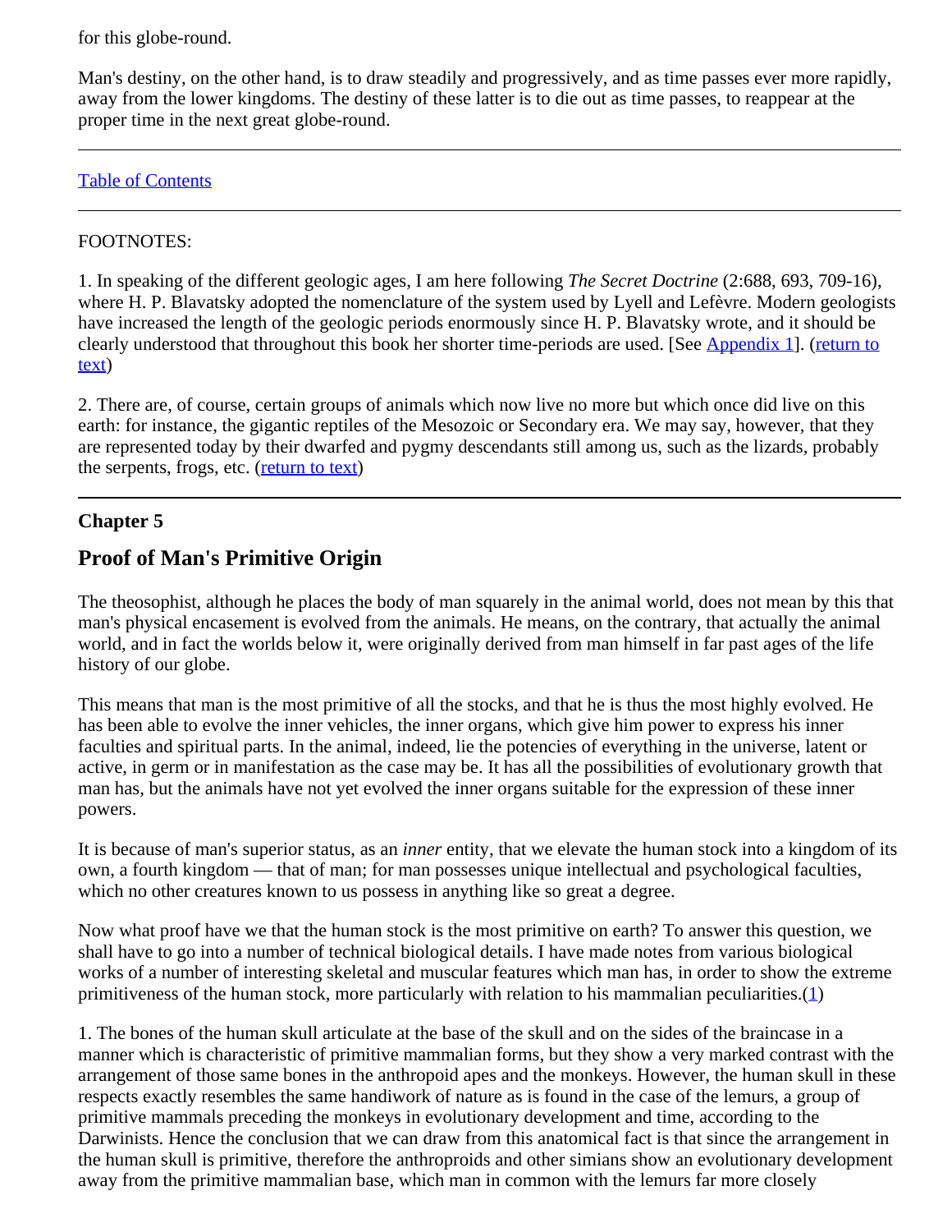for this globe-round.

Man's destiny, on the other hand, is to draw steadily and progressively, and as time passes ever more rapidly, away from the lower kingdoms. The destiny of these latter is to die out as time passes, to reappear at the proper time in the next great globe-round.

---

Table of Contents

---

FOOTNOTES:

1. In speaking of the different geologic ages, I am here following *The Secret Doctrine* (2:688, 693, 709-16), where H. P. Blavatsky adopted the nomenclature of the system used by Lyell and Lefèvre. Modern geologists have increased the length of the geologic periods enormously since H. P. Blavatsky wrote, and it should be clearly understood that throughout this book her shorter time-periods are used. [See Appendix 1]. (return to text)

2. There are, of course, certain groups of animals which now live no more but which once did live on this earth: for instance, the gigantic reptiles of the Mesozoic or Secondary era. We may say, however, that they are represented today by their dwarfed and pygmy descendants still among us, such as the lizards, probably the serpents, frogs, etc. (return to text)

---

### Chapter 5

## Proof of Man's Primitive Origin

The theosophist, although he places the body of man squarely in the animal world, does not mean by this that man's physical encasement is evolved from the animals. He means, on the contrary, that actually the animal world, and in fact the worlds below it, were originally derived from man himself in far past ages of the life history of our globe.

This means that man is the most primitive of all the stocks, and that he is thus the most highly evolved. He has been able to evolve the inner vehicles, the inner organs, which give him power to express his inner faculties and spiritual parts. In the animal, indeed, lie the potencies of everything in the universe, latent or active, in germ or in manifestation as the case may be. It has all the possibilities of evolutionary growth that man has, but the animals have not yet evolved the inner organs suitable for the expression of these inner powers.

It is because of man's superior status, as an *inner* entity, that we elevate the human stock into a kingdom of its own, a fourth kingdom — that of man; for man possesses unique intellectual and psychological faculties, which no other creatures known to us possess in anything like so great a degree.

Now what proof have we that the human stock is the most primitive on earth? To answer this question, we shall have to go into a number of technical biological details. I have made notes from various biological works of a number of interesting skeletal and muscular features which man has, in order to show the extreme primitiveness of the human stock, more particularly with relation to his mammalian peculiarities.(1)

1. The bones of the human skull articulate at the base of the skull and on the sides of the braincase in a manner which is characteristic of primitive mammalian forms, but they show a very marked contrast with the arrangement of those same bones in the anthropoid apes and the monkeys. However, the human skull in these respects exactly resembles the same handiwork of nature as is found in the case of the lemurs, a group of primitive mammals preceding the monkeys in evolutionary development and time, according to the Darwinists. Hence the conclusion that we can draw from this anatomical fact is that since the arrangement in the human skull is primitive, therefore the anthroproids and other simians show an evolutionary development away from the primitive mammalian base, which man in common with the lemurs far more closely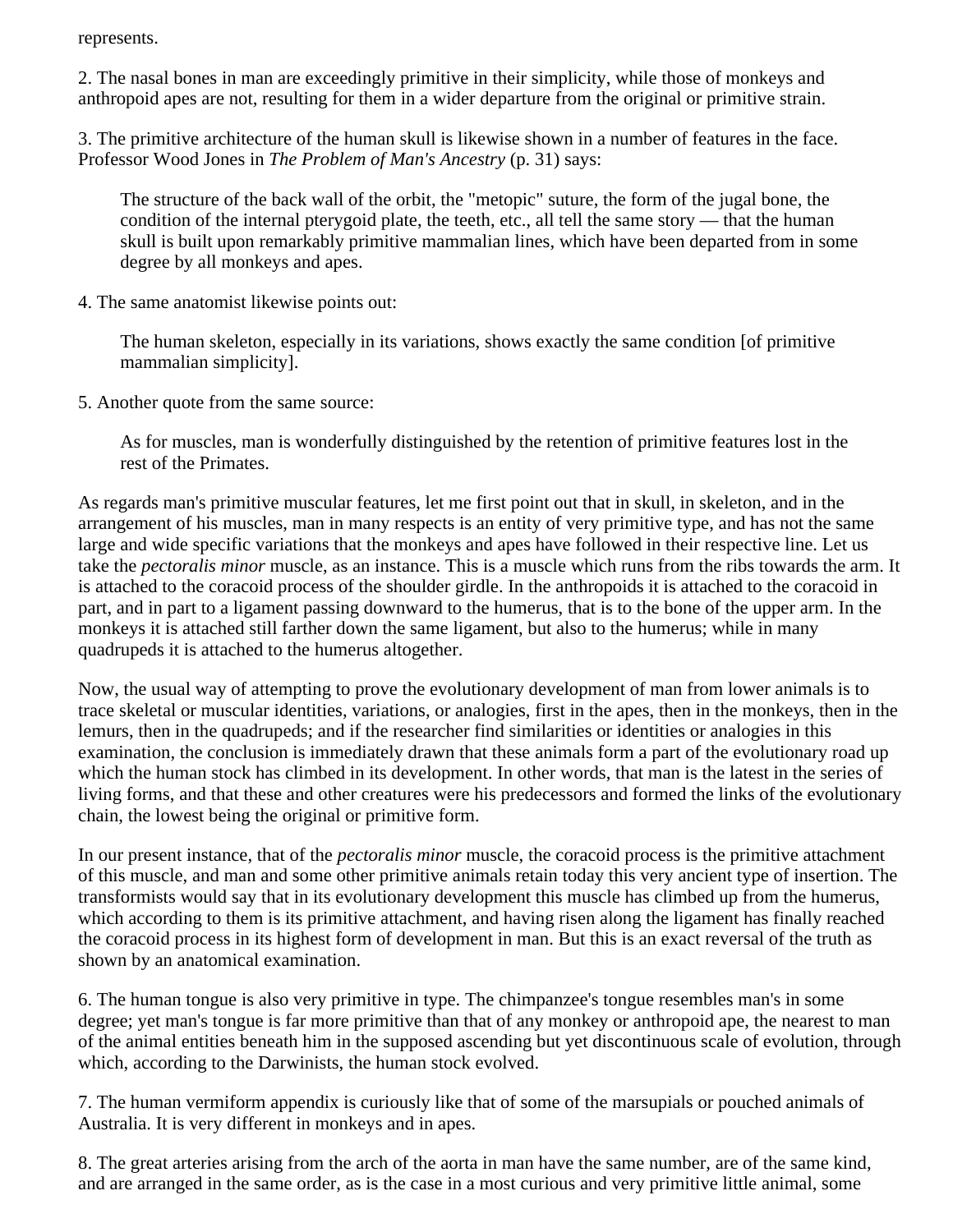represents.

2. The nasal bones in man are exceedingly primitive in their simplicity, while those of monkeys and anthropoid apes are not, resulting for them in a wider departure from the original or primitive strain.

3. The primitive architecture of the human skull is likewise shown in a number of features in the face. Professor Wood Jones in *The Problem of Man's Ancestry* (p. 31) says:

> The structure of the back wall of the orbit, the "metopic" suture, the form of the jugal bone, the condition of the internal pterygoid plate, the teeth, etc., all tell the same story — that the human skull is built upon remarkably primitive mammalian lines, which have been departed from in some degree by all monkeys and apes.

4. The same anatomist likewise points out:

> The human skeleton, especially in its variations, shows exactly the same condition [of primitive mammalian simplicity].

5. Another quote from the same source:

> As for muscles, man is wonderfully distinguished by the retention of primitive features lost in the rest of the Primates.

As regards man's primitive muscular features, let me first point out that in skull, in skeleton, and in the arrangement of his muscles, man in many respects is an entity of very primitive type, and has not the same large and wide specific variations that the monkeys and apes have followed in their respective line. Let us take the *pectoralis minor* muscle, as an instance. This is a muscle which runs from the ribs towards the arm. It is attached to the coracoid process of the shoulder girdle. In the anthropoids it is attached to the coracoid in part, and in part to a ligament passing downward to the humerus, that is to the bone of the upper arm. In the monkeys it is attached still farther down the same ligament, but also to the humerus; while in many quadrupeds it is attached to the humerus altogether.

Now, the usual way of attempting to prove the evolutionary development of man from lower animals is to trace skeletal or muscular identities, variations, or analogies, first in the apes, then in the monkeys, then in the lemurs, then in the quadrupeds; and if the researcher find similarities or identities or analogies in this examination, the conclusion is immediately drawn that these animals form a part of the evolutionary road up which the human stock has climbed in its development. In other words, that man is the latest in the series of living forms, and that these and other creatures were his predecessors and formed the links of the evolutionary chain, the lowest being the original or primitive form.

In our present instance, that of the *pectoralis minor* muscle, the coracoid process is the primitive attachment of this muscle, and man and some other primitive animals retain today this very ancient type of insertion. The transformists would say that in its evolutionary development this muscle has climbed up from the humerus, which according to them is its primitive attachment, and having risen along the ligament has finally reached the coracoid process in its highest form of development in man. But this is an exact reversal of the truth as shown by an anatomical examination.

6. The human tongue is also very primitive in type. The chimpanzee's tongue resembles man's in some degree; yet man's tongue is far more primitive than that of any monkey or anthropoid ape, the nearest to man of the animal entities beneath him in the supposed ascending but yet discontinuous scale of evolution, through which, according to the Darwinists, the human stock evolved.

7. The human vermiform appendix is curiously like that of some of the marsupials or pouched animals of Australia. It is very different in monkeys and in apes.

8. The great arteries arising from the arch of the aorta in man have the same number, are of the same kind, and are arranged in the same order, as is the case in a most curious and very primitive little animal, some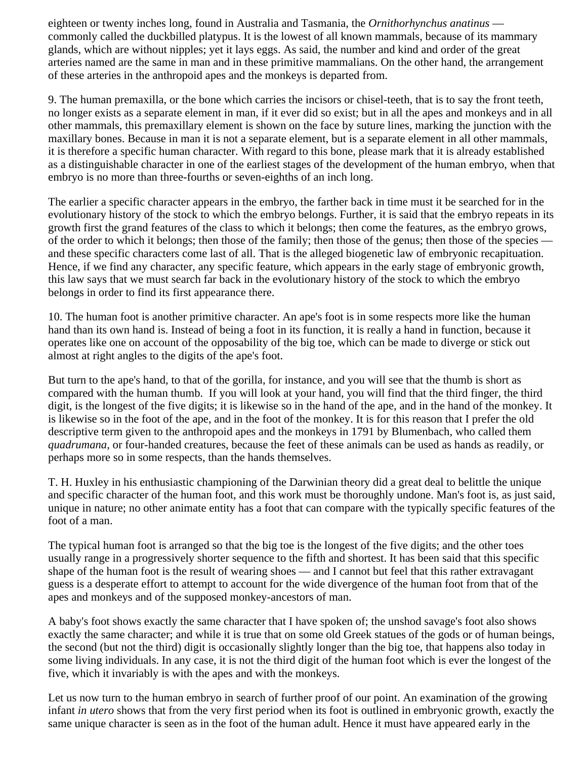eighteen or twenty inches long, found in Australia and Tasmania, the *Ornithorhynchus anatinus* — commonly called the duckbilled platypus. It is the lowest of all known mammals, because of its mammary glands, which are without nipples; yet it lays eggs. As said, the number and kind and order of the great arteries named are the same in man and in these primitive mammalians. On the other hand, the arrangement of these arteries in the anthropoid apes and the monkeys is departed from.

9. The human premaxilla, or the bone which carries the incisors or chisel-teeth, that is to say the front teeth, no longer exists as a separate element in man, if it ever did so exist; but in all the apes and monkeys and in all other mammals, this premaxillary element is shown on the face by suture lines, marking the junction with the maxillary bones. Because in man it is not a separate element, but is a separate element in all other mammals, it is therefore a specific human character. With regard to this bone, please mark that it is already established as a distinguishable character in one of the earliest stages of the development of the human embryo, when that embryo is no more than three-fourths or seven-eighths of an inch long.

The earlier a specific character appears in the embryo, the farther back in time must it be searched for in the evolutionary history of the stock to which the embryo belongs. Further, it is said that the embryo repeats in its growth first the grand features of the class to which it belongs; then come the features, as the embryo grows, of the order to which it belongs; then those of the family; then those of the genus; then those of the species — and these specific characters come last of all. That is the alleged biogenetic law of embryonic recapituation. Hence, if we find any character, any specific feature, which appears in the early stage of embryonic growth, this law says that we must search far back in the evolutionary history of the stock to which the embryo belongs in order to find its first appearance there.

10. The human foot is another primitive character. An ape's foot is in some respects more like the human hand than its own hand is. Instead of being a foot in its function, it is really a hand in function, because it operates like one on account of the opposability of the big toe, which can be made to diverge or stick out almost at right angles to the digits of the ape's foot.

But turn to the ape's hand, to that of the gorilla, for instance, and you will see that the thumb is short as compared with the human thumb. If you will look at your hand, you will find that the third finger, the third digit, is the longest of the five digits; it is likewise so in the hand of the ape, and in the hand of the monkey. It is likewise so in the foot of the ape, and in the foot of the monkey. It is for this reason that I prefer the old descriptive term given to the anthropoid apes and the monkeys in 1791 by Blumenbach, who called them *quadrumana*, or four-handed creatures, because the feet of these animals can be used as hands as readily, or perhaps more so in some respects, than the hands themselves.

T. H. Huxley in his enthusiastic championing of the Darwinian theory did a great deal to belittle the unique and specific character of the human foot, and this work must be thoroughly undone. Man's foot is, as just said, unique in nature; no other animate entity has a foot that can compare with the typically specific features of the foot of a man.

The typical human foot is arranged so that the big toe is the longest of the five digits; and the other toes usually range in a progressively shorter sequence to the fifth and shortest. It has been said that this specific shape of the human foot is the result of wearing shoes — and I cannot but feel that this rather extravagant guess is a desperate effort to attempt to account for the wide divergence of the human foot from that of the apes and monkeys and of the supposed monkey-ancestors of man.

A baby's foot shows exactly the same character that I have spoken of; the unshod savage's foot also shows exactly the same character; and while it is true that on some old Greek statues of the gods or of human beings, the second (but not the third) digit is occasionally slightly longer than the big toe, that happens also today in some living individuals. In any case, it is not the third digit of the human foot which is ever the longest of the five, which it invariably is with the apes and with the monkeys.

Let us now turn to the human embryo in search of further proof of our point. An examination of the growing infant *in utero* shows that from the very first period when its foot is outlined in embryonic growth, exactly the same unique character is seen as in the foot of the human adult. Hence it must have appeared early in the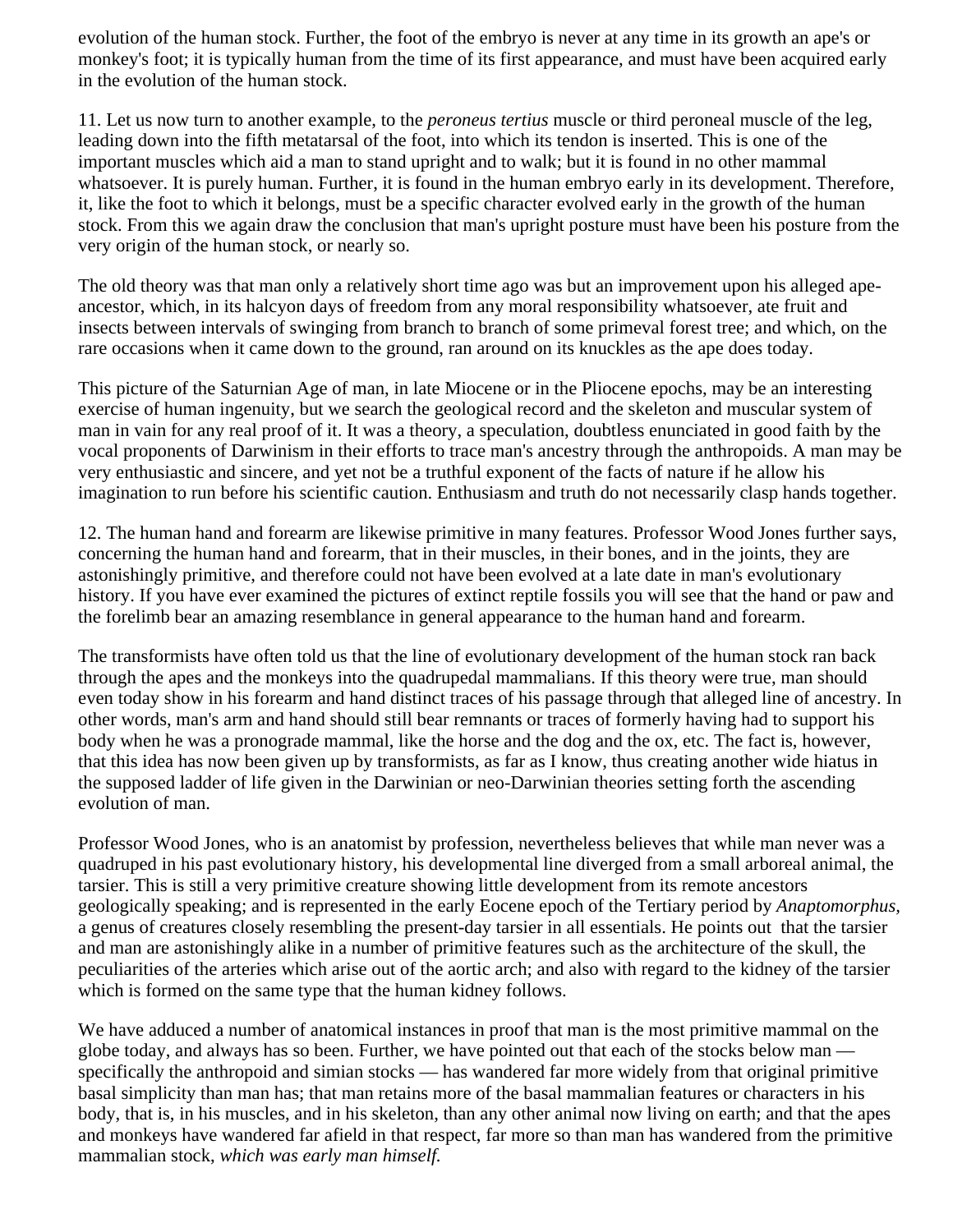evolution of the human stock. Further, the foot of the embryo is never at any time in its growth an ape's or monkey's foot; it is typically human from the time of its first appearance, and must have been acquired early in the evolution of the human stock.

11. Let us now turn to another example, to the *peroneus tertius* muscle or third peroneal muscle of the leg, leading down into the fifth metatarsal of the foot, into which its tendon is inserted. This is one of the important muscles which aid a man to stand upright and to walk; but it is found in no other mammal whatsoever. It is purely human. Further, it is found in the human embryo early in its development. Therefore, it, like the foot to which it belongs, must be a specific character evolved early in the growth of the human stock. From this we again draw the conclusion that man's upright posture must have been his posture from the very origin of the human stock, or nearly so.

The old theory was that man only a relatively short time ago was but an improvement upon his alleged ape-ancestor, which, in its halcyon days of freedom from any moral responsibility whatsoever, ate fruit and insects between intervals of swinging from branch to branch of some primeval forest tree; and which, on the rare occasions when it came down to the ground, ran around on its knuckles as the ape does today.

This picture of the Saturnian Age of man, in late Miocene or in the Pliocene epochs, may be an interesting exercise of human ingenuity, but we search the geological record and the skeleton and muscular system of man in vain for any real proof of it. It was a theory, a speculation, doubtless enunciated in good faith by the vocal proponents of Darwinism in their efforts to trace man's ancestry through the anthropoids. A man may be very enthusiastic and sincere, and yet not be a truthful exponent of the facts of nature if he allow his imagination to run before his scientific caution. Enthusiasm and truth do not necessarily clasp hands together.

12. The human hand and forearm are likewise primitive in many features. Professor Wood Jones further says, concerning the human hand and forearm, that in their muscles, in their bones, and in the joints, they are astonishingly primitive, and therefore could not have been evolved at a late date in man's evolutionary history. If you have ever examined the pictures of extinct reptile fossils you will see that the hand or paw and the forelimb bear an amazing resemblance in general appearance to the human hand and forearm.

The transformists have often told us that the line of evolutionary development of the human stock ran back through the apes and the monkeys into the quadrupedal mammalians. If this theory were true, man should even today show in his forearm and hand distinct traces of his passage through that alleged line of ancestry. In other words, man's arm and hand should still bear remnants or traces of formerly having had to support his body when he was a pronograde mammal, like the horse and the dog and the ox, etc. The fact is, however, that this idea has now been given up by transformists, as far as I know, thus creating another wide hiatus in the supposed ladder of life given in the Darwinian or neo-Darwinian theories setting forth the ascending evolution of man.

Professor Wood Jones, who is an anatomist by profession, nevertheless believes that while man never was a quadruped in his past evolutionary history, his developmental line diverged from a small arboreal animal, the tarsier. This is still a very primitive creature showing little development from its remote ancestors geologically speaking; and is represented in the early Eocene epoch of the Tertiary period by *Anaptomorphus*, a genus of creatures closely resembling the present-day tarsier in all essentials. He points out that the tarsier and man are astonishingly alike in a number of primitive features such as the architecture of the skull, the peculiarities of the arteries which arise out of the aortic arch; and also with regard to the kidney of the tarsier which is formed on the same type that the human kidney follows.

We have adduced a number of anatomical instances in proof that man is the most primitive mammal on the globe today, and always has so been. Further, we have pointed out that each of the stocks below man — specifically the anthropoid and simian stocks — has wandered far more widely from that original primitive basal simplicity than man has; that man retains more of the basal mammalian features or characters in his body, that is, in his muscles, and in his skeleton, than any other animal now living on earth; and that the apes and monkeys have wandered far afield in that respect, far more so than man has wandered from the primitive mammalian stock, *which was early man himself.*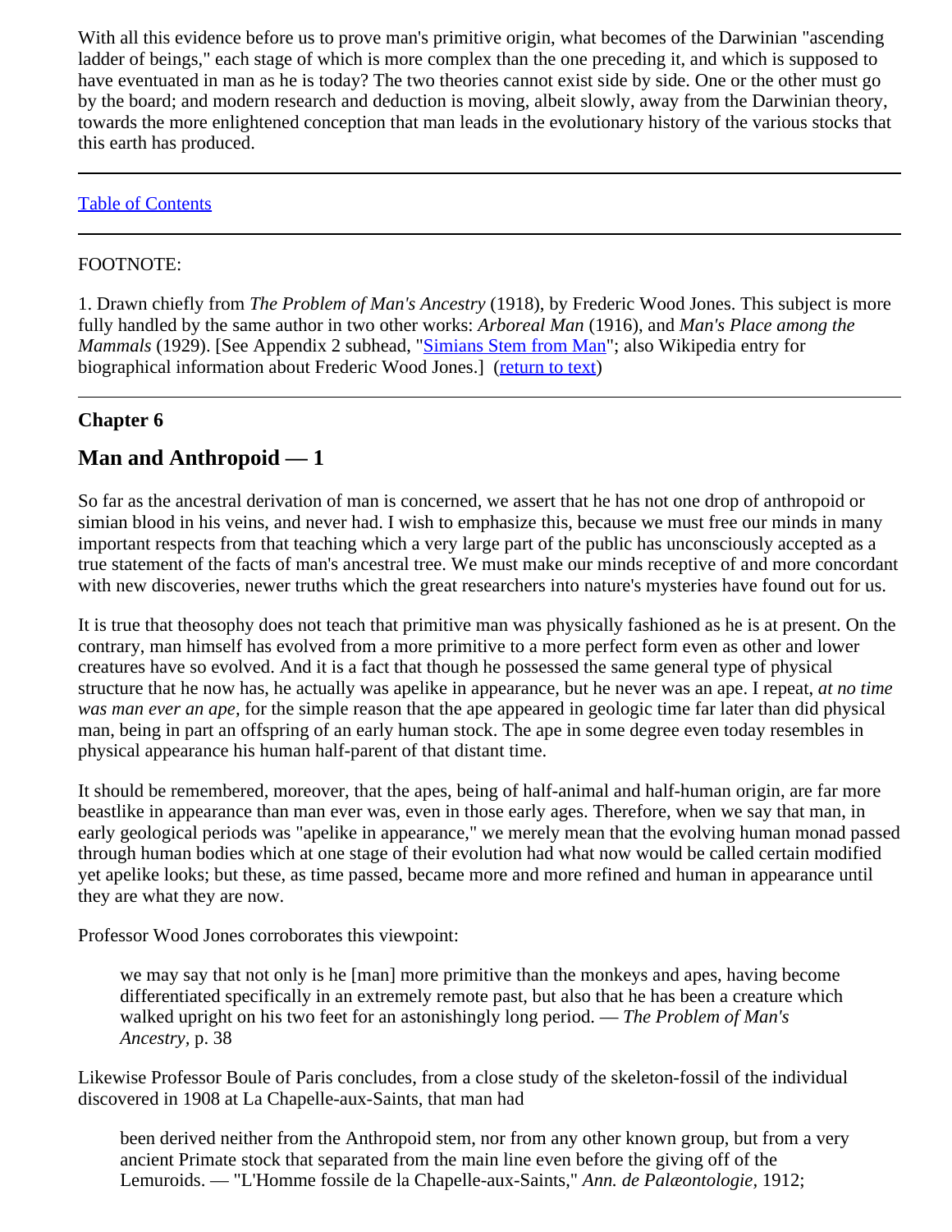With all this evidence before us to prove man's primitive origin, what becomes of the Darwinian "ascending ladder of beings," each stage of which is more complex than the one preceding it, and which is supposed to have eventuated in man as he is today? The two theories cannot exist side by side. One or the other must go by the board; and modern research and deduction is moving, albeit slowly, away from the Darwinian theory, towards the more enlightened conception that man leads in the evolutionary history of the various stocks that this earth has produced.

---

Table of Contents

---

FOOTNOTE:

1. Drawn chiefly from *The Problem of Man's Ancestry* (1918), by Frederic Wood Jones. This subject is more fully handled by the same author in two other works: *Arboreal Man* (1916), and *Man's Place among the Mammals* (1929). [See Appendix 2 subhead, "Simians Stem from Man"; also Wikipedia entry for biographical information about Frederic Wood Jones.] (return to text)

---

### Chapter 6

## Man and Anthropoid — 1

So far as the ancestral derivation of man is concerned, we assert that he has not one drop of anthropoid or simian blood in his veins, and never had. I wish to emphasize this, because we must free our minds in many important respects from that teaching which a very large part of the public has unconsciously accepted as a true statement of the facts of man's ancestral tree. We must make our minds receptive of and more concordant with new discoveries, newer truths which the great researchers into nature's mysteries have found out for us.

It is true that theosophy does not teach that primitive man was physically fashioned as he is at present. On the contrary, man himself has evolved from a more primitive to a more perfect form even as other and lower creatures have so evolved. And it is a fact that though he possessed the same general type of physical structure that he now has, he actually was apelike in appearance, but he never was an ape. I repeat, *at no time was man ever an ape,* for the simple reason that the ape appeared in geologic time far later than did physical man, being in part an offspring of an early human stock. The ape in some degree even today resembles in physical appearance his human half-parent of that distant time.

It should be remembered, moreover, that the apes, being of half-animal and half-human origin, are far more beastlike in appearance than man ever was, even in those early ages. Therefore, when we say that man, in early geological periods was "apelike in appearance," we merely mean that the evolving human monad passed through human bodies which at one stage of their evolution had what now would be called certain modified yet apelike looks; but these, as time passed, became more and more refined and human in appearance until they are what they are now.

Professor Wood Jones corroborates this viewpoint:

> we may say that not only is he [man] more primitive than the monkeys and apes, having become differentiated specifically in an extremely remote past, but also that he has been a creature which walked upright on his two feet for an astonishingly long period. — *The Problem of Man's Ancestry*, p. 38

Likewise Professor Boule of Paris concludes, from a close study of the skeleton-fossil of the individual discovered in 1908 at La Chapelle-aux-Saints, that man had

> been derived neither from the Anthropoid stem, nor from any other known group, but from a very ancient Primate stock that separated from the main line even before the giving off of the Lemuroids. — "L'Homme fossile de la Chapelle-aux-Saints," *Ann. de Palæontologie*, 1912;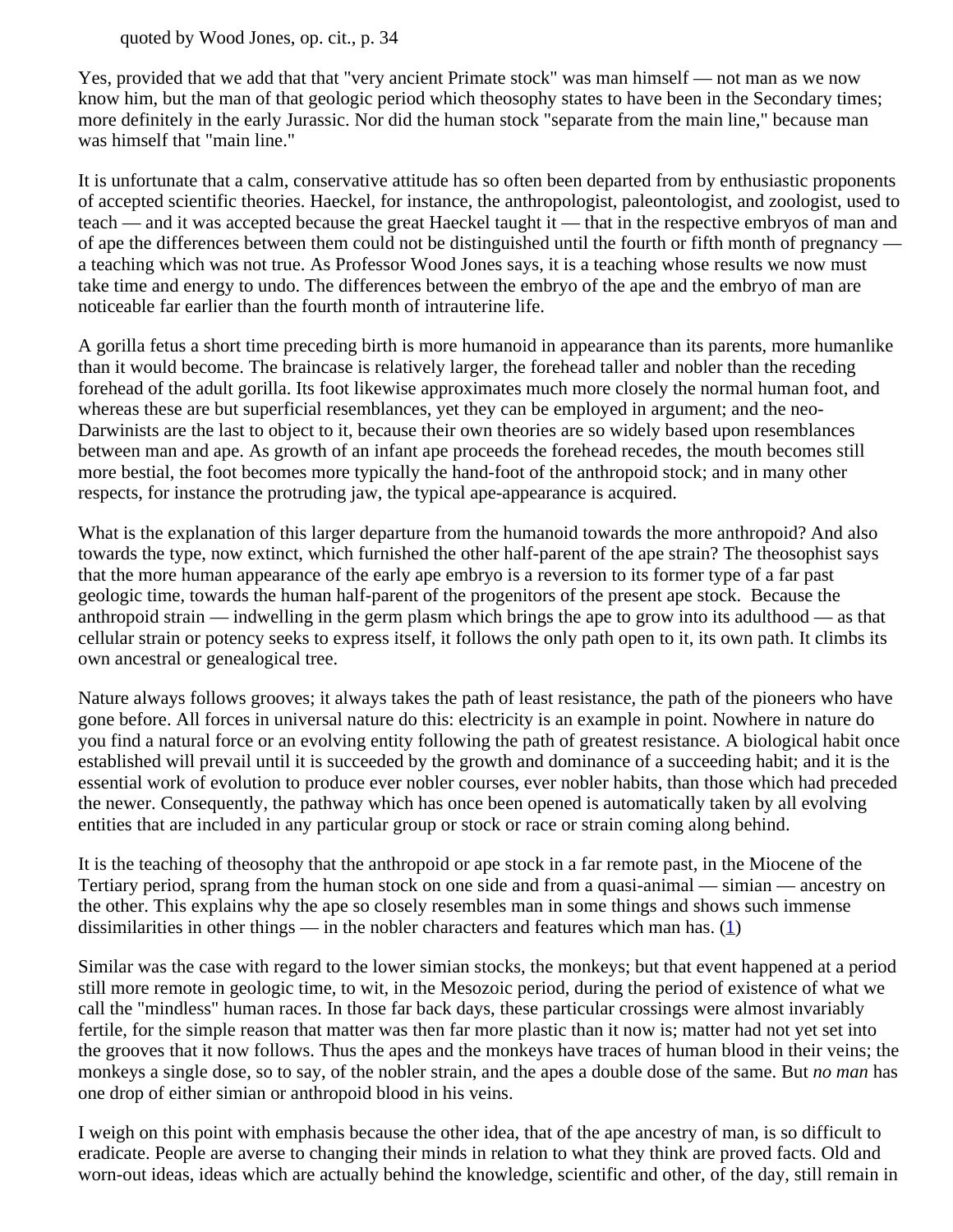quoted by Wood Jones, op. cit., p. 34

Yes, provided that we add that that "very ancient Primate stock" was man himself — not man as we now know him, but the man of that geologic period which theosophy states to have been in the Secondary times; more definitely in the early Jurassic. Nor did the human stock "separate from the main line," because man was himself that "main line."

It is unfortunate that a calm, conservative attitude has so often been departed from by enthusiastic proponents of accepted scientific theories. Haeckel, for instance, the anthropologist, paleontologist, and zoologist, used to teach — and it was accepted because the great Haeckel taught it — that in the respective embryos of man and of ape the differences between them could not be distinguished until the fourth or fifth month of pregnancy — a teaching which was not true. As Professor Wood Jones says, it is a teaching whose results we now must take time and energy to undo. The differences between the embryo of the ape and the embryo of man are noticeable far earlier than the fourth month of intrauterine life.

A gorilla fetus a short time preceding birth is more humanoid in appearance than its parents, more humanlike than it would become. The braincase is relatively larger, the forehead taller and nobler than the receding forehead of the adult gorilla. Its foot likewise approximates much more closely the normal human foot, and whereas these are but superficial resemblances, yet they can be employed in argument; and the neo-Darwinists are the last to object to it, because their own theories are so widely based upon resemblances between man and ape. As growth of an infant ape proceeds the forehead recedes, the mouth becomes still more bestial, the foot becomes more typically the hand-foot of the anthropoid stock; and in many other respects, for instance the protruding jaw, the typical ape-appearance is acquired.

What is the explanation of this larger departure from the humanoid towards the more anthropoid? And also towards the type, now extinct, which furnished the other half-parent of the ape strain? The theosophist says that the more human appearance of the early ape embryo is a reversion to its former type of a far past geologic time, towards the human half-parent of the progenitors of the present ape stock. Because the anthropoid strain — indwelling in the germ plasm which brings the ape to grow into its adulthood — as that cellular strain or potency seeks to express itself, it follows the only path open to it, its own path. It climbs its own ancestral or genealogical tree.

Nature always follows grooves; it always takes the path of least resistance, the path of the pioneers who have gone before. All forces in universal nature do this: electricity is an example in point. Nowhere in nature do you find a natural force or an evolving entity following the path of greatest resistance. A biological habit once established will prevail until it is succeeded by the growth and dominance of a succeeding habit; and it is the essential work of evolution to produce ever nobler courses, ever nobler habits, than those which had preceded the newer. Consequently, the pathway which has once been opened is automatically taken by all evolving entities that are included in any particular group or stock or race or strain coming along behind.

It is the teaching of theosophy that the anthropoid or ape stock in a far remote past, in the Miocene of the Tertiary period, sprang from the human stock on one side and from a quasi-animal — simian — ancestry on the other. This explains why the ape so closely resembles man in some things and shows such immense dissimilarities in other things — in the nobler characters and features which man has. (1)

Similar was the case with regard to the lower simian stocks, the monkeys; but that event happened at a period still more remote in geologic time, to wit, in the Mesozoic period, during the period of existence of what we call the "mindless" human races. In those far back days, these particular crossings were almost invariably fertile, for the simple reason that matter was then far more plastic than it now is; matter had not yet set into the grooves that it now follows. Thus the apes and the monkeys have traces of human blood in their veins; the monkeys a single dose, so to say, of the nobler strain, and the apes a double dose of the same. But *no man* has one drop of either simian or anthropoid blood in his veins.

I weigh on this point with emphasis because the other idea, that of the ape ancestry of man, is so difficult to eradicate. People are averse to changing their minds in relation to what they think are proved facts. Old and worn-out ideas, ideas which are actually behind the knowledge, scientific and other, of the day, still remain in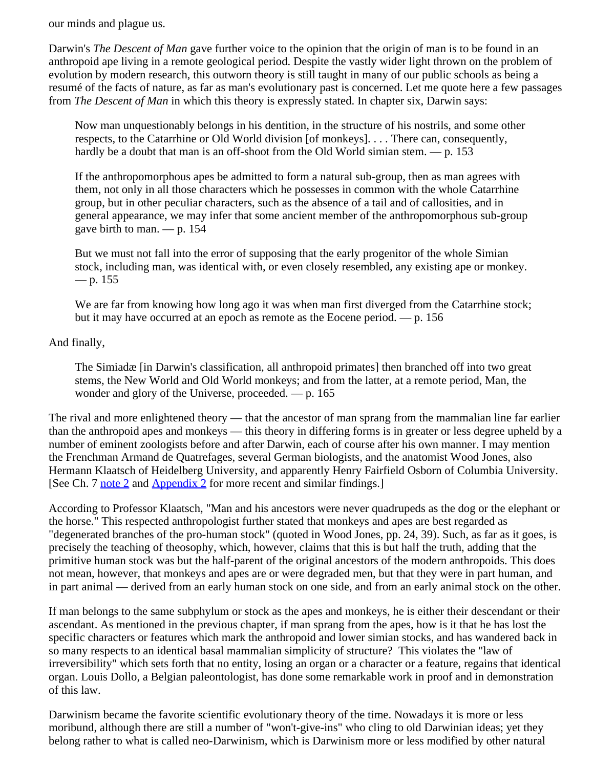our minds and plague us.

Darwin's *The Descent of Man* gave further voice to the opinion that the origin of man is to be found in an anthropoid ape living in a remote geological period. Despite the vastly wider light thrown on the problem of evolution by modern research, this outworn theory is still taught in many of our public schools as being a resumé of the facts of nature, as far as man's evolutionary past is concerned. Let me quote here a few passages from *The Descent of Man* in which this theory is expressly stated. In chapter six, Darwin says:

> Now man unquestionably belongs in his dentition, in the structure of his nostrils, and some other respects, to the Catarrhine or Old World division [of monkeys]. . . . There can, consequently, hardly be a doubt that man is an off-shoot from the Old World simian stem. — p. 153

> If the anthropomorphous apes be admitted to form a natural sub-group, then as man agrees with them, not only in all those characters which he possesses in common with the whole Catarrhine group, but in other peculiar characters, such as the absence of a tail and of callosities, and in general appearance, we may infer that some ancient member of the anthropomorphous sub-group gave birth to man. — p. 154

> But we must not fall into the error of supposing that the early progenitor of the whole Simian stock, including man, was identical with, or even closely resembled, any existing ape or monkey. — p. 155

> We are far from knowing how long ago it was when man first diverged from the Catarrhine stock; but it may have occurred at an epoch as remote as the Eocene period. — p. 156

And finally,

> The Simiadæ [in Darwin's classification, all anthropoid primates] then branched off into two great stems, the New World and Old World monkeys; and from the latter, at a remote period, Man, the wonder and glory of the Universe, proceeded. — p. 165

The rival and more enlightened theory — that the ancestor of man sprang from the mammalian line far earlier than the anthropoid apes and monkeys — this theory in differing forms is in greater or less degree upheld by a number of eminent zoologists before and after Darwin, each of course after his own manner. I may mention the Frenchman Armand de Quatrefages, several German biologists, and the anatomist Wood Jones, also Hermann Klaatsch of Heidelberg University, and apparently Henry Fairfield Osborn of Columbia University. [See Ch. 7 note 2 and Appendix 2 for more recent and similar findings.]

According to Professor Klaatsch, "Man and his ancestors were never quadrupeds as the dog or the elephant or the horse." This respected anthropologist further stated that monkeys and apes are best regarded as "degenerated branches of the pro-human stock" (quoted in Wood Jones, pp. 24, 39). Such, as far as it goes, is precisely the teaching of theosophy, which, however, claims that this is but half the truth, adding that the primitive human stock was but the half-parent of the original ancestors of the modern anthropoids. This does not mean, however, that monkeys and apes are or were degraded men, but that they were in part human, and in part animal — derived from an early human stock on one side, and from an early animal stock on the other.

If man belongs to the same subphylum or stock as the apes and monkeys, he is either their descendant or their ascendant. As mentioned in the previous chapter, if man sprang from the apes, how is it that he has lost the specific characters or features which mark the anthropoid and lower simian stocks, and has wandered back in so many respects to an identical basal mammalian simplicity of structure? This violates the "law of irreversibility" which sets forth that no entity, losing an organ or a character or a feature, regains that identical organ. Louis Dollo, a Belgian paleontologist, has done some remarkable work in proof and in demonstration of this law.

Darwinism became the favorite scientific evolutionary theory of the time. Nowadays it is more or less moribund, although there are still a number of "won't-give-ins" who cling to old Darwinian ideas; yet they belong rather to what is called neo-Darwinism, which is Darwinism more or less modified by other natural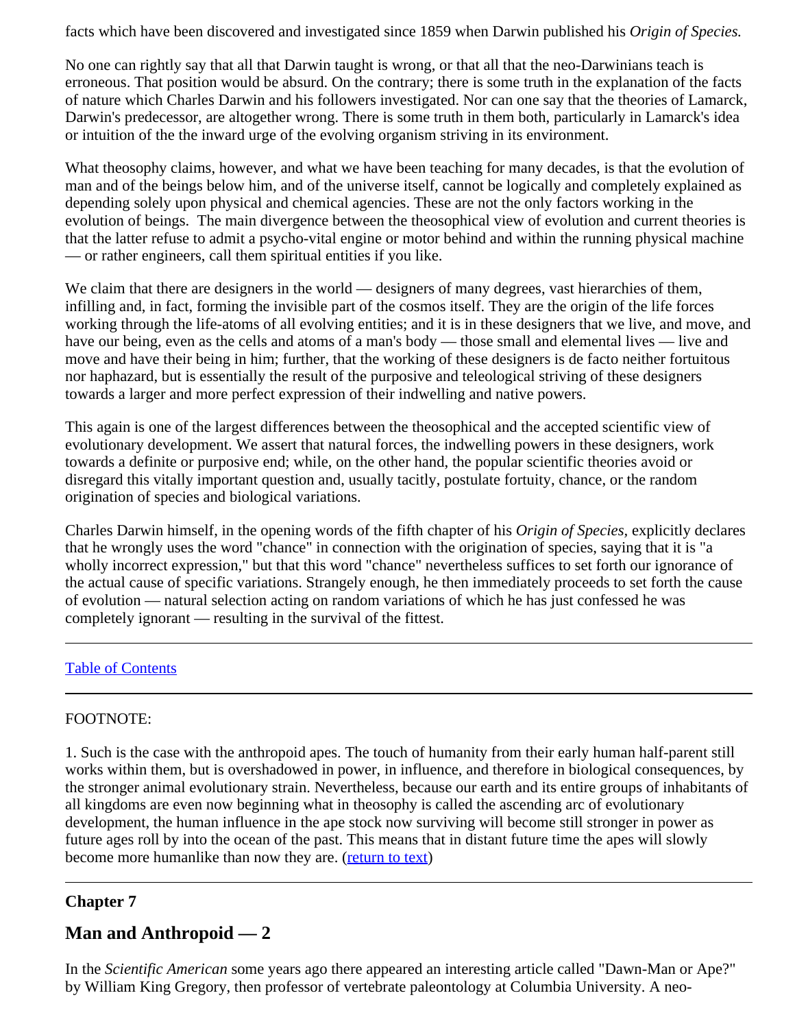facts which have been discovered and investigated since 1859 when Darwin published his *Origin of Species.*

No one can rightly say that all that Darwin taught is wrong, or that all that the neo-Darwinians teach is erroneous. That position would be absurd. On the contrary; there is some truth in the explanation of the facts of nature which Charles Darwin and his followers investigated. Nor can one say that the theories of Lamarck, Darwin's predecessor, are altogether wrong. There is some truth in them both, particularly in Lamarck's idea or intuition of the the inward urge of the evolving organism striving in its environment.

What theosophy claims, however, and what we have been teaching for many decades, is that the evolution of man and of the beings below him, and of the universe itself, cannot be logically and completely explained as depending solely upon physical and chemical agencies. These are not the only factors working in the evolution of beings. The main divergence between the theosophical view of evolution and current theories is that the latter refuse to admit a psycho-vital engine or motor behind and within the running physical machine — or rather engineers, call them spiritual entities if you like.

We claim that there are designers in the world — designers of many degrees, vast hierarchies of them, infilling and, in fact, forming the invisible part of the cosmos itself. They are the origin of the life forces working through the life-atoms of all evolving entities; and it is in these designers that we live, and move, and have our being, even as the cells and atoms of a man's body — those small and elemental lives — live and move and have their being in him; further, that the working of these designers is de facto neither fortuitous nor haphazard, but is essentially the result of the purposive and teleological striving of these designers towards a larger and more perfect expression of their indwelling and native powers.

This again is one of the largest differences between the theosophical and the accepted scientific view of evolutionary development. We assert that natural forces, the indwelling powers in these designers, work towards a definite or purposive end; while, on the other hand, the popular scientific theories avoid or disregard this vitally important question and, usually tacitly, postulate fortuity, chance, or the random origination of species and biological variations.

Charles Darwin himself, in the opening words of the fifth chapter of his *Origin of Species*, explicitly declares that he wrongly uses the word "chance" in connection with the origination of species, saying that it is "a wholly incorrect expression," but that this word "chance" nevertheless suffices to set forth our ignorance of the actual cause of specific variations. Strangely enough, he then immediately proceeds to set forth the cause of evolution — natural selection acting on random variations of which he has just confessed he was completely ignorant — resulting in the survival of the fittest.

---

[Table of Contents]

---

FOOTNOTE:

1. Such is the case with the anthropoid apes. The touch of humanity from their early human half-parent still works within them, but is overshadowed in power, in influence, and therefore in biological consequences, by the stronger animal evolutionary strain. Nevertheless, because our earth and its entire groups of inhabitants of all kingdoms are even now beginning what in theosophy is called the ascending arc of evolutionary development, the human influence in the ape stock now surviving will become still stronger in power as future ages roll by into the ocean of the past. This means that in distant future time the apes will slowly become more humanlike than now they are. (return to text)

---

**Chapter 7**

## Man and Anthropoid — 2

In the *Scientific American* some years ago there appeared an interesting article called "Dawn-Man or Ape?" by William King Gregory, then professor of vertebrate paleontology at Columbia University. A neo-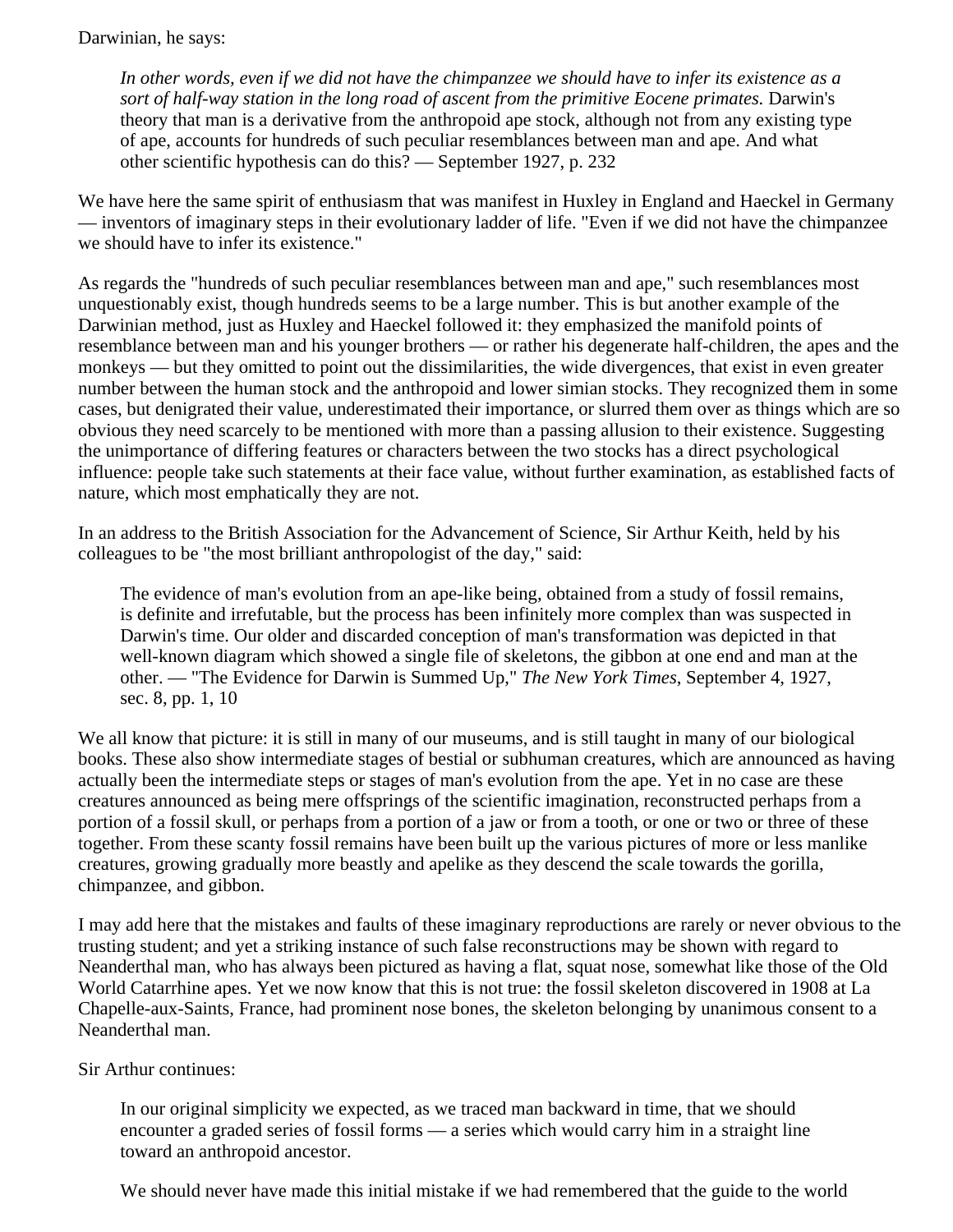Darwinian, he says:

> *In other words, even if we did not have the chimpanzee we should have to infer its existence as a sort of half-way station in the long road of ascent from the primitive Eocene primates.* Darwin's theory that man is a derivative from the anthropoid ape stock, although not from any existing type of ape, accounts for hundreds of such peculiar resemblances between man and ape. And what other scientific hypothesis can do this? — September 1927, p. 232

We have here the same spirit of enthusiasm that was manifest in Huxley in England and Haeckel in Germany — inventors of imaginary steps in their evolutionary ladder of life. "Even if we did not have the chimpanzee we should have to infer its existence."

As regards the "hundreds of such peculiar resemblances between man and ape," such resemblances most unquestionably exist, though hundreds seems to be a large number. This is but another example of the Darwinian method, just as Huxley and Haeckel followed it: they emphasized the manifold points of resemblance between man and his younger brothers — or rather his degenerate half-children, the apes and the monkeys — but they omitted to point out the dissimilarities, the wide divergences, that exist in even greater number between the human stock and the anthropoid and lower simian stocks. They recognized them in some cases, but denigrated their value, underestimated their importance, or slurred them over as things which are so obvious they need scarcely to be mentioned with more than a passing allusion to their existence. Suggesting the unimportance of differing features or characters between the two stocks has a direct psychological influence: people take such statements at their face value, without further examination, as established facts of nature, which most emphatically they are not.

In an address to the British Association for the Advancement of Science, Sir Arthur Keith, held by his colleagues to be "the most brilliant anthropologist of the day," said:

> The evidence of man's evolution from an ape-like being, obtained from a study of fossil remains, is definite and irrefutable, but the process has been infinitely more complex than was suspected in Darwin's time. Our older and discarded conception of man's transformation was depicted in that well-known diagram which showed a single file of skeletons, the gibbon at one end and man at the other. — "The Evidence for Darwin is Summed Up," *The New York Times*, September 4, 1927, sec. 8, pp. 1, 10

We all know that picture: it is still in many of our museums, and is still taught in many of our biological books. These also show intermediate stages of bestial or subhuman creatures, which are announced as having actually been the intermediate steps or stages of man's evolution from the ape. Yet in no case are these creatures announced as being mere offsprings of the scientific imagination, reconstructed perhaps from a portion of a fossil skull, or perhaps from a portion of a jaw or from a tooth, or one or two or three of these together. From these scanty fossil remains have been built up the various pictures of more or less manlike creatures, growing gradually more beastly and apelike as they descend the scale towards the gorilla, chimpanzee, and gibbon.

I may add here that the mistakes and faults of these imaginary reproductions are rarely or never obvious to the trusting student; and yet a striking instance of such false reconstructions may be shown with regard to Neanderthal man, who has always been pictured as having a flat, squat nose, somewhat like those of the Old World Catarrhine apes. Yet we now know that this is not true: the fossil skeleton discovered in 1908 at La Chapelle-aux-Saints, France, had prominent nose bones, the skeleton belonging by unanimous consent to a Neanderthal man.

Sir Arthur continues:

> In our original simplicity we expected, as we traced man backward in time, that we should encounter a graded series of fossil forms — a series which would carry him in a straight line toward an anthropoid ancestor.
>
> We should never have made this initial mistake if we had remembered that the guide to the world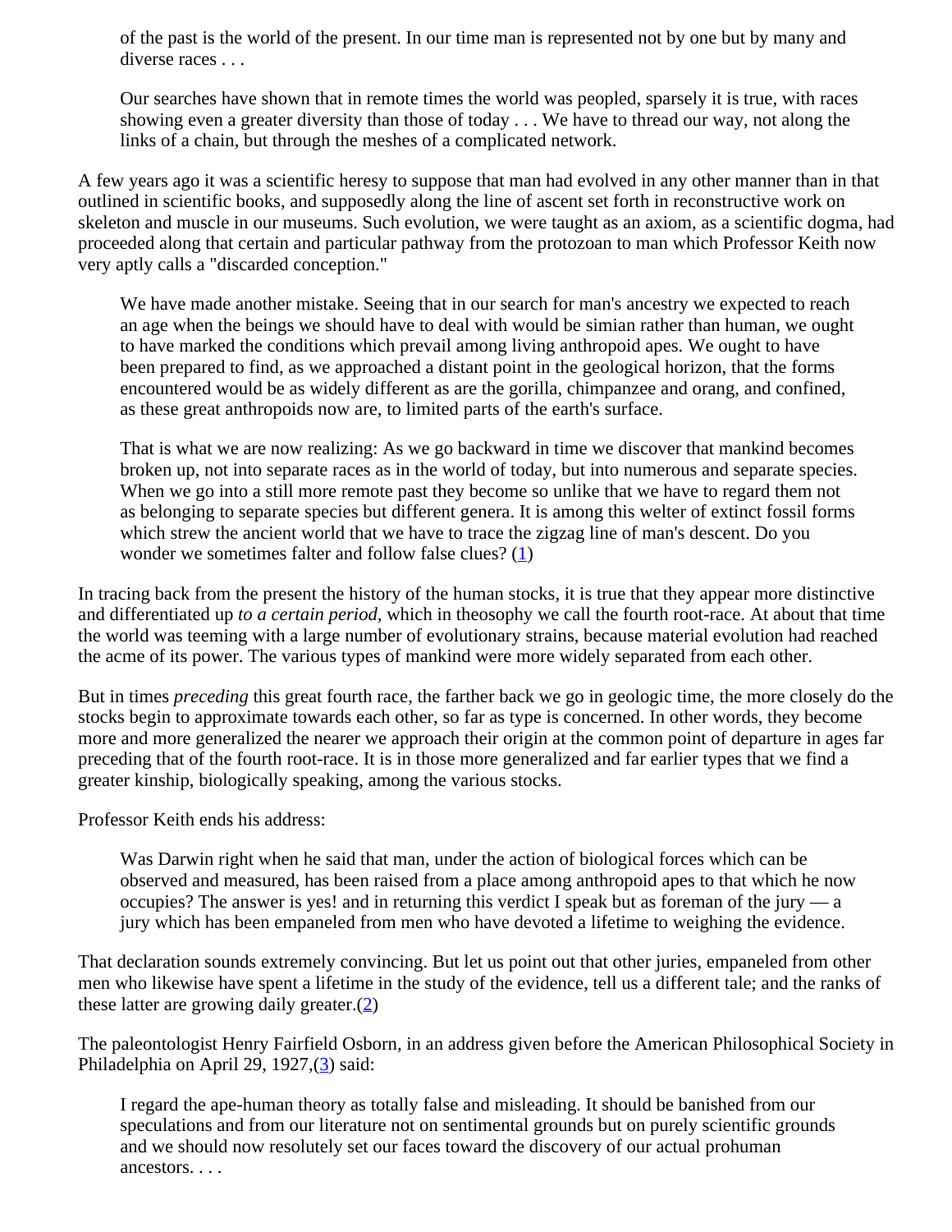> of the past is the world of the present. In our time man is represented not by one but by many and diverse races . . .
>
> Our searches have shown that in remote times the world was peopled, sparsely it is true, with races showing even a greater diversity than those of today . . . We have to thread our way, not along the links of a chain, but through the meshes of a complicated network.

A few years ago it was a scientific heresy to suppose that man had evolved in any other manner than in that outlined in scientific books, and supposedly along the line of ascent set forth in reconstructive work on skeleton and muscle in our museums. Such evolution, we were taught as an axiom, as a scientific dogma, had proceeded along that certain and particular pathway from the protozoan to man which Professor Keith now very aptly calls a "discarded conception."

> We have made another mistake. Seeing that in our search for man's ancestry we expected to reach an age when the beings we should have to deal with would be simian rather than human, we ought to have marked the conditions which prevail among living anthropoid apes. We ought to have been prepared to find, as we approached a distant point in the geological horizon, that the forms encountered would be as widely different as are the gorilla, chimpanzee and orang, and confined, as these great anthropoids now are, to limited parts of the earth's surface.
>
> That is what we are now realizing: As we go backward in time we discover that mankind becomes broken up, not into separate races as in the world of today, but into numerous and separate species. When we go into a still more remote past they become so unlike that we have to regard them not as belonging to separate species but different genera. It is among this welter of extinct fossil forms which strew the ancient world that we have to trace the zigzag line of man's descent. Do you wonder we sometimes falter and follow false clues? (1)

In tracing back from the present the history of the human stocks, it is true that they appear more distinctive and differentiated up *to a certain period*, which in theosophy we call the fourth root-race. At about that time the world was teeming with a large number of evolutionary strains, because material evolution had reached the acme of its power. The various types of mankind were more widely separated from each other.

But in times *preceding* this great fourth race, the farther back we go in geologic time, the more closely do the stocks begin to approximate towards each other, so far as type is concerned. In other words, they become more and more generalized the nearer we approach their origin at the common point of departure in ages far preceding that of the fourth root-race. It is in those more generalized and far earlier types that we find a greater kinship, biologically speaking, among the various stocks.

Professor Keith ends his address:

> Was Darwin right when he said that man, under the action of biological forces which can be observed and measured, has been raised from a place among anthropoid apes to that which he now occupies? The answer is yes! and in returning this verdict I speak but as foreman of the jury — a jury which has been empaneled from men who have devoted a lifetime to weighing the evidence.

That declaration sounds extremely convincing. But let us point out that other juries, empaneled from other men who likewise have spent a lifetime in the study of the evidence, tell us a different tale; and the ranks of these latter are growing daily greater.(2)

The paleontologist Henry Fairfield Osborn, in an address given before the American Philosophical Society in Philadelphia on April 29, 1927,(3) said:

> I regard the ape-human theory as totally false and misleading. It should be banished from our speculations and from our literature not on sentimental grounds but on purely scientific grounds and we should now resolutely set our faces toward the discovery of our actual prohuman ancestors. . . .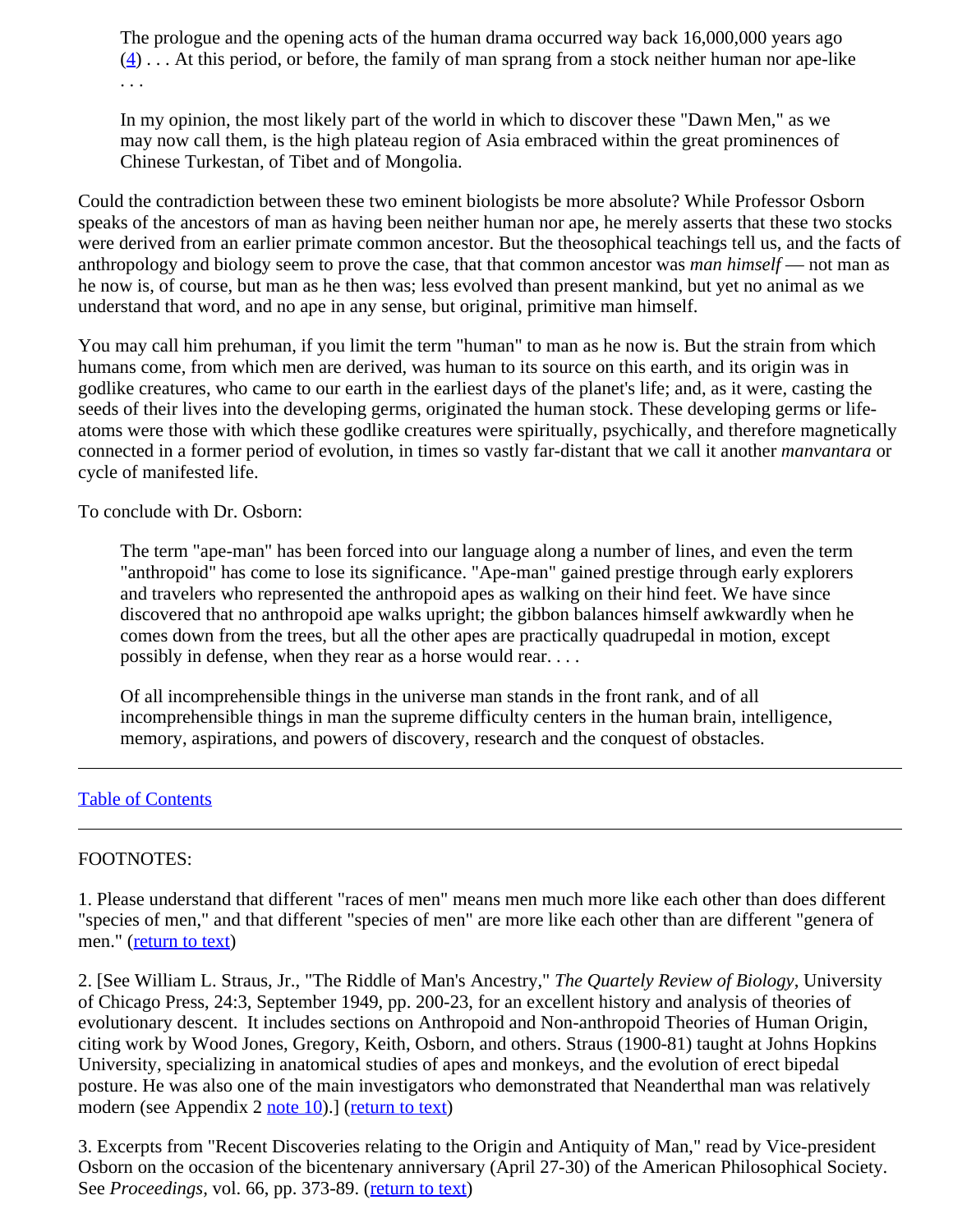> The prologue and the opening acts of the human drama occurred way back 16,000,000 years ago (4) . . . At this period, or before, the family of man sprang from a stock neither human nor ape-like . . .
>
> In my opinion, the most likely part of the world in which to discover these "Dawn Men," as we may now call them, is the high plateau region of Asia embraced within the great prominences of Chinese Turkestan, of Tibet and of Mongolia.

Could the contradiction between these two eminent biologists be more absolute? While Professor Osborn speaks of the ancestors of man as having been neither human nor ape, he merely asserts that these two stocks were derived from an earlier primate common ancestor. But the theosophical teachings tell us, and the facts of anthropology and biology seem to prove the case, that that common ancestor was *man himself* — not man as he now is, of course, but man as he then was; less evolved than present mankind, but yet no animal as we understand that word, and no ape in any sense, but original, primitive man himself.

You may call him prehuman, if you limit the term "human" to man as he now is. But the strain from which humans come, from which men are derived, was human to its source on this earth, and its origin was in godlike creatures, who came to our earth in the earliest days of the planet's life; and, as it were, casting the seeds of their lives into the developing germs, originated the human stock. These developing germs or life-atoms were those with which these godlike creatures were spiritually, psychically, and therefore magnetically connected in a former period of evolution, in times so vastly far-distant that we call it another *manvantara* or cycle of manifested life.

To conclude with Dr. Osborn:

> The term "ape-man" has been forced into our language along a number of lines, and even the term "anthropoid" has come to lose its significance. "Ape-man" gained prestige through early explorers and travelers who represented the anthropoid apes as walking on their hind feet. We have since discovered that no anthropoid ape walks upright; the gibbon balances himself awkwardly when he comes down from the trees, but all the other apes are practically quadrupedal in motion, except possibly in defense, when they rear as a horse would rear. . . .
>
> Of all incomprehensible things in the universe man stands in the front rank, and of all incomprehensible things in man the supreme difficulty centers in the human brain, intelligence, memory, aspirations, and powers of discovery, research and the conquest of obstacles.

---

Table of Contents

---

FOOTNOTES:

1. Please understand that different "races of men" means men much more like each other than does different "species of men," and that different "species of men" are more like each other than are different "genera of men." (return to text)

2. [See William L. Straus, Jr., "The Riddle of Man's Ancestry," *The Quartely Review of Biology*, University of Chicago Press, 24:3, September 1949, pp. 200-23, for an excellent history and analysis of theories of evolutionary descent. It includes sections on Anthropoid and Non-anthropoid Theories of Human Origin, citing work by Wood Jones, Gregory, Keith, Osborn, and others. Straus (1900-81) taught at Johns Hopkins University, specializing in anatomical studies of apes and monkeys, and the evolution of erect bipedal posture. He was also one of the main investigators who demonstrated that Neanderthal man was relatively modern (see Appendix 2 note 10).] (return to text)

3. Excerpts from "Recent Discoveries relating to the Origin and Antiquity of Man," read by Vice-president Osborn on the occasion of the bicentenary anniversary (April 27-30) of the American Philosophical Society. See *Proceedings*, vol. 66, pp. 373-89. (return to text)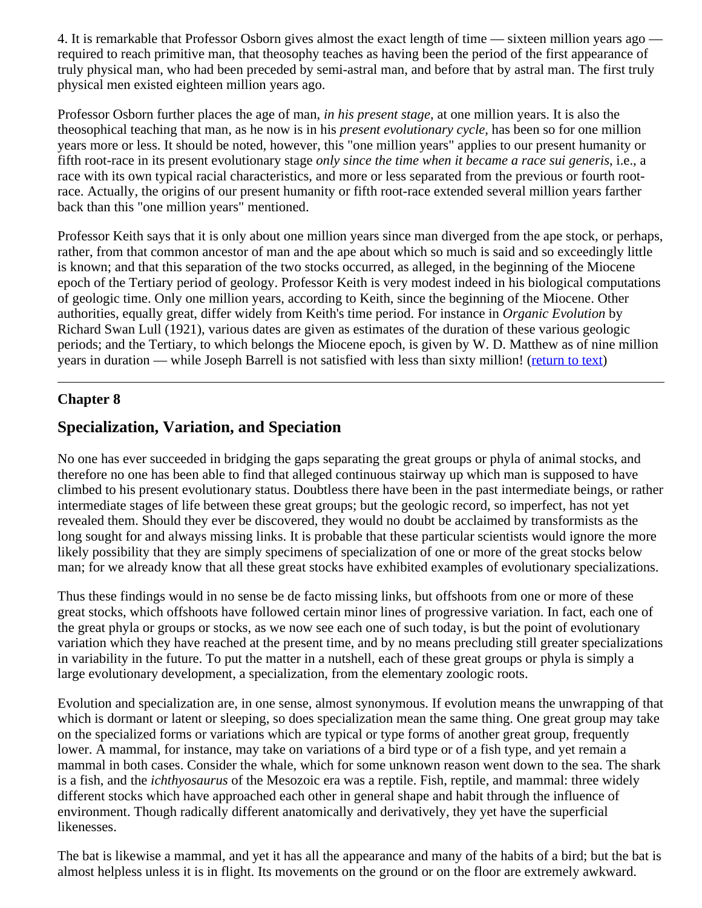4. It is remarkable that Professor Osborn gives almost the exact length of time — sixteen million years ago — required to reach primitive man, that theosophy teaches as having been the period of the first appearance of truly physical man, who had been preceded by semi-astral man, and before that by astral man. The first truly physical men existed eighteen million years ago.

Professor Osborn further places the age of man, *in his present stage*, at one million years. It is also the theosophical teaching that man, as he now is in his *present evolutionary cycle*, has been so for one million years more or less. It should be noted, however, this "one million years" applies to our present humanity or fifth root-race in its present evolutionary stage *only since the time when it became a race sui generis*, i.e., a race with its own typical racial characteristics, and more or less separated from the previous or fourth root-race. Actually, the origins of our present humanity or fifth root-race extended several million years farther back than this "one million years" mentioned.

Professor Keith says that it is only about one million years since man diverged from the ape stock, or perhaps, rather, from that common ancestor of man and the ape about which so much is said and so exceedingly little is known; and that this separation of the two stocks occurred, as alleged, in the beginning of the Miocene epoch of the Tertiary period of geology. Professor Keith is very modest indeed in his biological computations of geologic time. Only one million years, according to Keith, since the beginning of the Miocene. Other authorities, equally great, differ widely from Keith's time period. For instance in *Organic Evolution* by Richard Swan Lull (1921), various dates are given as estimates of the duration of these various geologic periods; and the Tertiary, to which belongs the Miocene epoch, is given by W. D. Matthew as of nine million years in duration — while Joseph Barrell is not satisfied with less than sixty million! (return to text)

---

### Chapter 8

## Specialization, Variation, and Speciation

No one has ever succeeded in bridging the gaps separating the great groups or phyla of animal stocks, and therefore no one has been able to find that alleged continuous stairway up which man is supposed to have climbed to his present evolutionary status. Doubtless there have been in the past intermediate beings, or rather intermediate stages of life between these great groups; but the geologic record, so imperfect, has not yet revealed them. Should they ever be discovered, they would no doubt be acclaimed by transformists as the long sought for and always missing links. It is probable that these particular scientists would ignore the more likely possibility that they are simply specimens of specialization of one or more of the great stocks below man; for we already know that all these great stocks have exhibited examples of evolutionary specializations.

Thus these findings would in no sense be de facto missing links, but offshoots from one or more of these great stocks, which offshoots have followed certain minor lines of progressive variation. In fact, each one of the great phyla or groups or stocks, as we now see each one of such today, is but the point of evolutionary variation which they have reached at the present time, and by no means precluding still greater specializations in variability in the future. To put the matter in a nutshell, each of these great groups or phyla is simply a large evolutionary development, a specialization, from the elementary zoologic roots.

Evolution and specialization are, in one sense, almost synonymous. If evolution means the unwrapping of that which is dormant or latent or sleeping, so does specialization mean the same thing. One great group may take on the specialized forms or variations which are typical or type forms of another great group, frequently lower. A mammal, for instance, may take on variations of a bird type or of a fish type, and yet remain a mammal in both cases. Consider the whale, which for some unknown reason went down to the sea. The shark is a fish, and the *ichthyosaurus* of the Mesozoic era was a reptile. Fish, reptile, and mammal: three widely different stocks which have approached each other in general shape and habit through the influence of environment. Though radically different anatomically and derivatively, they yet have the superficial likenesses.

The bat is likewise a mammal, and yet it has all the appearance and many of the habits of a bird; but the bat is almost helpless unless it is in flight. Its movements on the ground or on the floor are extremely awkward.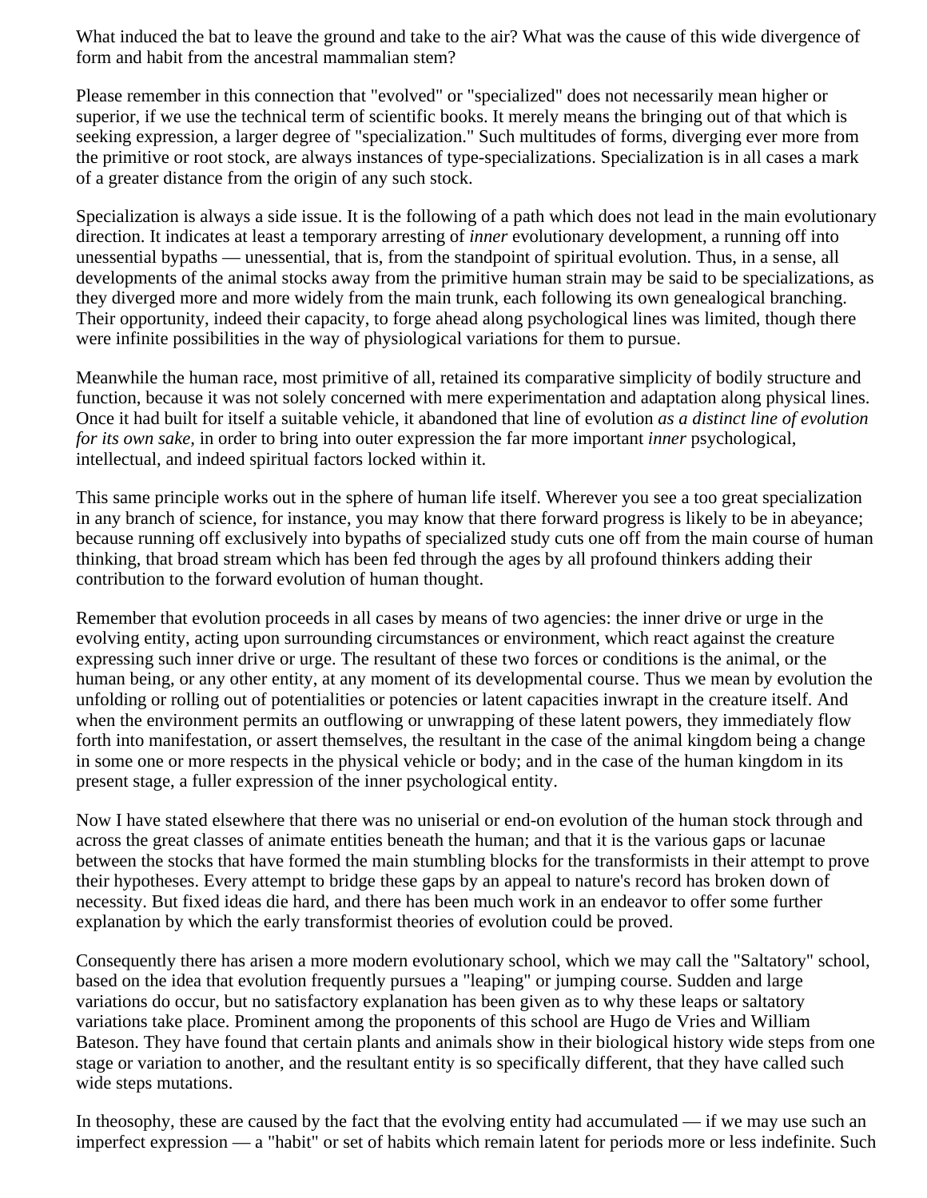What induced the bat to leave the ground and take to the air? What was the cause of this wide divergence of form and habit from the ancestral mammalian stem?

Please remember in this connection that "evolved" or "specialized" does not necessarily mean higher or superior, if we use the technical term of scientific books. It merely means the bringing out of that which is seeking expression, a larger degree of "specialization." Such multitudes of forms, diverging ever more from the primitive or root stock, are always instances of type-specializations. Specialization is in all cases a mark of a greater distance from the origin of any such stock.

Specialization is always a side issue. It is the following of a path which does not lead in the main evolutionary direction. It indicates at least a temporary arresting of *inner* evolutionary development, a running off into unessential bypaths — unessential, that is, from the standpoint of spiritual evolution. Thus, in a sense, all developments of the animal stocks away from the primitive human strain may be said to be specializations, as they diverged more and more widely from the main trunk, each following its own genealogical branching. Their opportunity, indeed their capacity, to forge ahead along psychological lines was limited, though there were infinite possibilities in the way of physiological variations for them to pursue.

Meanwhile the human race, most primitive of all, retained its comparative simplicity of bodily structure and function, because it was not solely concerned with mere experimentation and adaptation along physical lines. Once it had built for itself a suitable vehicle, it abandoned that line of evolution *as a distinct line of evolution for its own sake,* in order to bring into outer expression the far more important *inner* psychological, intellectual, and indeed spiritual factors locked within it.

This same principle works out in the sphere of human life itself. Wherever you see a too great specialization in any branch of science, for instance, you may know that there forward progress is likely to be in abeyance; because running off exclusively into bypaths of specialized study cuts one off from the main course of human thinking, that broad stream which has been fed through the ages by all profound thinkers adding their contribution to the forward evolution of human thought.

Remember that evolution proceeds in all cases by means of two agencies: the inner drive or urge in the evolving entity, acting upon surrounding circumstances or environment, which react against the creature expressing such inner drive or urge. The resultant of these two forces or conditions is the animal, or the human being, or any other entity, at any moment of its developmental course. Thus we mean by evolution the unfolding or rolling out of potentialities or potencies or latent capacities inwrapt in the creature itself. And when the environment permits an outflowing or unwrapping of these latent powers, they immediately flow forth into manifestation, or assert themselves, the resultant in the case of the animal kingdom being a change in some one or more respects in the physical vehicle or body; and in the case of the human kingdom in its present stage, a fuller expression of the inner psychological entity.

Now I have stated elsewhere that there was no uniserial or end-on evolution of the human stock through and across the great classes of animate entities beneath the human; and that it is the various gaps or lacunae between the stocks that have formed the main stumbling blocks for the transformists in their attempt to prove their hypotheses. Every attempt to bridge these gaps by an appeal to nature's record has broken down of necessity. But fixed ideas die hard, and there has been much work in an endeavor to offer some further explanation by which the early transformist theories of evolution could be proved.

Consequently there has arisen a more modern evolutionary school, which we may call the "Saltatory" school, based on the idea that evolution frequently pursues a "leaping" or jumping course. Sudden and large variations do occur, but no satisfactory explanation has been given as to why these leaps or saltatory variations take place. Prominent among the proponents of this school are Hugo de Vries and William Bateson. They have found that certain plants and animals show in their biological history wide steps from one stage or variation to another, and the resultant entity is so specifically different, that they have called such wide steps mutations.

In theosophy, these are caused by the fact that the evolving entity had accumulated — if we may use such an imperfect expression — a "habit" or set of habits which remain latent for periods more or less indefinite. Such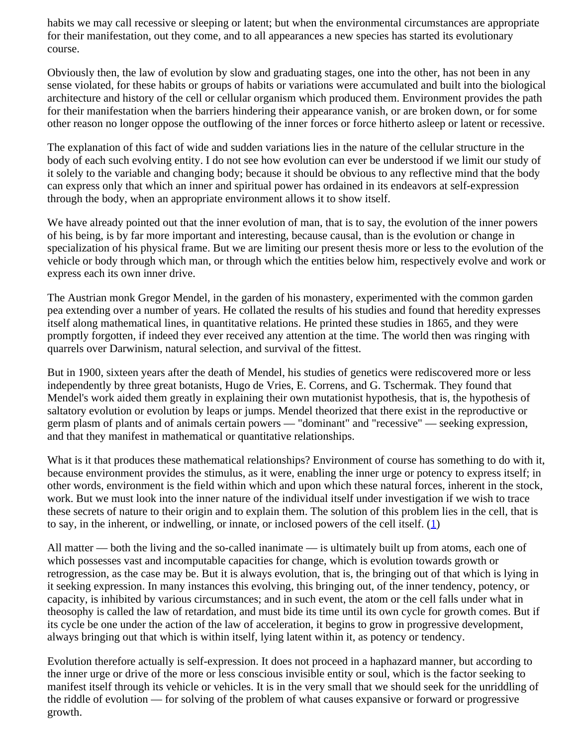habits we may call recessive or sleeping or latent; but when the environmental circumstances are appropriate for their manifestation, out they come, and to all appearances a new species has started its evolutionary course.

Obviously then, the law of evolution by slow and graduating stages, one into the other, has not been in any sense violated, for these habits or groups of habits or variations were accumulated and built into the biological architecture and history of the cell or cellular organism which produced them. Environment provides the path for their manifestation when the barriers hindering their appearance vanish, or are broken down, or for some other reason no longer oppose the outflowing of the inner forces or force hitherto asleep or latent or recessive.

The explanation of this fact of wide and sudden variations lies in the nature of the cellular structure in the body of each such evolving entity. I do not see how evolution can ever be understood if we limit our study of it solely to the variable and changing body; because it should be obvious to any reflective mind that the body can express only that which an inner and spiritual power has ordained in its endeavors at self-expression through the body, when an appropriate environment allows it to show itself.

We have already pointed out that the inner evolution of man, that is to say, the evolution of the inner powers of his being, is by far more important and interesting, because causal, than is the evolution or change in specialization of his physical frame. But we are limiting our present thesis more or less to the evolution of the vehicle or body through which man, or through which the entities below him, respectively evolve and work or express each its own inner drive.

The Austrian monk Gregor Mendel, in the garden of his monastery, experimented with the common garden pea extending over a number of years. He collated the results of his studies and found that heredity expresses itself along mathematical lines, in quantitative relations. He printed these studies in 1865, and they were promptly forgotten, if indeed they ever received any attention at the time. The world then was ringing with quarrels over Darwinism, natural selection, and survival of the fittest.

But in 1900, sixteen years after the death of Mendel, his studies of genetics were rediscovered more or less independently by three great botanists, Hugo de Vries, E. Correns, and G. Tschermak. They found that Mendel's work aided them greatly in explaining their own mutationist hypothesis, that is, the hypothesis of saltatory evolution or evolution by leaps or jumps. Mendel theorized that there exist in the reproductive or germ plasm of plants and of animals certain powers — "dominant" and "recessive" — seeking expression, and that they manifest in mathematical or quantitative relationships.

What is it that produces these mathematical relationships? Environment of course has something to do with it, because environment provides the stimulus, as it were, enabling the inner urge or potency to express itself; in other words, environment is the field within which and upon which these natural forces, inherent in the stock, work. But we must look into the inner nature of the individual itself under investigation if we wish to trace these secrets of nature to their origin and to explain them. The solution of this problem lies in the cell, that is to say, in the inherent, or indwelling, or innate, or inclosed powers of the cell itself. (1)

All matter — both the living and the so-called inanimate — is ultimately built up from atoms, each one of which possesses vast and incomputable capacities for change, which is evolution towards growth or retrogression, as the case may be. But it is always evolution, that is, the bringing out of that which is lying in it seeking expression. In many instances this evolving, this bringing out, of the inner tendency, potency, or capacity, is inhibited by various circumstances; and in such event, the atom or the cell falls under what in theosophy is called the law of retardation, and must bide its time until its own cycle for growth comes. But if its cycle be one under the action of the law of acceleration, it begins to grow in progressive development, always bringing out that which is within itself, lying latent within it, as potency or tendency.

Evolution therefore actually is self-expression. It does not proceed in a haphazard manner, but according to the inner urge or drive of the more or less conscious invisible entity or soul, which is the factor seeking to manifest itself through its vehicle or vehicles. It is in the very small that we should seek for the unriddling of the riddle of evolution — for solving of the problem of what causes expansive or forward or progressive growth.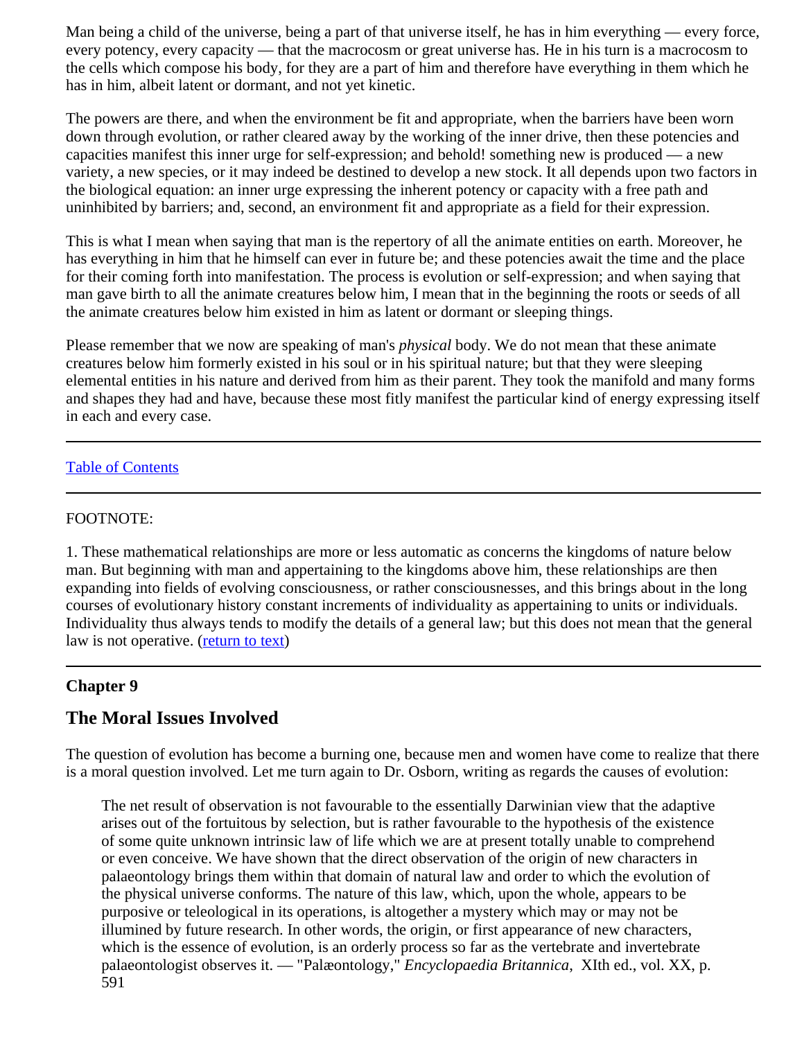Man being a child of the universe, being a part of that universe itself, he has in him everything — every force, every potency, every capacity — that the macrocosm or great universe has. He in his turn is a macrocosm to the cells which compose his body, for they are a part of him and therefore have everything in them which he has in him, albeit latent or dormant, and not yet kinetic.

The powers are there, and when the environment be fit and appropriate, when the barriers have been worn down through evolution, or rather cleared away by the working of the inner drive, then these potencies and capacities manifest this inner urge for self-expression; and behold! something new is produced — a new variety, a new species, or it may indeed be destined to develop a new stock. It all depends upon two factors in the biological equation: an inner urge expressing the inherent potency or capacity with a free path and uninhibited by barriers; and, second, an environment fit and appropriate as a field for their expression.

This is what I mean when saying that man is the repertory of all the animate entities on earth. Moreover, he has everything in him that he himself can ever in future be; and these potencies await the time and the place for their coming forth into manifestation. The process is evolution or self-expression; and when saying that man gave birth to all the animate creatures below him, I mean that in the beginning the roots or seeds of all the animate creatures below him existed in him as latent or dormant or sleeping things.

Please remember that we now are speaking of man's *physical* body. We do not mean that these animate creatures below him formerly existed in his soul or in his spiritual nature; but that they were sleeping elemental entities in his nature and derived from him as their parent. They took the manifold and many forms and shapes they had and have, because these most fitly manifest the particular kind of energy expressing itself in each and every case.

---

[Table of Contents]

---

FOOTNOTE:

1. These mathematical relationships are more or less automatic as concerns the kingdoms of nature below man. But beginning with man and appertaining to the kingdoms above him, these relationships are then expanding into fields of evolving consciousness, or rather consciousnesses, and this brings about in the long courses of evolutionary history constant increments of individuality as appertaining to units or individuals. Individuality thus always tends to modify the details of a general law; but this does not mean that the general law is not operative. (return to text)

---

### Chapter 9

## The Moral Issues Involved

The question of evolution has become a burning one, because men and women have come to realize that there is a moral question involved. Let me turn again to Dr. Osborn, writing as regards the causes of evolution:

> The net result of observation is not favourable to the essentially Darwinian view that the adaptive arises out of the fortuitous by selection, but is rather favourable to the hypothesis of the existence of some quite unknown intrinsic law of life which we are at present totally unable to comprehend or even conceive. We have shown that the direct observation of the origin of new characters in palaeontology brings them within that domain of natural law and order to which the evolution of the physical universe conforms. The nature of this law, which, upon the whole, appears to be purposive or teleological in its operations, is altogether a mystery which may or may not be illumined by future research. In other words, the origin, or first appearance of new characters, which is the essence of evolution, is an orderly process so far as the vertebrate and invertebrate palaeontologist observes it. — "Palæontology," *Encyclopaedia Britannica*, XIth ed., vol. XX, p. 591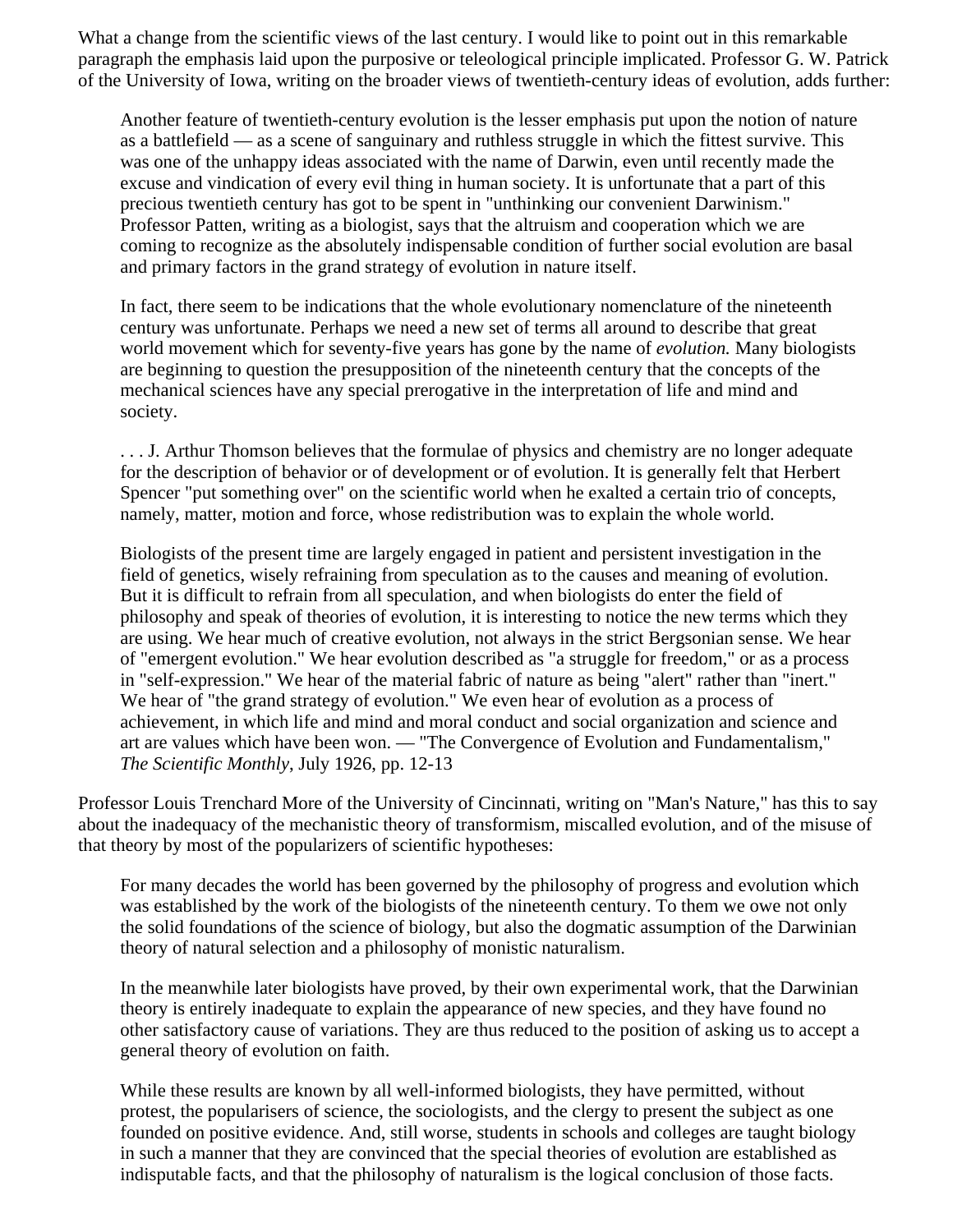What a change from the scientific views of the last century. I would like to point out in this remarkable paragraph the emphasis laid upon the purposive or teleological principle implicated. Professor G. W. Patrick of the University of Iowa, writing on the broader views of twentieth-century ideas of evolution, adds further:

> Another feature of twentieth-century evolution is the lesser emphasis put upon the notion of nature as a battlefield — as a scene of sanguinary and ruthless struggle in which the fittest survive. This was one of the unhappy ideas associated with the name of Darwin, even until recently made the excuse and vindication of every evil thing in human society. It is unfortunate that a part of this precious twentieth century has got to be spent in "unthinking our convenient Darwinism." Professor Patten, writing as a biologist, says that the altruism and cooperation which we are coming to recognize as the absolutely indispensable condition of further social evolution are basal and primary factors in the grand strategy of evolution in nature itself.
>
> In fact, there seem to be indications that the whole evolutionary nomenclature of the nineteenth century was unfortunate. Perhaps we need a new set of terms all around to describe that great world movement which for seventy-five years has gone by the name of *evolution.* Many biologists are beginning to question the presupposition of the nineteenth century that the concepts of the mechanical sciences have any special prerogative in the interpretation of life and mind and society.
>
> . . . J. Arthur Thomson believes that the formulae of physics and chemistry are no longer adequate for the description of behavior or of development or of evolution. It is generally felt that Herbert Spencer "put something over" on the scientific world when he exalted a certain trio of concepts, namely, matter, motion and force, whose redistribution was to explain the whole world.
>
> Biologists of the present time are largely engaged in patient and persistent investigation in the field of genetics, wisely refraining from speculation as to the causes and meaning of evolution. But it is difficult to refrain from all speculation, and when biologists do enter the field of philosophy and speak of theories of evolution, it is interesting to notice the new terms which they are using. We hear much of creative evolution, not always in the strict Bergsonian sense. We hear of "emergent evolution." We hear evolution described as "a struggle for freedom," or as a process in "self-expression." We hear of the material fabric of nature as being "alert" rather than "inert." We hear of "the grand strategy of evolution." We even hear of evolution as a process of achievement, in which life and mind and moral conduct and social organization and science and art are values which have been won. — "The Convergence of Evolution and Fundamentalism," *The Scientific Monthly*, July 1926, pp. 12-13

Professor Louis Trenchard More of the University of Cincinnati, writing on "Man's Nature," has this to say about the inadequacy of the mechanistic theory of transformism, miscalled evolution, and of the misuse of that theory by most of the popularizers of scientific hypotheses:

> For many decades the world has been governed by the philosophy of progress and evolution which was established by the work of the biologists of the nineteenth century. To them we owe not only the solid foundations of the science of biology, but also the dogmatic assumption of the Darwinian theory of natural selection and a philosophy of monistic naturalism.
>
> In the meanwhile later biologists have proved, by their own experimental work, that the Darwinian theory is entirely inadequate to explain the appearance of new species, and they have found no other satisfactory cause of variations. They are thus reduced to the position of asking us to accept a general theory of evolution on faith.
>
> While these results are known by all well-informed biologists, they have permitted, without protest, the popularisers of science, the sociologists, and the clergy to present the subject as one founded on positive evidence. And, still worse, students in schools and colleges are taught biology in such a manner that they are convinced that the special theories of evolution are established as indisputable facts, and that the philosophy of naturalism is the logical conclusion of those facts.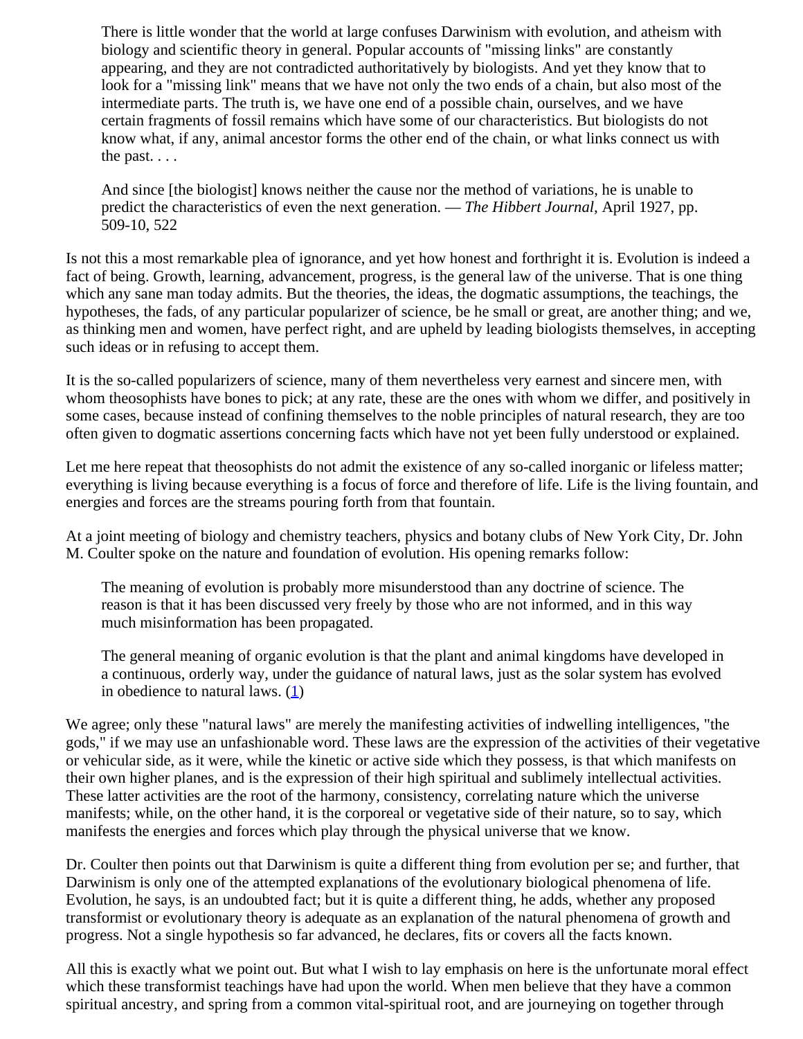> There is little wonder that the world at large confuses Darwinism with evolution, and atheism with biology and scientific theory in general. Popular accounts of "missing links" are constantly appearing, and they are not contradicted authoritatively by biologists. And yet they know that to look for a "missing link" means that we have not only the two ends of a chain, but also most of the intermediate parts. The truth is, we have one end of a possible chain, ourselves, and we have certain fragments of fossil remains which have some of our characteristics. But biologists do not know what, if any, animal ancestor forms the other end of the chain, or what links connect us with the past. . . .
>
> And since [the biologist] knows neither the cause nor the method of variations, he is unable to predict the characteristics of even the next generation. — *The Hibbert Journal*, April 1927, pp. 509-10, 522

Is not this a most remarkable plea of ignorance, and yet how honest and forthright it is. Evolution is indeed a fact of being. Growth, learning, advancement, progress, is the general law of the universe. That is one thing which any sane man today admits. But the theories, the ideas, the dogmatic assumptions, the teachings, the hypotheses, the fads, of any particular popularizer of science, be he small or great, are another thing; and we, as thinking men and women, have perfect right, and are upheld by leading biologists themselves, in accepting such ideas or in refusing to accept them.

It is the so-called popularizers of science, many of them nevertheless very earnest and sincere men, with whom theosophists have bones to pick; at any rate, these are the ones with whom we differ, and positively in some cases, because instead of confining themselves to the noble principles of natural research, they are too often given to dogmatic assertions concerning facts which have not yet been fully understood or explained.

Let me here repeat that theosophists do not admit the existence of any so-called inorganic or lifeless matter; everything is living because everything is a focus of force and therefore of life. Life is the living fountain, and energies and forces are the streams pouring forth from that fountain.

At a joint meeting of biology and chemistry teachers, physics and botany clubs of New York City, Dr. John M. Coulter spoke on the nature and foundation of evolution. His opening remarks follow:

> The meaning of evolution is probably more misunderstood than any doctrine of science. The reason is that it has been discussed very freely by those who are not informed, and in this way much misinformation has been propagated.
>
> The general meaning of organic evolution is that the plant and animal kingdoms have developed in a continuous, orderly way, under the guidance of natural laws, just as the solar system has evolved in obedience to natural laws. (1)

We agree; only these "natural laws" are merely the manifesting activities of indwelling intelligences, "the gods," if we may use an unfashionable word. These laws are the expression of the activities of their vegetative or vehicular side, as it were, while the kinetic or active side which they possess, is that which manifests on their own higher planes, and is the expression of their high spiritual and sublimely intellectual activities. These latter activities are the root of the harmony, consistency, correlating nature which the universe manifests; while, on the other hand, it is the corporeal or vegetative side of their nature, so to say, which manifests the energies and forces which play through the physical universe that we know.

Dr. Coulter then points out that Darwinism is quite a different thing from evolution per se; and further, that Darwinism is only one of the attempted explanations of the evolutionary biological phenomena of life. Evolution, he says, is an undoubted fact; but it is quite a different thing, he adds, whether any proposed transformist or evolutionary theory is adequate as an explanation of the natural phenomena of growth and progress. Not a single hypothesis so far advanced, he declares, fits or covers all the facts known.

All this is exactly what we point out. But what I wish to lay emphasis on here is the unfortunate moral effect which these transformist teachings have had upon the world. When men believe that they have a common spiritual ancestry, and spring from a common vital-spiritual root, and are journeying on together through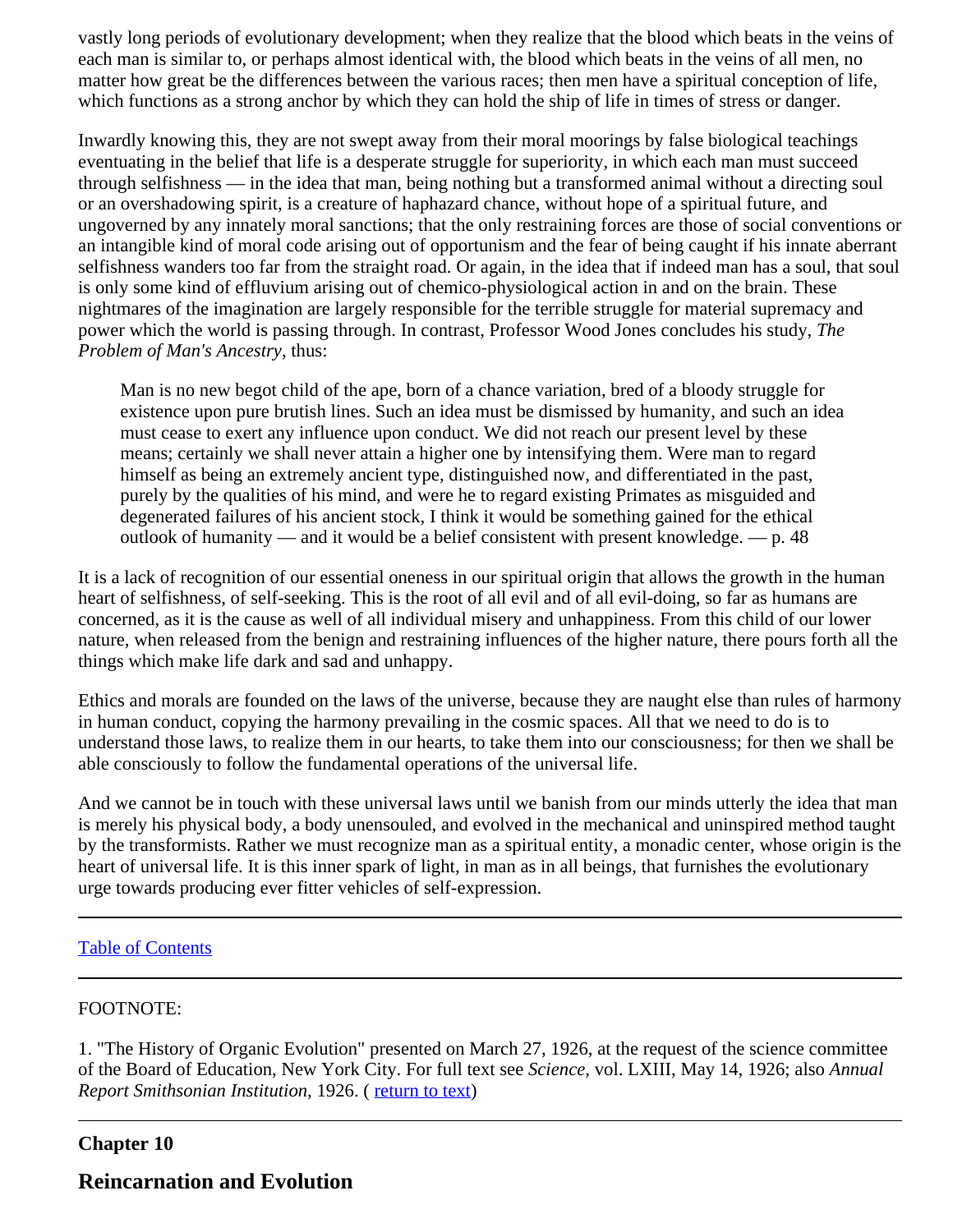vastly long periods of evolutionary development; when they realize that the blood which beats in the veins of each man is similar to, or perhaps almost identical with, the blood which beats in the veins of all men, no matter how great be the differences between the various races; then men have a spiritual conception of life, which functions as a strong anchor by which they can hold the ship of life in times of stress or danger.

Inwardly knowing this, they are not swept away from their moral moorings by false biological teachings eventuating in the belief that life is a desperate struggle for superiority, in which each man must succeed through selfishness — in the idea that man, being nothing but a transformed animal without a directing soul or an overshadowing spirit, is a creature of haphazard chance, without hope of a spiritual future, and ungoverned by any innately moral sanctions; that the only restraining forces are those of social conventions or an intangible kind of moral code arising out of opportunism and the fear of being caught if his innate aberrant selfishness wanders too far from the straight road. Or again, in the idea that if indeed man has a soul, that soul is only some kind of effluvium arising out of chemico-physiological action in and on the brain. These nightmares of the imagination are largely responsible for the terrible struggle for material supremacy and power which the world is passing through. In contrast, Professor Wood Jones concludes his study, *The Problem of Man's Ancestry*, thus:

> Man is no new begot child of the ape, born of a chance variation, bred of a bloody struggle for existence upon pure brutish lines. Such an idea must be dismissed by humanity, and such an idea must cease to exert any influence upon conduct. We did not reach our present level by these means; certainly we shall never attain a higher one by intensifying them. Were man to regard himself as being an extremely ancient type, distinguished now, and differentiated in the past, purely by the qualities of his mind, and were he to regard existing Primates as misguided and degenerated failures of his ancient stock, I think it would be something gained for the ethical outlook of humanity — and it would be a belief consistent with present knowledge. — p. 48

It is a lack of recognition of our essential oneness in our spiritual origin that allows the growth in the human heart of selfishness, of self-seeking. This is the root of all evil and of all evil-doing, so far as humans are concerned, as it is the cause as well of all individual misery and unhappiness. From this child of our lower nature, when released from the benign and restraining influences of the higher nature, there pours forth all the things which make life dark and sad and unhappy.

Ethics and morals are founded on the laws of the universe, because they are naught else than rules of harmony in human conduct, copying the harmony prevailing in the cosmic spaces. All that we need to do is to understand those laws, to realize them in our hearts, to take them into our consciousness; for then we shall be able consciously to follow the fundamental operations of the universal life.

And we cannot be in touch with these universal laws until we banish from our minds utterly the idea that man is merely his physical body, a body unensouled, and evolved in the mechanical and uninspired method taught by the transformists. Rather we must recognize man as a spiritual entity, a monadic center, whose origin is the heart of universal life. It is this inner spark of light, in man as in all beings, that furnishes the evolutionary urge towards producing ever fitter vehicles of self-expression.

---

Table of Contents

---

FOOTNOTE:

1. "The History of Organic Evolution" presented on March 27, 1926, at the request of the science committee of the Board of Education, New York City. For full text see *Science*, vol. LXIII, May 14, 1926; also *Annual Report Smithsonian Institution*, 1926. ( return to text)

---

**Chapter 10**

## Reincarnation and Evolution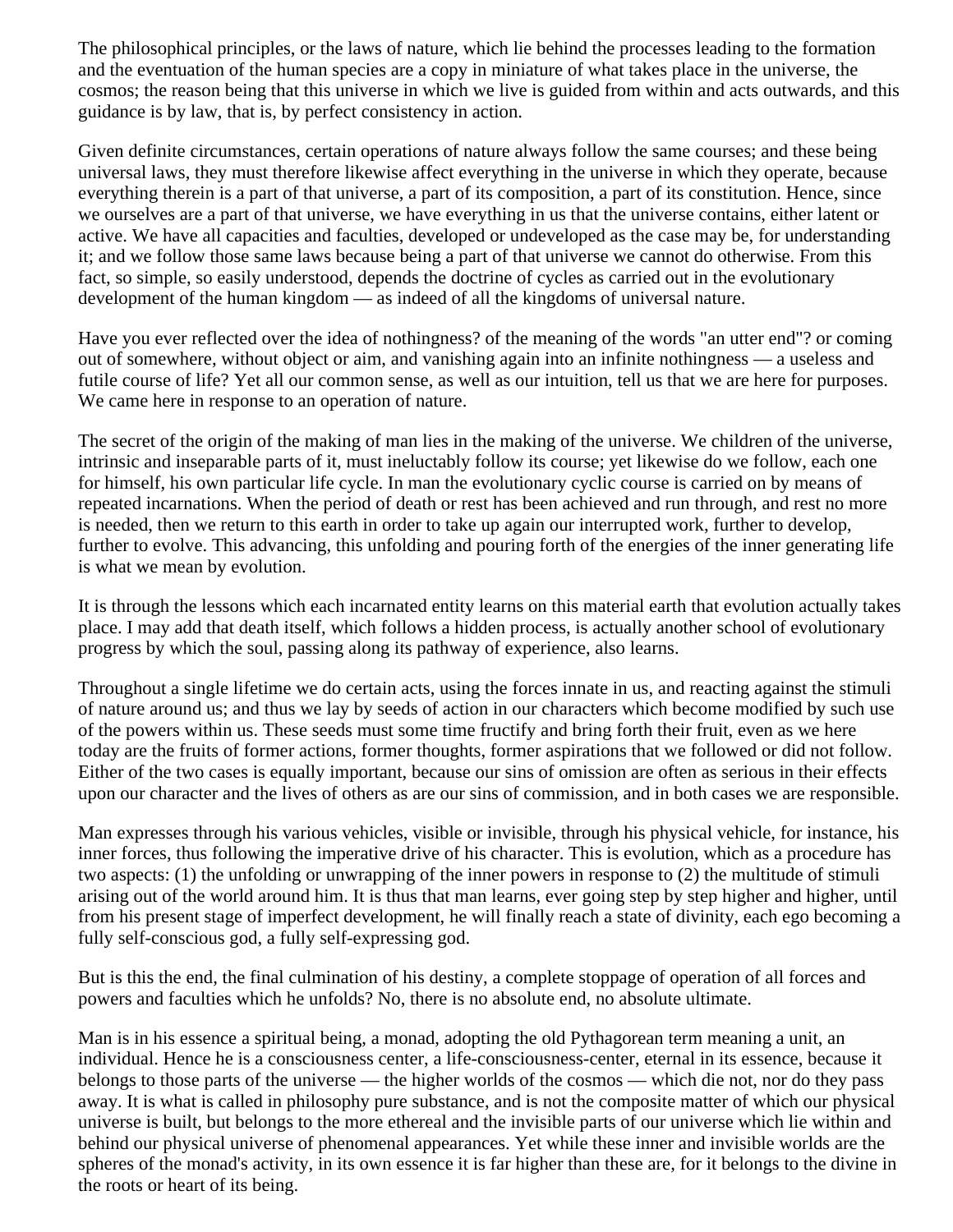The philosophical principles, or the laws of nature, which lie behind the processes leading to the formation and the eventuation of the human species are a copy in miniature of what takes place in the universe, the cosmos; the reason being that this universe in which we live is guided from within and acts outwards, and this guidance is by law, that is, by perfect consistency in action.

Given definite circumstances, certain operations of nature always follow the same courses; and these being universal laws, they must therefore likewise affect everything in the universe in which they operate, because everything therein is a part of that universe, a part of its composition, a part of its constitution. Hence, since we ourselves are a part of that universe, we have everything in us that the universe contains, either latent or active. We have all capacities and faculties, developed or undeveloped as the case may be, for understanding it; and we follow those same laws because being a part of that universe we cannot do otherwise. From this fact, so simple, so easily understood, depends the doctrine of cycles as carried out in the evolutionary development of the human kingdom — as indeed of all the kingdoms of universal nature.

Have you ever reflected over the idea of nothingness? of the meaning of the words "an utter end"? or coming out of somewhere, without object or aim, and vanishing again into an infinite nothingness — a useless and futile course of life? Yet all our common sense, as well as our intuition, tell us that we are here for purposes. We came here in response to an operation of nature.

The secret of the origin of the making of man lies in the making of the universe. We children of the universe, intrinsic and inseparable parts of it, must ineluctably follow its course; yet likewise do we follow, each one for himself, his own particular life cycle. In man the evolutionary cyclic course is carried on by means of repeated incarnations. When the period of death or rest has been achieved and run through, and rest no more is needed, then we return to this earth in order to take up again our interrupted work, further to develop, further to evolve. This advancing, this unfolding and pouring forth of the energies of the inner generating life is what we mean by evolution.

It is through the lessons which each incarnated entity learns on this material earth that evolution actually takes place. I may add that death itself, which follows a hidden process, is actually another school of evolutionary progress by which the soul, passing along its pathway of experience, also learns.

Throughout a single lifetime we do certain acts, using the forces innate in us, and reacting against the stimuli of nature around us; and thus we lay by seeds of action in our characters which become modified by such use of the powers within us. These seeds must some time fructify and bring forth their fruit, even as we here today are the fruits of former actions, former thoughts, former aspirations that we followed or did not follow. Either of the two cases is equally important, because our sins of omission are often as serious in their effects upon our character and the lives of others as are our sins of commission, and in both cases we are responsible.

Man expresses through his various vehicles, visible or invisible, through his physical vehicle, for instance, his inner forces, thus following the imperative drive of his character. This is evolution, which as a procedure has two aspects: (1) the unfolding or unwrapping of the inner powers in response to (2) the multitude of stimuli arising out of the world around him. It is thus that man learns, ever going step by step higher and higher, until from his present stage of imperfect development, he will finally reach a state of divinity, each ego becoming a fully self-conscious god, a fully self-expressing god.

But is this the end, the final culmination of his destiny, a complete stoppage of operation of all forces and powers and faculties which he unfolds? No, there is no absolute end, no absolute ultimate.

Man is in his essence a spiritual being, a monad, adopting the old Pythagorean term meaning a unit, an individual. Hence he is a consciousness center, a life-consciousness-center, eternal in its essence, because it belongs to those parts of the universe — the higher worlds of the cosmos — which die not, nor do they pass away. It is what is called in philosophy pure substance, and is not the composite matter of which our physical universe is built, but belongs to the more ethereal and the invisible parts of our universe which lie within and behind our physical universe of phenomenal appearances. Yet while these inner and invisible worlds are the spheres of the monad's activity, in its own essence it is far higher than these are, for it belongs to the divine in the roots or heart of its being.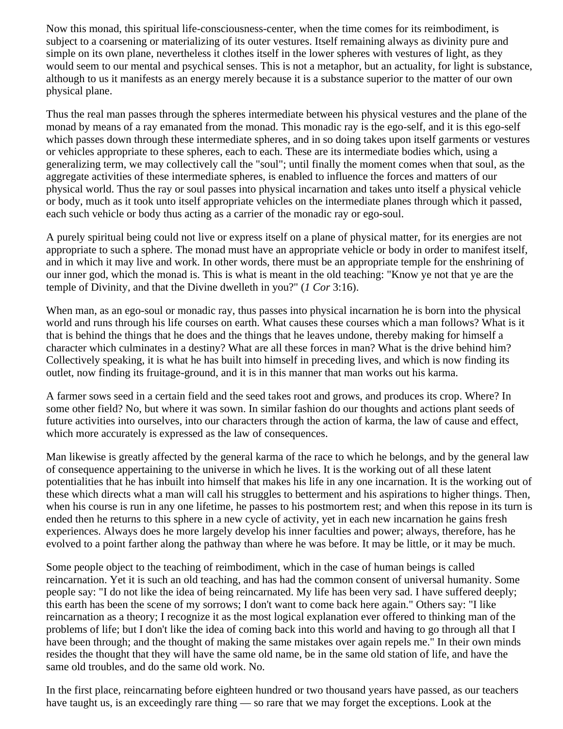Now this monad, this spiritual life-consciousness-center, when the time comes for its reimbodiment, is subject to a coarsening or materializing of its outer vestures. Itself remaining always as divinity pure and simple on its own plane, nevertheless it clothes itself in the lower spheres with vestures of light, as they would seem to our mental and psychical senses. This is not a metaphor, but an actuality, for light is substance, although to us it manifests as an energy merely because it is a substance superior to the matter of our own physical plane.

Thus the real man passes through the spheres intermediate between his physical vestures and the plane of the monad by means of a ray emanated from the monad. This monadic ray is the ego-self, and it is this ego-self which passes down through these intermediate spheres, and in so doing takes upon itself garments or vestures or vehicles appropriate to these spheres, each to each. These are its intermediate bodies which, using a generalizing term, we may collectively call the "soul"; until finally the moment comes when that soul, as the aggregate activities of these intermediate spheres, is enabled to influence the forces and matters of our physical world. Thus the ray or soul passes into physical incarnation and takes unto itself a physical vehicle or body, much as it took unto itself appropriate vehicles on the intermediate planes through which it passed, each such vehicle or body thus acting as a carrier of the monadic ray or ego-soul.

A purely spiritual being could not live or express itself on a plane of physical matter, for its energies are not appropriate to such a sphere. The monad must have an appropriate vehicle or body in order to manifest itself, and in which it may live and work. In other words, there must be an appropriate temple for the enshrining of our inner god, which the monad is. This is what is meant in the old teaching: "Know ye not that ye are the temple of Divinity, and that the Divine dwelleth in you?" (*1 Cor* 3:16).

When man, as an ego-soul or monadic ray, thus passes into physical incarnation he is born into the physical world and runs through his life courses on earth. What causes these courses which a man follows? What is it that is behind the things that he does and the things that he leaves undone, thereby making for himself a character which culminates in a destiny? What are all these forces in man? What is the drive behind him? Collectively speaking, it is what he has built into himself in preceding lives, and which is now finding its outlet, now finding its fruitage-ground, and it is in this manner that man works out his karma.

A farmer sows seed in a certain field and the seed takes root and grows, and produces its crop. Where? In some other field? No, but where it was sown. In similar fashion do our thoughts and actions plant seeds of future activities into ourselves, into our characters through the action of karma, the law of cause and effect, which more accurately is expressed as the law of consequences.

Man likewise is greatly affected by the general karma of the race to which he belongs, and by the general law of consequence appertaining to the universe in which he lives. It is the working out of all these latent potentialities that he has inbuilt into himself that makes his life in any one incarnation. It is the working out of these which directs what a man will call his struggles to betterment and his aspirations to higher things. Then, when his course is run in any one lifetime, he passes to his postmortem rest; and when this repose in its turn is ended then he returns to this sphere in a new cycle of activity, yet in each new incarnation he gains fresh experiences. Always does he more largely develop his inner faculties and power; always, therefore, has he evolved to a point farther along the pathway than where he was before. It may be little, or it may be much.

Some people object to the teaching of reimbodiment, which in the case of human beings is called reincarnation. Yet it is such an old teaching, and has had the common consent of universal humanity. Some people say: "I do not like the idea of being reincarnated. My life has been very sad. I have suffered deeply; this earth has been the scene of my sorrows; I don't want to come back here again." Others say: "I like reincarnation as a theory; I recognize it as the most logical explanation ever offered to thinking man of the problems of life; but I don't like the idea of coming back into this world and having to go through all that I have been through; and the thought of making the same mistakes over again repels me." In their own minds resides the thought that they will have the same old name, be in the same old station of life, and have the same old troubles, and do the same old work. No.

In the first place, reincarnating before eighteen hundred or two thousand years have passed, as our teachers have taught us, is an exceedingly rare thing — so rare that we may forget the exceptions. Look at the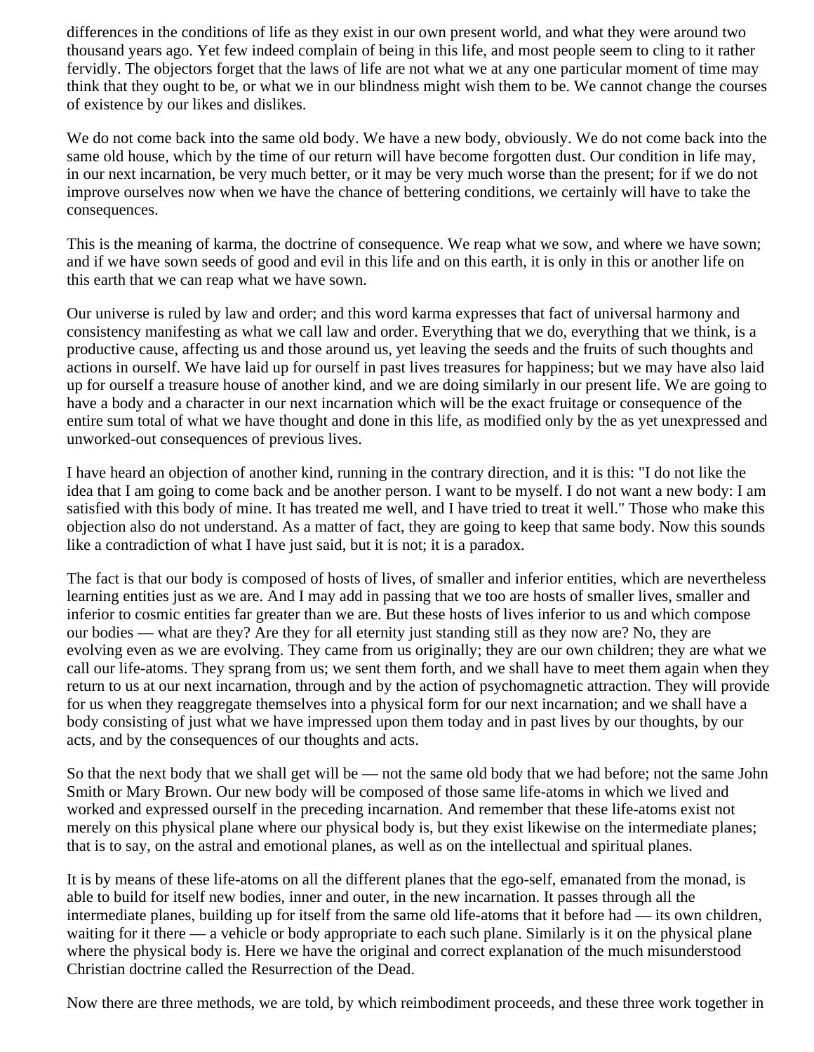differences in the conditions of life as they exist in our own present world, and what they were around two thousand years ago. Yet few indeed complain of being in this life, and most people seem to cling to it rather fervidly. The objectors forget that the laws of life are not what we at any one particular moment of time may think that they ought to be, or what we in our blindness might wish them to be. We cannot change the courses of existence by our likes and dislikes.

We do not come back into the same old body. We have a new body, obviously. We do not come back into the same old house, which by the time of our return will have become forgotten dust. Our condition in life may, in our next incarnation, be very much better, or it may be very much worse than the present; for if we do not improve ourselves now when we have the chance of bettering conditions, we certainly will have to take the consequences.

This is the meaning of karma, the doctrine of consequence. We reap what we sow, and where we have sown; and if we have sown seeds of good and evil in this life and on this earth, it is only in this or another life on this earth that we can reap what we have sown.

Our universe is ruled by law and order; and this word karma expresses that fact of universal harmony and consistency manifesting as what we call law and order. Everything that we do, everything that we think, is a productive cause, affecting us and those around us, yet leaving the seeds and the fruits of such thoughts and actions in ourself. We have laid up for ourself in past lives treasures for happiness; but we may have also laid up for ourself a treasure house of another kind, and we are doing similarly in our present life. We are going to have a body and a character in our next incarnation which will be the exact fruitage or consequence of the entire sum total of what we have thought and done in this life, as modified only by the as yet unexpressed and unworked-out consequences of previous lives.

I have heard an objection of another kind, running in the contrary direction, and it is this: "I do not like the idea that I am going to come back and be another person. I want to be myself. I do not want a new body: I am satisfied with this body of mine. It has treated me well, and I have tried to treat it well." Those who make this objection also do not understand. As a matter of fact, they are going to keep that same body. Now this sounds like a contradiction of what I have just said, but it is not; it is a paradox.

The fact is that our body is composed of hosts of lives, of smaller and inferior entities, which are nevertheless learning entities just as we are. And I may add in passing that we too are hosts of smaller lives, smaller and inferior to cosmic entities far greater than we are. But these hosts of lives inferior to us and which compose our bodies — what are they? Are they for all eternity just standing still as they now are? No, they are evolving even as we are evolving. They came from us originally; they are our own children; they are what we call our life-atoms. They sprang from us; we sent them forth, and we shall have to meet them again when they return to us at our next incarnation, through and by the action of psychomagnetic attraction. They will provide for us when they reaggregate themselves into a physical form for our next incarnation; and we shall have a body consisting of just what we have impressed upon them today and in past lives by our thoughts, by our acts, and by the consequences of our thoughts and acts.

So that the next body that we shall get will be — not the same old body that we had before; not the same John Smith or Mary Brown. Our new body will be composed of those same life-atoms in which we lived and worked and expressed ourself in the preceding incarnation. And remember that these life-atoms exist not merely on this physical plane where our physical body is, but they exist likewise on the intermediate planes; that is to say, on the astral and emotional planes, as well as on the intellectual and spiritual planes.

It is by means of these life-atoms on all the different planes that the ego-self, emanated from the monad, is able to build for itself new bodies, inner and outer, in the new incarnation. It passes through all the intermediate planes, building up for itself from the same old life-atoms that it before had — its own children, waiting for it there — a vehicle or body appropriate to each such plane. Similarly is it on the physical plane where the physical body is. Here we have the original and correct explanation of the much misunderstood Christian doctrine called the Resurrection of the Dead.

Now there are three methods, we are told, by which reimbodiment proceeds, and these three work together in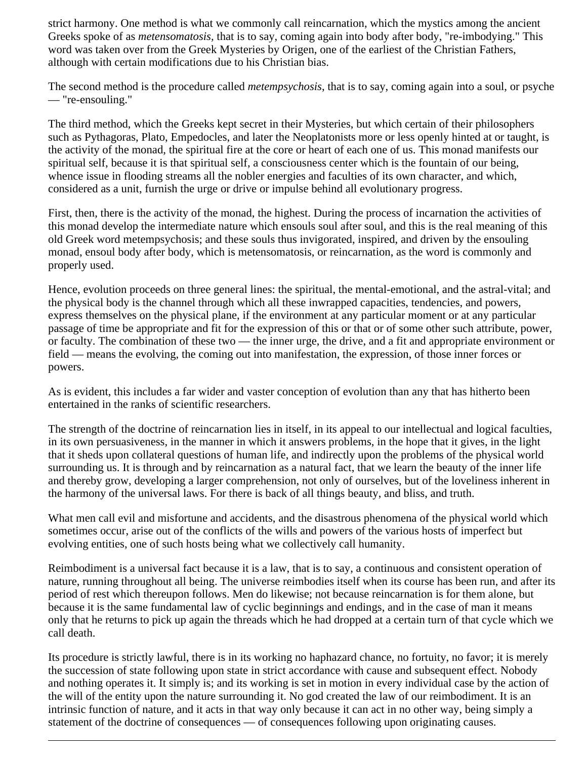strict harmony. One method is what we commonly call reincarnation, which the mystics among the ancient Greeks spoke of as *metensomatosis*, that is to say, coming again into body after body, "re-imbodying." This word was taken over from the Greek Mysteries by Origen, one of the earliest of the Christian Fathers, although with certain modifications due to his Christian bias.

The second method is the procedure called *metempsychosis*, that is to say, coming again into a soul, or psyche — "re-ensouling."

The third method, which the Greeks kept secret in their Mysteries, but which certain of their philosophers such as Pythagoras, Plato, Empedocles, and later the Neoplatonists more or less openly hinted at or taught, is the activity of the monad, the spiritual fire at the core or heart of each one of us. This monad manifests our spiritual self, because it is that spiritual self, a consciousness center which is the fountain of our being, whence issue in flooding streams all the nobler energies and faculties of its own character, and which, considered as a unit, furnish the urge or drive or impulse behind all evolutionary progress.

First, then, there is the activity of the monad, the highest. During the process of incarnation the activities of this monad develop the intermediate nature which ensouls soul after soul, and this is the real meaning of this old Greek word metempsychosis; and these souls thus invigorated, inspired, and driven by the ensouling monad, ensoul body after body, which is metensomatosis, or reincarnation, as the word is commonly and properly used.

Hence, evolution proceeds on three general lines: the spiritual, the mental-emotional, and the astral-vital; and the physical body is the channel through which all these inwrapped capacities, tendencies, and powers, express themselves on the physical plane, if the environment at any particular moment or at any particular passage of time be appropriate and fit for the expression of this or that or of some other such attribute, power, or faculty. The combination of these two — the inner urge, the drive, and a fit and appropriate environment or field — means the evolving, the coming out into manifestation, the expression, of those inner forces or powers.

As is evident, this includes a far wider and vaster conception of evolution than any that has hitherto been entertained in the ranks of scientific researchers.

The strength of the doctrine of reincarnation lies in itself, in its appeal to our intellectual and logical faculties, in its own persuasiveness, in the manner in which it answers problems, in the hope that it gives, in the light that it sheds upon collateral questions of human life, and indirectly upon the problems of the physical world surrounding us. It is through and by reincarnation as a natural fact, that we learn the beauty of the inner life and thereby grow, developing a larger comprehension, not only of ourselves, but of the loveliness inherent in the harmony of the universal laws. For there is back of all things beauty, and bliss, and truth.

What men call evil and misfortune and accidents, and the disastrous phenomena of the physical world which sometimes occur, arise out of the conflicts of the wills and powers of the various hosts of imperfect but evolving entities, one of such hosts being what we collectively call humanity.

Reimbodiment is a universal fact because it is a law, that is to say, a continuous and consistent operation of nature, running throughout all being. The universe reimbodies itself when its course has been run, and after its period of rest which thereupon follows. Men do likewise; not because reincarnation is for them alone, but because it is the same fundamental law of cyclic beginnings and endings, and in the case of man it means only that he returns to pick up again the threads which he had dropped at a certain turn of that cycle which we call death.

Its procedure is strictly lawful, there is in its working no haphazard chance, no fortuity, no favor; it is merely the succession of state following upon state in strict accordance with cause and subsequent effect. Nobody and nothing operates it. It simply is; and its working is set in motion in every individual case by the action of the will of the entity upon the nature surrounding it. No god created the law of our reimbodiment. It is an intrinsic function of nature, and it acts in that way only because it can act in no other way, being simply a statement of the doctrine of consequences — of consequences following upon originating causes.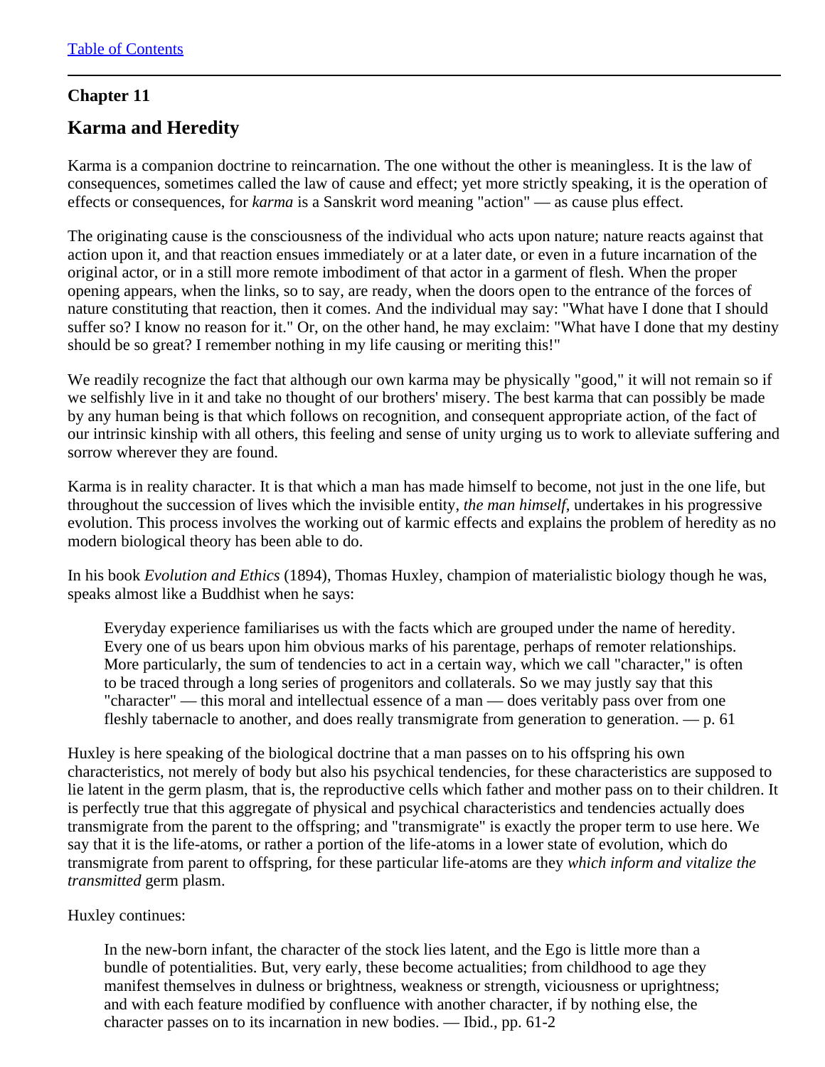[Table of Contents](#)

---

## Chapter 11

# Karma and Heredity

Karma is a companion doctrine to reincarnation. The one without the other is meaningless. It is the law of consequences, sometimes called the law of cause and effect; yet more strictly speaking, it is the operation of effects or consequences, for *karma* is a Sanskrit word meaning "action" — as cause plus effect.

The originating cause is the consciousness of the individual who acts upon nature; nature reacts against that action upon it, and that reaction ensues immediately or at a later date, or even in a future incarnation of the original actor, or in a still more remote imbodiment of that actor in a garment of flesh. When the proper opening appears, when the links, so to say, are ready, when the doors open to the entrance of the forces of nature constituting that reaction, then it comes. And the individual may say: "What have I done that I should suffer so? I know no reason for it." Or, on the other hand, he may exclaim: "What have I done that my destiny should be so great? I remember nothing in my life causing or meriting this!"

We readily recognize the fact that although our own karma may be physically "good," it will not remain so if we selfishly live in it and take no thought of our brothers' misery. The best karma that can possibly be made by any human being is that which follows on recognition, and consequent appropriate action, of the fact of our intrinsic kinship with all others, this feeling and sense of unity urging us to work to alleviate suffering and sorrow wherever they are found.

Karma is in reality character. It is that which a man has made himself to become, not just in the one life, but throughout the succession of lives which the invisible entity, *the man himself*, undertakes in his progressive evolution. This process involves the working out of karmic effects and explains the problem of heredity as no modern biological theory has been able to do.

In his book *Evolution and Ethics* (1894), Thomas Huxley, champion of materialistic biology though he was, speaks almost like a Buddhist when he says:

> Everyday experience familiarises us with the facts which are grouped under the name of heredity. Every one of us bears upon him obvious marks of his parentage, perhaps of remoter relationships. More particularly, the sum of tendencies to act in a certain way, which we call "character," is often to be traced through a long series of progenitors and collaterals. So we may justly say that this "character" — this moral and intellectual essence of a man — does veritably pass over from one fleshly tabernacle to another, and does really transmigrate from generation to generation. — p. 61

Huxley is here speaking of the biological doctrine that a man passes on to his offspring his own characteristics, not merely of body but also his psychical tendencies, for these characteristics are supposed to lie latent in the germ plasm, that is, the reproductive cells which father and mother pass on to their children. It is perfectly true that this aggregate of physical and psychical characteristics and tendencies actually does transmigrate from the parent to the offspring; and "transmigrate" is exactly the proper term to use here. We say that it is the life-atoms, or rather a portion of the life-atoms in a lower state of evolution, which do transmigrate from parent to offspring, for these particular life-atoms are they *which inform and vitalize the transmitted* germ plasm.

Huxley continues:

> In the new-born infant, the character of the stock lies latent, and the Ego is little more than a bundle of potentialities. But, very early, these become actualities; from childhood to age they manifest themselves in dulness or brightness, weakness or strength, viciousness or uprightness; and with each feature modified by confluence with another character, if by nothing else, the character passes on to its incarnation in new bodies. — Ibid., pp. 61-2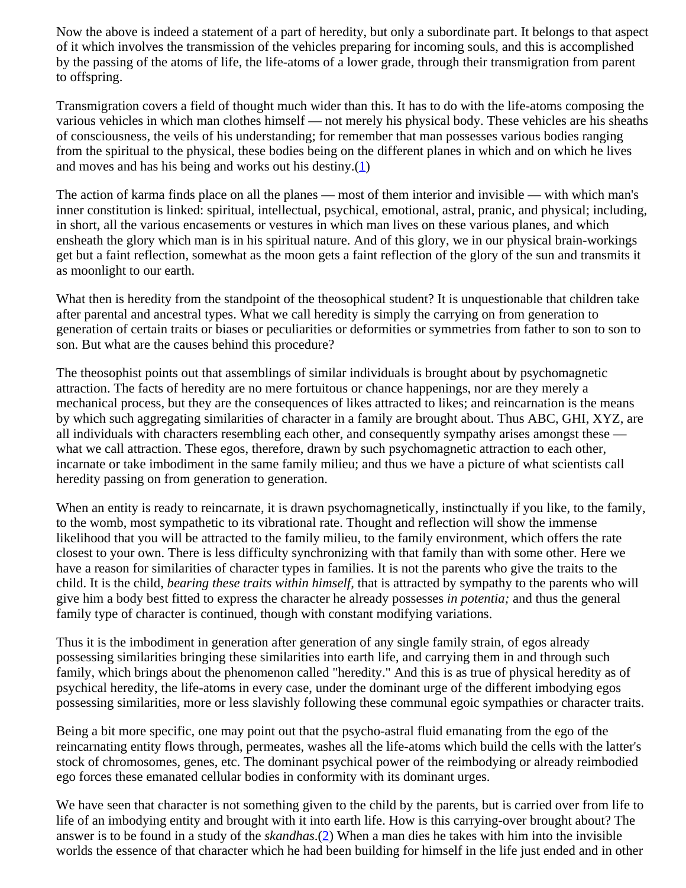Now the above is indeed a statement of a part of heredity, but only a subordinate part. It belongs to that aspect of it which involves the transmission of the vehicles preparing for incoming souls, and this is accomplished by the passing of the atoms of life, the life-atoms of a lower grade, through their transmigration from parent to offspring.

Transmigration covers a field of thought much wider than this. It has to do with the life-atoms composing the various vehicles in which man clothes himself — not merely his physical body. These vehicles are his sheaths of consciousness, the veils of his understanding; for remember that man possesses various bodies ranging from the spiritual to the physical, these bodies being on the different planes in which and on which he lives and moves and has his being and works out his destiny.(1)

The action of karma finds place on all the planes — most of them interior and invisible — with which man's inner constitution is linked: spiritual, intellectual, psychical, emotional, astral, pranic, and physical; including, in short, all the various encasements or vestures in which man lives on these various planes, and which ensheath the glory which man is in his spiritual nature. And of this glory, we in our physical brain-workings get but a faint reflection, somewhat as the moon gets a faint reflection of the glory of the sun and transmits it as moonlight to our earth.

What then is heredity from the standpoint of the theosophical student? It is unquestionable that children take after parental and ancestral types. What we call heredity is simply the carrying on from generation to generation of certain traits or biases or peculiarities or deformities or symmetries from father to son to son to son. But what are the causes behind this procedure?

The theosophist points out that assemblings of similar individuals is brought about by psychomagnetic attraction. The facts of heredity are no mere fortuitous or chance happenings, nor are they merely a mechanical process, but they are the consequences of likes attracted to likes; and reincarnation is the means by which such aggregating similarities of character in a family are brought about. Thus ABC, GHI, XYZ, are all individuals with characters resembling each other, and consequently sympathy arises amongst these — what we call attraction. These egos, therefore, drawn by such psychomagnetic attraction to each other, incarnate or take imbodiment in the same family milieu; and thus we have a picture of what scientists call heredity passing on from generation to generation.

When an entity is ready to reincarnate, it is drawn psychomagnetically, instinctually if you like, to the family, to the womb, most sympathetic to its vibrational rate. Thought and reflection will show the immense likelihood that you will be attracted to the family milieu, to the family environment, which offers the rate closest to your own. There is less difficulty synchronizing with that family than with some other. Here we have a reason for similarities of character types in families. It is not the parents who give the traits to the child. It is the child, *bearing these traits within himself,* that is attracted by sympathy to the parents who will give him a body best fitted to express the character he already possesses *in potentia;* and thus the general family type of character is continued, though with constant modifying variations.

Thus it is the imbodiment in generation after generation of any single family strain, of egos already possessing similarities bringing these similarities into earth life, and carrying them in and through such family, which brings about the phenomenon called "heredity." And this is as true of physical heredity as of psychical heredity, the life-atoms in every case, under the dominant urge of the different imbodying egos possessing similarities, more or less slavishly following these communal egoic sympathies or character traits.

Being a bit more specific, one may point out that the psycho-astral fluid emanating from the ego of the reincarnating entity flows through, permeates, washes all the life-atoms which build the cells with the latter's stock of chromosomes, genes, etc. The dominant psychical power of the reimbodying or already reimbodied ego forces these emanated cellular bodies in conformity with its dominant urges.

We have seen that character is not something given to the child by the parents, but is carried over from life to life of an imbodying entity and brought with it into earth life. How is this carrying-over brought about? The answer is to be found in a study of the *skandhas*.(2) When a man dies he takes with him into the invisible worlds the essence of that character which he had been building for himself in the life just ended and in other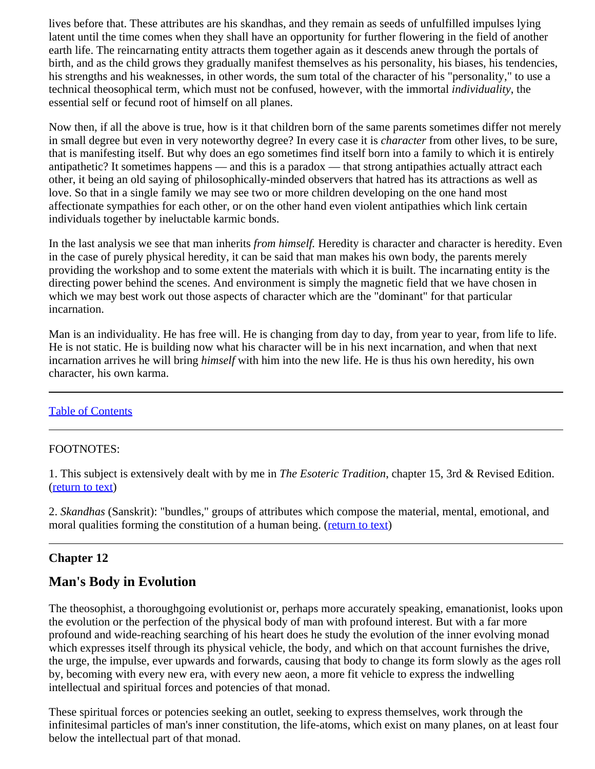lives before that. These attributes are his skandhas, and they remain as seeds of unfulfilled impulses lying latent until the time comes when they shall have an opportunity for further flowering in the field of another earth life. The reincarnating entity attracts them together again as it descends anew through the portals of birth, and as the child grows they gradually manifest themselves as his personality, his biases, his tendencies, his strengths and his weaknesses, in other words, the sum total of the character of his "personality," to use a technical theosophical term, which must not be confused, however, with the immortal *individuality*, the essential self or fecund root of himself on all planes.

Now then, if all the above is true, how is it that children born of the same parents sometimes differ not merely in small degree but even in very noteworthy degree? In every case it is *character* from other lives, to be sure, that is manifesting itself. But why does an ego sometimes find itself born into a family to which it is entirely antipathetic? It sometimes happens — and this is a paradox — that strong antipathies actually attract each other, it being an old saying of philosophically-minded observers that hatred has its attractions as well as love. So that in a single family we may see two or more children developing on the one hand most affectionate sympathies for each other, or on the other hand even violent antipathies which link certain individuals together by ineluctable karmic bonds.

In the last analysis we see that man inherits *from himself.* Heredity is character and character is heredity. Even in the case of purely physical heredity, it can be said that man makes his own body, the parents merely providing the workshop and to some extent the materials with which it is built. The incarnating entity is the directing power behind the scenes. And environment is simply the magnetic field that we have chosen in which we may best work out those aspects of character which are the "dominant" for that particular incarnation.

Man is an individuality. He has free will. He is changing from day to day, from year to year, from life to life. He is not static. He is building now what his character will be in his next incarnation, and when that next incarnation arrives he will bring *himself* with him into the new life. He is thus his own heredity, his own character, his own karma.

---

[Table of Contents]

---

FOOTNOTES:

1. This subject is extensively dealt with by me in *The Esoteric Tradition*, chapter 15, 3rd & Revised Edition. ([return to text])

2. *Skandhas* (Sanskrit): "bundles," groups of attributes which compose the material, mental, emotional, and moral qualities forming the constitution of a human being. ([return to text])

---

### Chapter 12

## Man's Body in Evolution

The theosophist, a thoroughgoing evolutionist or, perhaps more accurately speaking, emanationist, looks upon the evolution or the perfection of the physical body of man with profound interest. But with a far more profound and wide-reaching searching of his heart does he study the evolution of the inner evolving monad which expresses itself through its physical vehicle, the body, and which on that account furnishes the drive, the urge, the impulse, ever upwards and forwards, causing that body to change its form slowly as the ages roll by, becoming with every new era, with every new aeon, a more fit vehicle to express the indwelling intellectual and spiritual forces and potencies of that monad.

These spiritual forces or potencies seeking an outlet, seeking to express themselves, work through the infinitesimal particles of man's inner constitution, the life-atoms, which exist on many planes, on at least four below the intellectual part of that monad.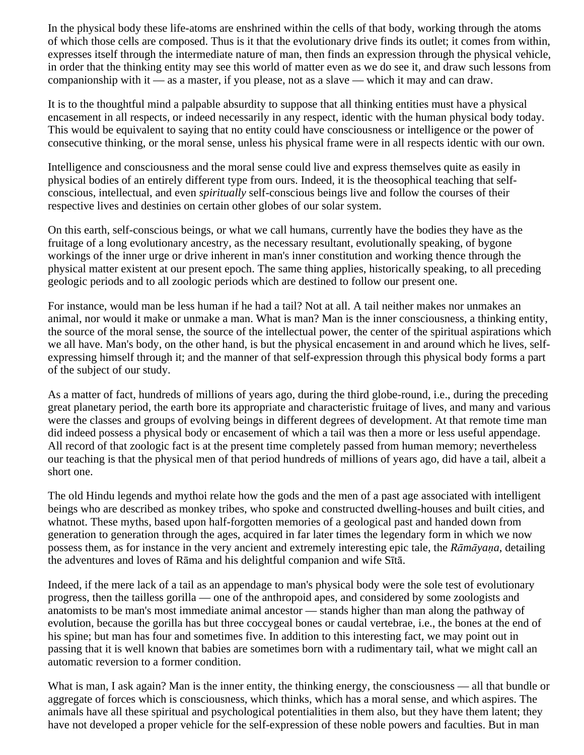In the physical body these life-atoms are enshrined within the cells of that body, working through the atoms of which those cells are composed. Thus is it that the evolutionary drive finds its outlet; it comes from within, expresses itself through the intermediate nature of man, then finds an expression through the physical vehicle, in order that the thinking entity may see this world of matter even as we do see it, and draw such lessons from companionship with it — as a master, if you please, not as a slave — which it may and can draw.

It is to the thoughtful mind a palpable absurdity to suppose that all thinking entities must have a physical encasement in all respects, or indeed necessarily in any respect, identic with the human physical body today. This would be equivalent to saying that no entity could have consciousness or intelligence or the power of consecutive thinking, or the moral sense, unless his physical frame were in all respects identic with our own.

Intelligence and consciousness and the moral sense could live and express themselves quite as easily in physical bodies of an entirely different type from ours. Indeed, it is the theosophical teaching that self-conscious, intellectual, and even *spiritually* self-conscious beings live and follow the courses of their respective lives and destinies on certain other globes of our solar system.

On this earth, self-conscious beings, or what we call humans, currently have the bodies they have as the fruitage of a long evolutionary ancestry, as the necessary resultant, evolutionally speaking, of bygone workings of the inner urge or drive inherent in man's inner constitution and working thence through the physical matter existent at our present epoch. The same thing applies, historically speaking, to all preceding geologic periods and to all zoologic periods which are destined to follow our present one.

For instance, would man be less human if he had a tail? Not at all. A tail neither makes nor unmakes an animal, nor would it make or unmake a man. What is man? Man is the inner consciousness, a thinking entity, the source of the moral sense, the source of the intellectual power, the center of the spiritual aspirations which we all have. Man's body, on the other hand, is but the physical encasement in and around which he lives, self-expressing himself through it; and the manner of that self-expression through this physical body forms a part of the subject of our study.

As a matter of fact, hundreds of millions of years ago, during the third globe-round, i.e., during the preceding great planetary period, the earth bore its appropriate and characteristic fruitage of lives, and many and various were the classes and groups of evolving beings in different degrees of development. At that remote time man did indeed possess a physical body or encasement of which a tail was then a more or less useful appendage. All record of that zoologic fact is at the present time completely passed from human memory; nevertheless our teaching is that the physical men of that period hundreds of millions of years ago, did have a tail, albeit a short one.

The old Hindu legends and mythoi relate how the gods and the men of a past age associated with intelligent beings who are described as monkey tribes, who spoke and constructed dwelling-houses and built cities, and whatnot. These myths, based upon half-forgotten memories of a geological past and handed down from generation to generation through the ages, acquired in far later times the legendary form in which we now possess them, as for instance in the very ancient and extremely interesting epic tale, the *Rāmāyaṇa*, detailing the adventures and loves of Rāma and his delightful companion and wife Sītā.

Indeed, if the mere lack of a tail as an appendage to man's physical body were the sole test of evolutionary progress, then the tailless gorilla — one of the anthropoid apes, and considered by some zoologists and anatomists to be man's most immediate animal ancestor — stands higher than man along the pathway of evolution, because the gorilla has but three coccygeal bones or caudal vertebrae, i.e., the bones at the end of his spine; but man has four and sometimes five. In addition to this interesting fact, we may point out in passing that it is well known that babies are sometimes born with a rudimentary tail, what we might call an automatic reversion to a former condition.

What is man, I ask again? Man is the inner entity, the thinking energy, the consciousness — all that bundle or aggregate of forces which is consciousness, which thinks, which has a moral sense, and which aspires. The animals have all these spiritual and psychological potentialities in them also, but they have them latent; they have not developed a proper vehicle for the self-expression of these noble powers and faculties. But in man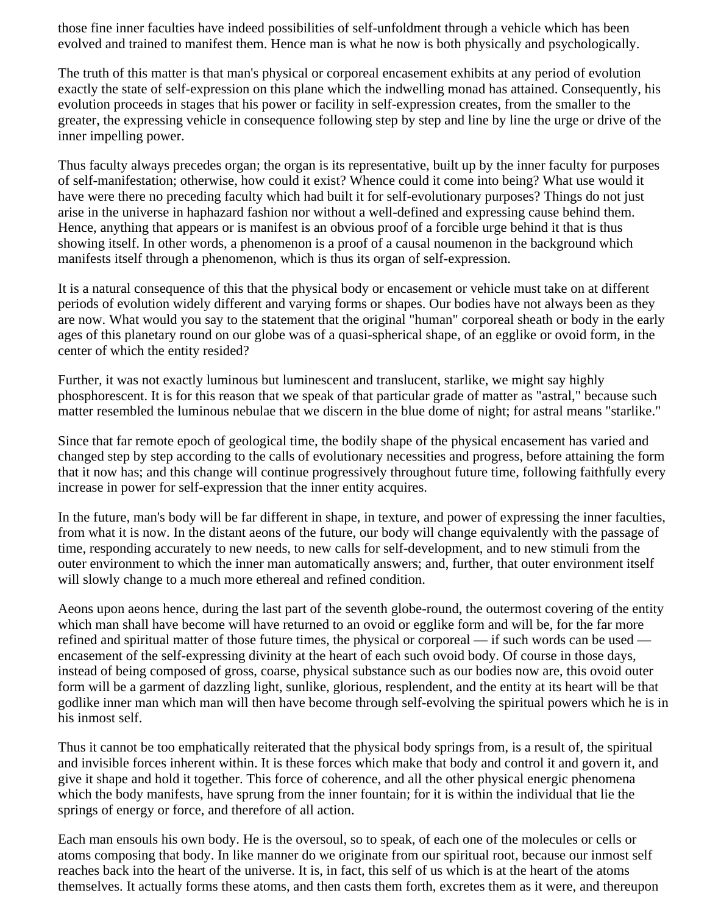those fine inner faculties have indeed possibilities of self-unfoldment through a vehicle which has been evolved and trained to manifest them. Hence man is what he now is both physically and psychologically.

The truth of this matter is that man's physical or corporeal encasement exhibits at any period of evolution exactly the state of self-expression on this plane which the indwelling monad has attained. Consequently, his evolution proceeds in stages that his power or facility in self-expression creates, from the smaller to the greater, the expressing vehicle in consequence following step by step and line by line the urge or drive of the inner impelling power.

Thus faculty always precedes organ; the organ is its representative, built up by the inner faculty for purposes of self-manifestation; otherwise, how could it exist? Whence could it come into being? What use would it have were there no preceding faculty which had built it for self-evolutionary purposes? Things do not just arise in the universe in haphazard fashion nor without a well-defined and expressing cause behind them. Hence, anything that appears or is manifest is an obvious proof of a forcible urge behind it that is thus showing itself. In other words, a phenomenon is a proof of a causal noumenon in the background which manifests itself through a phenomenon, which is thus its organ of self-expression.

It is a natural consequence of this that the physical body or encasement or vehicle must take on at different periods of evolution widely different and varying forms or shapes. Our bodies have not always been as they are now. What would you say to the statement that the original "human" corporeal sheath or body in the early ages of this planetary round on our globe was of a quasi-spherical shape, of an egglike or ovoid form, in the center of which the entity resided?

Further, it was not exactly luminous but luminescent and translucent, starlike, we might say highly phosphorescent. It is for this reason that we speak of that particular grade of matter as "astral," because such matter resembled the luminous nebulae that we discern in the blue dome of night; for astral means "starlike."

Since that far remote epoch of geological time, the bodily shape of the physical encasement has varied and changed step by step according to the calls of evolutionary necessities and progress, before attaining the form that it now has; and this change will continue progressively throughout future time, following faithfully every increase in power for self-expression that the inner entity acquires.

In the future, man's body will be far different in shape, in texture, and power of expressing the inner faculties, from what it is now. In the distant aeons of the future, our body will change equivalently with the passage of time, responding accurately to new needs, to new calls for self-development, and to new stimuli from the outer environment to which the inner man automatically answers; and, further, that outer environment itself will slowly change to a much more ethereal and refined condition.

Aeons upon aeons hence, during the last part of the seventh globe-round, the outermost covering of the entity which man shall have become will have returned to an ovoid or egglike form and will be, for the far more refined and spiritual matter of those future times, the physical or corporeal — if such words can be used — encasement of the self-expressing divinity at the heart of each such ovoid body. Of course in those days, instead of being composed of gross, coarse, physical substance such as our bodies now are, this ovoid outer form will be a garment of dazzling light, sunlike, glorious, resplendent, and the entity at its heart will be that godlike inner man which man will then have become through self-evolving the spiritual powers which he is in his inmost self.

Thus it cannot be too emphatically reiterated that the physical body springs from, is a result of, the spiritual and invisible forces inherent within. It is these forces which make that body and control it and govern it, and give it shape and hold it together. This force of coherence, and all the other physical energic phenomena which the body manifests, have sprung from the inner fountain; for it is within the individual that lie the springs of energy or force, and therefore of all action.

Each man ensouls his own body. He is the oversoul, so to speak, of each one of the molecules or cells or atoms composing that body. In like manner do we originate from our spiritual root, because our inmost self reaches back into the heart of the universe. It is, in fact, this self of us which is at the heart of the atoms themselves. It actually forms these atoms, and then casts them forth, excretes them as it were, and thereupon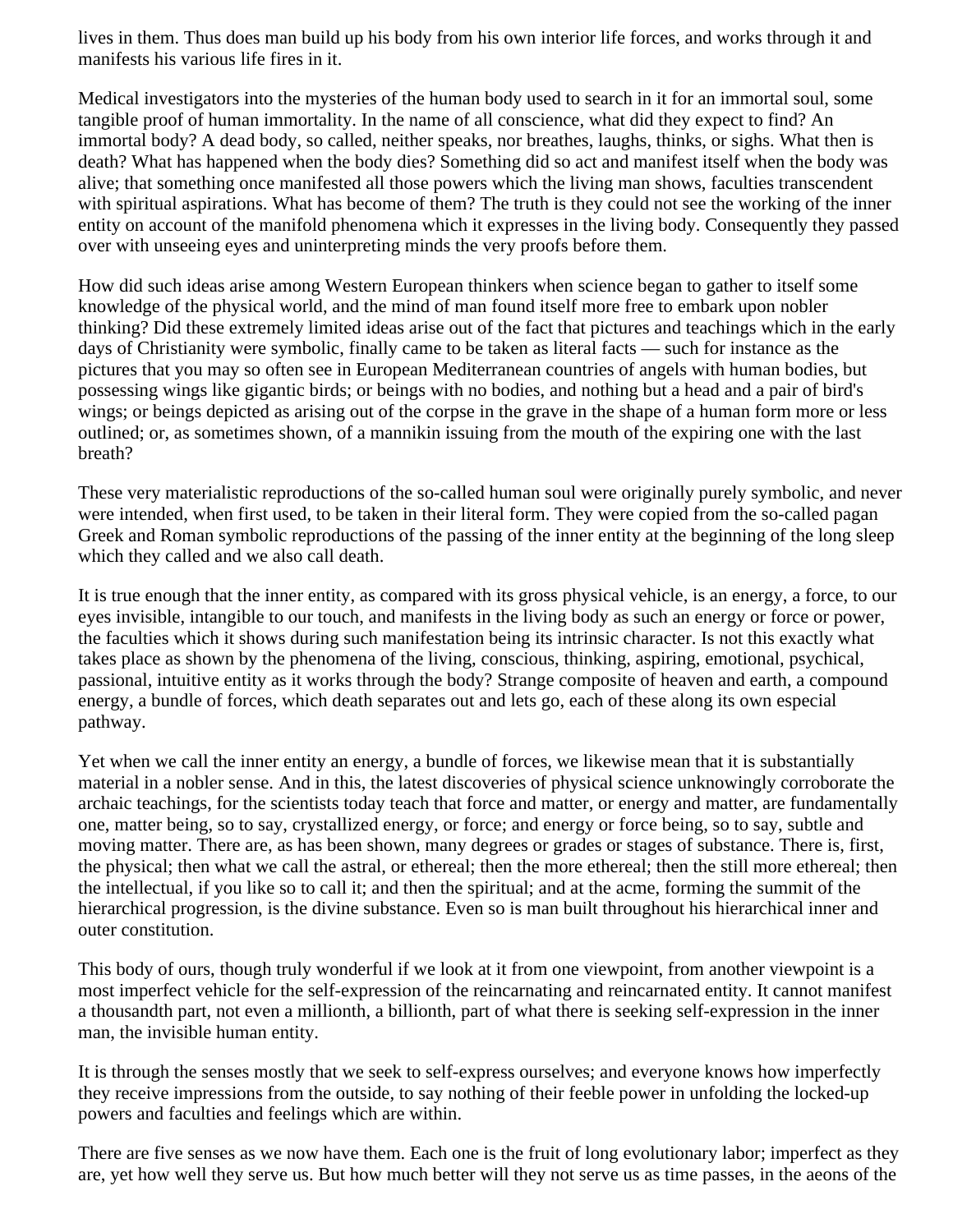lives in them. Thus does man build up his body from his own interior life forces, and works through it and manifests his various life fires in it.

Medical investigators into the mysteries of the human body used to search in it for an immortal soul, some tangible proof of human immortality. In the name of all conscience, what did they expect to find? An immortal body? A dead body, so called, neither speaks, nor breathes, laughs, thinks, or sighs. What then is death? What has happened when the body dies? Something did so act and manifest itself when the body was alive; that something once manifested all those powers which the living man shows, faculties transcendent with spiritual aspirations. What has become of them? The truth is they could not see the working of the inner entity on account of the manifold phenomena which it expresses in the living body. Consequently they passed over with unseeing eyes and uninterpreting minds the very proofs before them.

How did such ideas arise among Western European thinkers when science began to gather to itself some knowledge of the physical world, and the mind of man found itself more free to embark upon nobler thinking? Did these extremely limited ideas arise out of the fact that pictures and teachings which in the early days of Christianity were symbolic, finally came to be taken as literal facts — such for instance as the pictures that you may so often see in European Mediterranean countries of angels with human bodies, but possessing wings like gigantic birds; or beings with no bodies, and nothing but a head and a pair of bird's wings; or beings depicted as arising out of the corpse in the grave in the shape of a human form more or less outlined; or, as sometimes shown, of a mannikin issuing from the mouth of the expiring one with the last breath?

These very materialistic reproductions of the so-called human soul were originally purely symbolic, and never were intended, when first used, to be taken in their literal form. They were copied from the so-called pagan Greek and Roman symbolic reproductions of the passing of the inner entity at the beginning of the long sleep which they called and we also call death.

It is true enough that the inner entity, as compared with its gross physical vehicle, is an energy, a force, to our eyes invisible, intangible to our touch, and manifests in the living body as such an energy or force or power, the faculties which it shows during such manifestation being its intrinsic character. Is not this exactly what takes place as shown by the phenomena of the living, conscious, thinking, aspiring, emotional, psychical, passional, intuitive entity as it works through the body? Strange composite of heaven and earth, a compound energy, a bundle of forces, which death separates out and lets go, each of these along its own especial pathway.

Yet when we call the inner entity an energy, a bundle of forces, we likewise mean that it is substantially material in a nobler sense. And in this, the latest discoveries of physical science unknowingly corroborate the archaic teachings, for the scientists today teach that force and matter, or energy and matter, are fundamentally one, matter being, so to say, crystallized energy, or force; and energy or force being, so to say, subtle and moving matter. There are, as has been shown, many degrees or grades or stages of substance. There is, first, the physical; then what we call the astral, or ethereal; then the more ethereal; then the still more ethereal; then the intellectual, if you like so to call it; and then the spiritual; and at the acme, forming the summit of the hierarchical progression, is the divine substance. Even so is man built throughout his hierarchical inner and outer constitution.

This body of ours, though truly wonderful if we look at it from one viewpoint, from another viewpoint is a most imperfect vehicle for the self-expression of the reincarnating and reincarnated entity. It cannot manifest a thousandth part, not even a millionth, a billionth, part of what there is seeking self-expression in the inner man, the invisible human entity.

It is through the senses mostly that we seek to self-express ourselves; and everyone knows how imperfectly they receive impressions from the outside, to say nothing of their feeble power in unfolding the locked-up powers and faculties and feelings which are within.

There are five senses as we now have them. Each one is the fruit of long evolutionary labor; imperfect as they are, yet how well they serve us. But how much better will they not serve us as time passes, in the aeons of the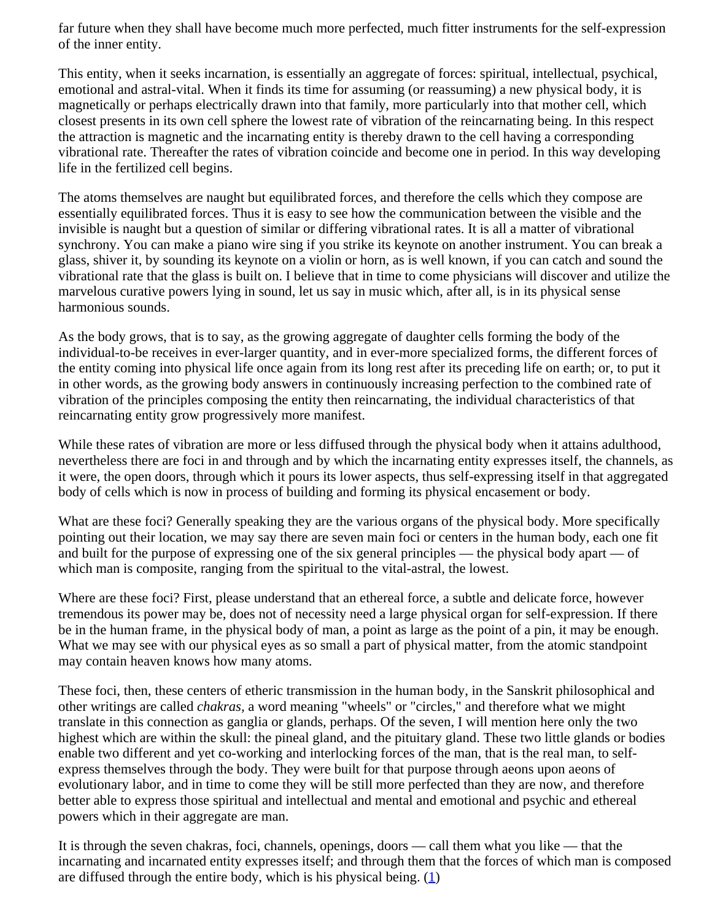far future when they shall have become much more perfected, much fitter instruments for the self-expression of the inner entity.

This entity, when it seeks incarnation, is essentially an aggregate of forces: spiritual, intellectual, psychical, emotional and astral-vital. When it finds its time for assuming (or reassuming) a new physical body, it is magnetically or perhaps electrically drawn into that family, more particularly into that mother cell, which closest presents in its own cell sphere the lowest rate of vibration of the reincarnating being. In this respect the attraction is magnetic and the incarnating entity is thereby drawn to the cell having a corresponding vibrational rate. Thereafter the rates of vibration coincide and become one in period. In this way developing life in the fertilized cell begins.

The atoms themselves are naught but equilibrated forces, and therefore the cells which they compose are essentially equilibrated forces. Thus it is easy to see how the communication between the visible and the invisible is naught but a question of similar or differing vibrational rates. It is all a matter of vibrational synchrony. You can make a piano wire sing if you strike its keynote on another instrument. You can break a glass, shiver it, by sounding its keynote on a violin or horn, as is well known, if you can catch and sound the vibrational rate that the glass is built on. I believe that in time to come physicians will discover and utilize the marvelous curative powers lying in sound, let us say in music which, after all, is in its physical sense harmonious sounds.

As the body grows, that is to say, as the growing aggregate of daughter cells forming the body of the individual-to-be receives in ever-larger quantity, and in ever-more specialized forms, the different forces of the entity coming into physical life once again from its long rest after its preceding life on earth; or, to put it in other words, as the growing body answers in continuously increasing perfection to the combined rate of vibration of the principles composing the entity then reincarnating, the individual characteristics of that reincarnating entity grow progressively more manifest.

While these rates of vibration are more or less diffused through the physical body when it attains adulthood, nevertheless there are foci in and through and by which the incarnating entity expresses itself, the channels, as it were, the open doors, through which it pours its lower aspects, thus self-expressing itself in that aggregated body of cells which is now in process of building and forming its physical encasement or body.

What are these foci? Generally speaking they are the various organs of the physical body. More specifically pointing out their location, we may say there are seven main foci or centers in the human body, each one fit and built for the purpose of expressing one of the six general principles — the physical body apart — of which man is composite, ranging from the spiritual to the vital-astral, the lowest.

Where are these foci? First, please understand that an ethereal force, a subtle and delicate force, however tremendous its power may be, does not of necessity need a large physical organ for self-expression. If there be in the human frame, in the physical body of man, a point as large as the point of a pin, it may be enough. What we may see with our physical eyes as so small a part of physical matter, from the atomic standpoint may contain heaven knows how many atoms.

These foci, then, these centers of etheric transmission in the human body, in the Sanskrit philosophical and other writings are called *chakras*, a word meaning "wheels" or "circles," and therefore what we might translate in this connection as ganglia or glands, perhaps. Of the seven, I will mention here only the two highest which are within the skull: the pineal gland, and the pituitary gland. These two little glands or bodies enable two different and yet co-working and interlocking forces of the man, that is the real man, to self-express themselves through the body. They were built for that purpose through aeons upon aeons of evolutionary labor, and in time to come they will be still more perfected than they are now, and therefore better able to express those spiritual and intellectual and mental and emotional and psychic and ethereal powers which in their aggregate are man.

It is through the seven chakras, foci, channels, openings, doors — call them what you like — that the incarnating and incarnated entity expresses itself; and through them that the forces of which man is composed are diffused through the entire body, which is his physical being. (1)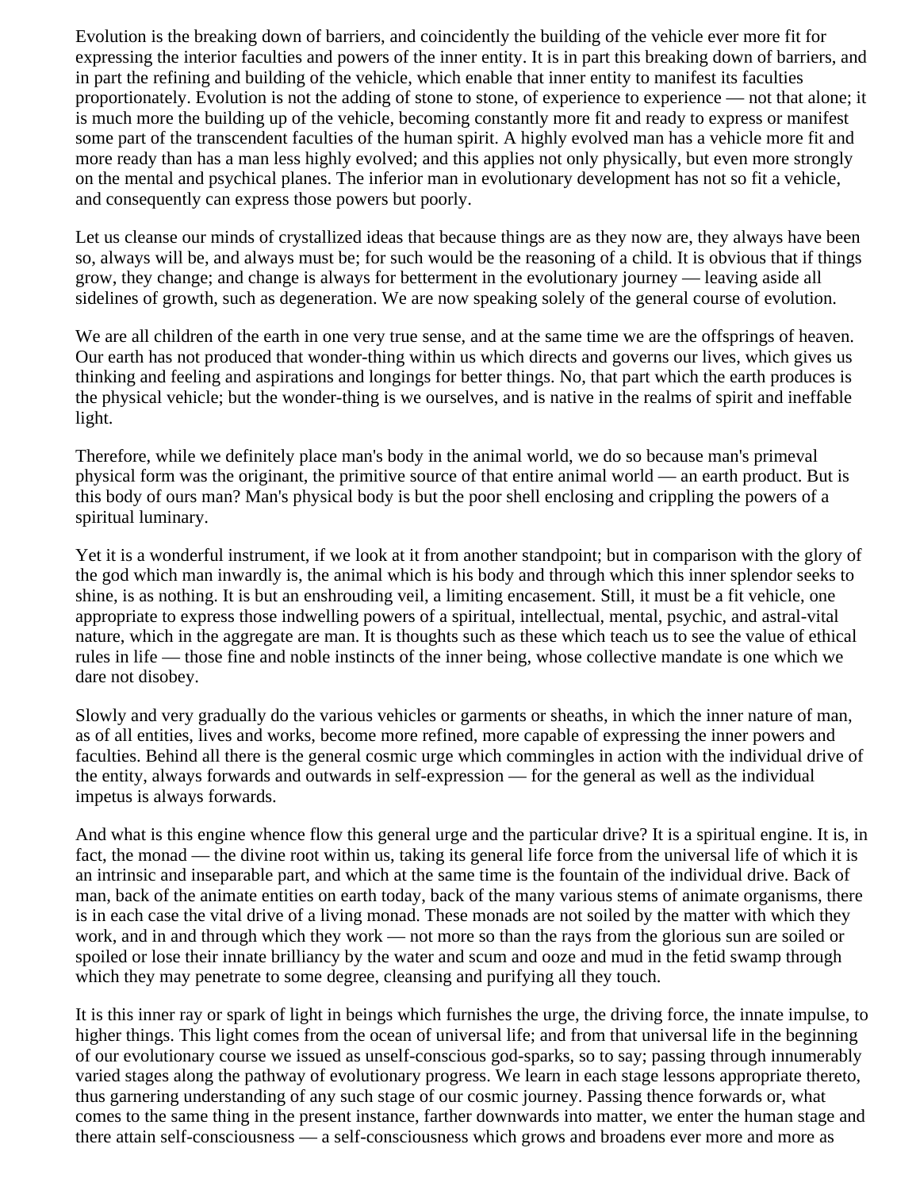Evolution is the breaking down of barriers, and coincidently the building of the vehicle ever more fit for expressing the interior faculties and powers of the inner entity. It is in part this breaking down of barriers, and in part the refining and building of the vehicle, which enable that inner entity to manifest its faculties proportionately. Evolution is not the adding of stone to stone, of experience to experience — not that alone; it is much more the building up of the vehicle, becoming constantly more fit and ready to express or manifest some part of the transcendent faculties of the human spirit. A highly evolved man has a vehicle more fit and more ready than has a man less highly evolved; and this applies not only physically, but even more strongly on the mental and psychical planes. The inferior man in evolutionary development has not so fit a vehicle, and consequently can express those powers but poorly.

Let us cleanse our minds of crystallized ideas that because things are as they now are, they always have been so, always will be, and always must be; for such would be the reasoning of a child. It is obvious that if things grow, they change; and change is always for betterment in the evolutionary journey — leaving aside all sidelines of growth, such as degeneration. We are now speaking solely of the general course of evolution.

We are all children of the earth in one very true sense, and at the same time we are the offsprings of heaven. Our earth has not produced that wonder-thing within us which directs and governs our lives, which gives us thinking and feeling and aspirations and longings for better things. No, that part which the earth produces is the physical vehicle; but the wonder-thing is we ourselves, and is native in the realms of spirit and ineffable light.

Therefore, while we definitely place man's body in the animal world, we do so because man's primeval physical form was the originant, the primitive source of that entire animal world — an earth product. But is this body of ours man? Man's physical body is but the poor shell enclosing and crippling the powers of a spiritual luminary.

Yet it is a wonderful instrument, if we look at it from another standpoint; but in comparison with the glory of the god which man inwardly is, the animal which is his body and through which this inner splendor seeks to shine, is as nothing. It is but an enshrouding veil, a limiting encasement. Still, it must be a fit vehicle, one appropriate to express those indwelling powers of a spiritual, intellectual, mental, psychic, and astral-vital nature, which in the aggregate are man. It is thoughts such as these which teach us to see the value of ethical rules in life — those fine and noble instincts of the inner being, whose collective mandate is one which we dare not disobey.

Slowly and very gradually do the various vehicles or garments or sheaths, in which the inner nature of man, as of all entities, lives and works, become more refined, more capable of expressing the inner powers and faculties. Behind all there is the general cosmic urge which commingles in action with the individual drive of the entity, always forwards and outwards in self-expression — for the general as well as the individual impetus is always forwards.

And what is this engine whence flow this general urge and the particular drive? It is a spiritual engine. It is, in fact, the monad — the divine root within us, taking its general life force from the universal life of which it is an intrinsic and inseparable part, and which at the same time is the fountain of the individual drive. Back of man, back of the animate entities on earth today, back of the many various stems of animate organisms, there is in each case the vital drive of a living monad. These monads are not soiled by the matter with which they work, and in and through which they work — not more so than the rays from the glorious sun are soiled or spoiled or lose their innate brilliancy by the water and scum and ooze and mud in the fetid swamp through which they may penetrate to some degree, cleansing and purifying all they touch.

It is this inner ray or spark of light in beings which furnishes the urge, the driving force, the innate impulse, to higher things. This light comes from the ocean of universal life; and from that universal life in the beginning of our evolutionary course we issued as unself-conscious god-sparks, so to say; passing through innumerably varied stages along the pathway of evolutionary progress. We learn in each stage lessons appropriate thereto, thus garnering understanding of any such stage of our cosmic journey. Passing thence forwards or, what comes to the same thing in the present instance, farther downwards into matter, we enter the human stage and there attain self-consciousness — a self-consciousness which grows and broadens ever more and more as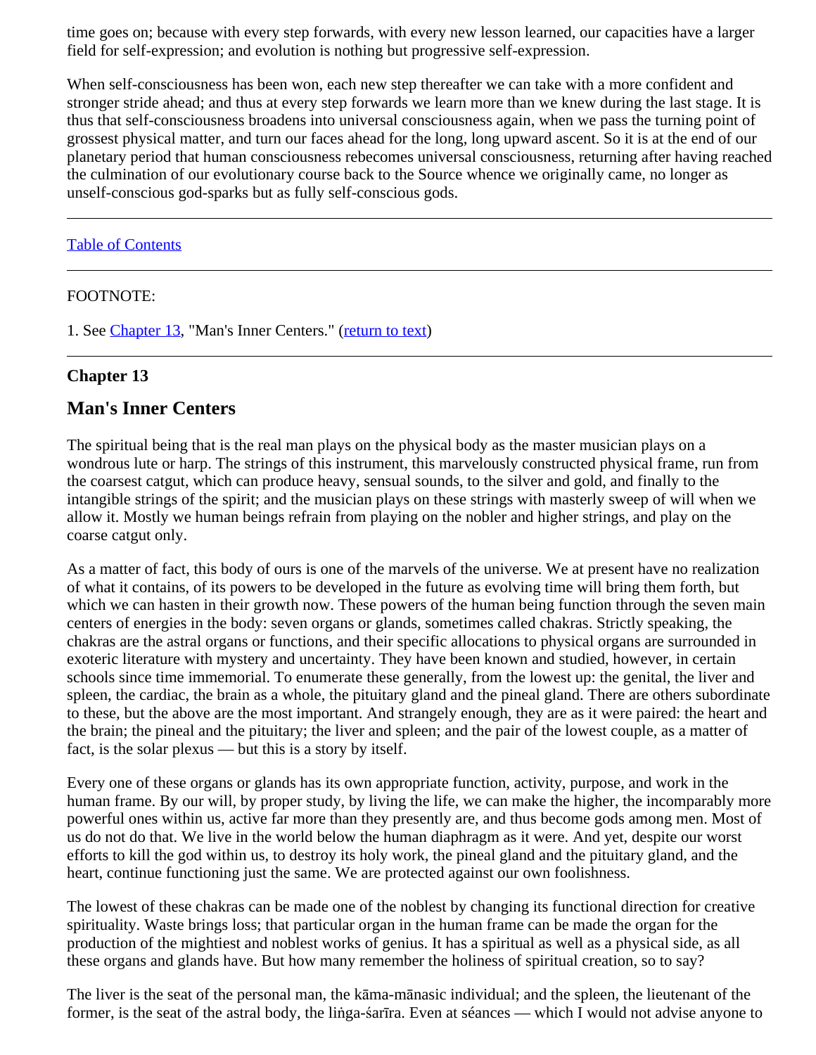time goes on; because with every step forwards, with every new lesson learned, our capacities have a larger field for self-expression; and evolution is nothing but progressive self-expression.

When self-consciousness has been won, each new step thereafter we can take with a more confident and stronger stride ahead; and thus at every step forwards we learn more than we knew during the last stage. It is thus that self-consciousness broadens into universal consciousness again, when we pass the turning point of grossest physical matter, and turn our faces ahead for the long, long upward ascent. So it is at the end of our planetary period that human consciousness rebecomes universal consciousness, returning after having reached the culmination of our evolutionary course back to the Source whence we originally came, no longer as unself-conscious god-sparks but as fully self-conscious gods.

---

Table of Contents

---

FOOTNOTE:

1. See Chapter 13, "Man's Inner Centers." (return to text)

---

**Chapter 13**

## Man's Inner Centers

The spiritual being that is the real man plays on the physical body as the master musician plays on a wondrous lute or harp. The strings of this instrument, this marvelously constructed physical frame, run from the coarsest catgut, which can produce heavy, sensual sounds, to the silver and gold, and finally to the intangible strings of the spirit; and the musician plays on these strings with masterly sweep of will when we allow it. Mostly we human beings refrain from playing on the nobler and higher strings, and play on the coarse catgut only.

As a matter of fact, this body of ours is one of the marvels of the universe. We at present have no realization of what it contains, of its powers to be developed in the future as evolving time will bring them forth, but which we can hasten in their growth now. These powers of the human being function through the seven main centers of energies in the body: seven organs or glands, sometimes called chakras. Strictly speaking, the chakras are the astral organs or functions, and their specific allocations to physical organs are surrounded in exoteric literature with mystery and uncertainty. They have been known and studied, however, in certain schools since time immemorial. To enumerate these generally, from the lowest up: the genital, the liver and spleen, the cardiac, the brain as a whole, the pituitary gland and the pineal gland. There are others subordinate to these, but the above are the most important. And strangely enough, they are as it were paired: the heart and the brain; the pineal and the pituitary; the liver and spleen; and the pair of the lowest couple, as a matter of fact, is the solar plexus — but this is a story by itself.

Every one of these organs or glands has its own appropriate function, activity, purpose, and work in the human frame. By our will, by proper study, by living the life, we can make the higher, the incomparably more powerful ones within us, active far more than they presently are, and thus become gods among men. Most of us do not do that. We live in the world below the human diaphragm as it were. And yet, despite our worst efforts to kill the god within us, to destroy its holy work, the pineal gland and the pituitary gland, and the heart, continue functioning just the same. We are protected against our own foolishness.

The lowest of these chakras can be made one of the noblest by changing its functional direction for creative spirituality. Waste brings loss; that particular organ in the human frame can be made the organ for the production of the mightiest and noblest works of genius. It has a spiritual as well as a physical side, as all these organs and glands have. But how many remember the holiness of spiritual creation, so to say?

The liver is the seat of the personal man, the kāma-mānasic individual; and the spleen, the lieutenant of the former, is the seat of the astral body, the liṅga-śarīra. Even at séances — which I would not advise anyone to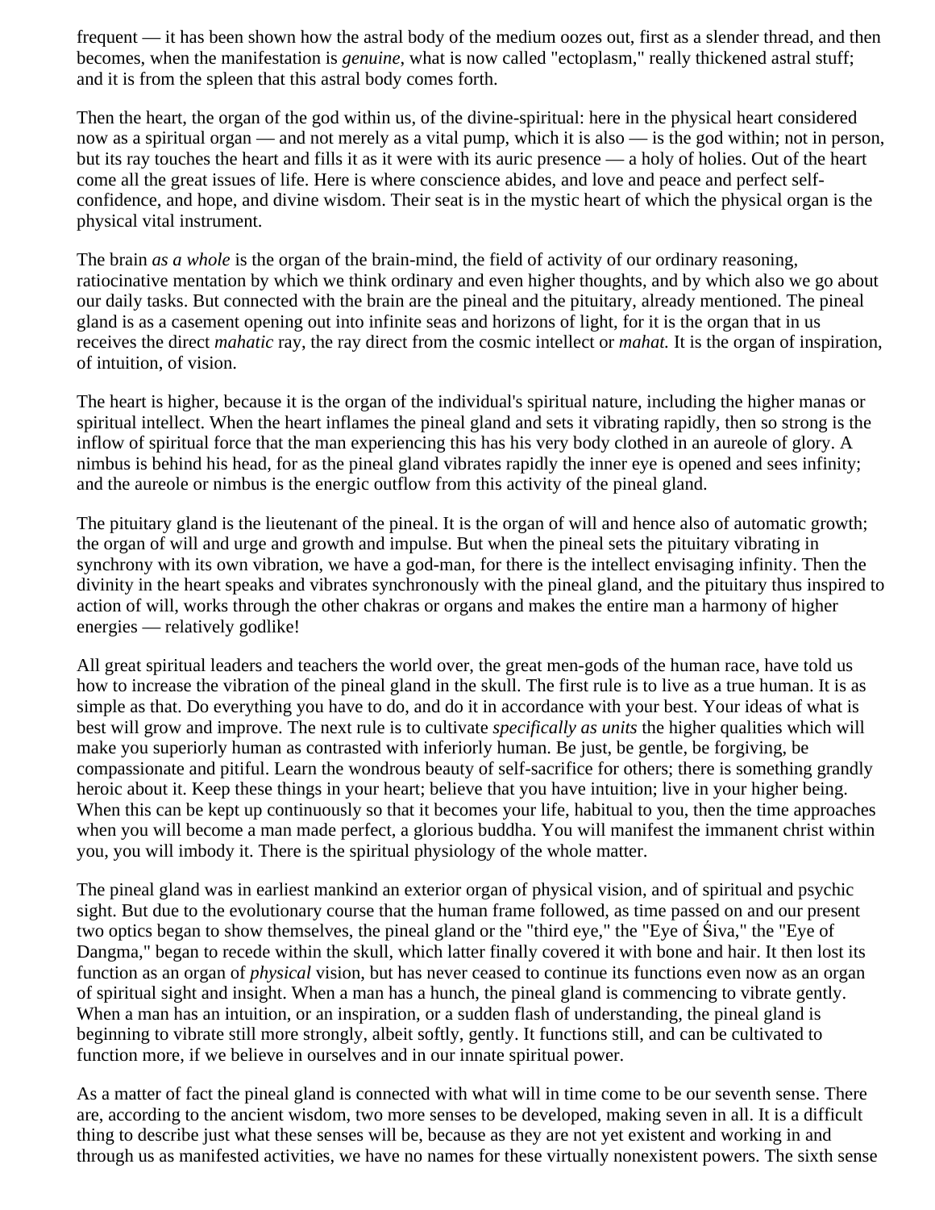frequent — it has been shown how the astral body of the medium oozes out, first as a slender thread, and then becomes, when the manifestation is *genuine*, what is now called "ectoplasm," really thickened astral stuff; and it is from the spleen that this astral body comes forth.

Then the heart, the organ of the god within us, of the divine-spiritual: here in the physical heart considered now as a spiritual organ — and not merely as a vital pump, which it is also — is the god within; not in person, but its ray touches the heart and fills it as it were with its auric presence — a holy of holies. Out of the heart come all the great issues of life. Here is where conscience abides, and love and peace and perfect self-confidence, and hope, and divine wisdom. Their seat is in the mystic heart of which the physical organ is the physical vital instrument.

The brain *as a whole* is the organ of the brain-mind, the field of activity of our ordinary reasoning, ratiocinative mentation by which we think ordinary and even higher thoughts, and by which also we go about our daily tasks. But connected with the brain are the pineal and the pituitary, already mentioned. The pineal gland is as a casement opening out into infinite seas and horizons of light, for it is the organ that in us receives the direct *mahatic* ray, the ray direct from the cosmic intellect or *mahat.* It is the organ of inspiration, of intuition, of vision.

The heart is higher, because it is the organ of the individual's spiritual nature, including the higher manas or spiritual intellect. When the heart inflames the pineal gland and sets it vibrating rapidly, then so strong is the inflow of spiritual force that the man experiencing this has his very body clothed in an aureole of glory. A nimbus is behind his head, for as the pineal gland vibrates rapidly the inner eye is opened and sees infinity; and the aureole or nimbus is the energic outflow from this activity of the pineal gland.

The pituitary gland is the lieutenant of the pineal. It is the organ of will and hence also of automatic growth; the organ of will and urge and growth and impulse. But when the pineal sets the pituitary vibrating in synchrony with its own vibration, we have a god-man, for there is the intellect envisaging infinity. Then the divinity in the heart speaks and vibrates synchronously with the pineal gland, and the pituitary thus inspired to action of will, works through the other chakras or organs and makes the entire man a harmony of higher energies — relatively godlike!

All great spiritual leaders and teachers the world over, the great men-gods of the human race, have told us how to increase the vibration of the pineal gland in the skull. The first rule is to live as a true human. It is as simple as that. Do everything you have to do, and do it in accordance with your best. Your ideas of what is best will grow and improve. The next rule is to cultivate *specifically as units* the higher qualities which will make you superiorly human as contrasted with inferiorly human. Be just, be gentle, be forgiving, be compassionate and pitiful. Learn the wondrous beauty of self-sacrifice for others; there is something grandly heroic about it. Keep these things in your heart; believe that you have intuition; live in your higher being. When this can be kept up continuously so that it becomes your life, habitual to you, then the time approaches when you will become a man made perfect, a glorious buddha. You will manifest the immanent christ within you, you will imbody it. There is the spiritual physiology of the whole matter.

The pineal gland was in earliest mankind an exterior organ of physical vision, and of spiritual and psychic sight. But due to the evolutionary course that the human frame followed, as time passed on and our present two optics began to show themselves, the pineal gland or the "third eye," the "Eye of Śiva," the "Eye of Dangma," began to recede within the skull, which latter finally covered it with bone and hair. It then lost its function as an organ of *physical* vision, but has never ceased to continue its functions even now as an organ of spiritual sight and insight. When a man has a hunch, the pineal gland is commencing to vibrate gently. When a man has an intuition, or an inspiration, or a sudden flash of understanding, the pineal gland is beginning to vibrate still more strongly, albeit softly, gently. It functions still, and can be cultivated to function more, if we believe in ourselves and in our innate spiritual power.

As a matter of fact the pineal gland is connected with what will in time come to be our seventh sense. There are, according to the ancient wisdom, two more senses to be developed, making seven in all. It is a difficult thing to describe just what these senses will be, because as they are not yet existent and working in and through us as manifested activities, we have no names for these virtually nonexistent powers. The sixth sense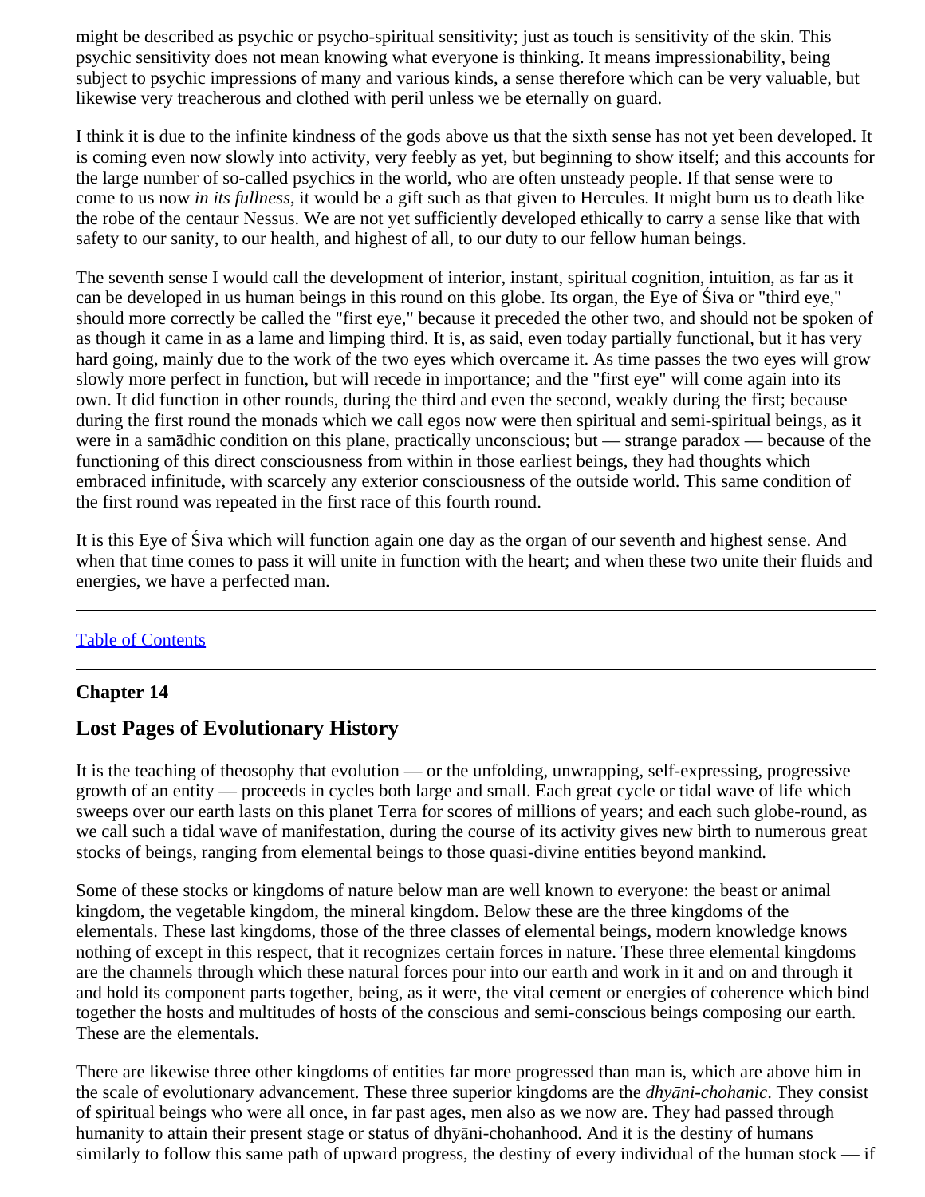might be described as psychic or psycho-spiritual sensitivity; just as touch is sensitivity of the skin. This psychic sensitivity does not mean knowing what everyone is thinking. It means impressionability, being subject to psychic impressions of many and various kinds, a sense therefore which can be very valuable, but likewise very treacherous and clothed with peril unless we be eternally on guard.

I think it is due to the infinite kindness of the gods above us that the sixth sense has not yet been developed. It is coming even now slowly into activity, very feebly as yet, but beginning to show itself; and this accounts for the large number of so-called psychics in the world, who are often unsteady people. If that sense were to come to us now *in its fullness*, it would be a gift such as that given to Hercules. It might burn us to death like the robe of the centaur Nessus. We are not yet sufficiently developed ethically to carry a sense like that with safety to our sanity, to our health, and highest of all, to our duty to our fellow human beings.

The seventh sense I would call the development of interior, instant, spiritual cognition, intuition, as far as it can be developed in us human beings in this round on this globe. Its organ, the Eye of Śiva or "third eye," should more correctly be called the "first eye," because it preceded the other two, and should not be spoken of as though it came in as a lame and limping third. It is, as said, even today partially functional, but it has very hard going, mainly due to the work of the two eyes which overcame it. As time passes the two eyes will grow slowly more perfect in function, but will recede in importance; and the "first eye" will come again into its own. It did function in other rounds, during the third and even the second, weakly during the first; because during the first round the monads which we call egos now were then spiritual and semi-spiritual beings, as it were in a samādhic condition on this plane, practically unconscious; but — strange paradox — because of the functioning of this direct consciousness from within in those earliest beings, they had thoughts which embraced infinitude, with scarcely any exterior consciousness of the outside world. This same condition of the first round was repeated in the first race of this fourth round.

It is this Eye of Śiva which will function again one day as the organ of our seventh and highest sense. And when that time comes to pass it will unite in function with the heart; and when these two unite their fluids and energies, we have a perfected man.

---

Table of Contents

---

## Chapter 14

## Lost Pages of Evolutionary History

It is the teaching of theosophy that evolution — or the unfolding, unwrapping, self-expressing, progressive growth of an entity — proceeds in cycles both large and small. Each great cycle or tidal wave of life which sweeps over our earth lasts on this planet Terra for scores of millions of years; and each such globe-round, as we call such a tidal wave of manifestation, during the course of its activity gives new birth to numerous great stocks of beings, ranging from elemental beings to those quasi-divine entities beyond mankind.

Some of these stocks or kingdoms of nature below man are well known to everyone: the beast or animal kingdom, the vegetable kingdom, the mineral kingdom. Below these are the three kingdoms of the elementals. These last kingdoms, those of the three classes of elemental beings, modern knowledge knows nothing of except in this respect, that it recognizes certain forces in nature. These three elemental kingdoms are the channels through which these natural forces pour into our earth and work in it and on and through it and hold its component parts together, being, as it were, the vital cement or energies of coherence which bind together the hosts and multitudes of hosts of the conscious and semi-conscious beings composing our earth. These are the elementals.

There are likewise three other kingdoms of entities far more progressed than man is, which are above him in the scale of evolutionary advancement. These three superior kingdoms are the *dhyāni-chohanic*. They consist of spiritual beings who were all once, in far past ages, men also as we now are. They had passed through humanity to attain their present stage or status of dhyāni-chohanhood. And it is the destiny of humans similarly to follow this same path of upward progress, the destiny of every individual of the human stock — if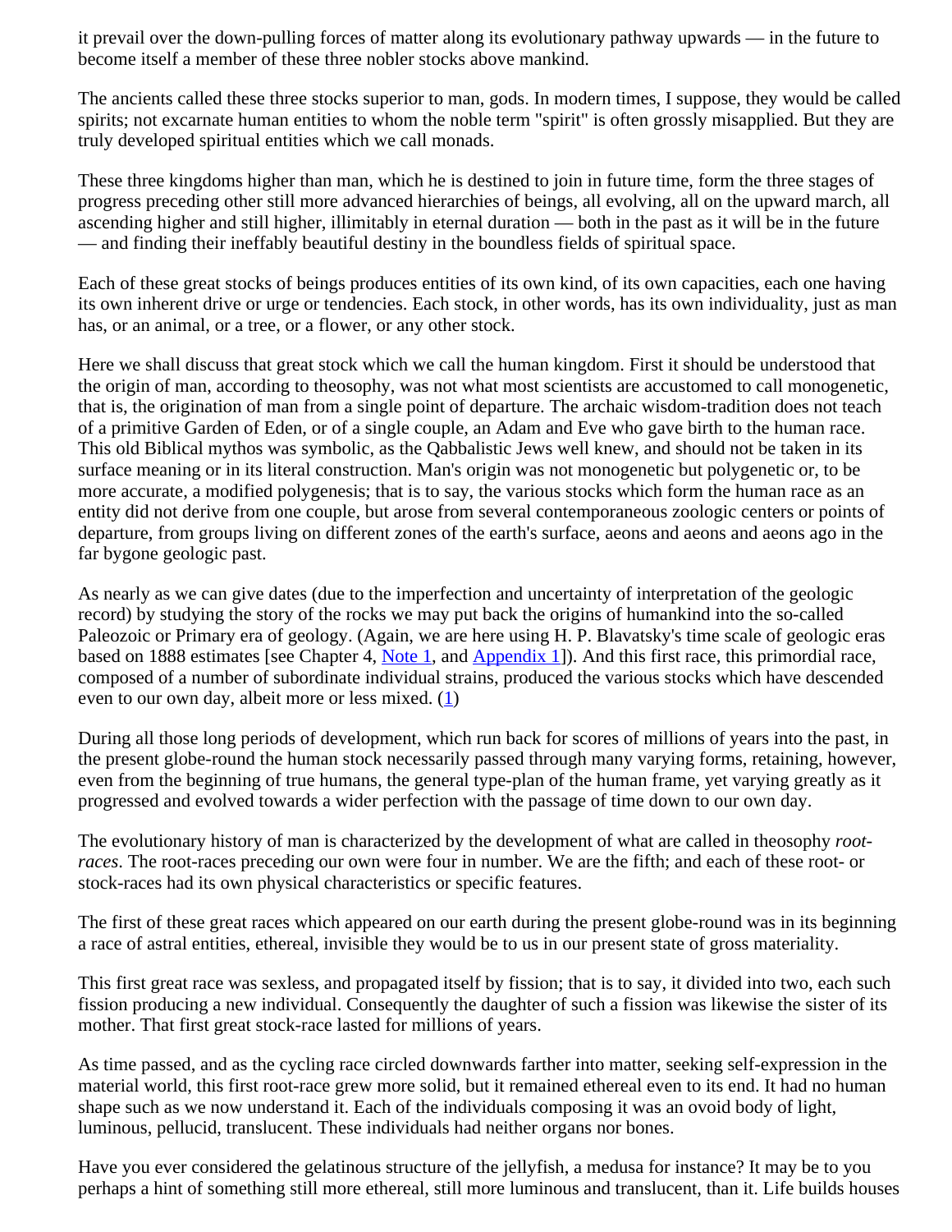it prevail over the down-pulling forces of matter along its evolutionary pathway upwards — in the future to become itself a member of these three nobler stocks above mankind.

The ancients called these three stocks superior to man, gods. In modern times, I suppose, they would be called spirits; not excarnate human entities to whom the noble term "spirit" is often grossly misapplied. But they are truly developed spiritual entities which we call monads.

These three kingdoms higher than man, which he is destined to join in future time, form the three stages of progress preceding other still more advanced hierarchies of beings, all evolving, all on the upward march, all ascending higher and still higher, illimitably in eternal duration — both in the past as it will be in the future — and finding their ineffably beautiful destiny in the boundless fields of spiritual space.

Each of these great stocks of beings produces entities of its own kind, of its own capacities, each one having its own inherent drive or urge or tendencies. Each stock, in other words, has its own individuality, just as man has, or an animal, or a tree, or a flower, or any other stock.

Here we shall discuss that great stock which we call the human kingdom. First it should be understood that the origin of man, according to theosophy, was not what most scientists are accustomed to call monogenetic, that is, the origination of man from a single point of departure. The archaic wisdom-tradition does not teach of a primitive Garden of Eden, or of a single couple, an Adam and Eve who gave birth to the human race. This old Biblical mythos was symbolic, as the Qabbalistic Jews well knew, and should not be taken in its surface meaning or in its literal construction. Man's origin was not monogenetic but polygenetic or, to be more accurate, a modified polygenesis; that is to say, the various stocks which form the human race as an entity did not derive from one couple, but arose from several contemporaneous zoologic centers or points of departure, from groups living on different zones of the earth's surface, aeons and aeons and aeons ago in the far bygone geologic past.

As nearly as we can give dates (due to the imperfection and uncertainty of interpretation of the geologic record) by studying the story of the rocks we may put back the origins of humankind into the so-called Paleozoic or Primary era of geology. (Again, we are here using H. P. Blavatsky's time scale of geologic eras based on 1888 estimates [see Chapter 4, Note 1, and Appendix 1]). And this first race, this primordial race, composed of a number of subordinate individual strains, produced the various stocks which have descended even to our own day, albeit more or less mixed. (1)

During all those long periods of development, which run back for scores of millions of years into the past, in the present globe-round the human stock necessarily passed through many varying forms, retaining, however, even from the beginning of true humans, the general type-plan of the human frame, yet varying greatly as it progressed and evolved towards a wider perfection with the passage of time down to our own day.

The evolutionary history of man is characterized by the development of what are called in theosophy *root-races*. The root-races preceding our own were four in number. We are the fifth; and each of these root- or stock-races had its own physical characteristics or specific features.

The first of these great races which appeared on our earth during the present globe-round was in its beginning a race of astral entities, ethereal, invisible they would be to us in our present state of gross materiality.

This first great race was sexless, and propagated itself by fission; that is to say, it divided into two, each such fission producing a new individual. Consequently the daughter of such a fission was likewise the sister of its mother. That first great stock-race lasted for millions of years.

As time passed, and as the cycling race circled downwards farther into matter, seeking self-expression in the material world, this first root-race grew more solid, but it remained ethereal even to its end. It had no human shape such as we now understand it. Each of the individuals composing it was an ovoid body of light, luminous, pellucid, translucent. These individuals had neither organs nor bones.

Have you ever considered the gelatinous structure of the jellyfish, a medusa for instance? It may be to you perhaps a hint of something still more ethereal, still more luminous and translucent, than it. Life builds houses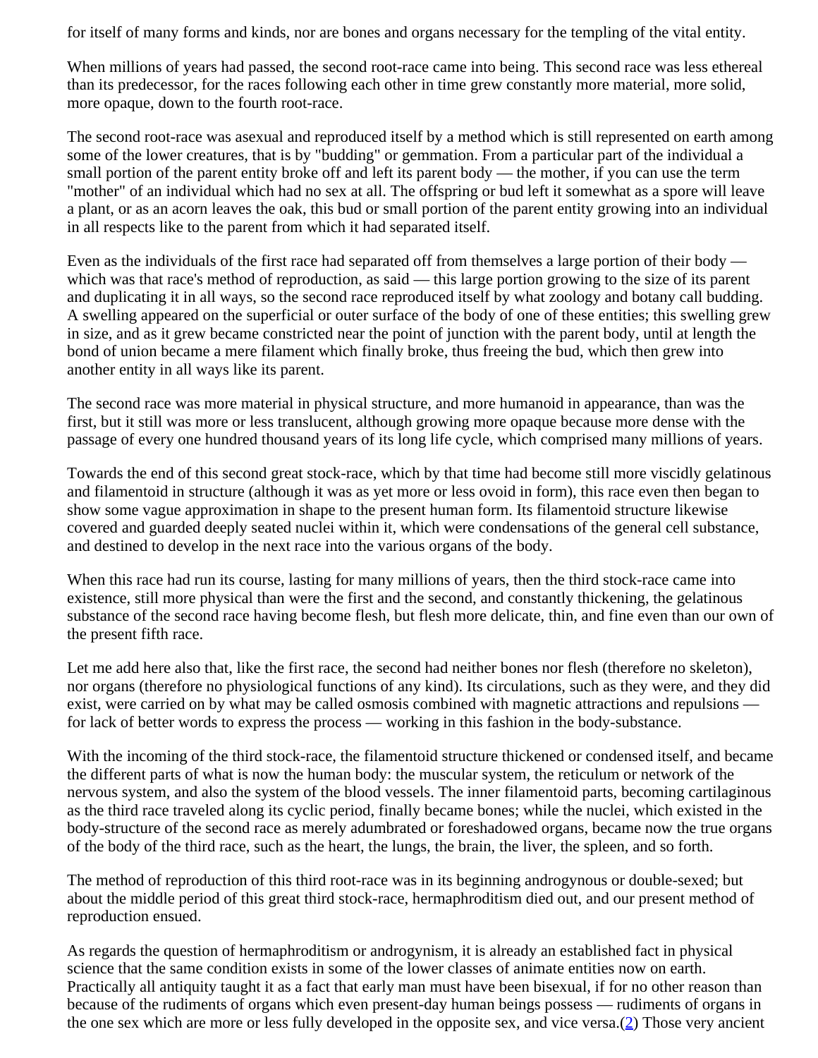for itself of many forms and kinds, nor are bones and organs necessary for the templing of the vital entity.

When millions of years had passed, the second root-race came into being. This second race was less ethereal than its predecessor, for the races following each other in time grew constantly more material, more solid, more opaque, down to the fourth root-race.

The second root-race was asexual and reproduced itself by a method which is still represented on earth among some of the lower creatures, that is by "budding" or gemmation. From a particular part of the individual a small portion of the parent entity broke off and left its parent body — the mother, if you can use the term "mother" of an individual which had no sex at all. The offspring or bud left it somewhat as a spore will leave a plant, or as an acorn leaves the oak, this bud or small portion of the parent entity growing into an individual in all respects like to the parent from which it had separated itself.

Even as the individuals of the first race had separated off from themselves a large portion of their body — which was that race's method of reproduction, as said — this large portion growing to the size of its parent and duplicating it in all ways, so the second race reproduced itself by what zoology and botany call budding. A swelling appeared on the superficial or outer surface of the body of one of these entities; this swelling grew in size, and as it grew became constricted near the point of junction with the parent body, until at length the bond of union became a mere filament which finally broke, thus freeing the bud, which then grew into another entity in all ways like its parent.

The second race was more material in physical structure, and more humanoid in appearance, than was the first, but it still was more or less translucent, although growing more opaque because more dense with the passage of every one hundred thousand years of its long life cycle, which comprised many millions of years.

Towards the end of this second great stock-race, which by that time had become still more viscidly gelatinous and filamentoid in structure (although it was as yet more or less ovoid in form), this race even then began to show some vague approximation in shape to the present human form. Its filamentoid structure likewise covered and guarded deeply seated nuclei within it, which were condensations of the general cell substance, and destined to develop in the next race into the various organs of the body.

When this race had run its course, lasting for many millions of years, then the third stock-race came into existence, still more physical than were the first and the second, and constantly thickening, the gelatinous substance of the second race having become flesh, but flesh more delicate, thin, and fine even than our own of the present fifth race.

Let me add here also that, like the first race, the second had neither bones nor flesh (therefore no skeleton), nor organs (therefore no physiological functions of any kind). Its circulations, such as they were, and they did exist, were carried on by what may be called osmosis combined with magnetic attractions and repulsions — for lack of better words to express the process — working in this fashion in the body-substance.

With the incoming of the third stock-race, the filamentoid structure thickened or condensed itself, and became the different parts of what is now the human body: the muscular system, the reticulum or network of the nervous system, and also the system of the blood vessels. The inner filamentoid parts, becoming cartilaginous as the third race traveled along its cyclic period, finally became bones; while the nuclei, which existed in the body-structure of the second race as merely adumbrated or foreshadowed organs, became now the true organs of the body of the third race, such as the heart, the lungs, the brain, the liver, the spleen, and so forth.

The method of reproduction of this third root-race was in its beginning androgynous or double-sexed; but about the middle period of this great third stock-race, hermaphroditism died out, and our present method of reproduction ensued.

As regards the question of hermaphroditism or androgynism, it is already an established fact in physical science that the same condition exists in some of the lower classes of animate entities now on earth. Practically all antiquity taught it as a fact that early man must have been bisexual, if for no other reason than because of the rudiments of organs which even present-day human beings possess — rudiments of organs in the one sex which are more or less fully developed in the opposite sex, and vice versa.(2) Those very ancient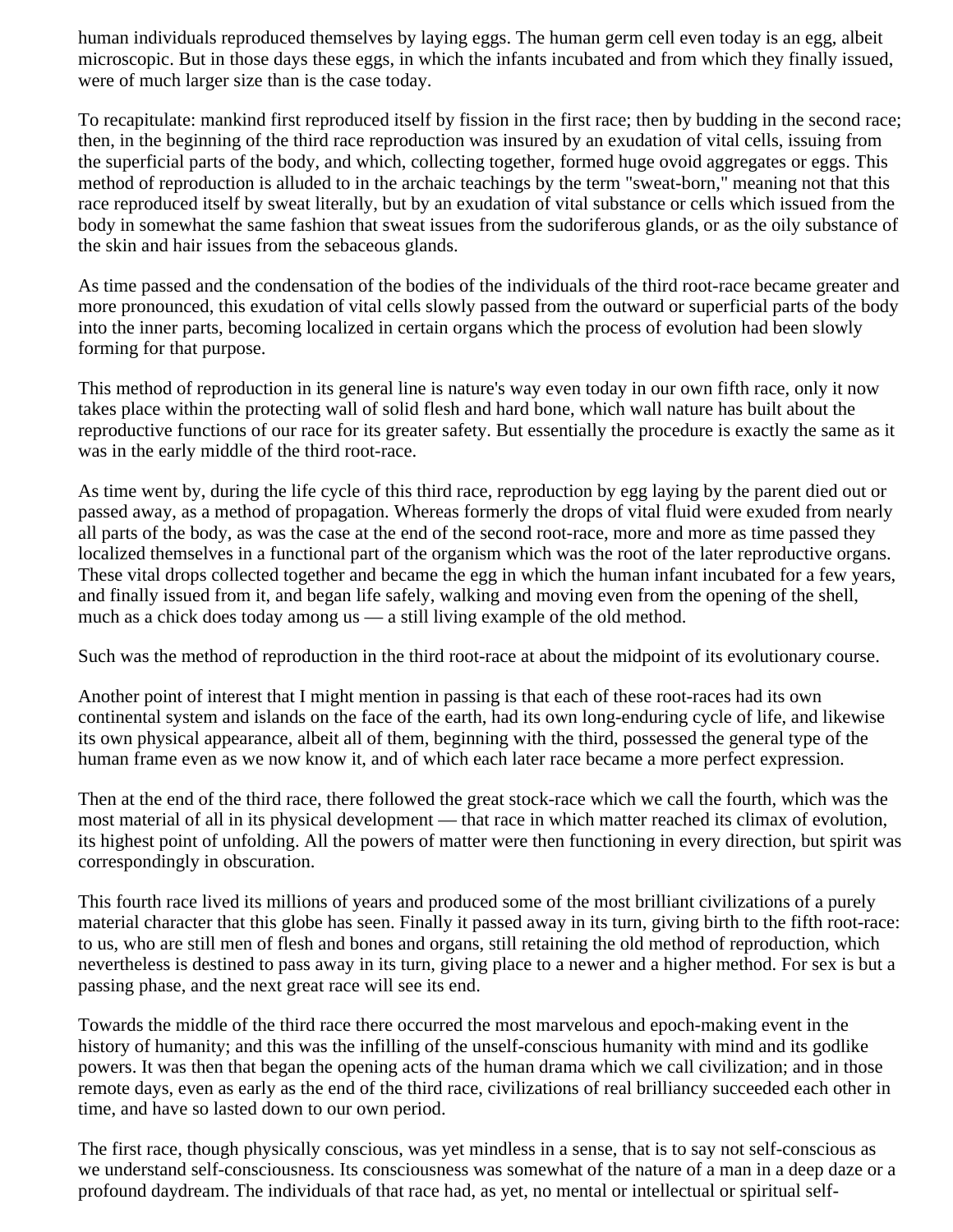human individuals reproduced themselves by laying eggs. The human germ cell even today is an egg, albeit microscopic. But in those days these eggs, in which the infants incubated and from which they finally issued, were of much larger size than is the case today.

To recapitulate: mankind first reproduced itself by fission in the first race; then by budding in the second race; then, in the beginning of the third race reproduction was insured by an exudation of vital cells, issuing from the superficial parts of the body, and which, collecting together, formed huge ovoid aggregates or eggs. This method of reproduction is alluded to in the archaic teachings by the term "sweat-born," meaning not that this race reproduced itself by sweat literally, but by an exudation of vital substance or cells which issued from the body in somewhat the same fashion that sweat issues from the sudoriferous glands, or as the oily substance of the skin and hair issues from the sebaceous glands.

As time passed and the condensation of the bodies of the individuals of the third root-race became greater and more pronounced, this exudation of vital cells slowly passed from the outward or superficial parts of the body into the inner parts, becoming localized in certain organs which the process of evolution had been slowly forming for that purpose.

This method of reproduction in its general line is nature's way even today in our own fifth race, only it now takes place within the protecting wall of solid flesh and hard bone, which wall nature has built about the reproductive functions of our race for its greater safety. But essentially the procedure is exactly the same as it was in the early middle of the third root-race.

As time went by, during the life cycle of this third race, reproduction by egg laying by the parent died out or passed away, as a method of propagation. Whereas formerly the drops of vital fluid were exuded from nearly all parts of the body, as was the case at the end of the second root-race, more and more as time passed they localized themselves in a functional part of the organism which was the root of the later reproductive organs. These vital drops collected together and became the egg in which the human infant incubated for a few years, and finally issued from it, and began life safely, walking and moving even from the opening of the shell, much as a chick does today among us — a still living example of the old method.

Such was the method of reproduction in the third root-race at about the midpoint of its evolutionary course.

Another point of interest that I might mention in passing is that each of these root-races had its own continental system and islands on the face of the earth, had its own long-enduring cycle of life, and likewise its own physical appearance, albeit all of them, beginning with the third, possessed the general type of the human frame even as we now know it, and of which each later race became a more perfect expression.

Then at the end of the third race, there followed the great stock-race which we call the fourth, which was the most material of all in its physical development — that race in which matter reached its climax of evolution, its highest point of unfolding. All the powers of matter were then functioning in every direction, but spirit was correspondingly in obscuration.

This fourth race lived its millions of years and produced some of the most brilliant civilizations of a purely material character that this globe has seen. Finally it passed away in its turn, giving birth to the fifth root-race: to us, who are still men of flesh and bones and organs, still retaining the old method of reproduction, which nevertheless is destined to pass away in its turn, giving place to a newer and a higher method. For sex is but a passing phase, and the next great race will see its end.

Towards the middle of the third race there occurred the most marvelous and epoch-making event in the history of humanity; and this was the infilling of the unself-conscious humanity with mind and its godlike powers. It was then that began the opening acts of the human drama which we call civilization; and in those remote days, even as early as the end of the third race, civilizations of real brilliancy succeeded each other in time, and have so lasted down to our own period.

The first race, though physically conscious, was yet mindless in a sense, that is to say not self-conscious as we understand self-consciousness. Its consciousness was somewhat of the nature of a man in a deep daze or a profound daydream. The individuals of that race had, as yet, no mental or intellectual or spiritual self-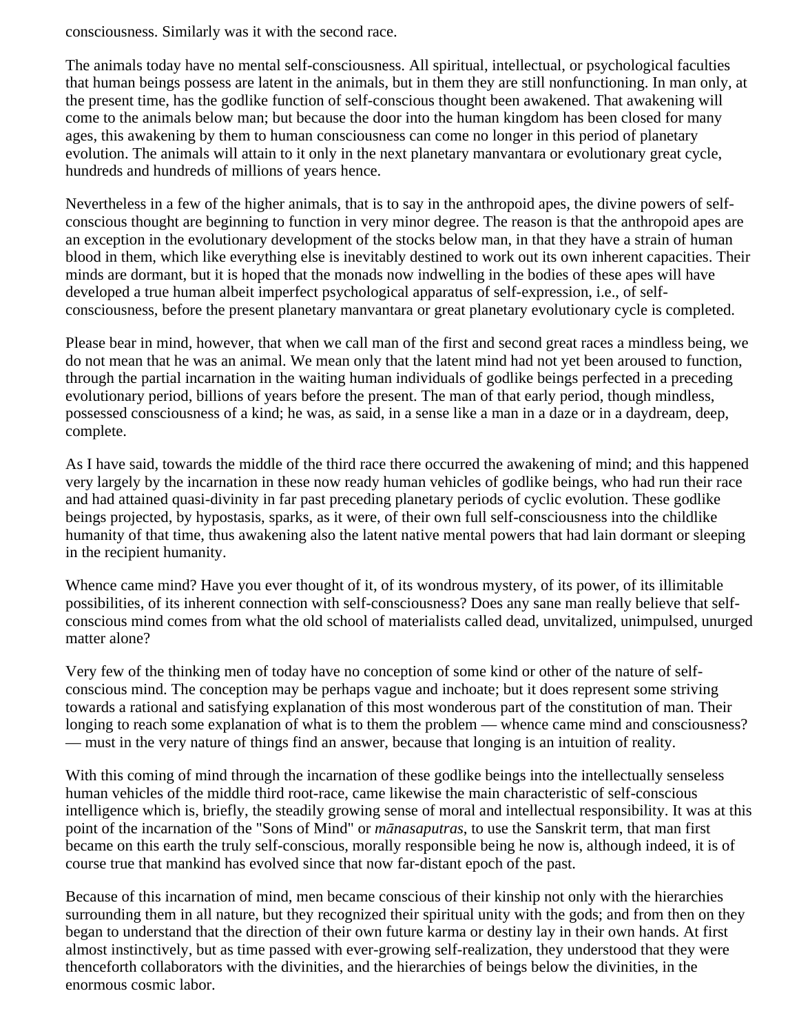consciousness. Similarly was it with the second race.

The animals today have no mental self-consciousness. All spiritual, intellectual, or psychological faculties that human beings possess are latent in the animals, but in them they are still nonfunctioning. In man only, at the present time, has the godlike function of self-conscious thought been awakened. That awakening will come to the animals below man; but because the door into the human kingdom has been closed for many ages, this awakening by them to human consciousness can come no longer in this period of planetary evolution. The animals will attain to it only in the next planetary manvantara or evolutionary great cycle, hundreds and hundreds of millions of years hence.

Nevertheless in a few of the higher animals, that is to say in the anthropoid apes, the divine powers of self-conscious thought are beginning to function in very minor degree. The reason is that the anthropoid apes are an exception in the evolutionary development of the stocks below man, in that they have a strain of human blood in them, which like everything else is inevitably destined to work out its own inherent capacities. Their minds are dormant, but it is hoped that the monads now indwelling in the bodies of these apes will have developed a true human albeit imperfect psychological apparatus of self-expression, i.e., of self-consciousness, before the present planetary manvantara or great planetary evolutionary cycle is completed.

Please bear in mind, however, that when we call man of the first and second great races a mindless being, we do not mean that he was an animal. We mean only that the latent mind had not yet been aroused to function, through the partial incarnation in the waiting human individuals of godlike beings perfected in a preceding evolutionary period, billions of years before the present. The man of that early period, though mindless, possessed consciousness of a kind; he was, as said, in a sense like a man in a daze or in a daydream, deep, complete.

As I have said, towards the middle of the third race there occurred the awakening of mind; and this happened very largely by the incarnation in these now ready human vehicles of godlike beings, who had run their race and had attained quasi-divinity in far past preceding planetary periods of cyclic evolution. These godlike beings projected, by hypostasis, sparks, as it were, of their own full self-consciousness into the childlike humanity of that time, thus awakening also the latent native mental powers that had lain dormant or sleeping in the recipient humanity.

Whence came mind? Have you ever thought of it, of its wondrous mystery, of its power, of its illimitable possibilities, of its inherent connection with self-consciousness? Does any sane man really believe that self-conscious mind comes from what the old school of materialists called dead, unvitalized, unimpulsed, unurged matter alone?

Very few of the thinking men of today have no conception of some kind or other of the nature of self-conscious mind. The conception may be perhaps vague and inchoate; but it does represent some striving towards a rational and satisfying explanation of this most wonderous part of the constitution of man. Their longing to reach some explanation of what is to them the problem — whence came mind and consciousness? — must in the very nature of things find an answer, because that longing is an intuition of reality.

With this coming of mind through the incarnation of these godlike beings into the intellectually senseless human vehicles of the middle third root-race, came likewise the main characteristic of self-conscious intelligence which is, briefly, the steadily growing sense of moral and intellectual responsibility. It was at this point of the incarnation of the "Sons of Mind" or *mānasaputras*, to use the Sanskrit term, that man first became on this earth the truly self-conscious, morally responsible being he now is, although indeed, it is of course true that mankind has evolved since that now far-distant epoch of the past.

Because of this incarnation of mind, men became conscious of their kinship not only with the hierarchies surrounding them in all nature, but they recognized their spiritual unity with the gods; and from then on they began to understand that the direction of their own future karma or destiny lay in their own hands. At first almost instinctively, but as time passed with ever-growing self-realization, they understood that they were thenceforth collaborators with the divinities, and the hierarchies of beings below the divinities, in the enormous cosmic labor.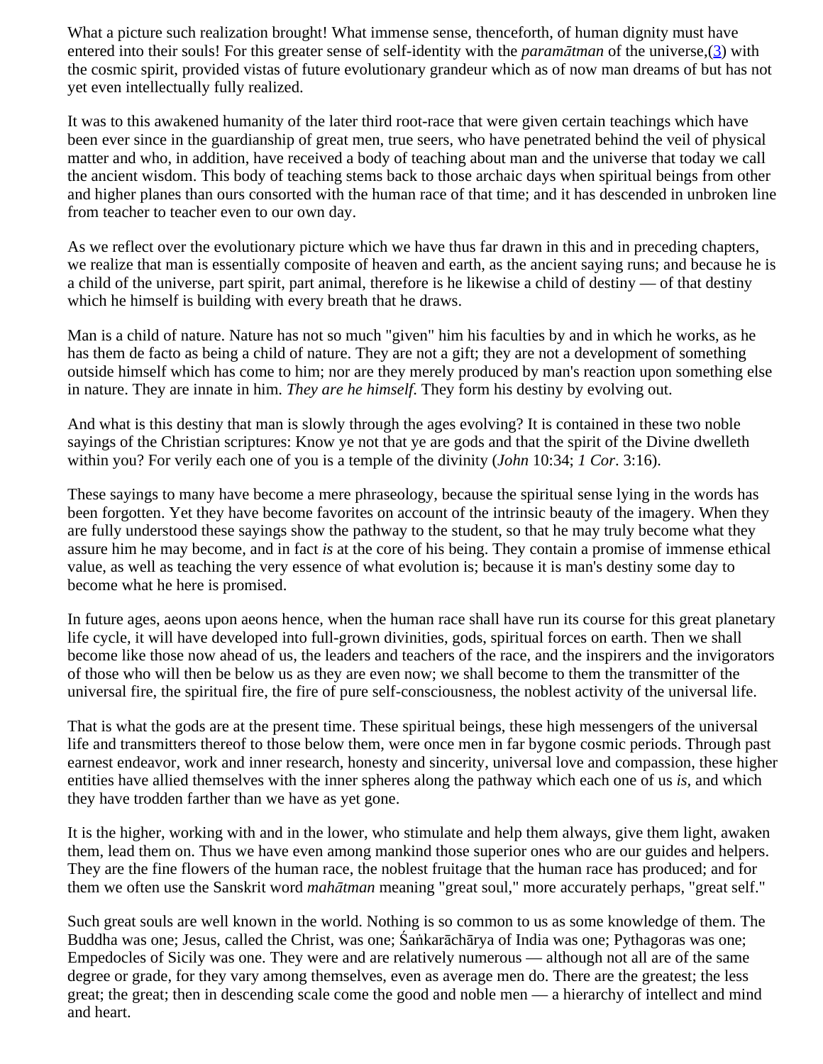What a picture such realization brought! What immense sense, thenceforth, of human dignity must have entered into their souls! For this greater sense of self-identity with the *paramātman* of the universe,(3) with the cosmic spirit, provided vistas of future evolutionary grandeur which as of now man dreams of but has not yet even intellectually fully realized.

It was to this awakened humanity of the later third root-race that were given certain teachings which have been ever since in the guardianship of great men, true seers, who have penetrated behind the veil of physical matter and who, in addition, have received a body of teaching about man and the universe that today we call the ancient wisdom. This body of teaching stems back to those archaic days when spiritual beings from other and higher planes than ours consorted with the human race of that time; and it has descended in unbroken line from teacher to teacher even to our own day.

As we reflect over the evolutionary picture which we have thus far drawn in this and in preceding chapters, we realize that man is essentially composite of heaven and earth, as the ancient saying runs; and because he is a child of the universe, part spirit, part animal, therefore is he likewise a child of destiny — of that destiny which he himself is building with every breath that he draws.

Man is a child of nature. Nature has not so much "given" him his faculties by and in which he works, as he has them de facto as being a child of nature. They are not a gift; they are not a development of something outside himself which has come to him; nor are they merely produced by man's reaction upon something else in nature. They are innate in him. *They are he himself*. They form his destiny by evolving out.

And what is this destiny that man is slowly through the ages evolving? It is contained in these two noble sayings of the Christian scriptures: Know ye not that ye are gods and that the spirit of the Divine dwelleth within you? For verily each one of you is a temple of the divinity (*John* 10:34; *1 Cor*. 3:16).

These sayings to many have become a mere phraseology, because the spiritual sense lying in the words has been forgotten. Yet they have become favorites on account of the intrinsic beauty of the imagery. When they are fully understood these sayings show the pathway to the student, so that he may truly become what they assure him he may become, and in fact *is* at the core of his being. They contain a promise of immense ethical value, as well as teaching the very essence of what evolution is; because it is man's destiny some day to become what he here is promised.

In future ages, aeons upon aeons hence, when the human race shall have run its course for this great planetary life cycle, it will have developed into full-grown divinities, gods, spiritual forces on earth. Then we shall become like those now ahead of us, the leaders and teachers of the race, and the inspirers and the invigorators of those who will then be below us as they are even now; we shall become to them the transmitter of the universal fire, the spiritual fire, the fire of pure self-consciousness, the noblest activity of the universal life.

That is what the gods are at the present time. These spiritual beings, these high messengers of the universal life and transmitters thereof to those below them, were once men in far bygone cosmic periods. Through past earnest endeavor, work and inner research, honesty and sincerity, universal love and compassion, these higher entities have allied themselves with the inner spheres along the pathway which each one of us *is*, and which they have trodden farther than we have as yet gone.

It is the higher, working with and in the lower, who stimulate and help them always, give them light, awaken them, lead them on. Thus we have even among mankind those superior ones who are our guides and helpers. They are the fine flowers of the human race, the noblest fruitage that the human race has produced; and for them we often use the Sanskrit word *mahātman* meaning "great soul," more accurately perhaps, "great self."

Such great souls are well known in the world. Nothing is so common to us as some knowledge of them. The Buddha was one; Jesus, called the Christ, was one; Śaṅkarāchārya of India was one; Pythagoras was one; Empedocles of Sicily was one. They were and are relatively numerous — although not all are of the same degree or grade, for they vary among themselves, even as average men do. There are the greatest; the less great; the great; then in descending scale come the good and noble men — a hierarchy of intellect and mind and heart.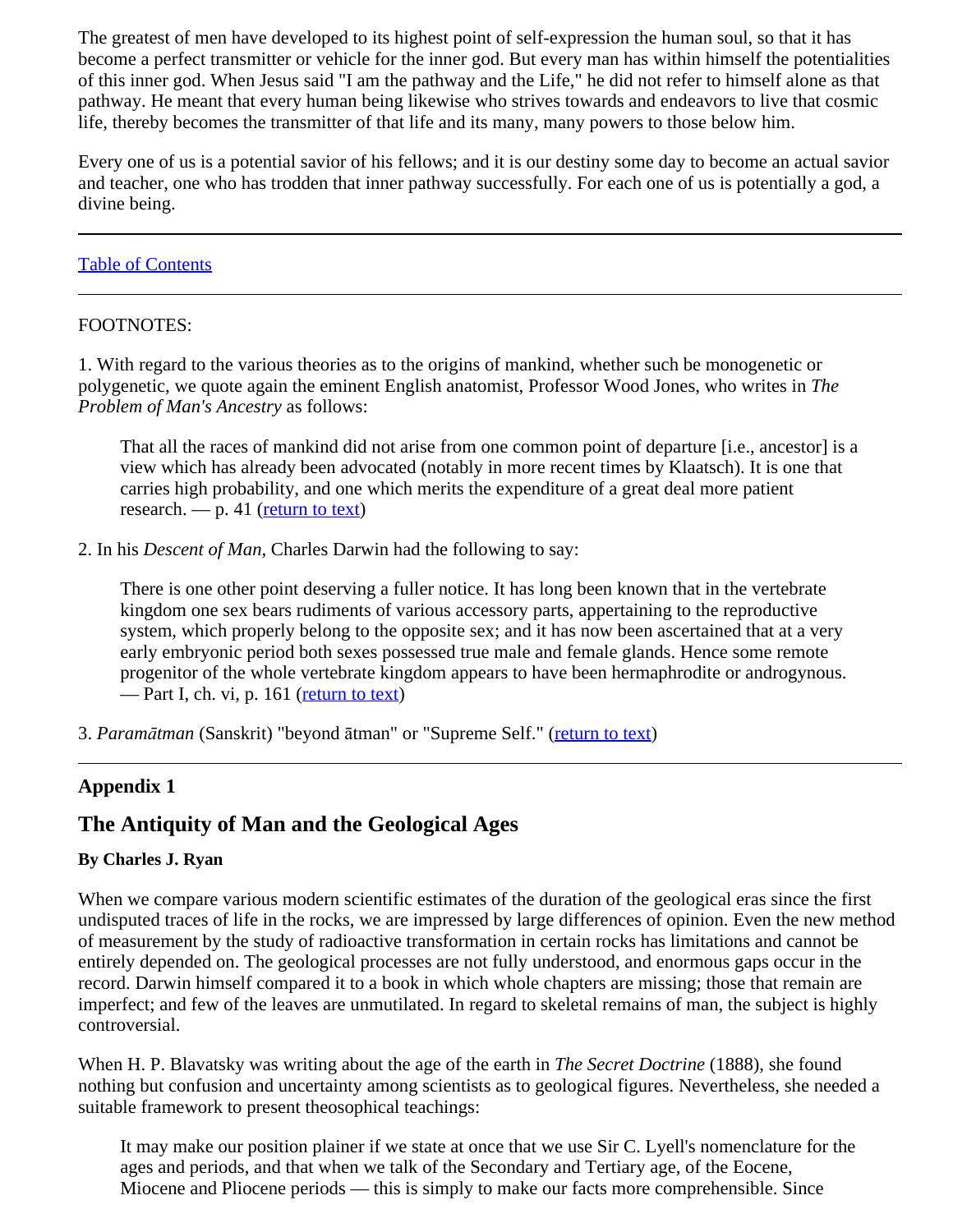The greatest of men have developed to its highest point of self-expression the human soul, so that it has become a perfect transmitter or vehicle for the inner god. But every man has within himself the potentialities of this inner god. When Jesus said "I am the pathway and the Life," he did not refer to himself alone as that pathway. He meant that every human being likewise who strives towards and endeavors to live that cosmic life, thereby becomes the transmitter of that life and its many, many powers to those below him.

Every one of us is a potential savior of his fellows; and it is our destiny some day to become an actual savior and teacher, one who has trodden that inner pathway successfully. For each one of us is potentially a god, a divine being.

---

Table of Contents

---

FOOTNOTES:

1. With regard to the various theories as to the origins of mankind, whether such be monogenetic or polygenetic, we quote again the eminent English anatomist, Professor Wood Jones, who writes in *The Problem of Man's Ancestry* as follows:

> That all the races of mankind did not arise from one common point of departure [i.e., ancestor] is a view which has already been advocated (notably in more recent times by Klaatsch). It is one that carries high probability, and one which merits the expenditure of a great deal more patient research. — p. 41 (return to text)

2. In his *Descent of Man,* Charles Darwin had the following to say:

> There is one other point deserving a fuller notice. It has long been known that in the vertebrate kingdom one sex bears rudiments of various accessory parts, appertaining to the reproductive system, which properly belong to the opposite sex; and it has now been ascertained that at a very early embryonic period both sexes possessed true male and female glands. Hence some remote progenitor of the whole vertebrate kingdom appears to have been hermaphrodite or androgynous. — Part I, ch. vi, p. 161 (return to text)

3. *Paramātman* (Sanskrit) "beyond ātman" or "Supreme Self." (return to text)

---

### Appendix 1

## The Antiquity of Man and the Geological Ages

#### By Charles J. Ryan

When we compare various modern scientific estimates of the duration of the geological eras since the first undisputed traces of life in the rocks, we are impressed by large differences of opinion. Even the new method of measurement by the study of radioactive transformation in certain rocks has limitations and cannot be entirely depended on. The geological processes are not fully understood, and enormous gaps occur in the record. Darwin himself compared it to a book in which whole chapters are missing; those that remain are imperfect; and few of the leaves are unmutilated. In regard to skeletal remains of man, the subject is highly controversial.

When H. P. Blavatsky was writing about the age of the earth in *The Secret Doctrine* (1888), she found nothing but confusion and uncertainty among scientists as to geological figures. Nevertheless, she needed a suitable framework to present theosophical teachings:

> It may make our position plainer if we state at once that we use Sir C. Lyell's nomenclature for the ages and periods, and that when we talk of the Secondary and Tertiary age, of the Eocene, Miocene and Pliocene periods — this is simply to make our facts more comprehensible. Since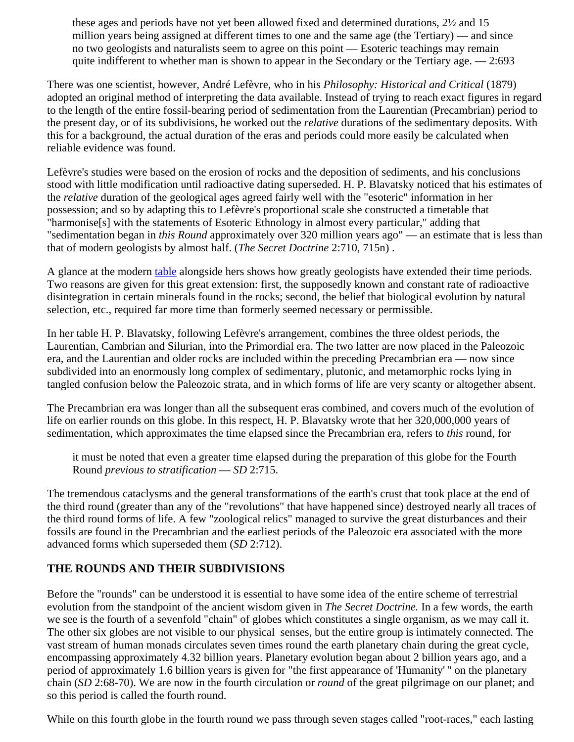> these ages and periods have not yet been allowed fixed and determined durations, 2½ and 15 million years being assigned at different times to one and the same age (the Tertiary) — and since no two geologists and naturalists seem to agree on this point — Esoteric teachings may remain quite indifferent to whether man is shown to appear in the Secondary or the Tertiary age. — 2:693

There was one scientist, however, André Lefèvre, who in his *Philosophy: Historical and Critical* (1879) adopted an original method of interpreting the data available. Instead of trying to reach exact figures in regard to the length of the entire fossil-bearing period of sedimentation from the Laurentian (Precambrian) period to the present day, or of its subdivisions, he worked out the *relative* durations of the sedimentary deposits. With this for a background, the actual duration of the eras and periods could more easily be calculated when reliable evidence was found.

Lefèvre's studies were based on the erosion of rocks and the deposition of sediments, and his conclusions stood with little modification until radioactive dating superseded. H. P. Blavatsky noticed that his estimates of the *relative* duration of the geological ages agreed fairly well with the "esoteric" information in her possession; and so by adapting this to Lefèvre's proportional scale she constructed a timetable that "harmonise[s] with the statements of Esoteric Ethnology in almost every particular," adding that "sedimentation began in *this Round* approximately over 320 million years ago" — an estimate that is less than that of modern geologists by almost half. (*The Secret Doctrine* 2:710, 715n) .

A glance at the modern table alongside hers shows how greatly geologists have extended their time periods. Two reasons are given for this great extension: first, the supposedly known and constant rate of radioactive disintegration in certain minerals found in the rocks; second, the belief that biological evolution by natural selection, etc., required far more time than formerly seemed necessary or permissible.

In her table H. P. Blavatsky, following Lefèvre's arrangement, combines the three oldest periods, the Laurentian, Cambrian and Silurian, into the Primordial era. The two latter are now placed in the Paleozoic era, and the Laurentian and older rocks are included within the preceding Precambrian era — now since subdivided into an enormously long complex of sedimentary, plutonic, and metamorphic rocks lying in tangled confusion below the Paleozoic strata, and in which forms of life are very scanty or altogether absent.

The Precambrian era was longer than all the subsequent eras combined, and covers much of the evolution of life on earlier rounds on this globe. In this respect, H. P. Blavatsky wrote that her 320,000,000 years of sedimentation, which approximates the time elapsed since the Precambrian era, refers to *this* round, for

> it must be noted that even a greater time elapsed during the preparation of this globe for the Fourth Round *previous to stratification* — *SD* 2:715.

The tremendous cataclysms and the general transformations of the earth's crust that took place at the end of the third round (greater than any of the "revolutions" that have happened since) destroyed nearly all traces of the third round forms of life. A few "zoological relics" managed to survive the great disturbances and their fossils are found in the Precambrian and the earliest periods of the Paleozoic era associated with the more advanced forms which superseded them (*SD* 2:712).

## THE ROUNDS AND THEIR SUBDIVISIONS

Before the "rounds" can be understood it is essential to have some idea of the entire scheme of terrestrial evolution from the standpoint of the ancient wisdom given in *The Secret Doctrine.* In a few words, the earth we see is the fourth of a sevenfold "chain" of globes which constitutes a single organism, as we may call it. The other six globes are not visible to our physical senses, but the entire group is intimately connected. The vast stream of human monads circulates seven times round the earth planetary chain during the great cycle, encompassing approximately 4.32 billion years. Planetary evolution began about 2 billion years ago, and a period of approximately 1.6 billion years is given for "the first appearance of 'Humanity' " on the planetary chain (*SD* 2:68-70). We are now in the fourth circulation or *round* of the great pilgrimage on our planet; and so this period is called the fourth round.

While on this fourth globe in the fourth round we pass through seven stages called "root-races," each lasting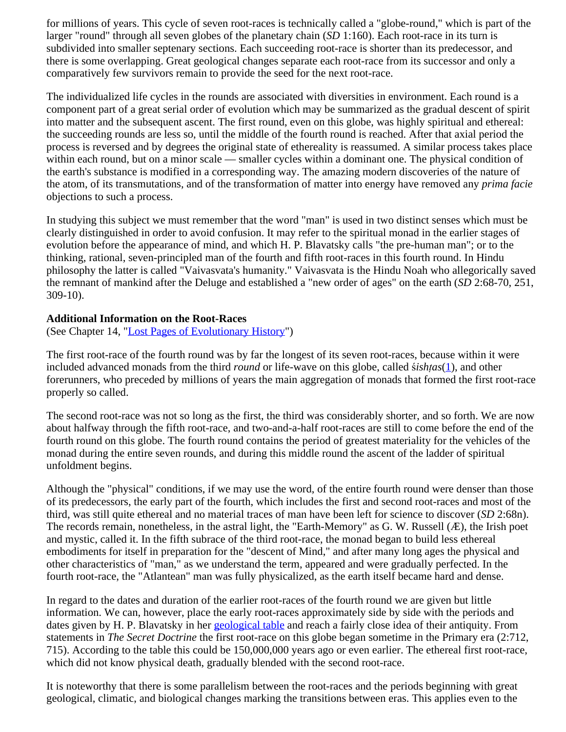for millions of years. This cycle of seven root-races is technically called a "globe-round," which is part of the larger "round" through all seven globes of the planetary chain (*SD* 1:160). Each root-race in its turn is subdivided into smaller septenary sections. Each succeeding root-race is shorter than its predecessor, and there is some overlapping. Great geological changes separate each root-race from its successor and only a comparatively few survivors remain to provide the seed for the next root-race.

The individualized life cycles in the rounds are associated with diversities in environment. Each round is a component part of a great serial order of evolution which may be summarized as the gradual descent of spirit into matter and the subsequent ascent. The first round, even on this globe, was highly spiritual and ethereal: the succeeding rounds are less so, until the middle of the fourth round is reached. After that axial period the process is reversed and by degrees the original state of ethereality is reassumed. A similar process takes place within each round, but on a minor scale — smaller cycles within a dominant one. The physical condition of the earth's substance is modified in a corresponding way. The amazing modern discoveries of the nature of the atom, of its transmutations, and of the transformation of matter into energy have removed any *prima facie* objections to such a process.

In studying this subject we must remember that the word "man" is used in two distinct senses which must be clearly distinguished in order to avoid confusion. It may refer to the spiritual monad in the earlier stages of evolution before the appearance of mind, and which H. P. Blavatsky calls "the pre-human man"; or to the thinking, rational, seven-principled man of the fourth and fifth root-races in this fourth round. In Hindu philosophy the latter is called "Vaivasvata's humanity." Vaivasvata is the Hindu Noah who allegorically saved the remnant of mankind after the Deluge and established a "new order of ages" on the earth (*SD* 2:68-70, 251, 309-10).

**Additional Information on the Root-Races**
(See Chapter 14, "Lost Pages of Evolutionary History")

The first root-race of the fourth round was by far the longest of its seven root-races, because within it were included advanced monads from the third *round* or life-wave on this globe, called *śishṭas*(1), and other forerunners, who preceded by millions of years the main aggregation of monads that formed the first root-race properly so called.

The second root-race was not so long as the first, the third was considerably shorter, and so forth. We are now about halfway through the fifth root-race, and two-and-a-half root-races are still to come before the end of the fourth round on this globe. The fourth round contains the period of greatest materiality for the vehicles of the monad during the entire seven rounds, and during this middle round the ascent of the ladder of spiritual unfoldment begins.

Although the "physical" conditions, if we may use the word, of the entire fourth round were denser than those of its predecessors, the early part of the fourth, which includes the first and second root-races and most of the third, was still quite ethereal and no material traces of man have been left for science to discover (*SD* 2:68n). The records remain, nonetheless, in the astral light, the "Earth-Memory" as G. W. Russell (Æ), the Irish poet and mystic, called it. In the fifth subrace of the third root-race, the monad began to build less ethereal embodiments for itself in preparation for the "descent of Mind," and after many long ages the physical and other characteristics of "man," as we understand the term, appeared and were gradually perfected. In the fourth root-race, the "Atlantean" man was fully physicalized, as the earth itself became hard and dense.

In regard to the dates and duration of the earlier root-races of the fourth round we are given but little information. We can, however, place the early root-races approximately side by side with the periods and dates given by H. P. Blavatsky in her geological table and reach a fairly close idea of their antiquity. From statements in *The Secret Doctrine* the first root-race on this globe began sometime in the Primary era (2:712, 715). According to the table this could be 150,000,000 years ago or even earlier. The ethereal first root-race, which did not know physical death, gradually blended with the second root-race.

It is noteworthy that there is some parallelism between the root-races and the periods beginning with great geological, climatic, and biological changes marking the transitions between eras. This applies even to the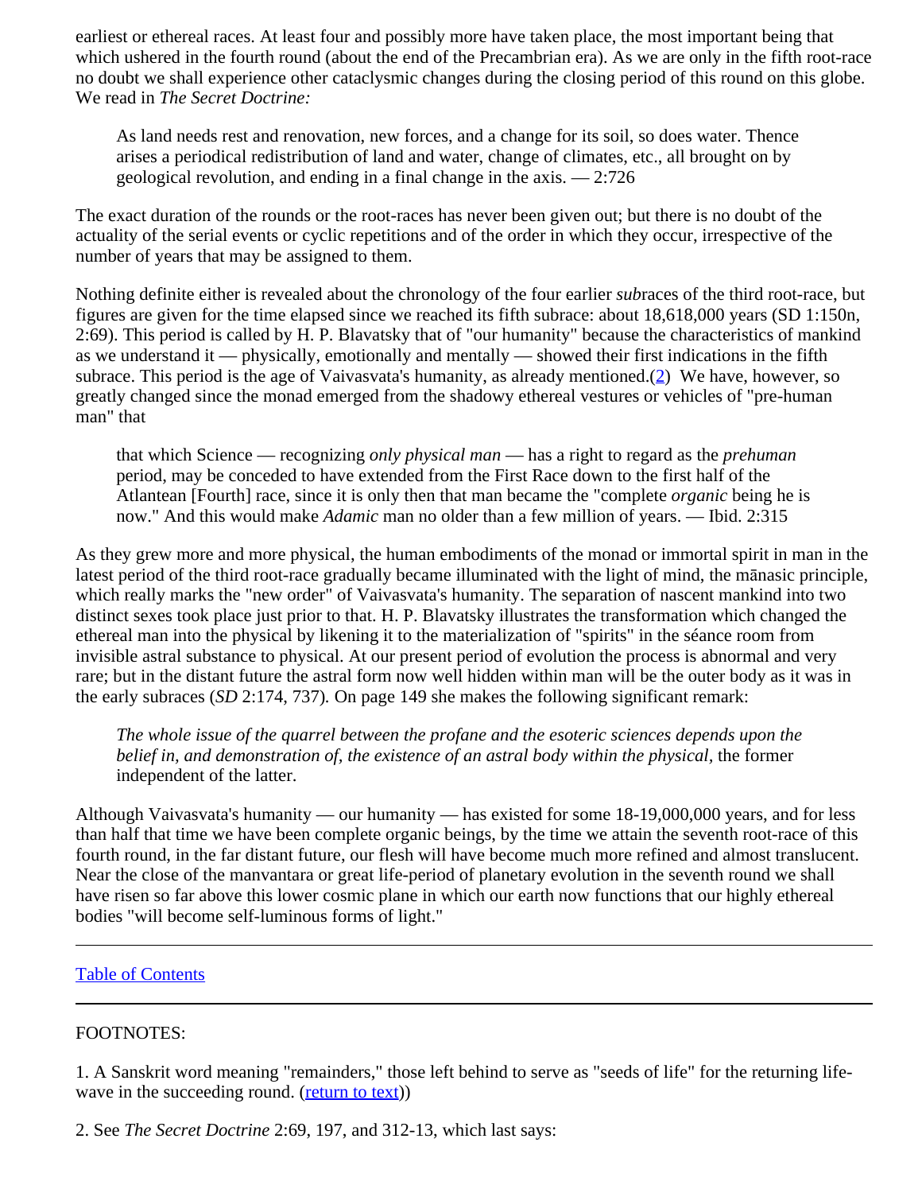earliest or ethereal races. At least four and possibly more have taken place, the most important being that which ushered in the fourth round (about the end of the Precambrian era). As we are only in the fifth root-race no doubt we shall experience other cataclysmic changes during the closing period of this round on this globe. We read in *The Secret Doctrine:*

> As land needs rest and renovation, new forces, and a change for its soil, so does water. Thence arises a periodical redistribution of land and water, change of climates, etc., all brought on by geological revolution, and ending in a final change in the axis. — 2:726

The exact duration of the rounds or the root-races has never been given out; but there is no doubt of the actuality of the serial events or cyclic repetitions and of the order in which they occur, irrespective of the number of years that may be assigned to them.

Nothing definite either is revealed about the chronology of the four earlier *sub*races of the third root-race, but figures are given for the time elapsed since we reached its fifth subrace: about 18,618,000 years (SD 1:150n, 2:69). This period is called by H. P. Blavatsky that of "our humanity" because the characteristics of mankind as we understand it — physically, emotionally and mentally — showed their first indications in the fifth subrace. This period is the age of Vaivasvata's humanity, as already mentioned.(2) We have, however, so greatly changed since the monad emerged from the shadowy ethereal vestures or vehicles of "pre-human man" that

> that which Science — recognizing *only physical man* — has a right to regard as the *prehuman* period, may be conceded to have extended from the First Race down to the first half of the Atlantean [Fourth] race, since it is only then that man became the "complete *organic* being he is now." And this would make *Adamic* man no older than a few million of years. — Ibid. 2:315

As they grew more and more physical, the human embodiments of the monad or immortal spirit in man in the latest period of the third root-race gradually became illuminated with the light of mind, the mānasic principle, which really marks the "new order" of Vaivasvata's humanity. The separation of nascent mankind into two distinct sexes took place just prior to that. H. P. Blavatsky illustrates the transformation which changed the ethereal man into the physical by likening it to the materialization of "spirits" in the séance room from invisible astral substance to physical. At our present period of evolution the process is abnormal and very rare; but in the distant future the astral form now well hidden within man will be the outer body as it was in the early subraces (*SD* 2:174, 737)*.* On page 149 she makes the following significant remark:

> *The whole issue of the quarrel between the profane and the esoteric sciences depends upon the belief in, and demonstration of, the existence of an astral body within the physical,* the former independent of the latter.

Although Vaivasvata's humanity — our humanity — has existed for some 18-19,000,000 years, and for less than half that time we have been complete organic beings, by the time we attain the seventh root-race of this fourth round, in the far distant future, our flesh will have become much more refined and almost translucent. Near the close of the manvantara or great life-period of planetary evolution in the seventh round we shall have risen so far above this lower cosmic plane in which our earth now functions that our highly ethereal bodies "will become self-luminous forms of light."

---

Table of Contents

---

FOOTNOTES:

1. A Sanskrit word meaning "remainders," those left behind to serve as "seeds of life" for the returning life-wave in the succeeding round. (return to text))

2. See *The Secret Doctrine* 2:69, 197, and 312-13, which last says: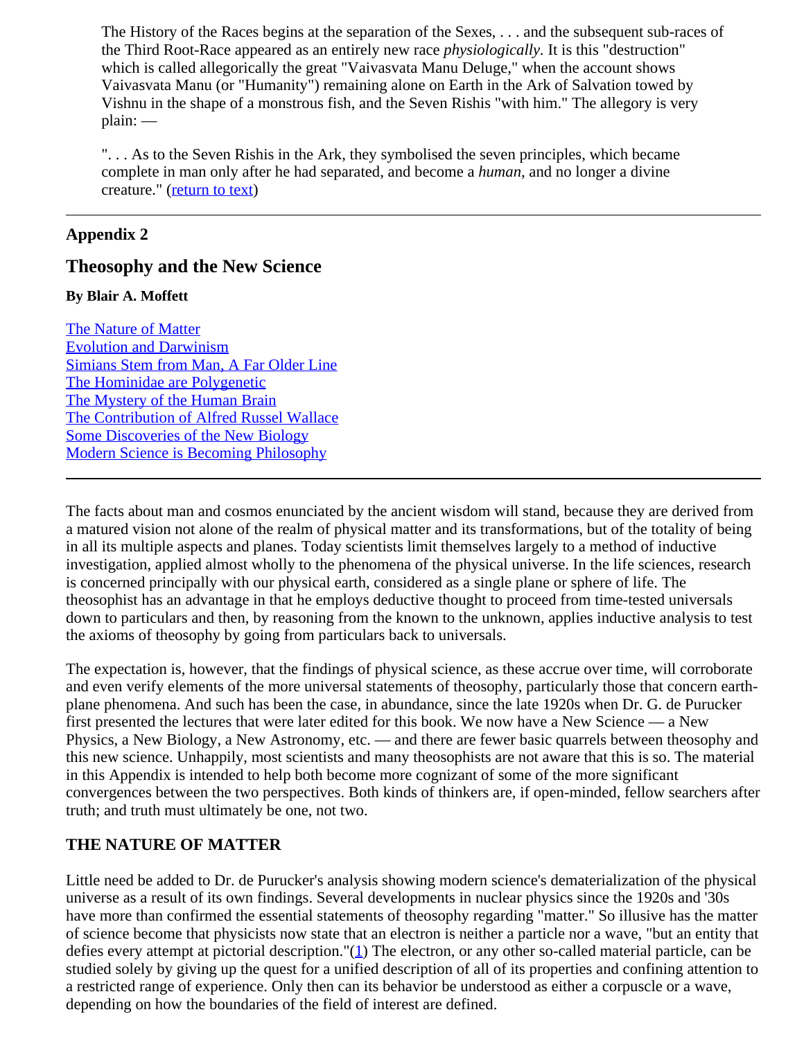The History of the Races begins at the separation of the Sexes, . . . and the subsequent sub-races of the Third Root-Race appeared as an entirely new race *physiologically*. It is this "destruction" which is called allegorically the great "Vaivasvata Manu Deluge," when the account shows Vaivasvata Manu (or "Humanity") remaining alone on Earth in the Ark of Salvation towed by Vishnu in the shape of a monstrous fish, and the Seven Rishis "with him." The allegory is very plain: —

". . . As to the Seven Rishis in the Ark, they symbolised the seven principles, which became complete in man only after he had separated, and become a *human*, and no longer a divine creature." (return to text)

---

## Appendix 2

## Theosophy and the New Science

**By Blair A. Moffett**

- The Nature of Matter
- Evolution and Darwinism
- Simians Stem from Man, A Far Older Line
- The Hominidae are Polygenetic
- The Mystery of the Human Brain
- The Contribution of Alfred Russel Wallace
- Some Discoveries of the New Biology
- Modern Science is Becoming Philosophy

---

The facts about man and cosmos enunciated by the ancient wisdom will stand, because they are derived from a matured vision not alone of the realm of physical matter and its transformations, but of the totality of being in all its multiple aspects and planes. Today scientists limit themselves largely to a method of inductive investigation, applied almost wholly to the phenomena of the physical universe. In the life sciences, research is concerned principally with our physical earth, considered as a single plane or sphere of life. The theosophist has an advantage in that he employs deductive thought to proceed from time-tested universals down to particulars and then, by reasoning from the known to the unknown, applies inductive analysis to test the axioms of theosophy by going from particulars back to universals.

The expectation is, however, that the findings of physical science, as these accrue over time, will corroborate and even verify elements of the more universal statements of theosophy, particularly those that concern earth-plane phenomena. And such has been the case, in abundance, since the late 1920s when Dr. G. de Purucker first presented the lectures that were later edited for this book. We now have a New Science — a New Physics, a New Biology, a New Astronomy, etc. — and there are fewer basic quarrels between theosophy and this new science. Unhappily, most scientists and many theosophists are not aware that this is so. The material in this Appendix is intended to help both become more cognizant of some of the more significant convergences between the two perspectives. Both kinds of thinkers are, if open-minded, fellow searchers after truth; and truth must ultimately be one, not two.

### THE NATURE OF MATTER

Little need be added to Dr. de Purucker's analysis showing modern science's dematerialization of the physical universe as a result of its own findings. Several developments in nuclear physics since the 1920s and '30s have more than confirmed the essential statements of theosophy regarding "matter." So illusive has the matter of science become that physicists now state that an electron is neither a particle nor a wave, "but an entity that defies every attempt at pictorial description."(1) The electron, or any other so-called material particle, can be studied solely by giving up the quest for a unified description of all of its properties and confining attention to a restricted range of experience. Only then can its behavior be understood as either a corpuscle or a wave, depending on how the boundaries of the field of interest are defined.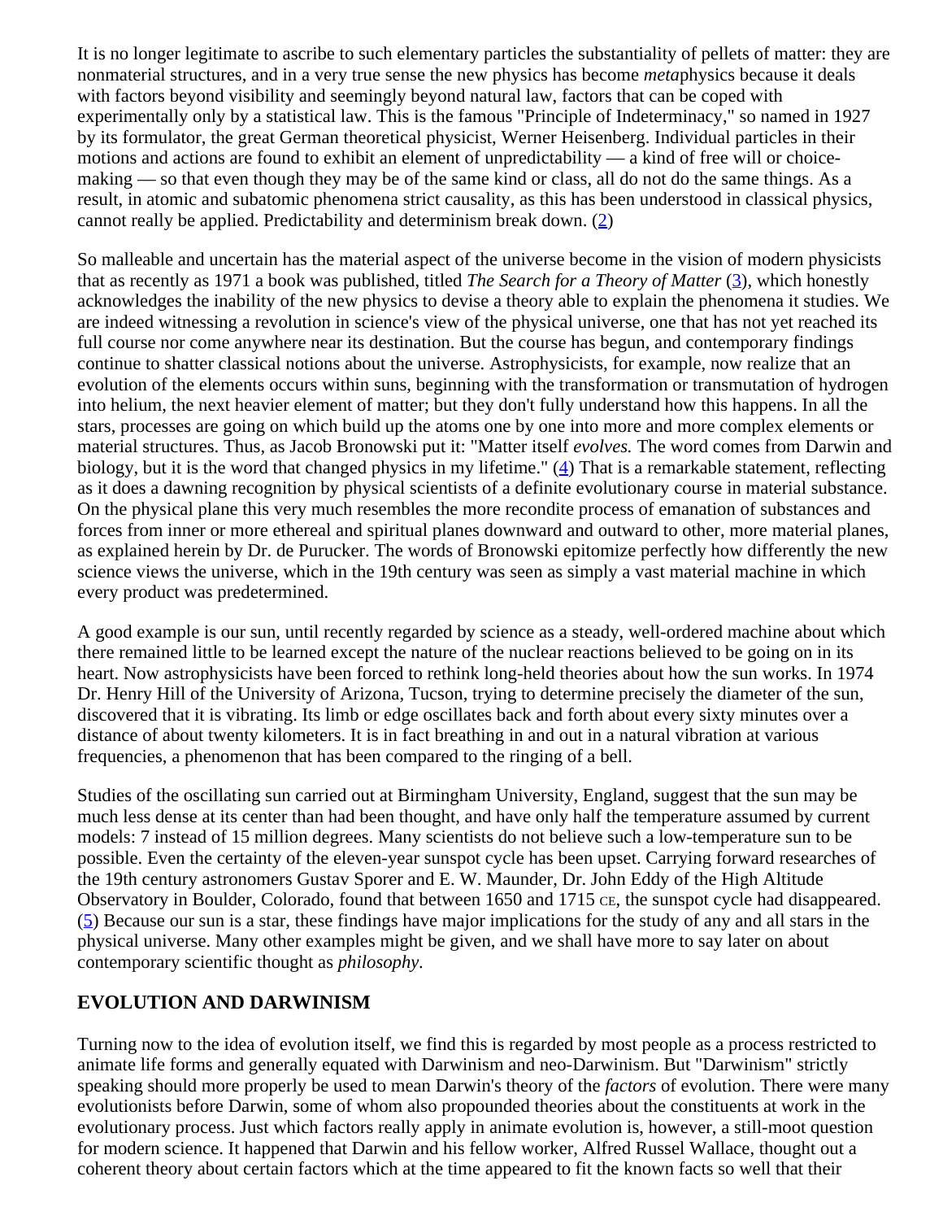It is no longer legitimate to ascribe to such elementary particles the substantiality of pellets of matter: they are nonmaterial structures, and in a very true sense the new physics has become *meta*physics because it deals with factors beyond visibility and seemingly beyond natural law, factors that can be coped with experimentally only by a statistical law. This is the famous "Principle of Indeterminacy," so named in 1927 by its formulator, the great German theoretical physicist, Werner Heisenberg. Individual particles in their motions and actions are found to exhibit an element of unpredictability — a kind of free will or choice-making — so that even though they may be of the same kind or class, all do not do the same things. As a result, in atomic and subatomic phenomena strict causality, as this has been understood in classical physics, cannot really be applied. Predictability and determinism break down. (2)

So malleable and uncertain has the material aspect of the universe become in the vision of modern physicists that as recently as 1971 a book was published, titled *The Search for a Theory of Matter* (3), which honestly acknowledges the inability of the new physics to devise a theory able to explain the phenomena it studies. We are indeed witnessing a revolution in science's view of the physical universe, one that has not yet reached its full course nor come anywhere near its destination. But the course has begun, and contemporary findings continue to shatter classical notions about the universe. Astrophysicists, for example, now realize that an evolution of the elements occurs within suns, beginning with the transformation or transmutation of hydrogen into helium, the next heavier element of matter; but they don't fully understand how this happens. In all the stars, processes are going on which build up the atoms one by one into more and more complex elements or material structures. Thus, as Jacob Bronowski put it: "Matter itself *evolves.* The word comes from Darwin and biology, but it is the word that changed physics in my lifetime." (4) That is a remarkable statement, reflecting as it does a dawning recognition by physical scientists of a definite evolutionary course in material substance. On the physical plane this very much resembles the more recondite process of emanation of substances and forces from inner or more ethereal and spiritual planes downward and outward to other, more material planes, as explained herein by Dr. de Purucker. The words of Bronowski epitomize perfectly how differently the new science views the universe, which in the 19th century was seen as simply a vast material machine in which every product was predetermined.

A good example is our sun, until recently regarded by science as a steady, well-ordered machine about which there remained little to be learned except the nature of the nuclear reactions believed to be going on in its heart. Now astrophysicists have been forced to rethink long-held theories about how the sun works. In 1974 Dr. Henry Hill of the University of Arizona, Tucson, trying to determine precisely the diameter of the sun, discovered that it is vibrating. Its limb or edge oscillates back and forth about every sixty minutes over a distance of about twenty kilometers. It is in fact breathing in and out in a natural vibration at various frequencies, a phenomenon that has been compared to the ringing of a bell.

Studies of the oscillating sun carried out at Birmingham University, England, suggest that the sun may be much less dense at its center than had been thought, and have only half the temperature assumed by current models: 7 instead of 15 million degrees. Many scientists do not believe such a low-temperature sun to be possible. Even the certainty of the eleven-year sunspot cycle has been upset. Carrying forward researches of the 19th century astronomers Gustav Sporer and E. W. Maunder, Dr. John Eddy of the High Altitude Observatory in Boulder, Colorado, found that between 1650 and 1715 CE, the sunspot cycle had disappeared. (5) Because our sun is a star, these findings have major implications for the study of any and all stars in the physical universe. Many other examples might be given, and we shall have more to say later on about contemporary scientific thought as *philosophy*.

## EVOLUTION AND DARWINISM

Turning now to the idea of evolution itself, we find this is regarded by most people as a process restricted to animate life forms and generally equated with Darwinism and neo-Darwinism. But "Darwinism" strictly speaking should more properly be used to mean Darwin's theory of the *factors* of evolution. There were many evolutionists before Darwin, some of whom also propounded theories about the constituents at work in the evolutionary process. Just which factors really apply in animate evolution is, however, a still-moot question for modern science. It happened that Darwin and his fellow worker, Alfred Russel Wallace, thought out a coherent theory about certain factors which at the time appeared to fit the known facts so well that their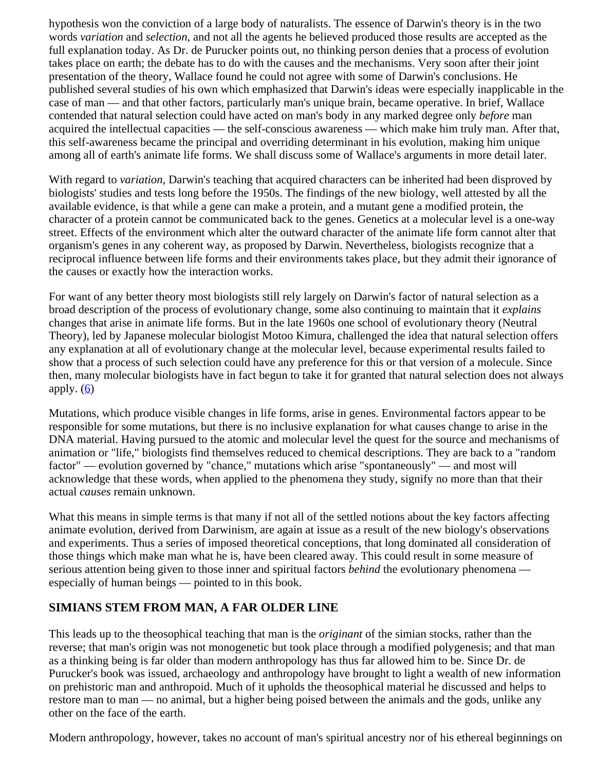hypothesis won the conviction of a large body of naturalists. The essence of Darwin's theory is in the two words *variation* and *selection,* and not all the agents he believed produced those results are accepted as the full explanation today. As Dr. de Purucker points out, no thinking person denies that a process of evolution takes place on earth; the debate has to do with the causes and the mechanisms. Very soon after their joint presentation of the theory, Wallace found he could not agree with some of Darwin's conclusions. He published several studies of his own which emphasized that Darwin's ideas were especially inapplicable in the case of man — and that other factors, particularly man's unique brain, became operative. In brief, Wallace contended that natural selection could have acted on man's body in any marked degree only *before* man acquired the intellectual capacities — the self-conscious awareness — which make him truly man. After that, this self-awareness became the principal and overriding determinant in his evolution, making him unique among all of earth's animate life forms. We shall discuss some of Wallace's arguments in more detail later.

With regard to *variation,* Darwin's teaching that acquired characters can be inherited had been disproved by biologists' studies and tests long before the 1950s. The findings of the new biology, well attested by all the available evidence, is that while a gene can make a protein, and a mutant gene a modified protein, the character of a protein cannot be communicated back to the genes. Genetics at a molecular level is a one-way street. Effects of the environment which alter the outward character of the animate life form cannot alter that organism's genes in any coherent way, as proposed by Darwin. Nevertheless, biologists recognize that a reciprocal influence between life forms and their environments takes place, but they admit their ignorance of the causes or exactly how the interaction works.

For want of any better theory most biologists still rely largely on Darwin's factor of natural selection as a broad description of the process of evolutionary change, some also continuing to maintain that it *explains* changes that arise in animate life forms. But in the late 1960s one school of evolutionary theory (Neutral Theory), led by Japanese molecular biologist Motoo Kimura, challenged the idea that natural selection offers any explanation at all of evolutionary change at the molecular level, because experimental results failed to show that a process of such selection could have any preference for this or that version of a molecule. Since then, many molecular biologists have in fact begun to take it for granted that natural selection does not always apply. (6)

Mutations, which produce visible changes in life forms, arise in genes. Environmental factors appear to be responsible for some mutations, but there is no inclusive explanation for what causes change to arise in the DNA material. Having pursued to the atomic and molecular level the quest for the source and mechanisms of animation or "life," biologists find themselves reduced to chemical descriptions. They are back to a "random factor" — evolution governed by "chance," mutations which arise "spontaneously" — and most will acknowledge that these words, when applied to the phenomena they study, signify no more than that their actual *causes* remain unknown.

What this means in simple terms is that many if not all of the settled notions about the key factors affecting animate evolution, derived from Darwinism, are again at issue as a result of the new biology's observations and experiments. Thus a series of imposed theoretical conceptions, that long dominated all consideration of those things which make man what he is, have been cleared away. This could result in some measure of serious attention being given to those inner and spiritual factors *behind* the evolutionary phenomena — especially of human beings — pointed to in this book.

### SIMIANS STEM FROM MAN, A FAR OLDER LINE

This leads up to the theosophical teaching that man is the *originant* of the simian stocks, rather than the reverse; that man's origin was not monogenetic but took place through a modified polygenesis; and that man as a thinking being is far older than modern anthropology has thus far allowed him to be. Since Dr. de Purucker's book was issued, archaeology and anthropology have brought to light a wealth of new information on prehistoric man and anthropoid. Much of it upholds the theosophical material he discussed and helps to restore man to man — no animal, but a higher being poised between the animals and the gods, unlike any other on the face of the earth.

Modern anthropology, however, takes no account of man's spiritual ancestry nor of his ethereal beginnings on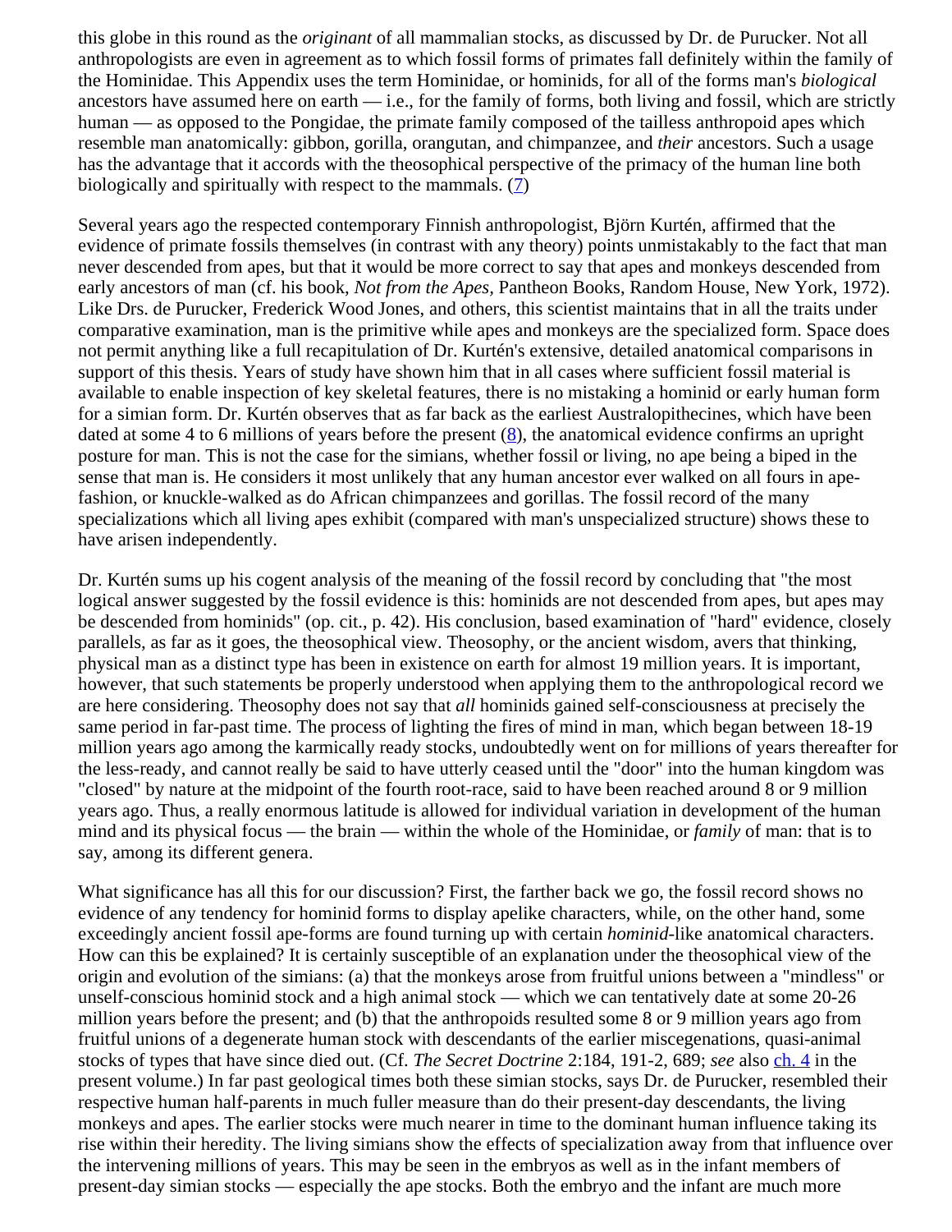this globe in this round as the *originant* of all mammalian stocks, as discussed by Dr. de Purucker. Not all anthropologists are even in agreement as to which fossil forms of primates fall definitely within the family of the Hominidae. This Appendix uses the term Hominidae, or hominids, for all of the forms man's *biological* ancestors have assumed here on earth — i.e., for the family of forms, both living and fossil, which are strictly human — as opposed to the Pongidae, the primate family composed of the tailless anthropoid apes which resemble man anatomically: gibbon, gorilla, orangutan, and chimpanzee, and *their* ancestors. Such a usage has the advantage that it accords with the theosophical perspective of the primacy of the human line both biologically and spiritually with respect to the mammals. (7)

Several years ago the respected contemporary Finnish anthropologist, Björn Kurtén, affirmed that the evidence of primate fossils themselves (in contrast with any theory) points unmistakably to the fact that man never descended from apes, but that it would be more correct to say that apes and monkeys descended from early ancestors of man (cf. his book, *Not from the Apes,* Pantheon Books, Random House, New York, 1972). Like Drs. de Purucker, Frederick Wood Jones, and others, this scientist maintains that in all the traits under comparative examination, man is the primitive while apes and monkeys are the specialized form. Space does not permit anything like a full recapitulation of Dr. Kurtén's extensive, detailed anatomical comparisons in support of this thesis. Years of study have shown him that in all cases where sufficient fossil material is available to enable inspection of key skeletal features, there is no mistaking a hominid or early human form for a simian form. Dr. Kurtén observes that as far back as the earliest Australopithecines, which have been dated at some 4 to 6 millions of years before the present (8), the anatomical evidence confirms an upright posture for man. This is not the case for the simians, whether fossil or living, no ape being a biped in the sense that man is. He considers it most unlikely that any human ancestor ever walked on all fours in ape-fashion, or knuckle-walked as do African chimpanzees and gorillas. The fossil record of the many specializations which all living apes exhibit (compared with man's unspecialized structure) shows these to have arisen independently.

Dr. Kurtén sums up his cogent analysis of the meaning of the fossil record by concluding that "the most logical answer suggested by the fossil evidence is this: hominids are not descended from apes, but apes may be descended from hominids" (op. cit., p. 42). His conclusion, based examination of "hard" evidence, closely parallels, as far as it goes, the theosophical view. Theosophy, or the ancient wisdom, avers that thinking, physical man as a distinct type has been in existence on earth for almost 19 million years. It is important, however, that such statements be properly understood when applying them to the anthropological record we are here considering. Theosophy does not say that *all* hominids gained self-consciousness at precisely the same period in far-past time. The process of lighting the fires of mind in man, which began between 18-19 million years ago among the karmically ready stocks, undoubtedly went on for millions of years thereafter for the less-ready, and cannot really be said to have utterly ceased until the "door" into the human kingdom was "closed" by nature at the midpoint of the fourth root-race, said to have been reached around 8 or 9 million years ago. Thus, a really enormous latitude is allowed for individual variation in development of the human mind and its physical focus — the brain — within the whole of the Hominidae, or *family* of man: that is to say, among its different genera.

What significance has all this for our discussion? First, the farther back we go, the fossil record shows no evidence of any tendency for hominid forms to display apelike characters, while, on the other hand, some exceedingly ancient fossil ape-forms are found turning up with certain *hominid*-like anatomical characters. How can this be explained? It is certainly susceptible of an explanation under the theosophical view of the origin and evolution of the simians: (a) that the monkeys arose from fruitful unions between a "mindless" or unself-conscious hominid stock and a high animal stock — which we can tentatively date at some 20-26 million years before the present; and (b) that the anthropoids resulted some 8 or 9 million years ago from fruitful unions of a degenerate human stock with descendants of the earlier miscegenations, quasi-animal stocks of types that have since died out. (Cf. *The Secret Doctrine* 2:184, 191-2, 689; *see* also ch. 4 in the present volume.) In far past geological times both these simian stocks, says Dr. de Purucker, resembled their respective human half-parents in much fuller measure than do their present-day descendants, the living monkeys and apes. The earlier stocks were much nearer in time to the dominant human influence taking its rise within their heredity. The living simians show the effects of specialization away from that influence over the intervening millions of years. This may be seen in the embryos as well as in the infant members of present-day simian stocks — especially the ape stocks. Both the embryo and the infant are much more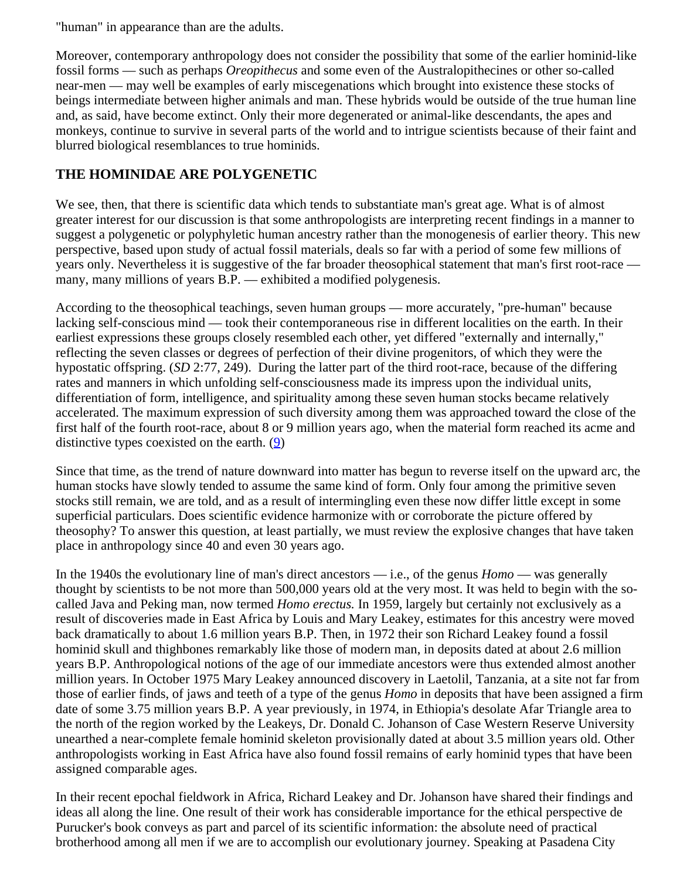"human" in appearance than are the adults.

Moreover, contemporary anthropology does not consider the possibility that some of the earlier hominid-like fossil forms — such as perhaps *Oreopithecus* and some even of the Australopithecines or other so-called near-men — may well be examples of early miscegenations which brought into existence these stocks of beings intermediate between higher animals and man. These hybrids would be outside of the true human line and, as said, have become extinct. Only their more degenerated or animal-like descendants, the apes and monkeys, continue to survive in several parts of the world and to intrigue scientists because of their faint and blurred biological resemblances to true hominids.

## THE HOMINIDAE ARE POLYGENETIC

We see, then, that there is scientific data which tends to substantiate man's great age. What is of almost greater interest for our discussion is that some anthropologists are interpreting recent findings in a manner to suggest a polygenetic or polyphyletic human ancestry rather than the monogenesis of earlier theory. This new perspective, based upon study of actual fossil materials, deals so far with a period of some few millions of years only. Nevertheless it is suggestive of the far broader theosophical statement that man's first root-race — many, many millions of years B.P. — exhibited a modified polygenesis.

According to the theosophical teachings, seven human groups — more accurately, "pre-human" because lacking self-conscious mind — took their contemporaneous rise in different localities on the earth. In their earliest expressions these groups closely resembled each other, yet differed "externally and internally," reflecting the seven classes or degrees of perfection of their divine progenitors, of which they were the hypostatic offspring. (*SD* 2:77, 249). During the latter part of the third root-race, because of the differing rates and manners in which unfolding self-consciousness made its impress upon the individual units, differentiation of form, intelligence, and spirituality among these seven human stocks became relatively accelerated. The maximum expression of such diversity among them was approached toward the close of the first half of the fourth root-race, about 8 or 9 million years ago, when the material form reached its acme and distinctive types coexisted on the earth. (9)

Since that time, as the trend of nature downward into matter has begun to reverse itself on the upward arc, the human stocks have slowly tended to assume the same kind of form. Only four among the primitive seven stocks still remain, we are told, and as a result of intermingling even these now differ little except in some superficial particulars. Does scientific evidence harmonize with or corroborate the picture offered by theosophy? To answer this question, at least partially, we must review the explosive changes that have taken place in anthropology since 40 and even 30 years ago.

In the 1940s the evolutionary line of man's direct ancestors — i.e., of the genus *Homo* — was generally thought by scientists to be not more than 500,000 years old at the very most. It was held to begin with the so-called Java and Peking man, now termed *Homo erectus.* In 1959, largely but certainly not exclusively as a result of discoveries made in East Africa by Louis and Mary Leakey, estimates for this ancestry were moved back dramatically to about 1.6 million years B.P. Then, in 1972 their son Richard Leakey found a fossil hominid skull and thighbones remarkably like those of modern man, in deposits dated at about 2.6 million years B.P. Anthropological notions of the age of our immediate ancestors were thus extended almost another million years. In October 1975 Mary Leakey announced discovery in Laetolil, Tanzania, at a site not far from those of earlier finds, of jaws and teeth of a type of the genus *Homo* in deposits that have been assigned a firm date of some 3.75 million years B.P. A year previously, in 1974, in Ethiopia's desolate Afar Triangle area to the north of the region worked by the Leakeys, Dr. Donald C. Johanson of Case Western Reserve University unearthed a near-complete female hominid skeleton provisionally dated at about 3.5 million years old. Other anthropologists working in East Africa have also found fossil remains of early hominid types that have been assigned comparable ages.

In their recent epochal fieldwork in Africa, Richard Leakey and Dr. Johanson have shared their findings and ideas all along the line. One result of their work has considerable importance for the ethical perspective de Purucker's book conveys as part and parcel of its scientific information: the absolute need of practical brotherhood among all men if we are to accomplish our evolutionary journey. Speaking at Pasadena City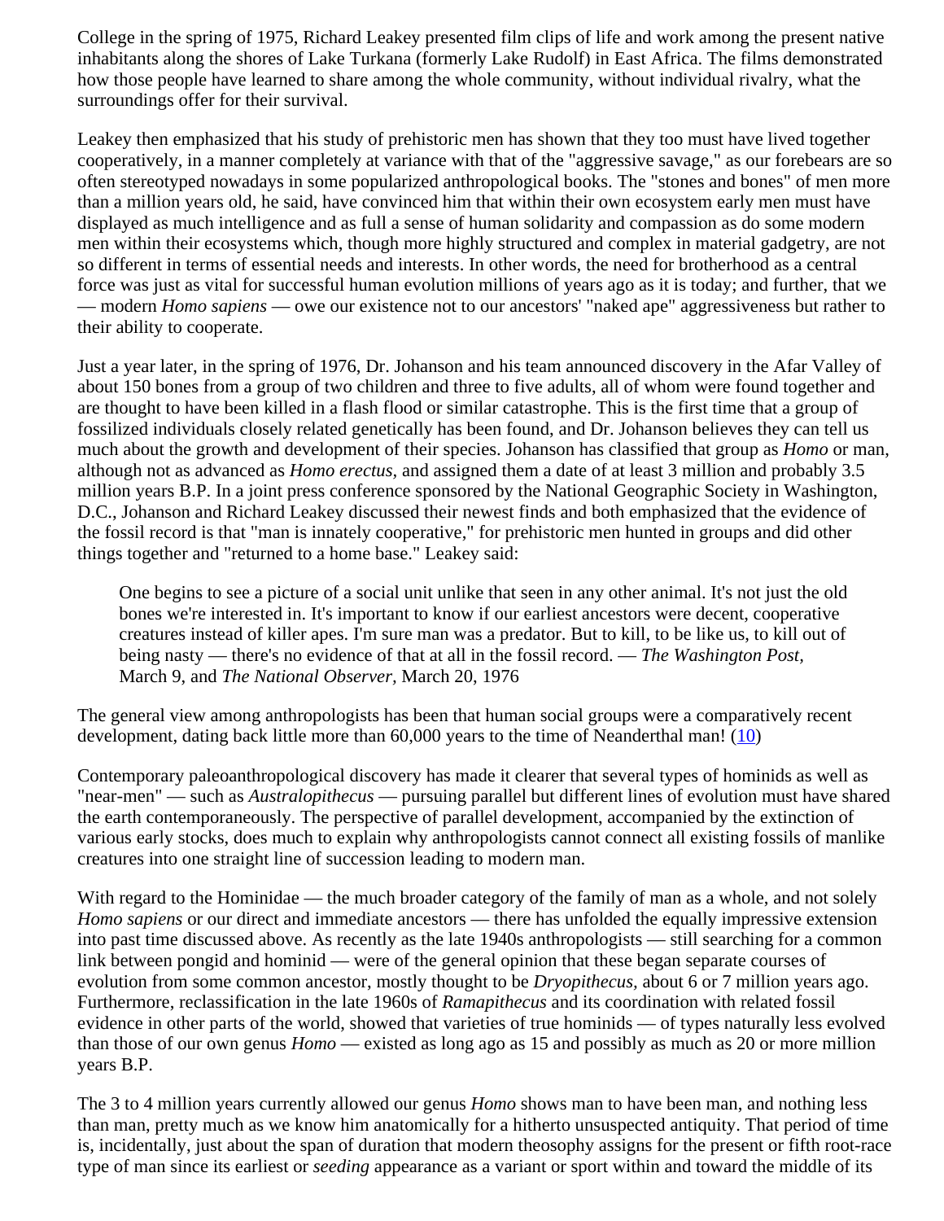College in the spring of 1975, Richard Leakey presented film clips of life and work among the present native inhabitants along the shores of Lake Turkana (formerly Lake Rudolf) in East Africa. The films demonstrated how those people have learned to share among the whole community, without individual rivalry, what the surroundings offer for their survival.

Leakey then emphasized that his study of prehistoric men has shown that they too must have lived together cooperatively, in a manner completely at variance with that of the "aggressive savage," as our forebears are so often stereotyped nowadays in some popularized anthropological books. The "stones and bones" of men more than a million years old, he said, have convinced him that within their own ecosystem early men must have displayed as much intelligence and as full a sense of human solidarity and compassion as do some modern men within their ecosystems which, though more highly structured and complex in material gadgetry, are not so different in terms of essential needs and interests. In other words, the need for brotherhood as a central force was just as vital for successful human evolution millions of years ago as it is today; and further, that we — modern *Homo sapiens* — owe our existence not to our ancestors' "naked ape" aggressiveness but rather to their ability to cooperate.

Just a year later, in the spring of 1976, Dr. Johanson and his team announced discovery in the Afar Valley of about 150 bones from a group of two children and three to five adults, all of whom were found together and are thought to have been killed in a flash flood or similar catastrophe. This is the first time that a group of fossilized individuals closely related genetically has been found, and Dr. Johanson believes they can tell us much about the growth and development of their species. Johanson has classified that group as *Homo* or man, although not as advanced as *Homo erectus*, and assigned them a date of at least 3 million and probably 3.5 million years B.P. In a joint press conference sponsored by the National Geographic Society in Washington, D.C., Johanson and Richard Leakey discussed their newest finds and both emphasized that the evidence of the fossil record is that "man is innately cooperative," for prehistoric men hunted in groups and did other things together and "returned to a home base." Leakey said:

> One begins to see a picture of a social unit unlike that seen in any other animal. It's not just the old bones we're interested in. It's important to know if our earliest ancestors were decent, cooperative creatures instead of killer apes. I'm sure man was a predator. But to kill, to be like us, to kill out of being nasty — there's no evidence of that at all in the fossil record. — *The Washington Post*, March 9, and *The National Observer*, March 20, 1976

The general view among anthropologists has been that human social groups were a comparatively recent development, dating back little more than 60,000 years to the time of Neanderthal man! (10)

Contemporary paleoanthropological discovery has made it clearer that several types of hominids as well as "near-men" — such as *Australopithecus* — pursuing parallel but different lines of evolution must have shared the earth contemporaneously. The perspective of parallel development, accompanied by the extinction of various early stocks, does much to explain why anthropologists cannot connect all existing fossils of manlike creatures into one straight line of succession leading to modern man.

With regard to the Hominidae — the much broader category of the family of man as a whole, and not solely *Homo sapiens* or our direct and immediate ancestors — there has unfolded the equally impressive extension into past time discussed above. As recently as the late 1940s anthropologists — still searching for a common link between pongid and hominid — were of the general opinion that these began separate courses of evolution from some common ancestor, mostly thought to be *Dryopithecus*, about 6 or 7 million years ago. Furthermore, reclassification in the late 1960s of *Ramapithecus* and its coordination with related fossil evidence in other parts of the world, showed that varieties of true hominids — of types naturally less evolved than those of our own genus *Homo* — existed as long ago as 15 and possibly as much as 20 or more million years B.P.

The 3 to 4 million years currently allowed our genus *Homo* shows man to have been man, and nothing less than man, pretty much as we know him anatomically for a hitherto unsuspected antiquity. That period of time is, incidentally, just about the span of duration that modern theosophy assigns for the present or fifth root-race type of man since its earliest or *seeding* appearance as a variant or sport within and toward the middle of its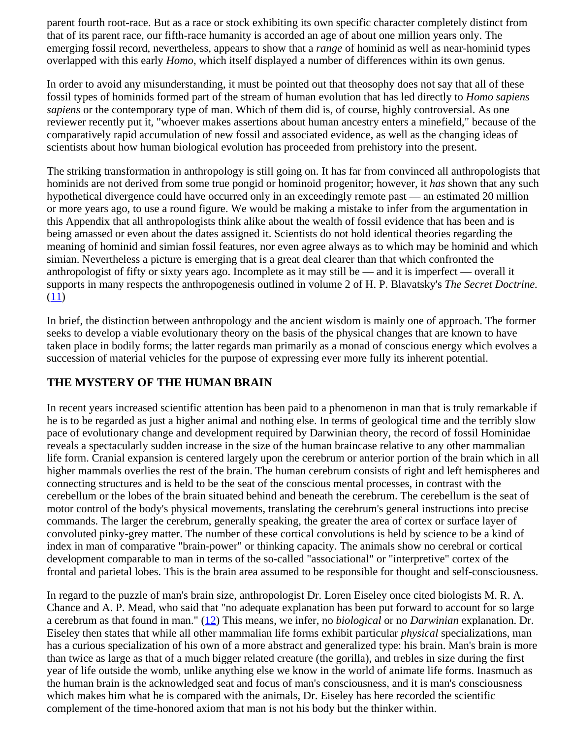parent fourth root-race. But as a race or stock exhibiting its own specific character completely distinct from that of its parent race, our fifth-race humanity is accorded an age of about one million years only. The emerging fossil record, nevertheless, appears to show that a *range* of hominid as well as near-hominid types overlapped with this early *Homo*, which itself displayed a number of differences within its own genus.

In order to avoid any misunderstanding, it must be pointed out that theosophy does not say that all of these fossil types of hominids formed part of the stream of human evolution that has led directly to *Homo sapiens sapiens* or the contemporary type of man. Which of them did is, of course, highly controversial. As one reviewer recently put it, "whoever makes assertions about human ancestry enters a minefield," because of the comparatively rapid accumulation of new fossil and associated evidence, as well as the changing ideas of scientists about how human biological evolution has proceeded from prehistory into the present.

The striking transformation in anthropology is still going on. It has far from convinced all anthropologists that hominids are not derived from some true pongid or hominoid progenitor; however, it *has* shown that any such hypothetical divergence could have occurred only in an exceedingly remote past — an estimated 20 million or more years ago, to use a round figure. We would be making a mistake to infer from the argumentation in this Appendix that all anthropologists think alike about the wealth of fossil evidence that has been and is being amassed or even about the dates assigned it. Scientists do not hold identical theories regarding the meaning of hominid and simian fossil features, nor even agree always as to which may be hominid and which simian. Nevertheless a picture is emerging that is a great deal clearer than that which confronted the anthropologist of fifty or sixty years ago. Incomplete as it may still be — and it is imperfect — overall it supports in many respects the anthropogenesis outlined in volume 2 of H. P. Blavatsky's *The Secret Doctrine.* (11)

In brief, the distinction between anthropology and the ancient wisdom is mainly one of approach. The former seeks to develop a viable evolutionary theory on the basis of the physical changes that are known to have taken place in bodily forms; the latter regards man primarily as a monad of conscious energy which evolves a succession of material vehicles for the purpose of expressing ever more fully its inherent potential.

## THE MYSTERY OF THE HUMAN BRAIN

In recent years increased scientific attention has been paid to a phenomenon in man that is truly remarkable if he is to be regarded as just a higher animal and nothing else. In terms of geological time and the terribly slow pace of evolutionary change and development required by Darwinian theory, the record of fossil Hominidae reveals a spectacularly sudden increase in the size of the human braincase relative to any other mammalian life form. Cranial expansion is centered largely upon the cerebrum or anterior portion of the brain which in all higher mammals overlies the rest of the brain. The human cerebrum consists of right and left hemispheres and connecting structures and is held to be the seat of the conscious mental processes, in contrast with the cerebellum or the lobes of the brain situated behind and beneath the cerebrum. The cerebellum is the seat of motor control of the body's physical movements, translating the cerebrum's general instructions into precise commands. The larger the cerebrum, generally speaking, the greater the area of cortex or surface layer of convoluted pinky-grey matter. The number of these cortical convolutions is held by science to be a kind of index in man of comparative "brain-power" or thinking capacity. The animals show no cerebral or cortical development comparable to man in terms of the so-called "associational" or "interpretive" cortex of the frontal and parietal lobes. This is the brain area assumed to be responsible for thought and self-consciousness.

In regard to the puzzle of man's brain size, anthropologist Dr. Loren Eiseley once cited biologists M. R. A. Chance and A. P. Mead, who said that "no adequate explanation has been put forward to account for so large a cerebrum as that found in man." (12) This means, we infer, no *biological* or no *Darwinian* explanation. Dr. Eiseley then states that while all other mammalian life forms exhibit particular *physical* specializations, man has a curious specialization of his own of a more abstract and generalized type: his brain. Man's brain is more than twice as large as that of a much bigger related creature (the gorilla), and trebles in size during the first year of life outside the womb, unlike anything else we know in the world of animate life forms. Inasmuch as the human brain is the acknowledged seat and focus of man's consciousness, and it is man's consciousness which makes him what he is compared with the animals, Dr. Eiseley has here recorded the scientific complement of the time-honored axiom that man is not his body but the thinker within.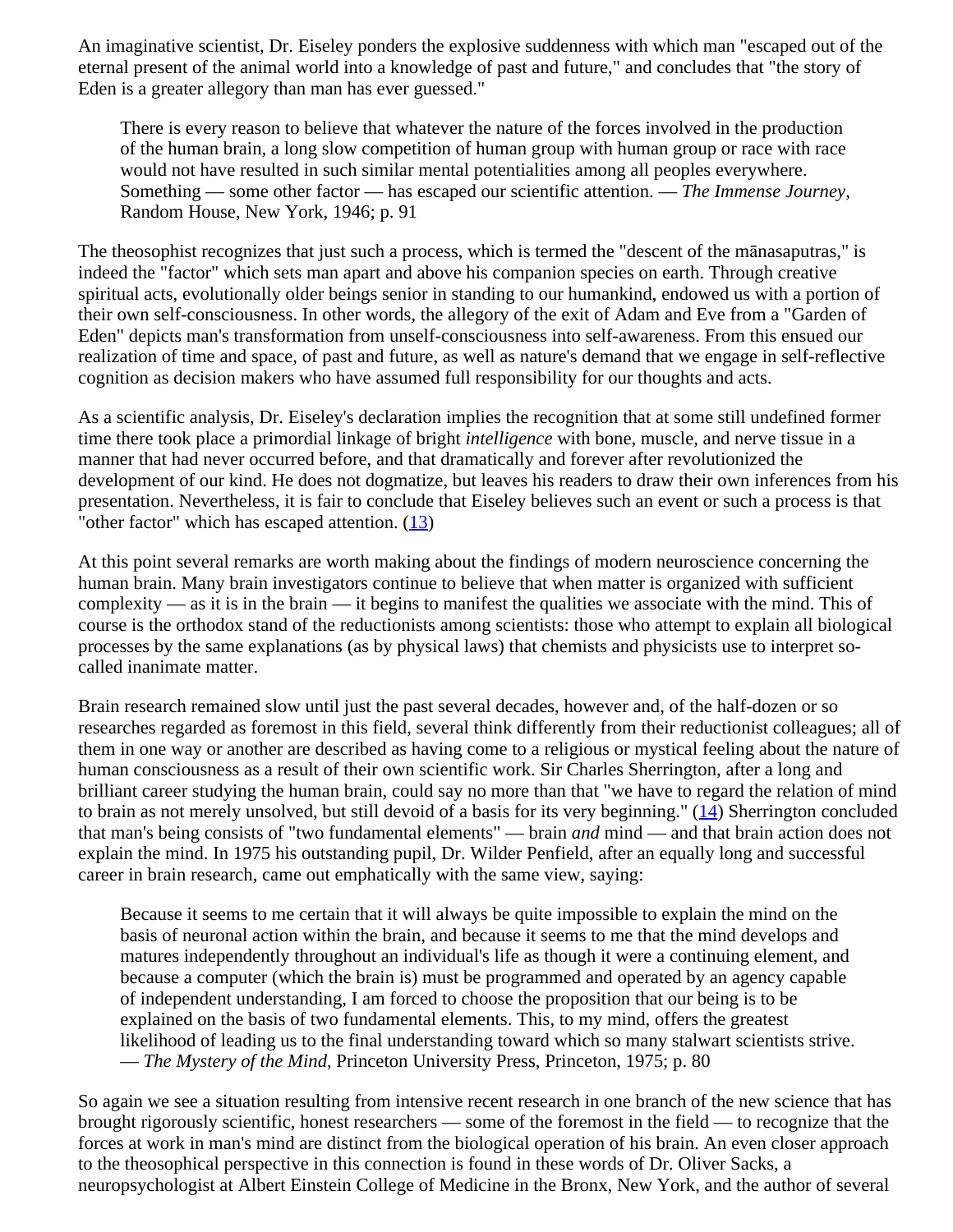An imaginative scientist, Dr. Eiseley ponders the explosive suddenness with which man "escaped out of the eternal present of the animal world into a knowledge of past and future," and concludes that "the story of Eden is a greater allegory than man has ever guessed."

> There is every reason to believe that whatever the nature of the forces involved in the production of the human brain, a long slow competition of human group with human group or race with race would not have resulted in such similar mental potentialities among all peoples everywhere. Something — some other factor — has escaped our scientific attention. — *The Immense Journey*, Random House, New York, 1946; p. 91

The theosophist recognizes that just such a process, which is termed the "descent of the mānasaputras," is indeed the "factor" which sets man apart and above his companion species on earth. Through creative spiritual acts, evolutionally older beings senior in standing to our humankind, endowed us with a portion of their own self-consciousness. In other words, the allegory of the exit of Adam and Eve from a "Garden of Eden" depicts man's transformation from unself-consciousness into self-awareness. From this ensued our realization of time and space, of past and future, as well as nature's demand that we engage in self-reflective cognition as decision makers who have assumed full responsibility for our thoughts and acts.

As a scientific analysis, Dr. Eiseley's declaration implies the recognition that at some still undefined former time there took place a primordial linkage of bright *intelligence* with bone, muscle, and nerve tissue in a manner that had never occurred before, and that dramatically and forever after revolutionized the development of our kind. He does not dogmatize, but leaves his readers to draw their own inferences from his presentation. Nevertheless, it is fair to conclude that Eiseley believes such an event or such a process is that "other factor" which has escaped attention. (13)

At this point several remarks are worth making about the findings of modern neuroscience concerning the human brain. Many brain investigators continue to believe that when matter is organized with sufficient complexity — as it is in the brain — it begins to manifest the qualities we associate with the mind. This of course is the orthodox stand of the reductionists among scientists: those who attempt to explain all biological processes by the same explanations (as by physical laws) that chemists and physicists use to interpret so-called inanimate matter.

Brain research remained slow until just the past several decades, however and, of the half-dozen or so researches regarded as foremost in this field, several think differently from their reductionist colleagues; all of them in one way or another are described as having come to a religious or mystical feeling about the nature of human consciousness as a result of their own scientific work. Sir Charles Sherrington, after a long and brilliant career studying the human brain, could say no more than that "we have to regard the relation of mind to brain as not merely unsolved, but still devoid of a basis for its very beginning." (14) Sherrington concluded that man's being consists of "two fundamental elements" — brain *and* mind — and that brain action does not explain the mind. In 1975 his outstanding pupil, Dr. Wilder Penfield, after an equally long and successful career in brain research, came out emphatically with the same view, saying:

> Because it seems to me certain that it will always be quite impossible to explain the mind on the basis of neuronal action within the brain, and because it seems to me that the mind develops and matures independently throughout an individual's life as though it were a continuing element, and because a computer (which the brain is) must be programmed and operated by an agency capable of independent understanding, I am forced to choose the proposition that our being is to be explained on the basis of two fundamental elements. This, to my mind, offers the greatest likelihood of leading us to the final understanding toward which so many stalwart scientists strive. — *The Mystery of the Mind*, Princeton University Press, Princeton, 1975; p. 80

So again we see a situation resulting from intensive recent research in one branch of the new science that has brought rigorously scientific, honest researchers — some of the foremost in the field — to recognize that the forces at work in man's mind are distinct from the biological operation of his brain. An even closer approach to the theosophical perspective in this connection is found in these words of Dr. Oliver Sacks, a neuropsychologist at Albert Einstein College of Medicine in the Bronx, New York, and the author of several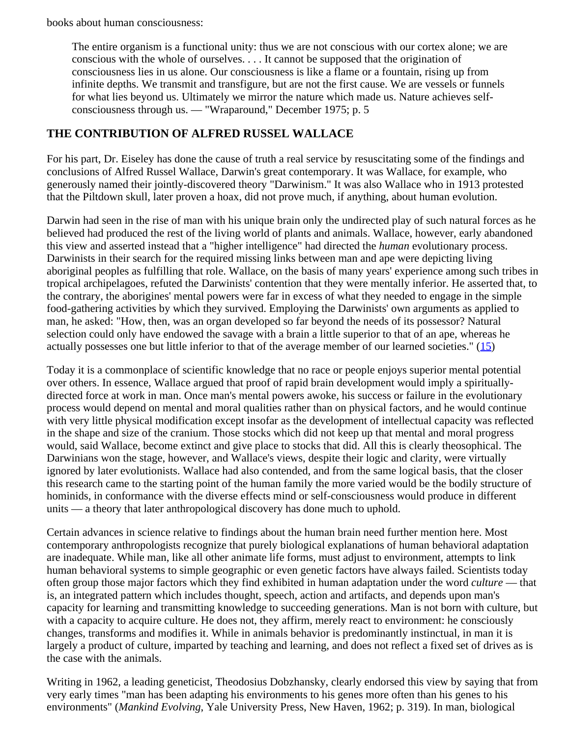books about human consciousness:

> The entire organism is a functional unity: thus we are not conscious with our cortex alone; we are conscious with the whole of ourselves. . . . It cannot be supposed that the origination of consciousness lies in us alone. Our consciousness is like a flame or a fountain, rising up from infinite depths. We transmit and transfigure, but are not the first cause. We are vessels or funnels for what lies beyond us. Ultimately we mirror the nature which made us. Nature achieves self-consciousness through us. — "Wraparound," December 1975; p. 5

## THE CONTRIBUTION OF ALFRED RUSSEL WALLACE

For his part, Dr. Eiseley has done the cause of truth a real service by resuscitating some of the findings and conclusions of Alfred Russel Wallace, Darwin's great contemporary. It was Wallace, for example, who generously named their jointly-discovered theory "Darwinism." It was also Wallace who in 1913 protested that the Piltdown skull, later proven a hoax, did not prove much, if anything, about human evolution.

Darwin had seen in the rise of man with his unique brain only the undirected play of such natural forces as he believed had produced the rest of the living world of plants and animals. Wallace, however, early abandoned this view and asserted instead that a "higher intelligence" had directed the *human* evolutionary process. Darwinists in their search for the required missing links between man and ape were depicting living aboriginal peoples as fulfilling that role. Wallace, on the basis of many years' experience among such tribes in tropical archipelagoes, refuted the Darwinists' contention that they were mentally inferior. He asserted that, to the contrary, the aborigines' mental powers were far in excess of what they needed to engage in the simple food-gathering activities by which they survived. Employing the Darwinists' own arguments as applied to man, he asked: "How, then, was an organ developed so far beyond the needs of its possessor? Natural selection could only have endowed the savage with a brain a little superior to that of an ape, whereas he actually possesses one but little inferior to that of the average member of our learned societies." (15)

Today it is a commonplace of scientific knowledge that no race or people enjoys superior mental potential over others. In essence, Wallace argued that proof of rapid brain development would imply a spiritually-directed force at work in man. Once man's mental powers awoke, his success or failure in the evolutionary process would depend on mental and moral qualities rather than on physical factors, and he would continue with very little physical modification except insofar as the development of intellectual capacity was reflected in the shape and size of the cranium. Those stocks which did not keep up that mental and moral progress would, said Wallace, become extinct and give place to stocks that did. All this is clearly theosophical. The Darwinians won the stage, however, and Wallace's views, despite their logic and clarity, were virtually ignored by later evolutionists. Wallace had also contended, and from the same logical basis, that the closer this research came to the starting point of the human family the more varied would be the bodily structure of hominids, in conformance with the diverse effects mind or self-consciousness would produce in different units — a theory that later anthropological discovery has done much to uphold.

Certain advances in science relative to findings about the human brain need further mention here. Most contemporary anthropologists recognize that purely biological explanations of human behavioral adaptation are inadequate. While man, like all other animate life forms, must adjust to environment, attempts to link human behavioral systems to simple geographic or even genetic factors have always failed. Scientists today often group those major factors which they find exhibited in human adaptation under the word *culture* — that is, an integrated pattern which includes thought, speech, action and artifacts, and depends upon man's capacity for learning and transmitting knowledge to succeeding generations. Man is not born with culture, but with a capacity to acquire culture. He does not, they affirm, merely react to environment: he consciously changes, transforms and modifies it. While in animals behavior is predominantly instinctual, in man it is largely a product of culture, imparted by teaching and learning, and does not reflect a fixed set of drives as is the case with the animals.

Writing in 1962, a leading geneticist, Theodosius Dobzhansky, clearly endorsed this view by saying that from very early times "man has been adapting his environments to his genes more often than his genes to his environments" (*Mankind Evolving*, Yale University Press, New Haven, 1962; p. 319). In man, biological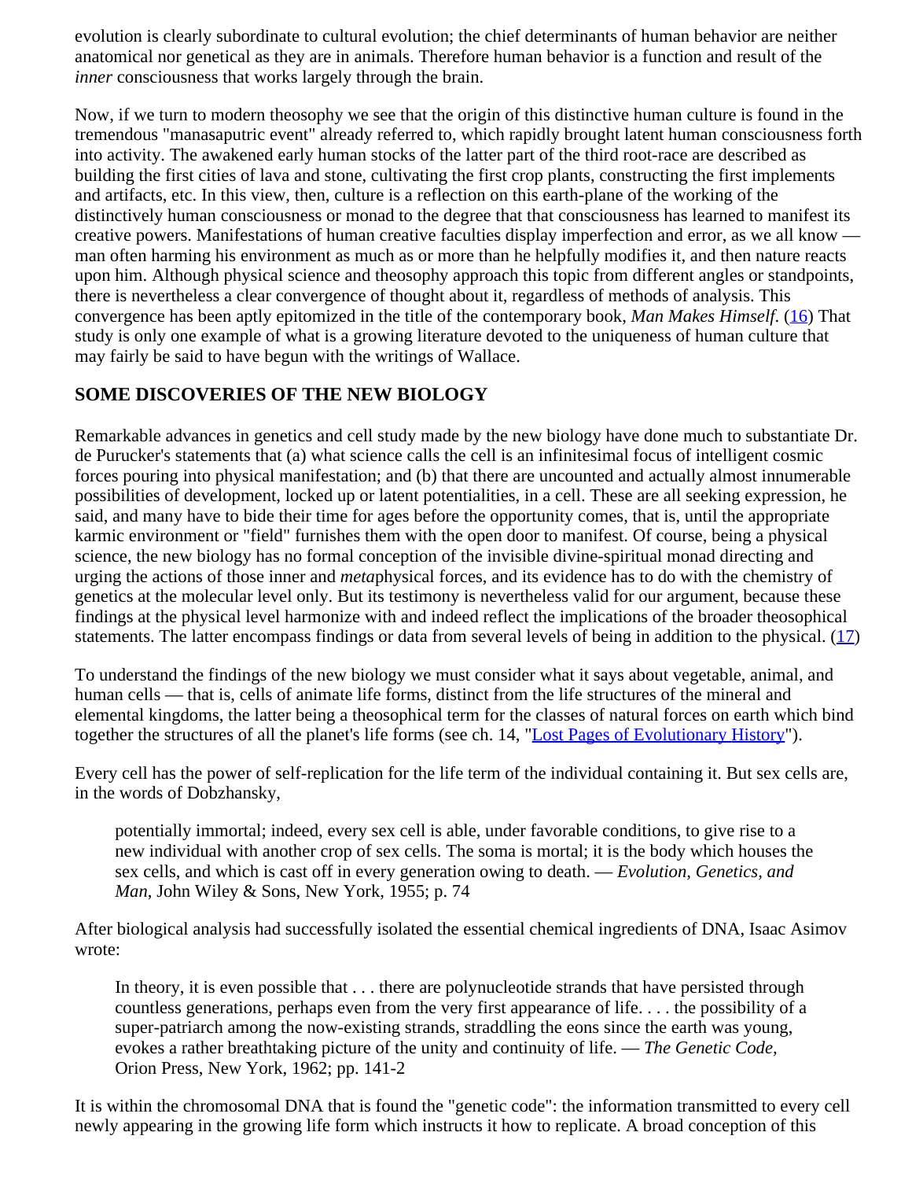evolution is clearly subordinate to cultural evolution; the chief determinants of human behavior are neither anatomical nor genetical as they are in animals. Therefore human behavior is a function and result of the *inner* consciousness that works largely through the brain.

Now, if we turn to modern theosophy we see that the origin of this distinctive human culture is found in the tremendous "manasaputric event" already referred to, which rapidly brought latent human consciousness forth into activity. The awakened early human stocks of the latter part of the third root-race are described as building the first cities of lava and stone, cultivating the first crop plants, constructing the first implements and artifacts, etc. In this view, then, culture is a reflection on this earth-plane of the working of the distinctively human consciousness or monad to the degree that that consciousness has learned to manifest its creative powers. Manifestations of human creative faculties display imperfection and error, as we all know — man often harming his environment as much as or more than he helpfully modifies it, and then nature reacts upon him. Although physical science and theosophy approach this topic from different angles or standpoints, there is nevertheless a clear convergence of thought about it, regardless of methods of analysis. This convergence has been aptly epitomized in the title of the contemporary book, *Man Makes Himself*. (16) That study is only one example of what is a growing literature devoted to the uniqueness of human culture that may fairly be said to have begun with the writings of Wallace.

## SOME DISCOVERIES OF THE NEW BIOLOGY

Remarkable advances in genetics and cell study made by the new biology have done much to substantiate Dr. de Purucker's statements that (a) what science calls the cell is an infinitesimal focus of intelligent cosmic forces pouring into physical manifestation; and (b) that there are uncounted and actually almost innumerable possibilities of development, locked up or latent potentialities, in a cell. These are all seeking expression, he said, and many have to bide their time for ages before the opportunity comes, that is, until the appropriate karmic environment or "field" furnishes them with the open door to manifest. Of course, being a physical science, the new biology has no formal conception of the invisible divine-spiritual monad directing and urging the actions of those inner and *meta*physical forces, and its evidence has to do with the chemistry of genetics at the molecular level only. But its testimony is nevertheless valid for our argument, because these findings at the physical level harmonize with and indeed reflect the implications of the broader theosophical statements. The latter encompass findings or data from several levels of being in addition to the physical. (17)

To understand the findings of the new biology we must consider what it says about vegetable, animal, and human cells — that is, cells of animate life forms, distinct from the life structures of the mineral and elemental kingdoms, the latter being a theosophical term for the classes of natural forces on earth which bind together the structures of all the planet's life forms (see ch. 14, "Lost Pages of Evolutionary History").

Every cell has the power of self-replication for the life term of the individual containing it. But sex cells are, in the words of Dobzhansky,

> potentially immortal; indeed, every sex cell is able, under favorable conditions, to give rise to a new individual with another crop of sex cells. The soma is mortal; it is the body which houses the sex cells, and which is cast off in every generation owing to death. — *Evolution, Genetics, and Man*, John Wiley & Sons, New York, 1955; p. 74

After biological analysis had successfully isolated the essential chemical ingredients of DNA, Isaac Asimov wrote:

> In theory, it is even possible that . . . there are polynucleotide strands that have persisted through countless generations, perhaps even from the very first appearance of life. . . . the possibility of a super-patriarch among the now-existing strands, straddling the eons since the earth was young, evokes a rather breathtaking picture of the unity and continuity of life. — *The Genetic Code*, Orion Press, New York, 1962; pp. 141-2

It is within the chromosomal DNA that is found the "genetic code": the information transmitted to every cell newly appearing in the growing life form which instructs it how to replicate. A broad conception of this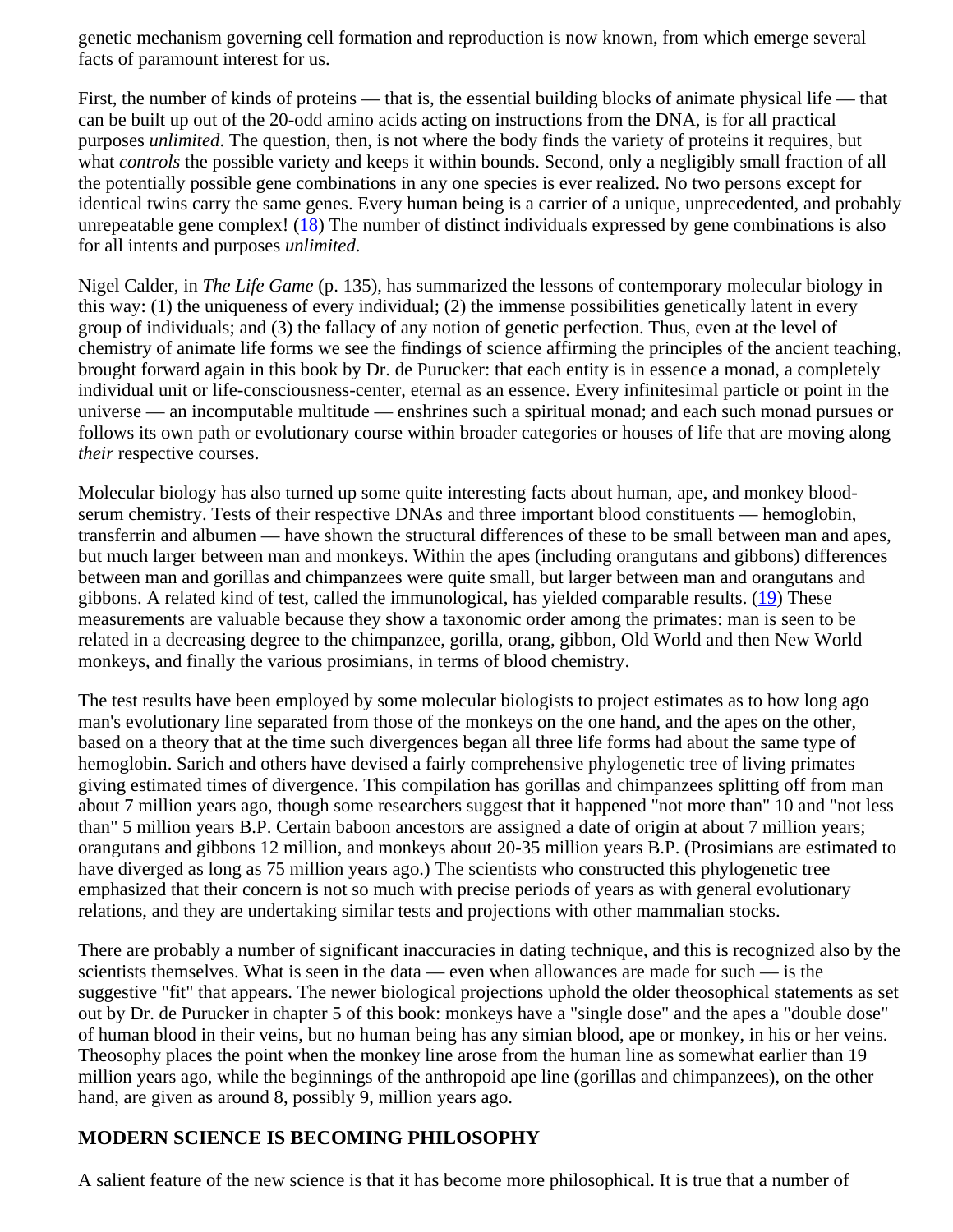genetic mechanism governing cell formation and reproduction is now known, from which emerge several facts of paramount interest for us.

First, the number of kinds of proteins — that is, the essential building blocks of animate physical life — that can be built up out of the 20-odd amino acids acting on instructions from the DNA, is for all practical purposes *unlimited*. The question, then, is not where the body finds the variety of proteins it requires, but what *controls* the possible variety and keeps it within bounds. Second, only a negligibly small fraction of all the potentially possible gene combinations in any one species is ever realized. No two persons except for identical twins carry the same genes. Every human being is a carrier of a unique, unprecedented, and probably unrepeatable gene complex! (18) The number of distinct individuals expressed by gene combinations is also for all intents and purposes *unlimited*.

Nigel Calder, in *The Life Game* (p. 135), has summarized the lessons of contemporary molecular biology in this way: (1) the uniqueness of every individual; (2) the immense possibilities genetically latent in every group of individuals; and (3) the fallacy of any notion of genetic perfection. Thus, even at the level of chemistry of animate life forms we see the findings of science affirming the principles of the ancient teaching, brought forward again in this book by Dr. de Purucker: that each entity is in essence a monad, a completely individual unit or life-consciousness-center, eternal as an essence. Every infinitesimal particle or point in the universe — an incomputable multitude — enshrines such a spiritual monad; and each such monad pursues or follows its own path or evolutionary course within broader categories or houses of life that are moving along *their* respective courses.

Molecular biology has also turned up some quite interesting facts about human, ape, and monkey blood-serum chemistry. Tests of their respective DNAs and three important blood constituents — hemoglobin, transferrin and albumen — have shown the structural differences of these to be small between man and apes, but much larger between man and monkeys. Within the apes (including orangutans and gibbons) differences between man and gorillas and chimpanzees were quite small, but larger between man and orangutans and gibbons. A related kind of test, called the immunological, has yielded comparable results. (19) These measurements are valuable because they show a taxonomic order among the primates: man is seen to be related in a decreasing degree to the chimpanzee, gorilla, orang, gibbon, Old World and then New World monkeys, and finally the various prosimians, in terms of blood chemistry.

The test results have been employed by some molecular biologists to project estimates as to how long ago man's evolutionary line separated from those of the monkeys on the one hand, and the apes on the other, based on a theory that at the time such divergences began all three life forms had about the same type of hemoglobin. Sarich and others have devised a fairly comprehensive phylogenetic tree of living primates giving estimated times of divergence. This compilation has gorillas and chimpanzees splitting off from man about 7 million years ago, though some researchers suggest that it happened "not more than" 10 and "not less than" 5 million years B.P. Certain baboon ancestors are assigned a date of origin at about 7 million years; orangutans and gibbons 12 million, and monkeys about 20-35 million years B.P. (Prosimians are estimated to have diverged as long as 75 million years ago.) The scientists who constructed this phylogenetic tree emphasized that their concern is not so much with precise periods of years as with general evolutionary relations, and they are undertaking similar tests and projections with other mammalian stocks.

There are probably a number of significant inaccuracies in dating technique, and this is recognized also by the scientists themselves. What is seen in the data — even when allowances are made for such — is the suggestive "fit" that appears. The newer biological projections uphold the older theosophical statements as set out by Dr. de Purucker in chapter 5 of this book: monkeys have a "single dose" and the apes a "double dose" of human blood in their veins, but no human being has any simian blood, ape or monkey, in his or her veins. Theosophy places the point when the monkey line arose from the human line as somewhat earlier than 19 million years ago, while the beginnings of the anthropoid ape line (gorillas and chimpanzees), on the other hand, are given as around 8, possibly 9, million years ago.

## MODERN SCIENCE IS BECOMING PHILOSOPHY

A salient feature of the new science is that it has become more philosophical. It is true that a number of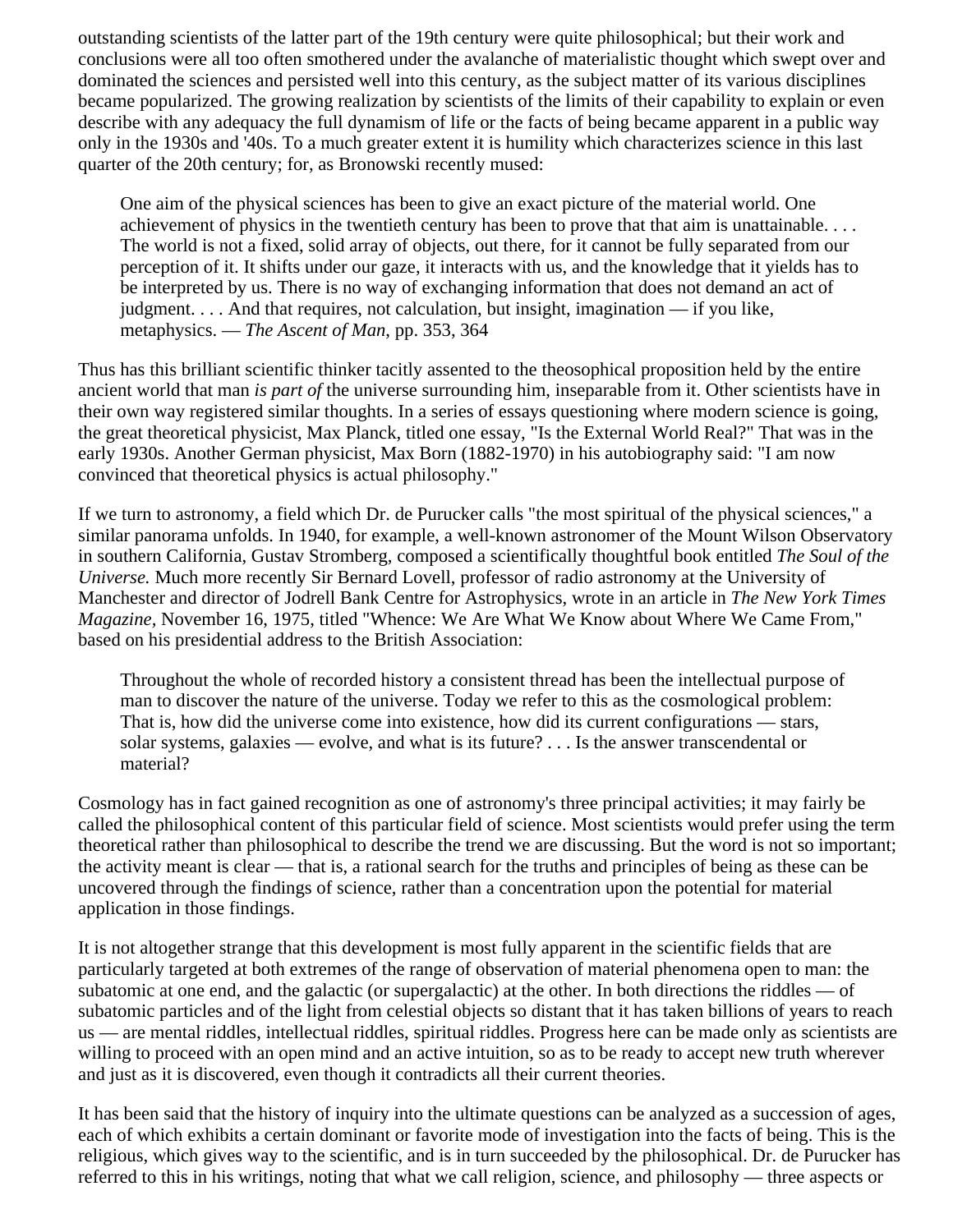outstanding scientists of the latter part of the 19th century were quite philosophical; but their work and conclusions were all too often smothered under the avalanche of materialistic thought which swept over and dominated the sciences and persisted well into this century, as the subject matter of its various disciplines became popularized. The growing realization by scientists of the limits of their capability to explain or even describe with any adequacy the full dynamism of life or the facts of being became apparent in a public way only in the 1930s and '40s. To a much greater extent it is humility which characterizes science in this last quarter of the 20th century; for, as Bronowski recently mused:

> One aim of the physical sciences has been to give an exact picture of the material world. One achievement of physics in the twentieth century has been to prove that that aim is unattainable. . . . The world is not a fixed, solid array of objects, out there, for it cannot be fully separated from our perception of it. It shifts under our gaze, it interacts with us, and the knowledge that it yields has to be interpreted by us. There is no way of exchanging information that does not demand an act of judgment. . . . And that requires, not calculation, but insight, imagination — if you like, metaphysics. — *The Ascent of Man*, pp. 353, 364

Thus has this brilliant scientific thinker tacitly assented to the theosophical proposition held by the entire ancient world that man *is part of* the universe surrounding him, inseparable from it. Other scientists have in their own way registered similar thoughts. In a series of essays questioning where modern science is going, the great theoretical physicist, Max Planck, titled one essay, "Is the External World Real?" That was in the early 1930s. Another German physicist, Max Born (1882-1970) in his autobiography said: "I am now convinced that theoretical physics is actual philosophy."

If we turn to astronomy, a field which Dr. de Purucker calls "the most spiritual of the physical sciences," a similar panorama unfolds. In 1940, for example, a well-known astronomer of the Mount Wilson Observatory in southern California, Gustav Stromberg, composed a scientifically thoughtful book entitled *The Soul of the Universe.* Much more recently Sir Bernard Lovell, professor of radio astronomy at the University of Manchester and director of Jodrell Bank Centre for Astrophysics, wrote in an article in *The New York Times Magazine*, November 16, 1975, titled "Whence: We Are What We Know about Where We Came From," based on his presidential address to the British Association:

> Throughout the whole of recorded history a consistent thread has been the intellectual purpose of man to discover the nature of the universe. Today we refer to this as the cosmological problem: That is, how did the universe come into existence, how did its current configurations — stars, solar systems, galaxies — evolve, and what is its future? . . . Is the answer transcendental or material?

Cosmology has in fact gained recognition as one of astronomy's three principal activities; it may fairly be called the philosophical content of this particular field of science. Most scientists would prefer using the term theoretical rather than philosophical to describe the trend we are discussing. But the word is not so important; the activity meant is clear — that is, a rational search for the truths and principles of being as these can be uncovered through the findings of science, rather than a concentration upon the potential for material application in those findings.

It is not altogether strange that this development is most fully apparent in the scientific fields that are particularly targeted at both extremes of the range of observation of material phenomena open to man: the subatomic at one end, and the galactic (or supergalactic) at the other. In both directions the riddles — of subatomic particles and of the light from celestial objects so distant that it has taken billions of years to reach us — are mental riddles, intellectual riddles, spiritual riddles. Progress here can be made only as scientists are willing to proceed with an open mind and an active intuition, so as to be ready to accept new truth wherever and just as it is discovered, even though it contradicts all their current theories.

It has been said that the history of inquiry into the ultimate questions can be analyzed as a succession of ages, each of which exhibits a certain dominant or favorite mode of investigation into the facts of being. This is the religious, which gives way to the scientific, and is in turn succeeded by the philosophical. Dr. de Purucker has referred to this in his writings, noting that what we call religion, science, and philosophy — three aspects or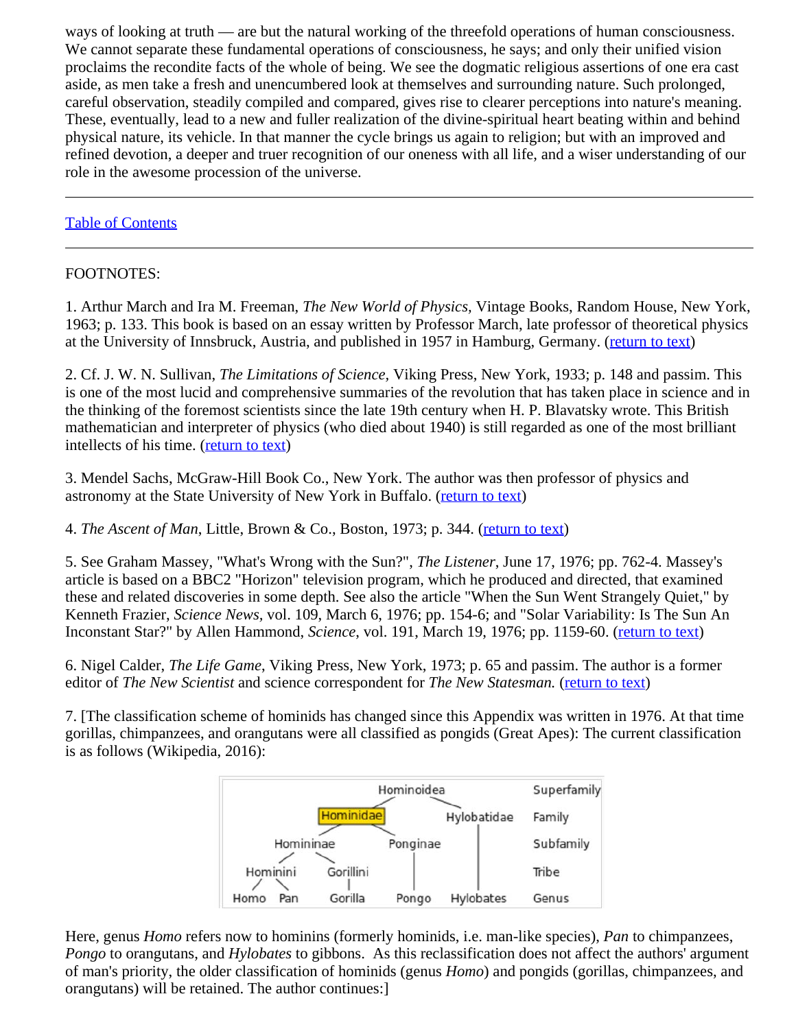ways of looking at truth — are but the natural working of the threefold operations of human consciousness. We cannot separate these fundamental operations of consciousness, he says; and only their unified vision proclaims the recondite facts of the whole of being. We see the dogmatic religious assertions of one era cast aside, as men take a fresh and unencumbered look at themselves and surrounding nature. Such prolonged, careful observation, steadily compiled and compared, gives rise to clearer perceptions into nature's meaning. These, eventually, lead to a new and fuller realization of the divine-spiritual heart beating within and behind physical nature, its vehicle. In that manner the cycle brings us again to religion; but with an improved and refined devotion, a deeper and truer recognition of our oneness with all life, and a wiser understanding of our role in the awesome procession of the universe.

---

Table of Contents

---

FOOTNOTES:

1. Arthur March and Ira M. Freeman, *The New World of Physics*, Vintage Books, Random House, New York, 1963; p. 133. This book is based on an essay written by Professor March, late professor of theoretical physics at the University of Innsbruck, Austria, and published in 1957 in Hamburg, Germany. (return to text)

2. Cf. J. W. N. Sullivan, *The Limitations of Science*, Viking Press, New York, 1933; p. 148 and passim. This is one of the most lucid and comprehensive summaries of the revolution that has taken place in science and in the thinking of the foremost scientists since the late 19th century when H. P. Blavatsky wrote. This British mathematician and interpreter of physics (who died about 1940) is still regarded as one of the most brilliant intellects of his time. (return to text)

3. Mendel Sachs, McGraw-Hill Book Co., New York. The author was then professor of physics and astronomy at the State University of New York in Buffalo. (return to text)

4. *The Ascent of Man*, Little, Brown & Co., Boston, 1973; p. 344. (return to text)

5. See Graham Massey, "What's Wrong with the Sun?", *The Listener*, June 17, 1976; pp. 762-4. Massey's article is based on a BBC2 "Horizon" television program, which he produced and directed, that examined these and related discoveries in some depth. See also the article "When the Sun Went Strangely Quiet," by Kenneth Frazier, *Science News*, vol. 109, March 6, 1976; pp. 154-6; and "Solar Variability: Is The Sun An Inconstant Star?" by Allen Hammond, *Science*, vol. 191, March 19, 1976; pp. 1159-60. (return to text)

6. Nigel Calder, *The Life Game*, Viking Press, New York, 1973; p. 65 and passim. The author is a former editor of *The New Scientist* and science correspondent for *The New Statesman.* (return to text)

7. [The classification scheme of hominids has changed since this Appendix was written in 1976. At that time gorillas, chimpanzees, and orangutans were all classified as pongids (Great Apes): The current classification is as follows (Wikipedia, 2016):

| | | | | | Rank |
|---|---|---|---|---|---|
| Hominoidea | | | | | Superfamily |
| Hominidae | | | | Hylobatidae | Family |
| Homininae | | | Ponginae | | Subfamily |
| Hominini | | Gorillini | | | Tribe |
| Homo | Pan | Gorilla | Pongo | Hylobates | Genus |

Here, genus *Homo* refers now to hominins (formerly hominids, i.e. man-like species), *Pan* to chimpanzees, *Pongo* to orangutans, and *Hylobates* to gibbons. As this reclassification does not affect the authors' argument of man's priority, the older classification of hominids (genus *Homo*) and pongids (gorillas, chimpanzees, and orangutans) will be retained. The author continues:]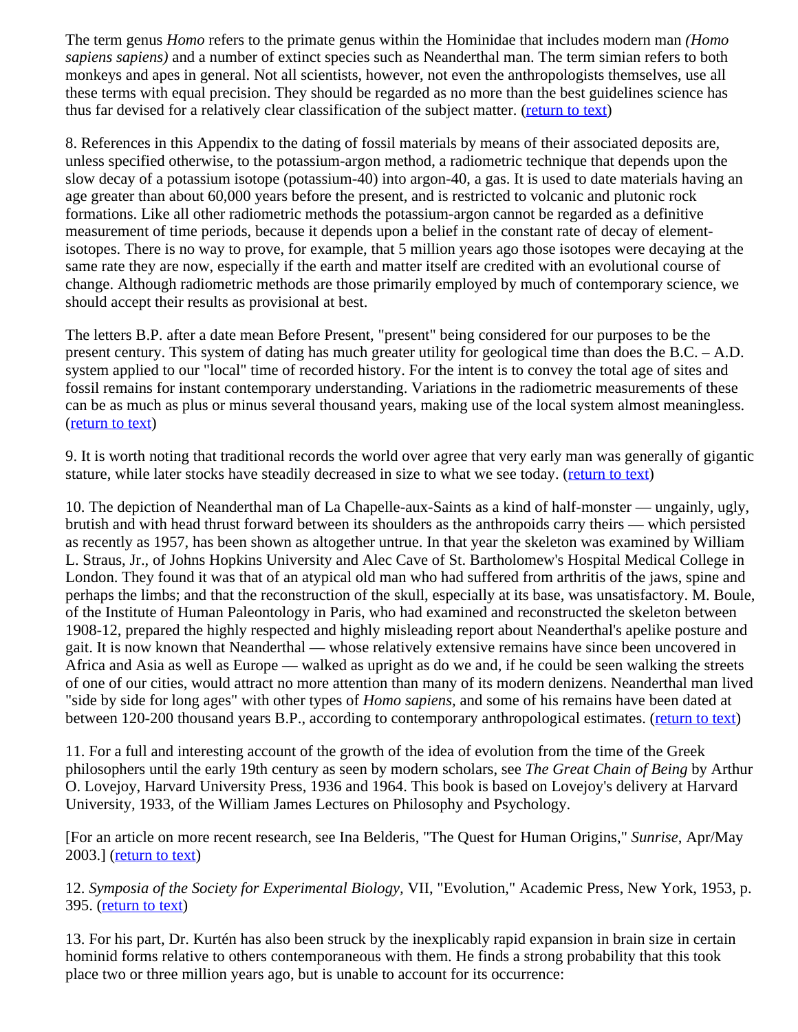The term genus *Homo* refers to the primate genus within the Hominidae that includes modern man *(Homo sapiens sapiens)* and a number of extinct species such as Neanderthal man. The term simian refers to both monkeys and apes in general. Not all scientists, however, not even the anthropologists themselves, use all these terms with equal precision. They should be regarded as no more than the best guidelines science has thus far devised for a relatively clear classification of the subject matter. (return to text)

8. References in this Appendix to the dating of fossil materials by means of their associated deposits are, unless specified otherwise, to the potassium-argon method, a radiometric technique that depends upon the slow decay of a potassium isotope (potassium-40) into argon-40, a gas. It is used to date materials having an age greater than about 60,000 years before the present, and is restricted to volcanic and plutonic rock formations. Like all other radiometric methods the potassium-argon cannot be regarded as a definitive measurement of time periods, because it depends upon a belief in the constant rate of decay of element-isotopes. There is no way to prove, for example, that 5 million years ago those isotopes were decaying at the same rate they are now, especially if the earth and matter itself are credited with an evolutional course of change. Although radiometric methods are those primarily employed by much of contemporary science, we should accept their results as provisional at best.

The letters B.P. after a date mean Before Present, "present" being considered for our purposes to be the present century. This system of dating has much greater utility for geological time than does the B.C. – A.D. system applied to our "local" time of recorded history. For the intent is to convey the total age of sites and fossil remains for instant contemporary understanding. Variations in the radiometric measurements of these can be as much as plus or minus several thousand years, making use of the local system almost meaningless. (return to text)

9. It is worth noting that traditional records the world over agree that very early man was generally of gigantic stature, while later stocks have steadily decreased in size to what we see today. (return to text)

10. The depiction of Neanderthal man of La Chapelle-aux-Saints as a kind of half-monster — ungainly, ugly, brutish and with head thrust forward between its shoulders as the anthropoids carry theirs — which persisted as recently as 1957, has been shown as altogether untrue. In that year the skeleton was examined by William L. Straus, Jr., of Johns Hopkins University and Alec Cave of St. Bartholomew's Hospital Medical College in London. They found it was that of an atypical old man who had suffered from arthritis of the jaws, spine and perhaps the limbs; and that the reconstruction of the skull, especially at its base, was unsatisfactory. M. Boule, of the Institute of Human Paleontology in Paris, who had examined and reconstructed the skeleton between 1908-12, prepared the highly respected and highly misleading report about Neanderthal's apelike posture and gait. It is now known that Neanderthal — whose relatively extensive remains have since been uncovered in Africa and Asia as well as Europe — walked as upright as do we and, if he could be seen walking the streets of one of our cities, would attract no more attention than many of its modern denizens. Neanderthal man lived "side by side for long ages" with other types of *Homo sapiens*, and some of his remains have been dated at between 120-200 thousand years B.P., according to contemporary anthropological estimates. (return to text)

11. For a full and interesting account of the growth of the idea of evolution from the time of the Greek philosophers until the early 19th century as seen by modern scholars, see *The Great Chain of Being* by Arthur O. Lovejoy, Harvard University Press, 1936 and 1964. This book is based on Lovejoy's delivery at Harvard University, 1933, of the William James Lectures on Philosophy and Psychology.

[For an article on more recent research, see Ina Belderis, "The Quest for Human Origins," *Sunrise*, Apr/May 2003.] (return to text)

12. *Symposia of the Society for Experimental Biology,* VII, "Evolution," Academic Press, New York, 1953, p. 395. (return to text)

13. For his part, Dr. Kurtén has also been struck by the inexplicably rapid expansion in brain size in certain hominid forms relative to others contemporaneous with them. He finds a strong probability that this took place two or three million years ago, but is unable to account for its occurrence: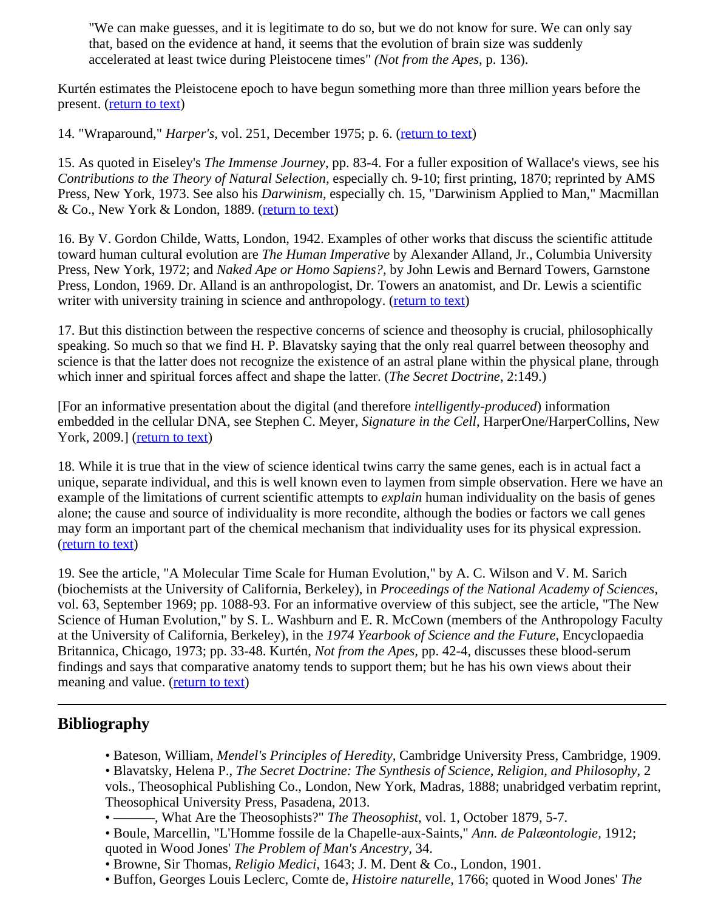> "We can make guesses, and it is legitimate to do so, but we do not know for sure. We can only say that, based on the evidence at hand, it seems that the evolution of brain size was suddenly accelerated at least twice during Pleistocene times" *(Not from the Apes,* p. 136).

Kurtén estimates the Pleistocene epoch to have begun something more than three million years before the present. (return to text)

14. "Wraparound," *Harper's*, vol. 251, December 1975; p. 6. (return to text)

15. As quoted in Eiseley's *The Immense Journey*, pp. 83-4. For a fuller exposition of Wallace's views, see his *Contributions to the Theory of Natural Selection*, especially ch. 9-10; first printing, 1870; reprinted by AMS Press, New York, 1973. See also his *Darwinism*, especially ch. 15, "Darwinism Applied to Man," Macmillan & Co., New York & London, 1889. (return to text)

16. By V. Gordon Childe, Watts, London, 1942. Examples of other works that discuss the scientific attitude toward human cultural evolution are *The Human Imperative* by Alexander Alland, Jr., Columbia University Press, New York, 1972; and *Naked Ape or Homo Sapiens?*, by John Lewis and Bernard Towers, Garnstone Press, London, 1969. Dr. Alland is an anthropologist, Dr. Towers an anatomist, and Dr. Lewis a scientific writer with university training in science and anthropology. (return to text)

17. But this distinction between the respective concerns of science and theosophy is crucial, philosophically speaking. So much so that we find H. P. Blavatsky saying that the only real quarrel between theosophy and science is that the latter does not recognize the existence of an astral plane within the physical plane, through which inner and spiritual forces affect and shape the latter. (*The Secret Doctrine*, 2:149.)

[For an informative presentation about the digital (and therefore *intelligently-produced*) information embedded in the cellular DNA, see Stephen C. Meyer, *Signature in the Cell*, HarperOne/HarperCollins, New York, 2009.] (return to text)

18. While it is true that in the view of science identical twins carry the same genes, each is in actual fact a unique, separate individual, and this is well known even to laymen from simple observation. Here we have an example of the limitations of current scientific attempts to *explain* human individuality on the basis of genes alone; the cause and source of individuality is more recondite, although the bodies or factors we call genes may form an important part of the chemical mechanism that individuality uses for its physical expression. (return to text)

19. See the article, "A Molecular Time Scale for Human Evolution," by A. C. Wilson and V. M. Sarich (biochemists at the University of California, Berkeley), in *Proceedings of the National Academy of Sciences*, vol. 63, September 1969; pp. 1088-93. For an informative overview of this subject, see the article, "The New Science of Human Evolution," by S. L. Washburn and E. R. McCown (members of the Anthropology Faculty at the University of California, Berkeley), in the *1974 Yearbook of Science and the Future*, Encyclopaedia Britannica, Chicago, 1973; pp. 33-48. Kurtén, *Not from the Apes*, pp. 42-4, discusses these blood-serum findings and says that comparative anatomy tends to support them; but he has his own views about their meaning and value. (return to text)

---

## Bibliography

- Bateson, William, *Mendel's Principles of Heredity*, Cambridge University Press, Cambridge, 1909.
- Blavatsky, Helena P., *The Secret Doctrine: The Synthesis of Science, Religion, and Philosophy*, 2 vols., Theosophical Publishing Co., London, New York, Madras, 1888; unabridged verbatim reprint, Theosophical University Press, Pasadena, 2013.
- ———, What Are the Theosophists?" *The Theosophist*, vol. 1, October 1879, 5-7.
- Boule, Marcellin, "L'Homme fossile de la Chapelle-aux-Saints," *Ann. de Palæontologie*, 1912; quoted in Wood Jones' *The Problem of Man's Ancestry*, 34.
- Browne, Sir Thomas, *Religio Medici*, 1643; J. M. Dent & Co., London, 1901.
- Buffon, Georges Louis Leclerc, Comte de, *Histoire naturelle*, 1766; quoted in Wood Jones' *The*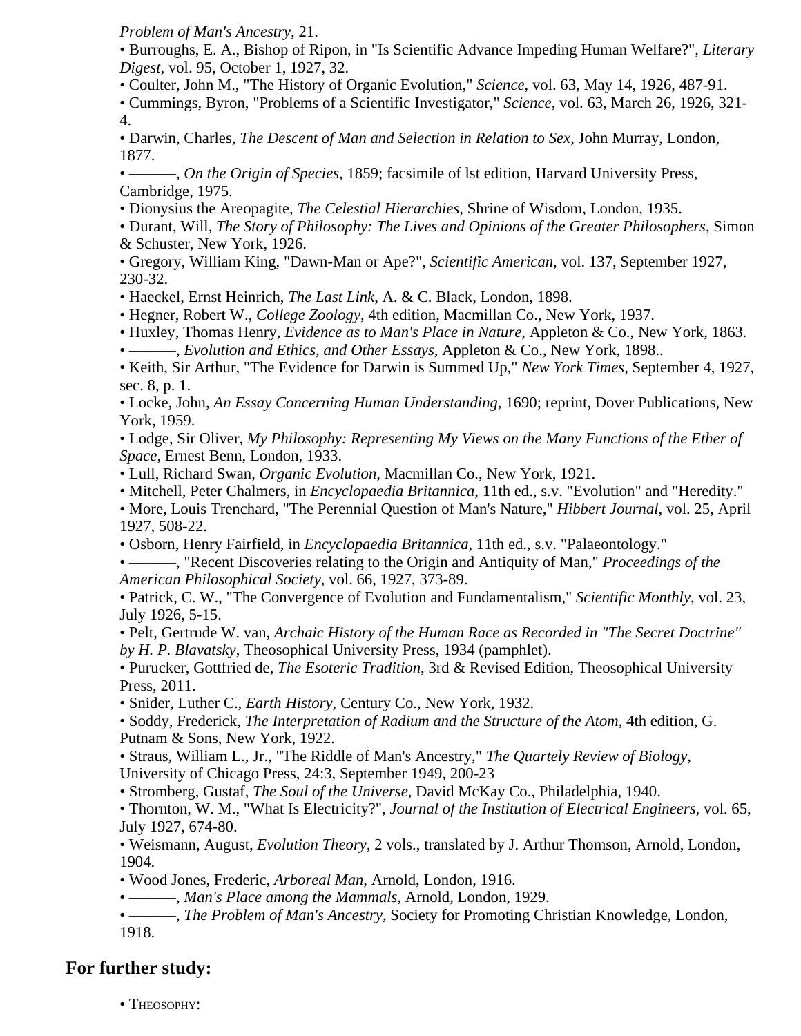*Problem of Man's Ancestry,* 21.

- Burroughs, E. A., Bishop of Ripon, in "Is Scientific Advance Impeding Human Welfare?", *Literary Digest,* vol. 95, October 1, 1927, 32.
- Coulter, John M., "The History of Organic Evolution," *Science*, vol. 63, May 14, 1926, 487-91.
- Cummings, Byron, "Problems of a Scientific Investigator," *Science,* vol. 63, March 26, 1926, 321-4.
- Darwin, Charles, *The Descent of Man and Selection in Relation to Sex,* John Murray, London, 1877.
- ———, *On the Origin of Species,* 1859; facsimile of lst edition, Harvard University Press, Cambridge, 1975.
- Dionysius the Areopagite, *The Celestial Hierarchies,* Shrine of Wisdom, London, 1935.
- Durant, Will, *The Story of Philosophy: The Lives and Opinions of the Greater Philosophers,* Simon & Schuster, New York, 1926.
- Gregory, William King, "Dawn-Man or Ape?", *Scientific American,* vol. 137, September 1927, 230-32.
- Haeckel, Ernst Heinrich, *The Last Link*, A. & C. Black, London, 1898.
- Hegner, Robert W., *College Zoology,* 4th edition, Macmillan Co., New York, 1937.
- Huxley, Thomas Henry, *Evidence as to Man's Place in Nature,* Appleton & Co., New York, 1863.
- ———, *Evolution and Ethics, and Other Essays,* Appleton & Co., New York, 1898..
- Keith, Sir Arthur, "The Evidence for Darwin is Summed Up," *New York Times,* September 4, 1927, sec. 8, p. 1.
- Locke, John, *An Essay Concerning Human Understanding*, 1690; reprint, Dover Publications, New York, 1959.
- Lodge, Sir Oliver, *My Philosophy: Representing My Views on the Many Functions of the Ether of Space,* Ernest Benn, London, 1933.
- Lull, Richard Swan, *Organic Evolution*, Macmillan Co., New York, 1921.
- Mitchell, Peter Chalmers, in *Encyclopaedia Britannica*, 11th ed., s.v. "Evolution" and "Heredity."
- More, Louis Trenchard, "The Perennial Question of Man's Nature," *Hibbert Journal,* vol. 25, April 1927, 508-22.
- Osborn, Henry Fairfield, in *Encyclopaedia Britannica,* 11th ed., s.v. "Palaeontology."
- ———, "Recent Discoveries relating to the Origin and Antiquity of Man," *Proceedings of the American Philosophical Society,* vol. 66, 1927, 373-89.
- Patrick, C. W., "The Convergence of Evolution and Fundamentalism," *Scientific Monthly*, vol. 23, July 1926, 5-15.
- Pelt, Gertrude W. van, *Archaic History of the Human Race as Recorded in "The Secret Doctrine" by H. P. Blavatsky*, Theosophical University Press, 1934 (pamphlet).
- Purucker, Gottfried de, *The Esoteric Tradition*, 3rd & Revised Edition, Theosophical University Press, 2011.
- Snider, Luther C., *Earth History,* Century Co., New York, 1932.
- Soddy, Frederick, *The Interpretation of Radium and the Structure of the Atom*, 4th edition, G. Putnam & Sons, New York, 1922.
- Straus, William L., Jr., "The Riddle of Man's Ancestry," *The Quartely Review of Biology*, University of Chicago Press, 24:3, September 1949, 200-23
- Stromberg, Gustaf, *The Soul of the Universe,* David McKay Co., Philadelphia, 1940.
- Thornton, W. M., "What Is Electricity?", *Journal of the Institution of Electrical Engineers,* vol. 65, July 1927, 674-80.
- Weismann, August, *Evolution Theory,* 2 vols., translated by J. Arthur Thomson, Arnold, London, 1904.
- Wood Jones, Frederic, *Arboreal Man*, Arnold, London, 1916.
- ———, *Man's Place among the Mammals,* Arnold, London, 1929.
- ———, *The Problem of Man's Ancestry,* Society for Promoting Christian Knowledge, London, 1918.

## For further study:

- THEOSOPHY: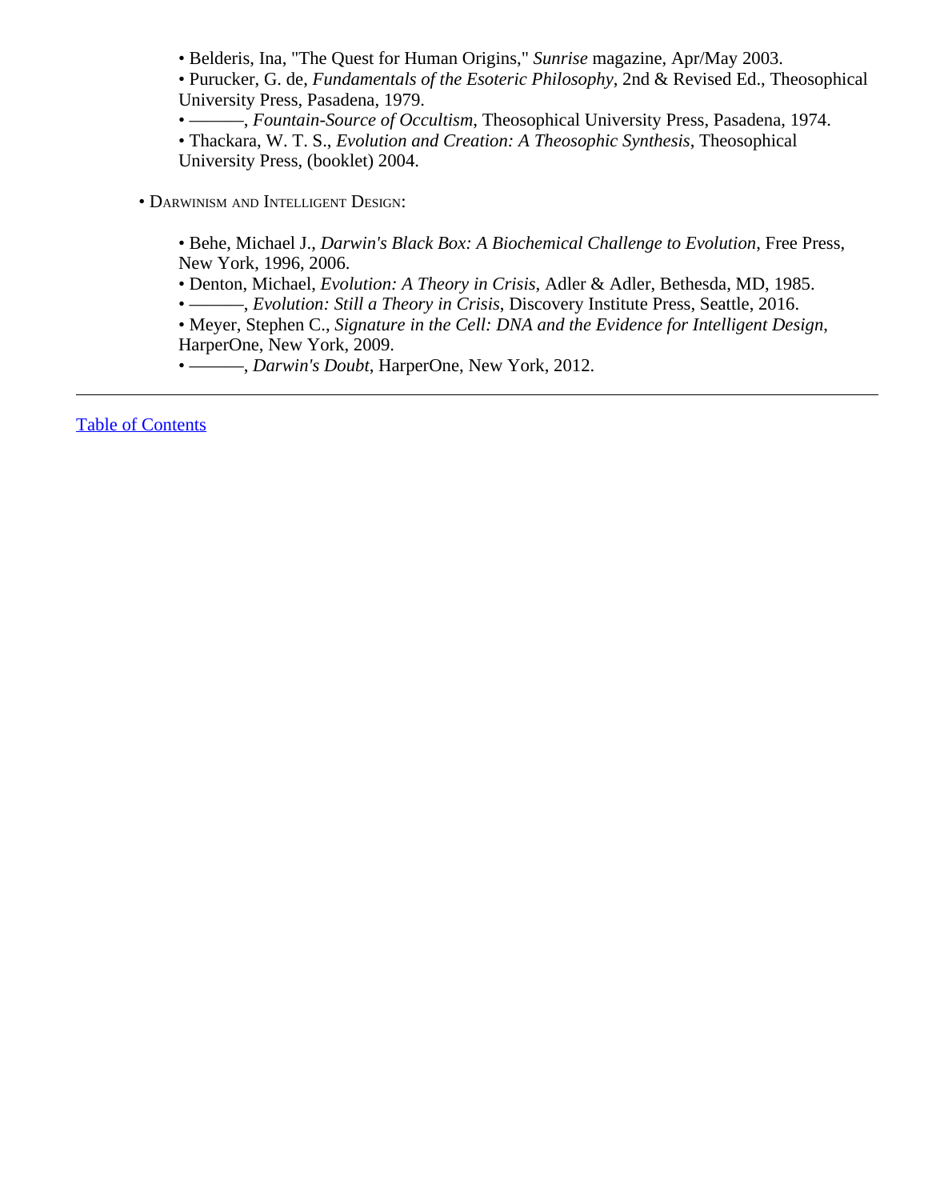- Belderis, Ina, "The Quest for Human Origins," *Sunrise* magazine, Apr/May 2003.
- Purucker, G. de, *Fundamentals of the Esoteric Philosophy*, 2nd & Revised Ed., Theosophical University Press, Pasadena, 1979.
- ———, *Fountain-Source of Occultism*, Theosophical University Press, Pasadena, 1974.
- Thackara, W. T. S., *Evolution and Creation: A Theosophic Synthesis*, Theosophical University Press, (booklet) 2004.

• Darwinism and Intelligent Design:

- Behe, Michael J., *Darwin's Black Box: A Biochemical Challenge to Evolution*, Free Press, New York, 1996, 2006.
- Denton, Michael, *Evolution: A Theory in Crisis*, Adler & Adler, Bethesda, MD, 1985.
- ———, *Evolution: Still a Theory in Crisis*, Discovery Institute Press, Seattle, 2016.
- Meyer, Stephen C., *Signature in the Cell: DNA and the Evidence for Intelligent Design*, HarperOne, New York, 2009.
- ———, *Darwin's Doubt*, HarperOne, New York, 2012.

---

Table of Contents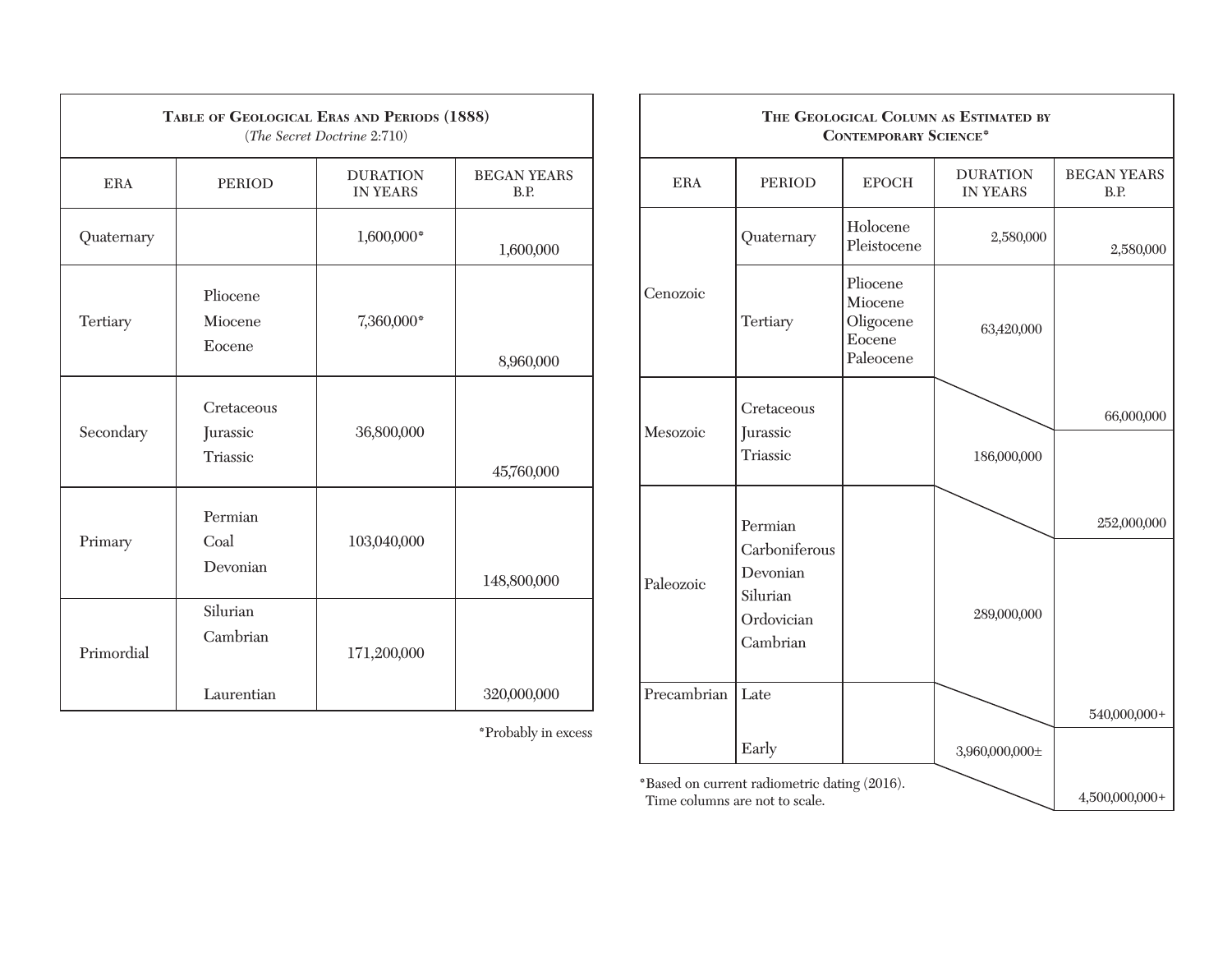**Table of Geological Eras and Periods (1888)**
(*The Secret Doctrine* 2:710)

| ERA | PERIOD | DURATION IN YEARS | BEGAN YEARS B.P. |
|---|---|---|---|
| Quaternary | | 1,600,000* | 1,600,000 |
| Tertiary | Pliocene<br>Miocene<br>Eocene | 7,360,000* | 8,960,000 |
| Secondary | Cretaceous<br>Jurassic<br>Triassic | 36,800,000 | 45,760,000 |
| Primary | Permian<br>Coal<br>Devonian | 103,040,000 | 148,800,000 |
| Primordial | Silurian<br>Cambrian<br><br>Laurentian | 171,200,000 | 320,000,000 |

*Probably in excess

**The Geological Column as Estimated by Contemporary Science***

| ERA | PERIOD | EPOCH | DURATION IN YEARS | BEGAN YEARS B.P. |
|---|---|---|---|---|
| Cenozoic | Quaternary | Holocene<br>Pleistocene | 2,580,000 | 2,580,000 |
| | Tertiary | Pliocene<br>Miocene<br>Oligocene<br>Eocene<br>Paleocene | 63,420,000 | 66,000,000 |
| Mesozoic | Cretaceous<br>Jurassic<br>Triassic | | 186,000,000 | 252,000,000 |
| Paleozoic | Permian<br>Carboniferous<br>Devonian<br>Silurian<br>Ordovician<br>Cambrian | | 289,000,000 | 540,000,000+ |
| Precambrian | Late<br><br>Early | | 3,960,000,000± | 4,500,000,000+ |

*Based on current radiometric dating (2016).
Time columns are not to scale.